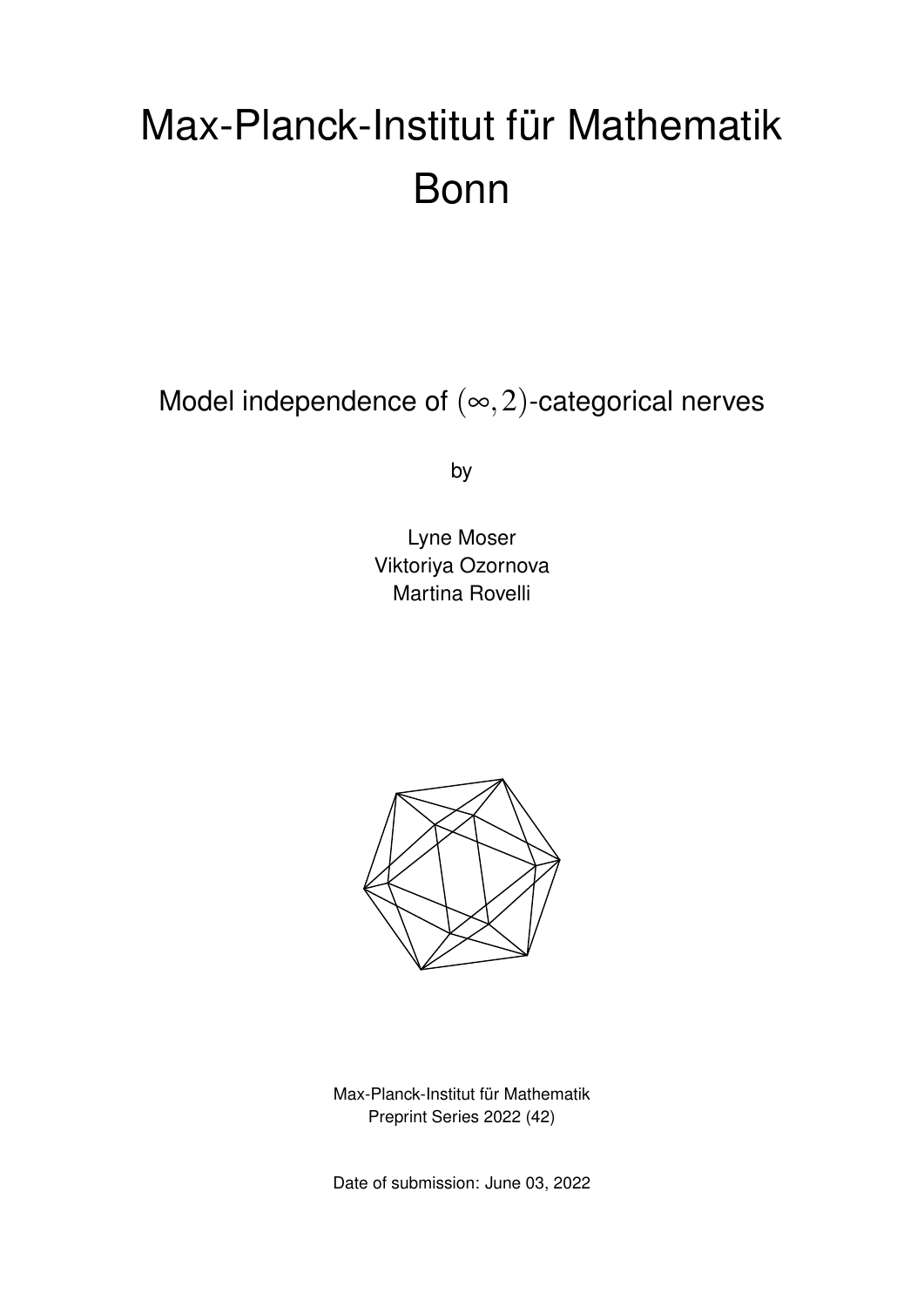# Max-Planck-Institut für Mathematik Bonn

## Model independence of $(\infty, 2)$-categorical nerves

by

Lyne Moser
Viktoriya Ozornova
Martina Rovelli

Max-Planck-Institut für Mathematik
Preprint Series 2022 (42)

Date of submission: June 03, 2022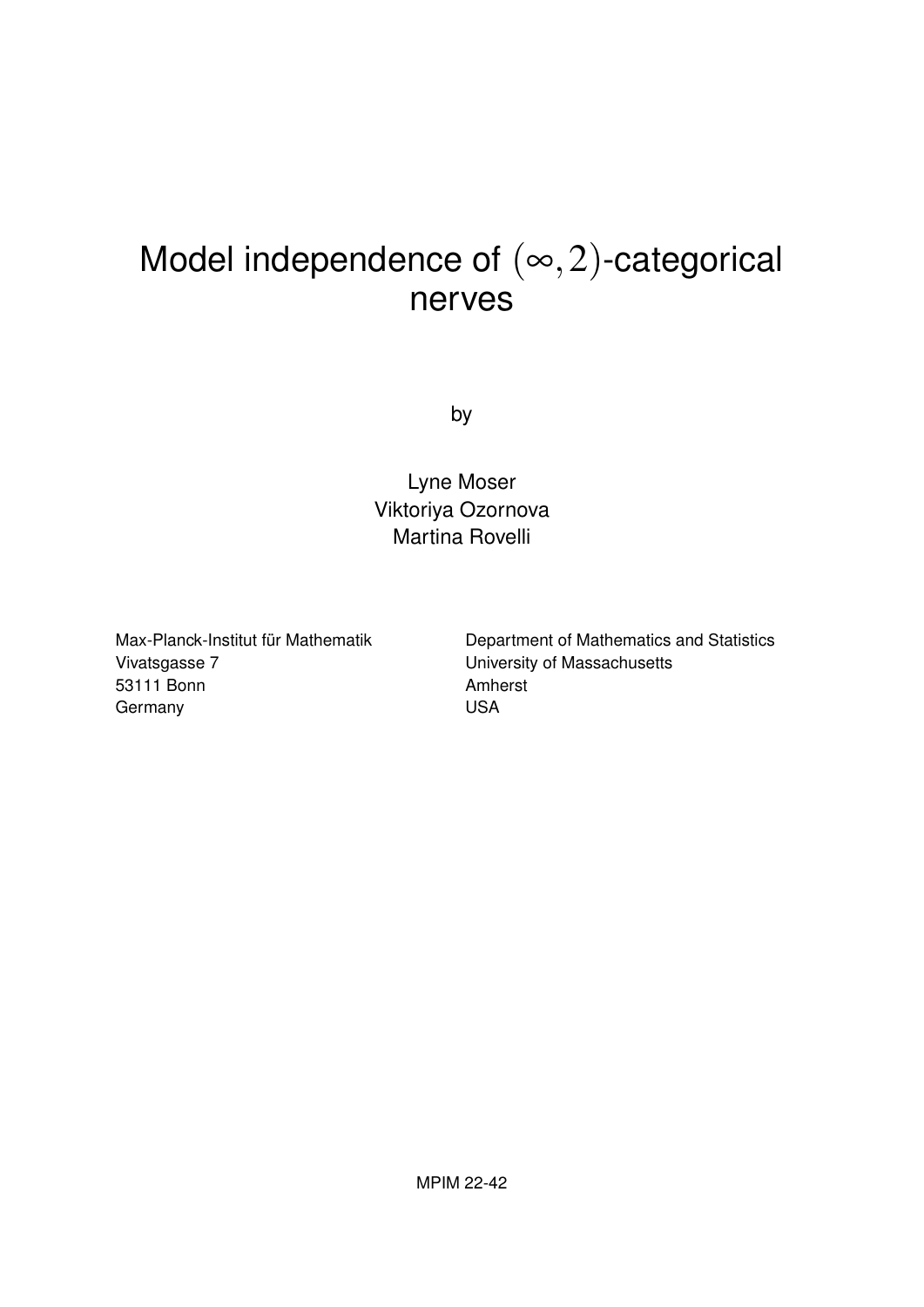# Model independence of $(\infty, 2)$-categorical nerves

by

Lyne Moser
Viktoriya Ozornova
Martina Rovelli

Max-Planck-Institut für Mathematik
Vivatsgasse 7
53111 Bonn
Germany

Department of Mathematics and Statistics
University of Massachusetts
Amherst
USA

MPIM 22-42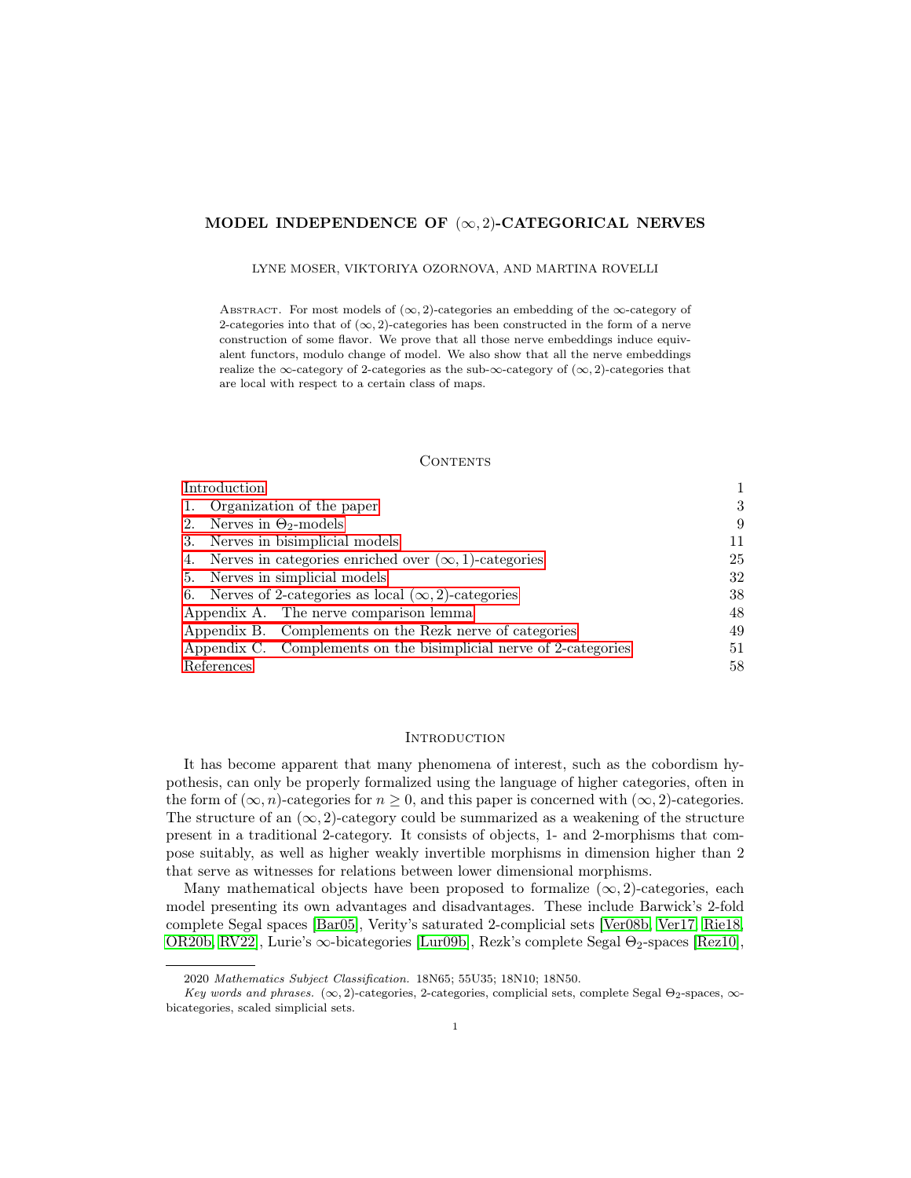# MODEL INDEPENDENCE OF $(\infty, 2)$-CATEGORICAL NERVES

LYNE MOSER, VIKTORIYA OZORNOVA, AND MARTINA ROVELLI

Abstract. For most models of $(\infty, 2)$-categories an embedding of the $\infty$-category of 2-categories into that of $(\infty, 2)$-categories has been constructed in the form of a nerve construction of some flavor. We prove that all those nerve embeddings induce equivalent functors, modulo change of model. We also show that all the nerve embeddings realize the $\infty$-category of 2-categories as the sub-$\infty$-category of $(\infty, 2)$-categories that are local with respect to a certain class of maps.

## Contents

| | |
|---|---|
| Introduction | 1 |
| 1. Organization of the paper | 3 |
| 2. Nerves in $\Theta_2$-models | 9 |
| 3. Nerves in bisimplicial models | 11 |
| 4. Nerves in categories enriched over $(\infty, 1)$-categories | 25 |
| 5. Nerves in simplicial models | 32 |
| 6. Nerves of 2-categories as local $(\infty, 2)$-categories | 38 |
| Appendix A. The nerve comparison lemma | 48 |
| Appendix B. Complements on the Rezk nerve of categories | 49 |
| Appendix C. Complements on the bisimplicial nerve of 2-categories | 51 |
| References | 58 |

## Introduction

It has become apparent that many phenomena of interest, such as the cobordism hypothesis, can only be properly formalized using the language of higher categories, often in the form of $(\infty, n)$-categories for $n \geq 0$, and this paper is concerned with $(\infty, 2)$-categories. The structure of an $(\infty, 2)$-category could be summarized as a weakening of the structure present in a traditional 2-category. It consists of objects, 1- and 2-morphisms that compose suitably, as well as higher weakly invertible morphisms in dimension higher than 2 that serve as witnesses for relations between lower dimensional morphisms.

Many mathematical objects have been proposed to formalize $(\infty, 2)$-categories, each model presenting its own advantages and disadvantages. These include Barwick's 2-fold complete Segal spaces [Bar05], Verity's saturated 2-complicial sets [Ver08b, Ver17, Rie18, OR20b, RV22], Lurie's $\infty$-bicategories [Lur09b], Rezk's complete Segal $\Theta_2$-spaces [Rez10],

---

2020 *Mathematics Subject Classification.* 18N65; 55U35; 18N10; 18N50.

*Key words and phrases.* $(\infty, 2)$-categories, 2-categories, complicial sets, complete Segal $\Theta_2$-spaces, $\infty$-bicategories, scaled simplicial sets.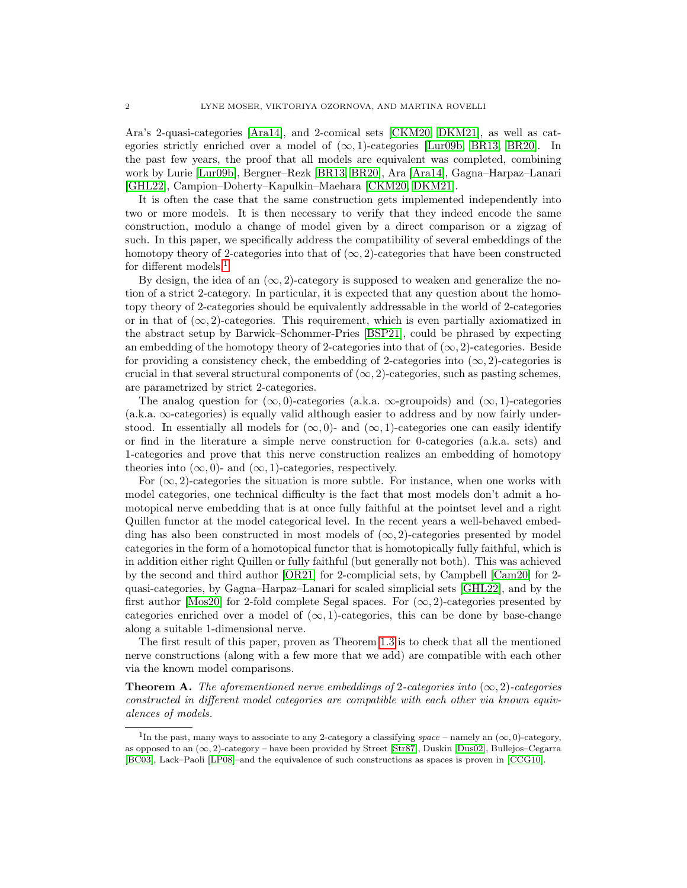Ara's 2-quasi-categories [Ara14], and 2-comical sets [CKM20, DKM21], as well as categories strictly enriched over a model of $(\infty,1)$-categories [Lur09b, BR13, BR20]. In the past few years, the proof that all models are equivalent was completed, combining work by Lurie [Lur09b], Bergner–Rezk [BR13, BR20], Ara [Ara14], Gagna–Harpaz–Lanari [GHL22], Campion–Doherty–Kapulkin–Maehara [CKM20, DKM21].

It is often the case that the same construction gets implemented independently into two or more models. It is then necessary to verify that they indeed encode the same construction, modulo a change of model given by a direct comparison or a zigzag of such. In this paper, we specifically address the compatibility of several embeddings of the homotopy theory of 2-categories into that of $(\infty,2)$-categories that have been constructed for different models.[1]

By design, the idea of an $(\infty,2)$-category is supposed to weaken and generalize the notion of a strict 2-category. In particular, it is expected that any question about the homotopy theory of 2-categories should be equivalently addressable in the world of 2-categories or in that of $(\infty,2)$-categories. This requirement, which is even partially axiomatized in the abstract setup by Barwick–Schommer-Pries [BSP21], could be phrased by expecting an embedding of the homotopy theory of 2-categories into that of $(\infty,2)$-categories. Beside for providing a consistency check, the embedding of 2-categories into $(\infty,2)$-categories is crucial in that several structural components of $(\infty,2)$-categories, such as pasting schemes, are parametrized by strict 2-categories.

The analog question for $(\infty,0)$-categories (a.k.a. $\infty$-groupoids) and $(\infty,1)$-categories (a.k.a. $\infty$-categories) is equally valid although easier to address and by now fairly understood. In essentially all models for $(\infty,0)$- and $(\infty,1)$-categories one can easily identify or find in the literature a simple nerve construction for 0-categories (a.k.a. sets) and 1-categories and prove that this nerve construction realizes an embedding of homotopy theories into $(\infty,0)$- and $(\infty,1)$-categories, respectively.

For $(\infty,2)$-categories the situation is more subtle. For instance, when one works with model categories, one technical difficulty is the fact that most models don't admit a homotopical nerve embedding that is at once fully faithful at the pointset level and a right Quillen functor at the model categorical level. In the recent years a well-behaved embedding has also been constructed in most models of $(\infty,2)$-categories presented by model categories in the form of a homotopical functor that is homotopically fully faithful, which is in addition either right Quillen or fully faithful (but generally not both). This was achieved by the second and third author [OR21] for 2-complicial sets, by Campbell [Cam20] for 2-quasi-categories, by Gagna–Harpaz–Lanari for scaled simplicial sets [GHL22], and by the first author [Mos20] for 2-fold complete Segal spaces. For $(\infty,2)$-categories presented by categories enriched over a model of $(\infty,1)$-categories, this can be done by base-change along a suitable 1-dimensional nerve.

The first result of this paper, proven as Theorem 1.3 is to check that all the mentioned nerve constructions (along with a few more that we add) are compatible with each other via the known model comparisons.

**Theorem A.** *The aforementioned nerve embeddings of 2-categories into $(\infty,2)$-categories constructed in different model categories are compatible with each other via known equivalences of models.*

[1] In the past, many ways to associate to any 2-category a classifying *space* – namely an $(\infty,0)$-category, as opposed to an $(\infty,2)$-category – have been provided by Street [Str87], Duskin [Dus02], Bullejos–Cegarra [BC03], Lack–Paoli [LP08]–and the equivalence of such constructions as spaces is proven in [CCG10].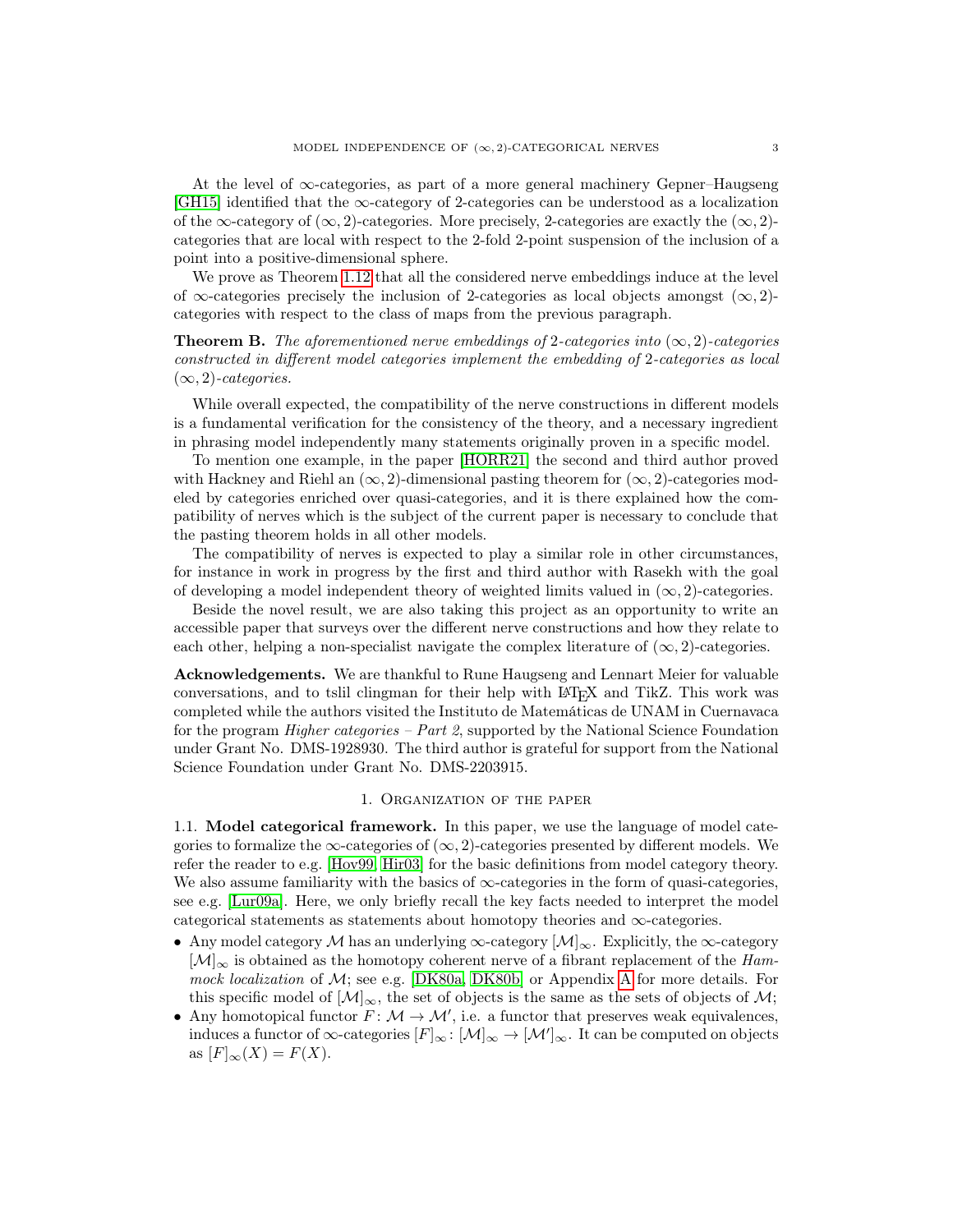At the level of $\infty$-categories, as part of a more general machinery Gepner–Haugseng [GH15] identified that the $\infty$-category of 2-categories can be understood as a localization of the $\infty$-category of $(\infty, 2)$-categories. More precisely, 2-categories are exactly the $(\infty, 2)$-categories that are local with respect to the 2-fold 2-point suspension of the inclusion of a point into a positive-dimensional sphere.

We prove as Theorem 1.12 that all the considered nerve embeddings induce at the level of $\infty$-categories precisely the inclusion of 2-categories as local objects amongst $(\infty, 2)$-categories with respect to the class of maps from the previous paragraph.

**Theorem B.** *The aforementioned nerve embeddings of 2-categories into $(\infty, 2)$-categories constructed in different model categories implement the embedding of 2-categories as local $(\infty, 2)$-categories.*

While overall expected, the compatibility of the nerve constructions in different models is a fundamental verification for the consistency of the theory, and a necessary ingredient in phrasing model independently many statements originally proven in a specific model.

To mention one example, in the paper [HORR21] the second and third author proved with Hackney and Riehl an $(\infty, 2)$-dimensional pasting theorem for $(\infty, 2)$-categories modeled by categories enriched over quasi-categories, and it is there explained how the compatibility of nerves which is the subject of the current paper is necessary to conclude that the pasting theorem holds in all other models.

The compatibility of nerves is expected to play a similar role in other circumstances, for instance in work in progress by the first and third author with Rasekh with the goal of developing a model independent theory of weighted limits valued in $(\infty, 2)$-categories.

Beside the novel result, we are also taking this project as an opportunity to write an accessible paper that surveys over the different nerve constructions and how they relate to each other, helping a non-specialist navigate the complex literature of $(\infty, 2)$-categories.

**Acknowledgements.** We are thankful to Rune Haugseng and Lennart Meier for valuable conversations, and to tslil clingman for their help with LaTeX and TikZ. This work was completed while the authors visited the Instituto de Matemáticas de UNAM in Cuernavaca for the program *Higher categories – Part 2*, supported by the National Science Foundation under Grant No. DMS-1928930. The third author is grateful for support from the National Science Foundation under Grant No. DMS-2203915.

# 1. Organization of the paper

**1.1. Model categorical framework.** In this paper, we use the language of model categories to formalize the $\infty$-categories of $(\infty, 2)$-categories presented by different models. We refer the reader to e.g. [Hov99, Hir03] for the basic definitions from model category theory. We also assume familiarity with the basics of $\infty$-categories in the form of quasi-categories, see e.g. [Lur09a]. Here, we only briefly recall the key facts needed to interpret the model categorical statements as statements about homotopy theories and $\infty$-categories.

- Any model category $\mathcal{M}$ has an underlying $\infty$-category $[\mathcal{M}]_\infty$. Explicitly, the $\infty$-category $[\mathcal{M}]_\infty$ is obtained as the homotopy coherent nerve of a fibrant replacement of the *Hammock localization* of $\mathcal{M}$; see e.g. [DK80a, DK80b] or Appendix A for more details. For this specific model of $[\mathcal{M}]_\infty$, the set of objects is the same as the sets of objects of $\mathcal{M}$;
- Any homotopical functor $F\colon \mathcal{M} \to \mathcal{M}'$, i.e. a functor that preserves weak equivalences, induces a functor of $\infty$-categories $[F]_\infty\colon [\mathcal{M}]_\infty \to [\mathcal{M}']_\infty$. It can be computed on objects as $[F]_\infty(X) = F(X)$.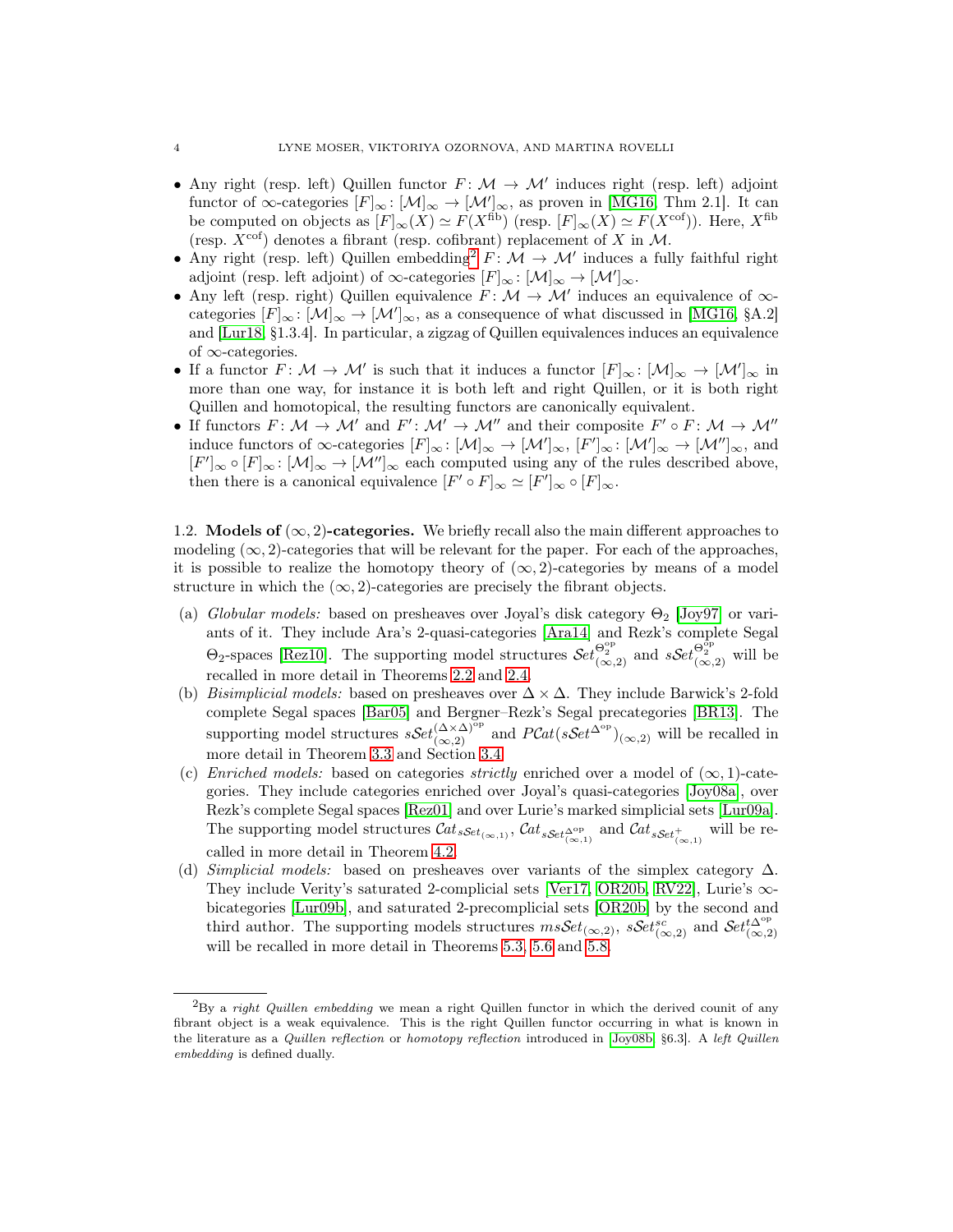- Any right (resp. left) Quillen functor $F\colon \mathcal{M} \to \mathcal{M}'$ induces right (resp. left) adjoint functor of $\infty$-categories $[F]_\infty\colon [\mathcal{M}]_\infty \to [\mathcal{M}']_\infty$, as proven in [MG16, Thm 2.1]. It can be computed on objects as $[F]_\infty(X) \simeq F(X^{\mathrm{fib}})$ (resp. $[F]_\infty(X) \simeq F(X^{\mathrm{cof}})$). Here, $X^{\mathrm{fib}}$ (resp. $X^{\mathrm{cof}}$) denotes a fibrant (resp. cofibrant) replacement of $X$ in $\mathcal{M}$.
- Any right (resp. left) Quillen embedding[2] $F\colon \mathcal{M} \to \mathcal{M}'$ induces a fully faithful right adjoint (resp. left adjoint) of $\infty$-categories $[F]_\infty\colon [\mathcal{M}]_\infty \to [\mathcal{M}']_\infty$.
- Any left (resp. right) Quillen equivalence $F\colon \mathcal{M} \to \mathcal{M}'$ induces an equivalence of $\infty$-categories $[F]_\infty\colon [\mathcal{M}]_\infty \to [\mathcal{M}']_\infty$, as a consequence of what discussed in [MG16, §A.2] and [Lur18, §1.3.4]. In particular, a zigzag of Quillen equivalences induces an equivalence of $\infty$-categories.
- If a functor $F\colon \mathcal{M} \to \mathcal{M}'$ is such that it induces a functor $[F]_\infty\colon [\mathcal{M}]_\infty \to [\mathcal{M}']_\infty$ in more than one way, for instance it is both left and right Quillen, or it is both right Quillen and homotopical, the resulting functors are canonically equivalent.
- If functors $F\colon \mathcal{M} \to \mathcal{M}'$ and $F'\colon \mathcal{M}' \to \mathcal{M}''$ and their composite $F' \circ F\colon \mathcal{M} \to \mathcal{M}''$ induce functors of $\infty$-categories $[F]_\infty\colon [\mathcal{M}]_\infty \to [\mathcal{M}']_\infty$, $[F']_\infty\colon [\mathcal{M}']_\infty \to [\mathcal{M}'']_\infty$, and $[F']_\infty \circ [F]_\infty\colon [\mathcal{M}]_\infty \to [\mathcal{M}'']_\infty$ each computed using any of the rules described above, then there is a canonical equivalence $[F' \circ F]_\infty \simeq [F']_\infty \circ [F]_\infty$.

## 1.2. Models of $(\infty, 2)$-categories.

We briefly recall also the main different approaches to modeling $(\infty, 2)$-categories that will be relevant for the paper. For each of the approaches, it is possible to realize the homotopy theory of $(\infty, 2)$-categories by means of a model structure in which the $(\infty, 2)$-categories are precisely the fibrant objects.

(a) *Globular models:* based on presheaves over Joyal's disk category $\Theta_2$ [Joy97] or variants of it. They include Ara's 2-quasi-categories [Ara14] and Rezk's complete Segal $\Theta_2$-spaces [Rez10]. The supporting model structures $\mathcal{S}et^{\Theta_2^{\mathrm{op}}}_{(\infty,2)}$ and $s\mathcal{S}et^{\Theta_2^{\mathrm{op}}}_{(\infty,2)}$ will be recalled in more detail in Theorems 2.2 and 2.4.

(b) *Bisimplicial models:* based on presheaves over $\Delta \times \Delta$. They include Barwick's 2-fold complete Segal spaces [Bar05] and Bergner–Rezk's Segal precategories [BR13]. The supporting model structures $s\mathcal{S}et^{(\Delta\times\Delta)^{\mathrm{op}}}_{(\infty,2)}$ and $PCat(s\mathcal{S}et^{\Delta^{\mathrm{op}}})_{(\infty,2)}$ will be recalled in more detail in Theorem 3.3 and Section 3.4.

(c) *Enriched models:* based on categories *strictly* enriched over a model of $(\infty, 1)$-categories. They include categories enriched over Joyal's quasi-categories [Joy08a], over Rezk's complete Segal spaces [Rez01] and over Lurie's marked simplicial sets [Lur09a]. The supporting model structures $\mathcal{C}at_{s\mathcal{S}et_{(\infty,1)}}$, $\mathcal{C}at_{s\mathcal{S}et^{\Delta^{\mathrm{op}}}_{(\infty,1)}}$ and $\mathcal{C}at_{s\mathcal{S}et^{+}_{(\infty,1)}}$ will be recalled in more detail in Theorem 4.2.

(d) *Simplicial models:* based on presheaves over variants of the simplex category $\Delta$. They include Verity's saturated 2-complicial sets [Ver17, OR20b, RV22], Lurie's $\infty$-bicategories [Lur09b], and saturated 2-precomplicial sets [OR20b] by the second and third author. The supporting models structures $ms\mathcal{S}et_{(\infty,2)}$, $s\mathcal{S}et^{sc}_{(\infty,2)}$ and $\mathcal{S}et^{t\Delta^{\mathrm{op}}}_{(\infty,2)}$ will be recalled in more detail in Theorems 5.3, 5.6 and 5.8.

[2] By a *right Quillen embedding* we mean a right Quillen functor in which the derived counit of any fibrant object is a weak equivalence. This is the right Quillen functor occurring in what is known in the literature as a *Quillen reflection* or *homotopy reflection* introduced in [Joy08b, §6.3]. A *left Quillen embedding* is defined dually.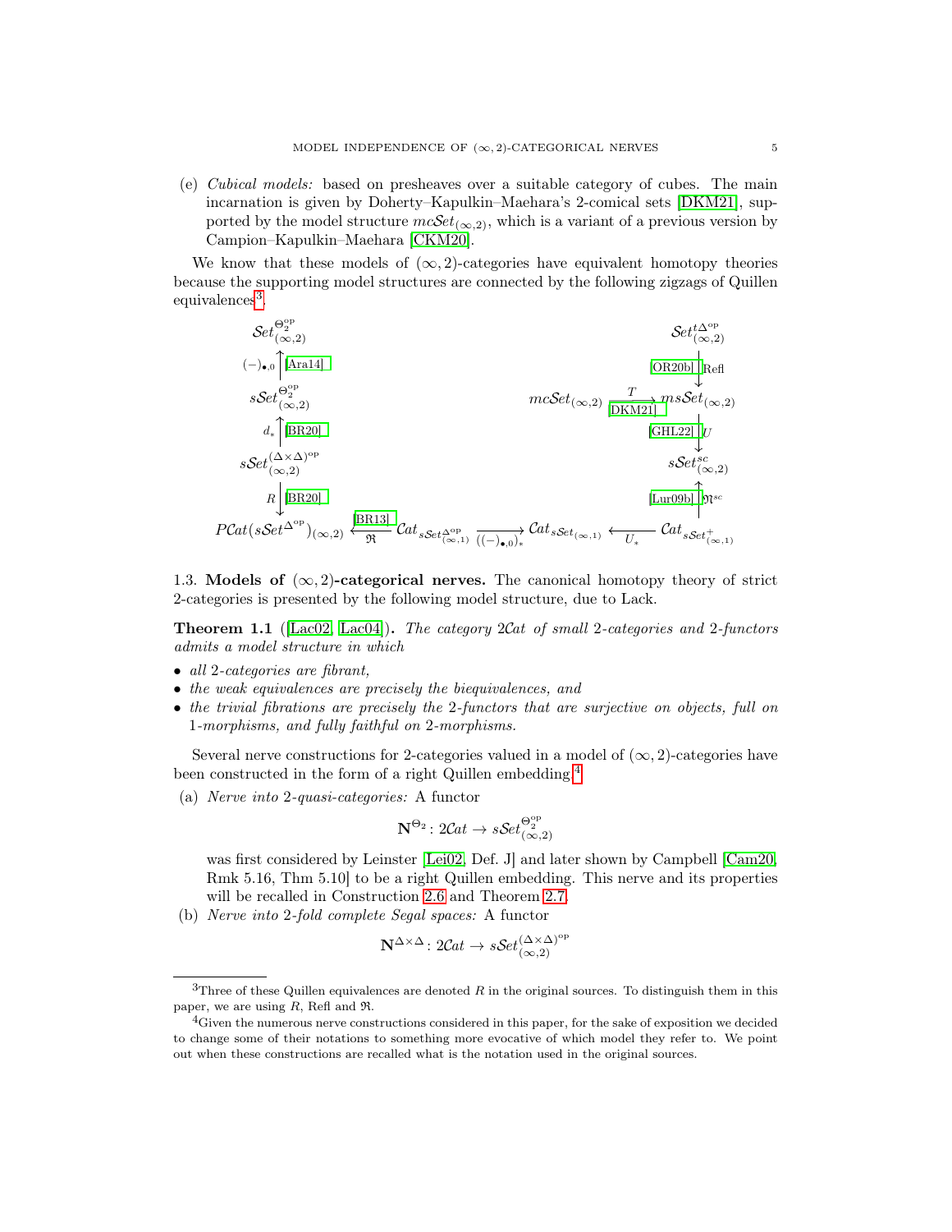(e) *Cubical models:* based on presheaves over a suitable category of cubes. The main incarnation is given by Doherty–Kapulkin–Maehara's 2-comical sets [DKM21], supported by the model structure $mc\mathcal{S}et_{(\infty,2)}$, which is a variant of a previous version by Campion–Kapulkin–Maehara [CKM20].

We know that these models of $(\infty,2)$-categories have equivalent homotopy theories because the supporting model structures are connected by the following zigzags of Quillen equivalences[3].

$$
\begin{array}{ccccccc}
\mathcal{S}et^{\Theta_2^{\mathrm{op}}}_{(\infty,2)} & & & & & & \mathcal{S}et^{t\Delta^{\mathrm{op}}}_{(\infty,2)} \\
\uparrow (-)_{\bullet,0}\ \text{[Ara14]} & & & & & & \downarrow \text{[OR20b]}\ \mathrm{Refl} \\
s\mathcal{S}et^{\Theta_2^{\mathrm{op}}}_{(\infty,2)} & & & & mc\mathcal{S}et_{(\infty,2)} & \xrightarrow[\text{[DKM21]}]{T} & ms\mathcal{S}et_{(\infty,2)} \\
\uparrow d_*\ \text{[BR20]} & & & & & & \downarrow \text{[GHL22]}\ U \\
s\mathcal{S}et^{(\Delta\times\Delta)^{\mathrm{op}}}_{(\infty,2)} & & & & & & s\mathcal{S}et^{sc}_{(\infty,2)} \\
\downarrow R\ \text{[BR20]} & & & & & & \uparrow \text{[Lur09b]}\ \mathfrak{R}^{sc} \\
P\mathcal{C}at(s\mathcal{S}et^{\Delta^{\mathrm{op}}})_{(\infty,2)} & \xleftarrow[\mathfrak{R}]{\text{[BR13]}} & \mathcal{C}at_{s\mathcal{S}et^{\Delta^{\mathrm{op}}}_{(\infty,1)}} & \xrightarrow[((-)_{\bullet,0})_*]{} & \mathcal{C}at_{s\mathcal{S}et_{(\infty,1)}} & \xleftarrow[U_*]{} & \mathcal{C}at_{s\mathcal{S}et^{+}_{(\infty,1)}}
\end{array}
$$

### 1.3. Models of $(\infty,2)$-categorical nerves.

The canonical homotopy theory of strict 2-categories is presented by the following model structure, due to Lack.

**Theorem 1.1** ([Lac02, Lac04]). *The category $2\mathcal{C}at$ of small 2-categories and 2-functors admits a model structure in which*

- *all 2-categories are fibrant,*
- *the weak equivalences are precisely the biequivalences, and*
- *the trivial fibrations are precisely the 2-functors that are surjective on objects, full on 1-morphisms, and fully faithful on 2-morphisms.*

Several nerve constructions for 2-categories valued in a model of $(\infty,2)$-categories have been constructed in the form of a right Quillen embedding.[4]

(a) *Nerve into 2-quasi-categories:* A functor

$$\mathbf{N}^{\Theta_2}\colon 2\mathcal{C}at \to s\mathcal{S}et^{\Theta_2^{\mathrm{op}}}_{(\infty,2)}$$

was first considered by Leinster [Lei02, Def. J] and later shown by Campbell [Cam20, Rmk 5.16, Thm 5.10] to be a right Quillen embedding. This nerve and its properties will be recalled in Construction 2.6 and Theorem 2.7.

(b) *Nerve into 2-fold complete Segal spaces:* A functor

$$\mathbf{N}^{\Delta\times\Delta}\colon 2\mathcal{C}at \to s\mathcal{S}et^{(\Delta\times\Delta)^{\mathrm{op}}}_{(\infty,2)}$$

---

[3] Three of these Quillen equivalences are denoted $R$ in the original sources. To distinguish them in this paper, we are using $R$, Refl and $\mathfrak{R}$.

[4] Given the numerous nerve constructions considered in this paper, for the sake of exposition we decided to change some of their notations to something more evocative of which model they refer to. We point out when these constructions are recalled what is the notation used in the original sources.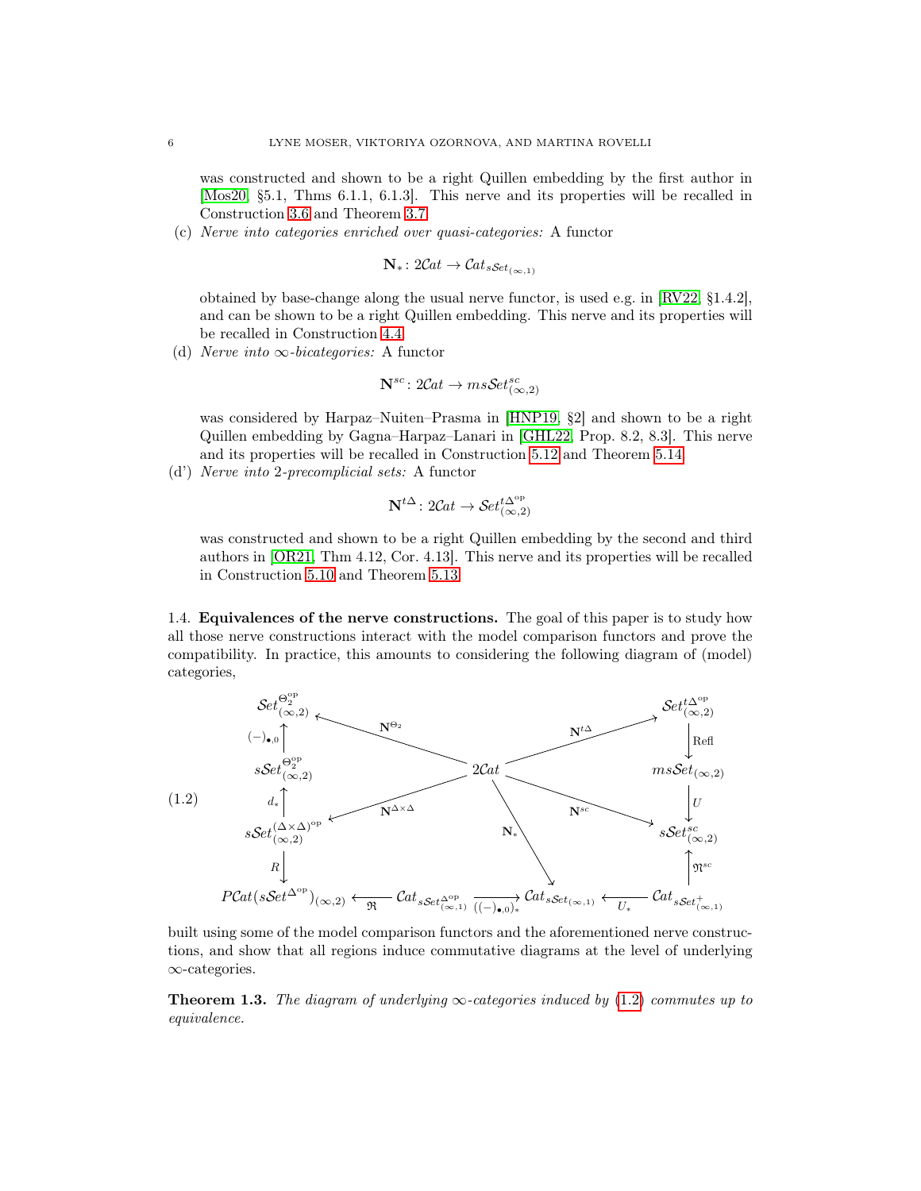was constructed and shown to be a right Quillen embedding by the first author in [Mos20, §5.1, Thms 6.1.1, 6.1.3]. This nerve and its properties will be recalled in Construction 3.6 and Theorem 3.7.

(c) *Nerve into categories enriched over quasi-categories:* A functor

$$\mathbf{N}_*\colon 2\mathcal{C}at \to \mathcal{C}at_{s\mathcal{S}et_{(\infty,1)}}$$

obtained by base-change along the usual nerve functor, is used e.g. in [RV22, §1.4.2], and can be shown to be a right Quillen embedding. This nerve and its properties will be recalled in Construction 4.4.

(d) *Nerve into ∞-bicategories:* A functor

$$\mathbf{N}^{sc}\colon 2\mathcal{C}at \to ms\mathcal{S}et^{sc}_{(\infty,2)}$$

was considered by Harpaz–Nuiten–Prasma in [HNP19, §2] and shown to be a right Quillen embedding by Gagna–Harpaz–Lanari in [GHL22, Prop. 8.2, 8.3]. This nerve and its properties will be recalled in Construction 5.12 and Theorem 5.14.

(d') *Nerve into 2-precomplicial sets:* A functor

$$\mathbf{N}^{t\Delta}\colon 2\mathcal{C}at \to \mathcal{S}et^{t\Delta^{\mathrm{op}}}_{(\infty,2)}$$

was constructed and shown to be a right Quillen embedding by the second and third authors in [OR21, Thm 4.12, Cor. 4.13]. This nerve and its properties will be recalled in Construction 5.10 and Theorem 5.13.

1.4. **Equivalences of the nerve constructions.** The goal of this paper is to study how all those nerve constructions interact with the model comparison functors and prove the compatibility. In practice, this amounts to considering the following diagram of (model) categories,

$$(1.2)\qquad \begin{array}{ccccc}
\mathcal{S}et^{\Theta_2^{\mathrm{op}}}_{(\infty,2)} & \xleftarrow{\mathbf{N}^{\Theta_2}} & & \xrightarrow{\mathbf{N}^{t\Delta}} & \mathcal{S}et^{t\Delta^{\mathrm{op}}}_{(\infty,2)} \\
\uparrow{\scriptstyle (-)_{\bullet,0}} & & & & \downarrow{\scriptstyle \mathrm{Refl}} \\
s\mathcal{S}et^{\Theta_2^{\mathrm{op}}}_{(\infty,2)} & & 2\mathcal{C}at & & ms\mathcal{S}et_{(\infty,2)} \\
\uparrow{\scriptstyle d_*} & & & & \downarrow{\scriptstyle U} \\
s\mathcal{S}et^{(\Delta\times\Delta)^{\mathrm{op}}}_{(\infty,2)} & \xleftarrow{\mathbf{N}^{\Delta\times\Delta}} & \downarrow{\scriptstyle \mathbf{N}_*} & \xrightarrow{\mathbf{N}^{sc}} & s\mathcal{S}et^{sc}_{(\infty,2)} \\
\downarrow{\scriptstyle R} & & & & \uparrow{\scriptstyle \mathfrak{N}^{sc}} \\
P\mathcal{C}at(s\mathcal{S}et^{\Delta^{\mathrm{op}}})_{(\infty,2)} \xleftarrow{\mathfrak{R}} \mathcal{C}at_{s\mathcal{S}et^{\Delta^{\mathrm{op}}}_{(\infty,1)}} & & \xrightarrow{((-)_{\bullet,0})_*} \mathcal{C}at_{s\mathcal{S}et_{(\infty,1)}} & & \xleftarrow{U_*} \mathcal{C}at_{s\mathcal{S}et^{+}_{(\infty,1)}}
\end{array}$$

built using some of the model comparison functors and the aforementioned nerve constructions, and show that all regions induce commutative diagrams at the level of underlying ∞-categories.

**Theorem 1.3.** *The diagram of underlying ∞-categories induced by (1.2) commutes up to equivalence.*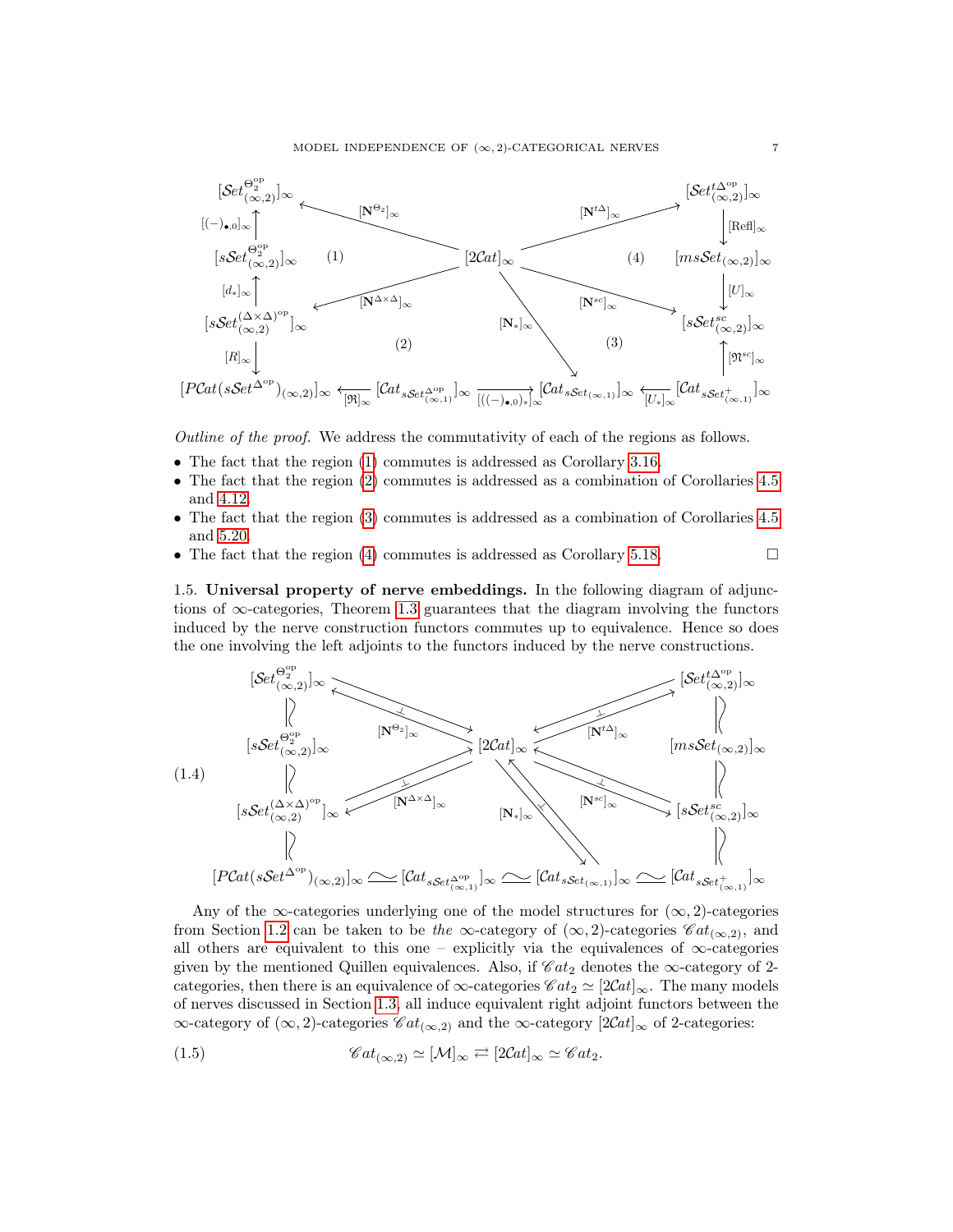$$
\begin{array}{ccccc}
[\mathcal{S}et^{\Theta_2^{\mathrm{op}}}_{(\infty,2)}]_\infty & \xleftarrow{[\mathbf{N}^{\Theta_2}]_\infty} & [2\mathcal{C}at]_\infty & \xrightarrow{[\mathbf{N}^{t\Delta}]_\infty} & [\mathcal{S}et^{t\Delta^{\mathrm{op}}}_{(\infty,2)}]_\infty \\
\uparrow {\scriptstyle [(-)_{\bullet,0}]_\infty} & (1) & & (4) & \downarrow {\scriptstyle [\mathrm{Refl}]_\infty} \\
[s\mathcal{S}et^{\Theta_2^{\mathrm{op}}}_{(\infty,2)}]_\infty & & & & [ms\mathcal{S}et_{(\infty,2)}]_\infty \\
\uparrow {\scriptstyle [d_*]_\infty} & & & & \downarrow {\scriptstyle [U]_\infty} \\
[s\mathcal{S}et^{(\Delta\times\Delta)^{\mathrm{op}}}_{(\infty,2)}]_\infty & \xleftarrow{[\mathbf{N}^{\Delta\times\Delta}]_\infty} & [2\mathcal{C}at]_\infty \xrightarrow{[\mathbf{N}_*]_\infty} [\mathcal{C}at_{s\mathcal{S}et_{(\infty,1)}}]_\infty & \xrightarrow{[\mathbf{N}^{sc}]_\infty} & [s\mathcal{S}et^{sc}_{(\infty,2)}]_\infty \\
\downarrow {\scriptstyle [R]_\infty} & (2) & & (3) & \uparrow {\scriptstyle [\mathfrak{N}^{sc}]_\infty} \\
[P\mathcal{C}at(s\mathcal{S}et^{\Delta^{\mathrm{op}}})_{(\infty,2)}]_\infty & \xleftarrow{[\mathfrak{R}]_\infty} [\mathcal{C}at_{s\mathcal{S}et^{\Delta^{\mathrm{op}}}_{(\infty,1)}}]_\infty & \xrightarrow{[((-)_{\bullet,0})_*]_\infty} [\mathcal{C}at_{s\mathcal{S}et_{(\infty,1)}}]_\infty & \xleftarrow{[U_*]_\infty} & [\mathcal{C}at_{s\mathcal{S}et^+_{(\infty,1)}}]_\infty
\end{array}
$$

*Outline of the proof.* We address the commutativity of each of the regions as follows.

- The fact that the region (1) commutes is addressed as Corollary 3.16.
- The fact that the region (2) commutes is addressed as a combination of Corollaries 4.5 and 4.12.
- The fact that the region (3) commutes is addressed as a combination of Corollaries 4.5 and 5.20.
- The fact that the region (4) commutes is addressed as Corollary 5.18. □

1.5. **Universal property of nerve embeddings.** In the following diagram of adjunctions of $\infty$-categories, Theorem 1.3 guarantees that the diagram involving the functors induced by the nerve construction functors commutes up to equivalence. Hence so does the one involving the left adjoints to the functors induced by the nerve constructions.

$$
(1.4)\qquad
\begin{array}{ccccc}
[\mathcal{S}et^{\Theta_2^{\mathrm{op}}}_{(\infty,2)}]_\infty & \underset{[\mathbf{N}^{\Theta_2}]_\infty}{\rightleftarrows} & [2\mathcal{C}at]_\infty & \underset{[\mathbf{N}^{t\Delta}]_\infty}{\rightleftarrows} & [\mathcal{S}et^{t\Delta^{\mathrm{op}}}_{(\infty,2)}]_\infty \\
\wr\| & & & & \|\wr \\
[s\mathcal{S}et^{\Theta_2^{\mathrm{op}}}_{(\infty,2)}]_\infty & & & & [ms\mathcal{S}et_{(\infty,2)}]_\infty \\
\wr\| & & & & \|\wr \\
[s\mathcal{S}et^{(\Delta\times\Delta)^{\mathrm{op}}}_{(\infty,2)}]_\infty & \underset{[\mathbf{N}^{\Delta\times\Delta}]_\infty}{\rightleftarrows} & [2\mathcal{C}at]_\infty \underset{[\mathbf{N}_*]_\infty}{\rightleftarrows} [\mathcal{C}at_{s\mathcal{S}et_{(\infty,1)}}]_\infty & \underset{[\mathbf{N}^{sc}]_\infty}{\rightleftarrows} & [s\mathcal{S}et^{sc}_{(\infty,2)}]_\infty \\
\wr\| & & & & \|\wr \\
[P\mathcal{C}at(s\mathcal{S}et^{\Delta^{\mathrm{op}}})_{(\infty,2)}]_\infty & \simeq [\mathcal{C}at_{s\mathcal{S}et^{\Delta^{\mathrm{op}}}_{(\infty,1)}}]_\infty & \simeq [\mathcal{C}at_{s\mathcal{S}et_{(\infty,1)}}]_\infty & \simeq & [\mathcal{C}at_{s\mathcal{S}et^+_{(\infty,1)}}]_\infty
\end{array}
$$

Any of the $\infty$-categories underlying one of the model structures for $(\infty,2)$-categories from Section 1.2 can be taken to be *the* $\infty$-category of $(\infty,2)$-categories $\mathscr{C}at_{(\infty,2)}$, and all others are equivalent to this one – explicitly via the equivalences of $\infty$-categories given by the mentioned Quillen equivalences. Also, if $\mathscr{C}at_2$ denotes the $\infty$-category of 2-categories, then there is an equivalence of $\infty$-categories $\mathscr{C}at_2 \simeq [2\mathcal{C}at]_\infty$. The many models of nerves discussed in Section 1.3, all induce equivalent right adjoint functors between the $\infty$-category of $(\infty,2)$-categories $\mathscr{C}at_{(\infty,2)}$ and the $\infty$-category $[2\mathcal{C}at]_\infty$ of 2-categories:

$$
(1.5)\qquad \mathscr{C}at_{(\infty,2)} \simeq [\mathcal{M}]_\infty \rightleftarrows [2\mathcal{C}at]_\infty \simeq \mathscr{C}at_2.
$$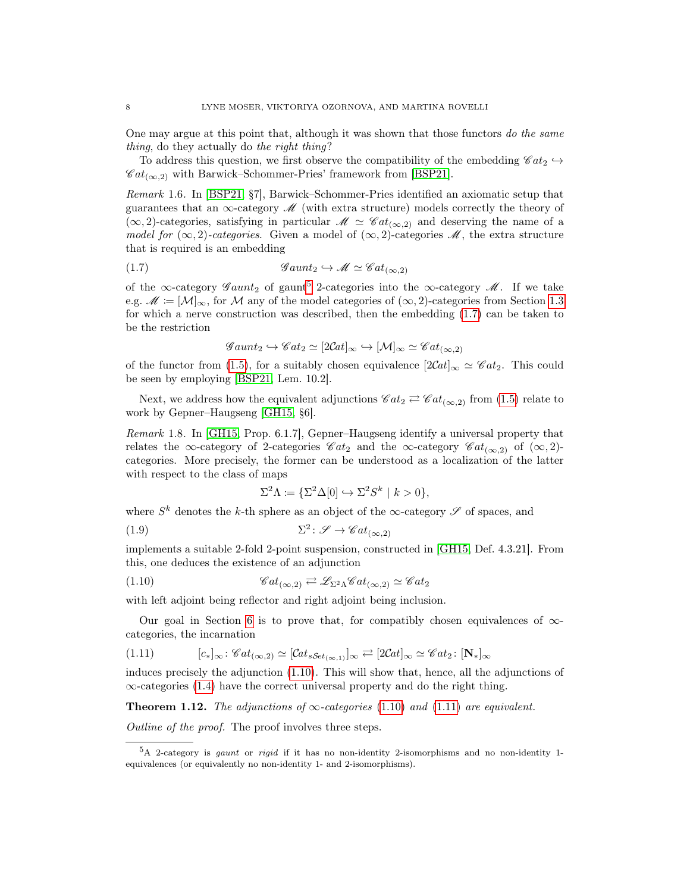One may argue at this point that, although it was shown that those functors *do the same thing*, do they actually do *the right thing*?

To address this question, we first observe the compatibility of the embedding $\mathscr{C}at_2 \hookrightarrow \mathscr{C}at_{(\infty,2)}$ with Barwick–Schommer-Pries' framework from [BSP21].

*Remark* 1.6. In [BSP21, §7], Barwick–Schommer-Pries identified an axiomatic setup that guarantees that an $\infty$-category $\mathscr{M}$ (with extra structure) models correctly the theory of $(\infty, 2)$-categories, satisfying in particular $\mathscr{M} \simeq \mathscr{C}at_{(\infty,2)}$ and deserving the name of a *model for* $(\infty, 2)$-*categories*. Given a model of $(\infty, 2)$-categories $\mathscr{M}$, the extra structure that is required is an embedding

$$\mathscr{G}aunt_2 \hookrightarrow \mathscr{M} \simeq \mathscr{C}at_{(\infty,2)} \tag{1.7}$$

of the $\infty$-category $\mathscr{G}aunt_2$ of gaunt[5] 2-categories into the $\infty$-category $\mathscr{M}$. If we take e.g. $\mathscr{M} := [\mathcal{M}]_\infty$, for $\mathcal{M}$ any of the model categories of $(\infty, 2)$-categories from Section 1.3 for which a nerve construction was described, then the embedding (1.7) can be taken to be the restriction

$$\mathscr{G}aunt_2 \hookrightarrow \mathscr{C}at_2 \simeq [2\mathcal{C}at]_\infty \hookrightarrow [\mathcal{M}]_\infty \simeq \mathscr{C}at_{(\infty,2)}$$

of the functor from (1.5), for a suitably chosen equivalence $[2\mathcal{C}at]_\infty \simeq \mathscr{C}at_2$. This could be seen by employing [BSP21, Lem. 10.2].

Next, we address how the equivalent adjunctions $\mathscr{C}at_2 \rightleftarrows \mathscr{C}at_{(\infty,2)}$ from (1.5) relate to work by Gepner–Haugseng [GH15, §6].

*Remark* 1.8. In [GH15, Prop. 6.1.7], Gepner–Haugseng identify a universal property that relates the $\infty$-category of 2-categories $\mathscr{C}at_2$ and the $\infty$-category $\mathscr{C}at_{(\infty,2)}$ of $(\infty, 2)$-categories. More precisely, the former can be understood as a localization of the latter with respect to the class of maps

$$\Sigma^2\Lambda := \{\Sigma^2\Delta[0] \hookrightarrow \Sigma^2 S^k \mid k > 0\},$$

where $S^k$ denotes the $k$-th sphere as an object of the $\infty$-category $\mathscr{S}$ of spaces, and

$$\Sigma^2 \colon \mathscr{S} \to \mathscr{C}at_{(\infty,2)} \tag{1.9}$$

implements a suitable 2-fold 2-point suspension, constructed in [GH15, Def. 4.3.21]. From this, one deduces the existence of an adjunction

$$\mathscr{C}at_{(\infty,2)} \rightleftarrows \mathscr{L}_{\Sigma^2\Lambda}\mathscr{C}at_{(\infty,2)} \simeq \mathscr{C}at_2 \tag{1.10}$$

with left adjoint being reflector and right adjoint being inclusion.

Our goal in Section 6 is to prove that, for compatibly chosen equivalences of $\infty$-categories, the incarnation

$$[c_*]_\infty \colon \mathscr{C}at_{(\infty,2)} \simeq [\mathcal{C}at_{s\mathcal{S}et_{(\infty,1)}}]_\infty \rightleftarrows [2\mathcal{C}at]_\infty \simeq \mathscr{C}at_2 \colon [\mathbf{N}_*]_\infty \tag{1.11}$$

induces precisely the adjunction (1.10). This will show that, hence, all the adjunctions of $\infty$-categories (1.4) have the correct universal property and do the right thing.

**Theorem 1.12.** *The adjunctions of $\infty$-categories (1.10) and (1.11) are equivalent.*

*Outline of the proof.* The proof involves three steps.

---

[5] A 2-category is *gaunt* or *rigid* if it has no non-identity 2-isomorphisms and no non-identity 1-equivalences (or equivalently no non-identity 1- and 2-isomorphisms).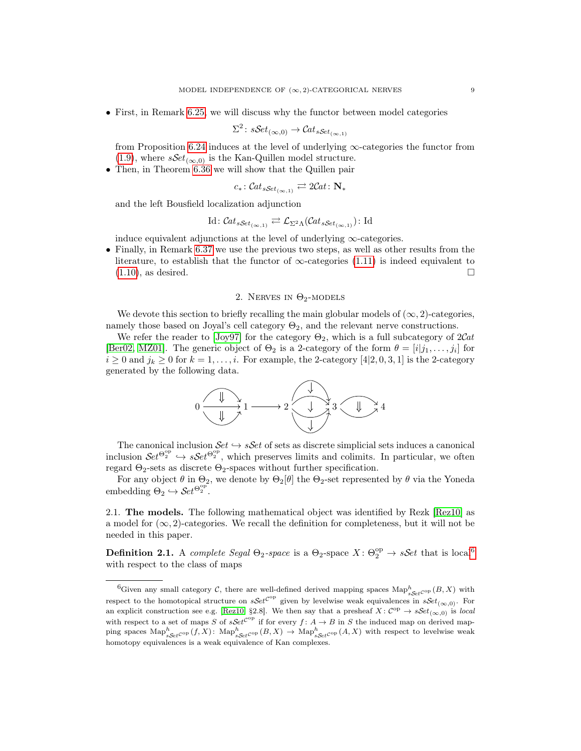- First, in Remark 6.25, we will discuss why the functor between model categories

$$\Sigma^2 \colon s\mathcal{S}et_{(\infty,0)} \to \mathcal{C}at_{s\mathcal{S}et_{(\infty,1)}}$$

from Proposition 6.24 induces at the level of underlying $\infty$-categories the functor from (1.9), where $s\mathcal{S}et_{(\infty,0)}$ is the Kan-Quillen model structure.
- Then, in Theorem 6.36 we will show that the Quillen pair

$$c_* \colon \mathcal{C}at_{s\mathcal{S}et_{(\infty,1)}} \rightleftarrows 2\mathcal{C}at \colon \mathbf{N}_*$$

and the left Bousfield localization adjunction

$$\mathrm{Id} \colon \mathcal{C}at_{s\mathcal{S}et_{(\infty,1)}} \rightleftarrows \mathcal{L}_{\Sigma^2\Lambda}(\mathcal{C}at_{s\mathcal{S}et_{(\infty,1)}}) \colon \mathrm{Id}$$

induce equivalent adjunctions at the level of underlying $\infty$-categories.
- Finally, in Remark 6.37 we use the previous two steps, as well as other results from the literature, to establish that the functor of $\infty$-categories (1.11) is indeed equivalent to (1.10), as desired. $\square$

## 2. Nerves in $\Theta_2$-models

We devote this section to briefly recalling the main globular models of $(\infty,2)$-categories, namely those based on Joyal's cell category $\Theta_2$, and the relevant nerve constructions.

We refer the reader to [Joy97] for the category $\Theta_2$, which is a full subcategory of $2\mathcal{C}at$ [Ber02, MZ01]. The generic object of $\Theta_2$ is a 2-category of the form $\theta = [i|j_1,\ldots,j_i]$ for $i \geq 0$ and $j_k \geq 0$ for $k = 1,\ldots,i$. For example, the 2-category $[4|2,0,3,1]$ is the 2-category generated by the following data.

$$0 \rightrightarrows 1 \longrightarrow 2 \rightrightarrows 3 \rightrightarrows 4$$

The canonical inclusion $\mathcal{S}et \hookrightarrow s\mathcal{S}et$ of sets as discrete simplicial sets induces a canonical inclusion $\mathcal{S}et^{\Theta_2^{\mathrm{op}}} \hookrightarrow s\mathcal{S}et^{\Theta_2^{\mathrm{op}}}$, which preserves limits and colimits. In particular, we often regard $\Theta_2$-sets as discrete $\Theta_2$-spaces without further specification.

For any object $\theta$ in $\Theta_2$, we denote by $\Theta_2[\theta]$ the $\Theta_2$-set represented by $\theta$ via the Yoneda embedding $\Theta_2 \hookrightarrow \mathcal{S}et^{\Theta_2^{\mathrm{op}}}$.

### 2.1. The models.

The following mathematical object was identified by Rezk [Rez10] as a model for $(\infty,2)$-categories. We recall the definition for completeness, but it will not be needed in this paper.

**Definition 2.1.** A *complete Segal $\Theta_2$-space* is a $\Theta_2$-space $X \colon \Theta_2^{\mathrm{op}} \to s\mathcal{S}et$ that is local[6] with respect to the class of maps

---

[6] Given any small category $\mathcal{C}$, there are well-defined derived mapping spaces $\mathrm{Map}^h_{s\mathcal{S}et^{\mathcal{C}^{\mathrm{op}}}}(B,X)$ with respect to the homotopical structure on $s\mathcal{S}et^{\mathcal{C}^{\mathrm{op}}}$ given by levelwise weak equivalences in $s\mathcal{S}et_{(\infty,0)}$. For an explicit construction see e.g. [Rez10, §2.8]. We then say that a presheaf $X \colon \mathcal{C}^{\mathrm{op}} \to s\mathcal{S}et_{(\infty,0)}$ is *local* with respect to a set of maps $S$ of $s\mathcal{S}et^{\mathcal{C}^{\mathrm{op}}}$ if for every $f \colon A \to B$ in $S$ the induced map on derived mapping spaces $\mathrm{Map}^h_{s\mathcal{S}et^{\mathcal{C}^{\mathrm{op}}}}(f,X) \colon \mathrm{Map}^h_{s\mathcal{S}et^{\mathcal{C}^{\mathrm{op}}}}(B,X) \to \mathrm{Map}^h_{s\mathcal{S}et^{\mathcal{C}^{\mathrm{op}}}}(A,X)$ with respect to levelwise weak homotopy equivalences is a weak equivalence of Kan complexes.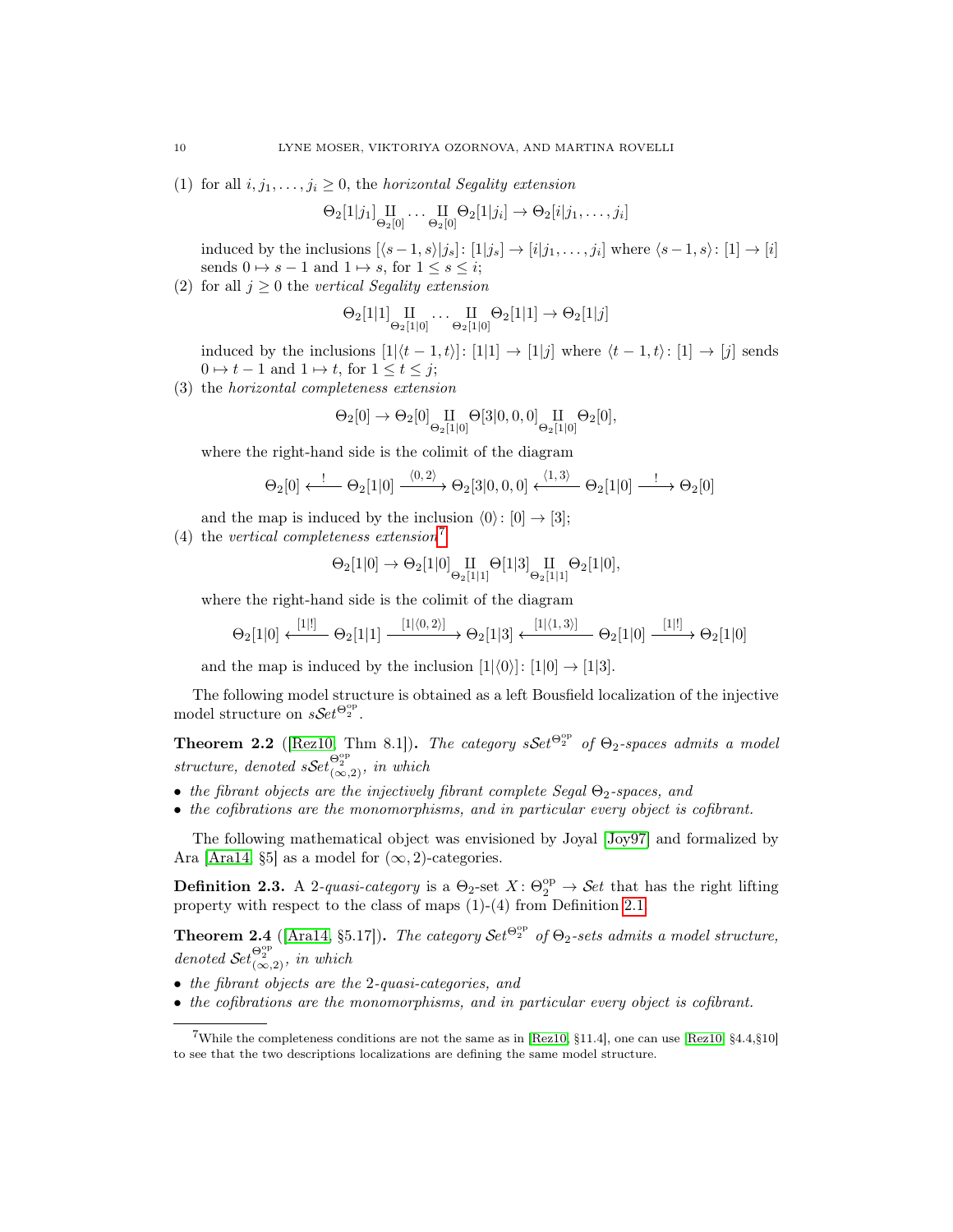(1) for all $i, j_1, \ldots, j_i \geq 0$, the *horizontal Segality extension*

$$\Theta_2[1|j_1] \underset{\Theta_2[0]}{\amalg} \cdots \underset{\Theta_2[0]}{\amalg} \Theta_2[1|j_i] \to \Theta_2[i|j_1, \ldots, j_i]$$

induced by the inclusions $[\langle s-1, s\rangle | j_s]\colon [1|j_s] \to [i|j_1, \ldots, j_i]$ where $\langle s-1, s\rangle\colon [1] \to [i]$ sends $0 \mapsto s-1$ and $1 \mapsto s$, for $1 \leq s \leq i$;

(2) for all $j \geq 0$ the *vertical Segality extension*

$$\Theta_2[1|1] \underset{\Theta_2[1|0]}{\amalg} \cdots \underset{\Theta_2[1|0]}{\amalg} \Theta_2[1|1] \to \Theta_2[1|j]$$

induced by the inclusions $[1|\langle t-1, t\rangle]\colon [1|1] \to [1|j]$ where $\langle t-1, t\rangle\colon [1] \to [j]$ sends $0 \mapsto t-1$ and $1 \mapsto t$, for $1 \leq t \leq j$;

(3) the *horizontal completeness extension*

$$\Theta_2[0] \to \Theta_2[0] \underset{\Theta_2[1|0]}{\amalg} \Theta[3|0,0,0] \underset{\Theta_2[1|0]}{\amalg} \Theta_2[0],$$

where the right-hand side is the colimit of the diagram

$$\Theta_2[0] \xleftarrow{\;!\;} \Theta_2[1|0] \xrightarrow{\langle 0,2\rangle} \Theta_2[3|0,0,0] \xleftarrow{\langle 1,3\rangle} \Theta_2[1|0] \xrightarrow{\;!\;} \Theta_2[0]$$

and the map is induced by the inclusion $\langle 0\rangle\colon [0] \to [3]$;

(4) the *vertical completeness extension*[7]

$$\Theta_2[1|0] \to \Theta_2[1|0] \underset{\Theta_2[1|1]}{\amalg} \Theta[1|3] \underset{\Theta_2[1|1]}{\amalg} \Theta_2[1|0],$$

where the right-hand side is the colimit of the diagram

$$\Theta_2[1|0] \xleftarrow{[1|!]} \Theta_2[1|1] \xrightarrow{[1|\langle 0,2\rangle]} \Theta_2[1|3] \xleftarrow{[1|\langle 1,3\rangle]} \Theta_2[1|0] \xrightarrow{[1|!]} \Theta_2[1|0]$$

and the map is induced by the inclusion $[1|\langle 0\rangle]\colon [1|0] \to [1|3]$.

The following model structure is obtained as a left Bousfield localization of the injective model structure on $s\mathcal{S}et^{\Theta_2^{\mathrm{op}}}$.

**Theorem 2.2** ([Rez10, Thm 8.1]). *The category $s\mathcal{S}et^{\Theta_2^{\mathrm{op}}}$ of $\Theta_2$-spaces admits a model structure, denoted $s\mathcal{S}et^{\Theta_2^{\mathrm{op}}}_{(\infty,2)}$, in which*

- *the fibrant objects are the injectively fibrant complete Segal $\Theta_2$-spaces, and*
- *the cofibrations are the monomorphisms, and in particular every object is cofibrant.*

The following mathematical object was envisioned by Joyal [Joy97] and formalized by Ara [Ara14, §5] as a model for $(\infty,2)$-categories.

**Definition 2.3.** A *2-quasi-category* is a $\Theta_2$-set $X\colon \Theta_2^{\mathrm{op}} \to \mathcal{S}et$ that has the right lifting property with respect to the class of maps (1)-(4) from Definition 2.1.

**Theorem 2.4** ([Ara14, §5.17]). *The category $\mathcal{S}et^{\Theta_2^{\mathrm{op}}}$ of $\Theta_2$-sets admits a model structure, denoted $\mathcal{S}et^{\Theta_2^{\mathrm{op}}}_{(\infty,2)}$, in which*

- *the fibrant objects are the 2-quasi-categories, and*
- *the cofibrations are the monomorphisms, and in particular every object is cofibrant.*

[7] While the completeness conditions are not the same as in [Rez10, §11.4], one can use [Rez10, §4.4,§10] to see that the two descriptions localizations are defining the same model structure.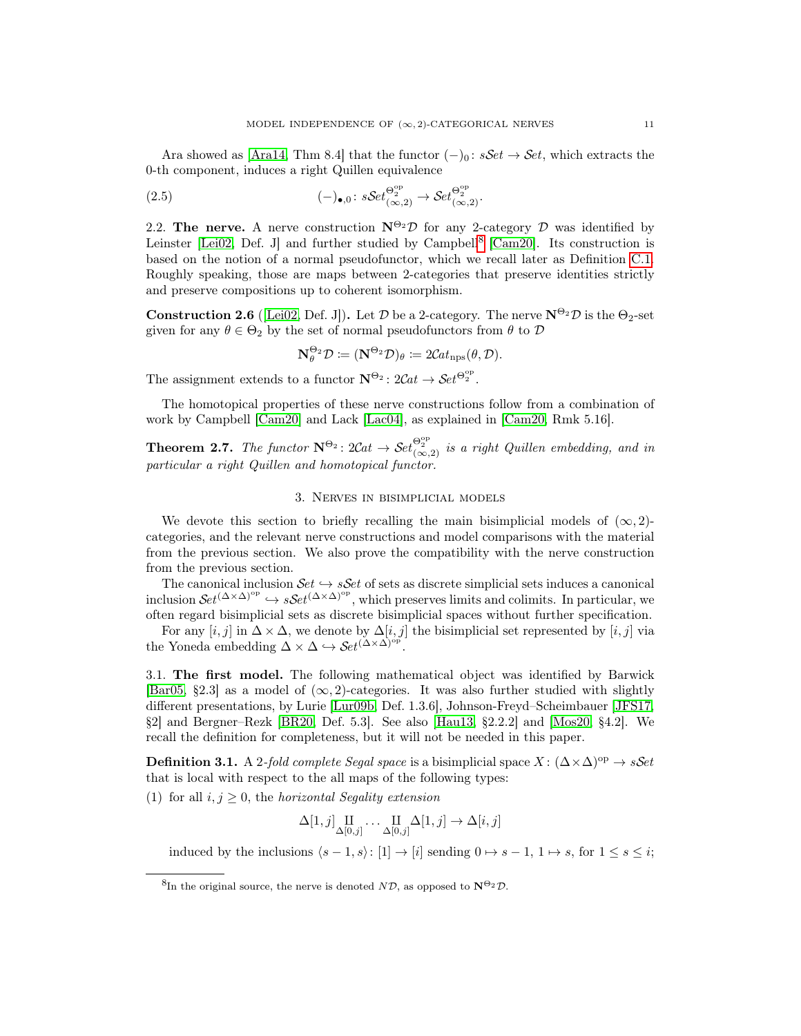Ara showed as [Ara14, Thm 8.4] that the functor $(-)_0 \colon s\mathcal{S}et \to \mathcal{S}et$, which extracts the 0-th component, induces a right Quillen equivalence

$$(-)_{\bullet,0} \colon s\mathcal{S}et^{\Theta_2^{\mathrm{op}}}_{(\infty,2)} \to \mathcal{S}et^{\Theta_2^{\mathrm{op}}}_{(\infty,2)}. \tag{2.5}$$

2.2. **The nerve.** A nerve construction $\mathbf{N}^{\Theta_2}\mathcal{D}$ for any 2-category $\mathcal{D}$ was identified by Leinster [Lei02, Def. J] and further studied by Campbell[8] [Cam20]. Its construction is based on the notion of a normal pseudofunctor, which we recall later as Definition C.1. Roughly speaking, those are maps between 2-categories that preserve identities strictly and preserve compositions up to coherent isomorphism.

**Construction 2.6** ([Lei02, Def. J]). Let $\mathcal{D}$ be a 2-category. The nerve $\mathbf{N}^{\Theta_2}\mathcal{D}$ is the $\Theta_2$-set given for any $\theta \in \Theta_2$ by the set of normal pseudofunctors from $\theta$ to $\mathcal{D}$

$$\mathbf{N}^{\Theta_2}_\theta \mathcal{D} \coloneqq (\mathbf{N}^{\Theta_2}\mathcal{D})_\theta \coloneqq 2\mathcal{C}at_{\mathrm{nps}}(\theta, \mathcal{D}).$$

The assignment extends to a functor $\mathbf{N}^{\Theta_2} \colon 2\mathcal{C}at \to \mathcal{S}et^{\Theta_2^{\mathrm{op}}}$.

The homotopical properties of these nerve constructions follow from a combination of work by Campbell [Cam20] and Lack [Lac04], as explained in [Cam20, Rmk 5.16].

**Theorem 2.7.** *The functor $\mathbf{N}^{\Theta_2} \colon 2\mathcal{C}at \to \mathcal{S}et^{\Theta_2^{\mathrm{op}}}_{(\infty,2)}$ is a right Quillen embedding, and in particular a right Quillen and homotopical functor.*

## 3. Nerves in bisimplicial models

We devote this section to briefly recalling the main bisimplicial models of $(\infty,2)$-categories, and the relevant nerve constructions and model comparisons with the material from the previous section. We also prove the compatibility with the nerve construction from the previous section.

The canonical inclusion $\mathcal{S}et \hookrightarrow s\mathcal{S}et$ of sets as discrete simplicial sets induces a canonical inclusion $\mathcal{S}et^{(\Delta\times\Delta)^{\mathrm{op}}} \hookrightarrow s\mathcal{S}et^{(\Delta\times\Delta)^{\mathrm{op}}}$, which preserves limits and colimits. In particular, we often regard bisimplicial sets as discrete bisimplicial spaces without further specification.

For any $[i,j]$ in $\Delta\times\Delta$, we denote by $\Delta[i,j]$ the bisimplicial set represented by $[i,j]$ via the Yoneda embedding $\Delta\times\Delta \hookrightarrow \mathcal{S}et^{(\Delta\times\Delta)^{\mathrm{op}}}$.

3.1. **The first model.** The following mathematical object was identified by Barwick [Bar05, §2.3] as a model of $(\infty,2)$-categories. It was also further studied with slightly different presentations, by Lurie [Lur09b, Def. 1.3.6], Johnson-Freyd–Scheimbauer [JFS17, §2] and Bergner–Rezk [BR20, Def. 5.3]. See also [Hau13, §2.2.2] and [Mos20, §4.2]. We recall the definition for completeness, but it will not be needed in this paper.

**Definition 3.1.** A *2-fold complete Segal space* is a bisimplicial space $X \colon (\Delta\times\Delta)^{\mathrm{op}} \to s\mathcal{S}et$ that is local with respect to the all maps of the following types:

(1) for all $i,j \geq 0$, the *horizontal Segality extension*

$$\Delta[1,j] \underset{\Delta[0,j]}{\amalg} \cdots \underset{\Delta[0,j]}{\amalg} \Delta[1,j] \to \Delta[i,j]$$

induced by the inclusions $\langle s-1, s\rangle \colon [1] \to [i]$ sending $0 \mapsto s-1$, $1 \mapsto s$, for $1 \leq s \leq i$;

[8] In the original source, the nerve is denoted $N\mathcal{D}$, as opposed to $\mathbf{N}^{\Theta_2}\mathcal{D}$.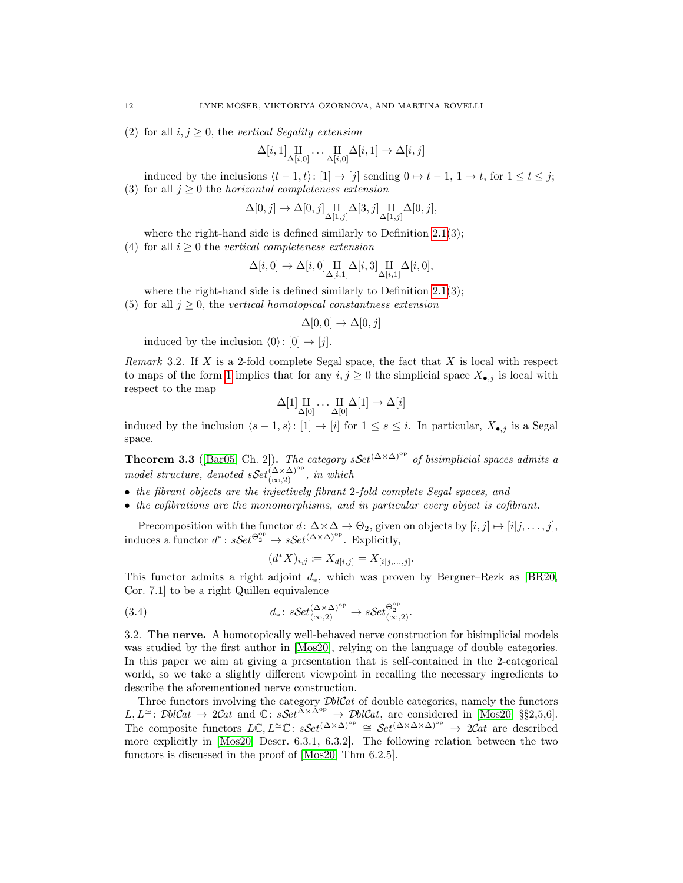(2) for all $i, j \geq 0$, the *vertical Segality extension*

$$\Delta[i,1] \underset{\Delta[i,0]}{\amalg} \dots \underset{\Delta[i,0]}{\amalg} \Delta[i,1] \to \Delta[i,j]$$

induced by the inclusions $\langle t-1, t\rangle \colon [1] \to [j]$ sending $0 \mapsto t-1$, $1 \mapsto t$, for $1 \leq t \leq j$;

(3) for all $j \geq 0$ the *horizontal completeness extension*

$$\Delta[0,j] \to \Delta[0,j] \underset{\Delta[1,j]}{\amalg} \Delta[3,j] \underset{\Delta[1,j]}{\amalg} \Delta[0,j],$$

where the right-hand side is defined similarly to Definition 2.1(3);

(4) for all $i \geq 0$ the *vertical completeness extension*

$$\Delta[i,0] \to \Delta[i,0] \underset{\Delta[i,1]}{\amalg} \Delta[i,3] \underset{\Delta[i,1]}{\amalg} \Delta[i,0],$$

where the right-hand side is defined similarly to Definition 2.1(3);

(5) for all $j \geq 0$, the *vertical homotopical constantness extension*

$$\Delta[0,0] \to \Delta[0,j]$$

induced by the inclusion $\langle 0\rangle \colon [0] \to [j]$.

*Remark* 3.2. If $X$ is a 2-fold complete Segal space, the fact that $X$ is local with respect to maps of the form 1 implies that for any $i, j \geq 0$ the simplicial space $X_{\bullet,j}$ is local with respect to the map

$$\Delta[1] \underset{\Delta[0]}{\amalg} \dots \underset{\Delta[0]}{\amalg} \Delta[1] \to \Delta[i]$$

induced by the inclusion $\langle s-1, s\rangle \colon [1] \to [i]$ for $1 \leq s \leq i$. In particular, $X_{\bullet,j}$ is a Segal space.

**Theorem 3.3** ([Bar05, Ch. 2])**.** *The category $s\mathcal{S}et^{(\Delta\times\Delta)^{\mathrm{op}}}$ of bisimplicial spaces admits a model structure, denoted $s\mathcal{S}et^{(\Delta\times\Delta)^{\mathrm{op}}}_{(\infty,2)}$, in which*

- *the fibrant objects are the injectively fibrant 2-fold complete Segal spaces, and*
- *the cofibrations are the monomorphisms, and in particular every object is cofibrant.*

Precomposition with the functor $d \colon \Delta\times\Delta \to \Theta_2$, given on objects by $[i,j] \mapsto [i|j,\dots,j]$, induces a functor $d^* \colon s\mathcal{S}et^{\Theta_2^{\mathrm{op}}} \to s\mathcal{S}et^{(\Delta\times\Delta)^{\mathrm{op}}}$. Explicitly,

$$(d^*X)_{i,j} := X_{d[i,j]} = X_{[i|j,\dots,j]}.$$

This functor admits a right adjoint $d_*$, which was proven by Bergner–Rezk as [BR20, Cor. 7.1] to be a right Quillen equivalence

$$d_* \colon s\mathcal{S}et^{(\Delta\times\Delta)^{\mathrm{op}}}_{(\infty,2)} \to s\mathcal{S}et^{\Theta_2^{\mathrm{op}}}_{(\infty,2)}. \tag{3.4}$$

## 3.2. The nerve.

A homotopically well-behaved nerve construction for bisimplicial models was studied by the first author in [Mos20], relying on the language of double categories. In this paper we aim at giving a presentation that is self-contained in the 2-categorical world, so we take a slightly different viewpoint in recalling the necessary ingredients to describe the aforementioned nerve construction.

Three functors involving the category $\mathcal{D}bl\mathcal{C}at$ of double categories, namely the functors $L, L^{\simeq} \colon \mathcal{D}bl\mathcal{C}at \to 2\mathcal{C}at$ and $\mathbb{C} \colon s\mathcal{S}et^{\Delta\times\Delta^{\mathrm{op}}} \to \mathcal{D}bl\mathcal{C}at$, are considered in [Mos20, §§2,5,6]. The composite functors $L\mathbb{C}, L^{\simeq}\mathbb{C} \colon s\mathcal{S}et^{(\Delta\times\Delta)^{\mathrm{op}}} \cong \mathcal{S}et^{(\Delta\times\Delta\times\Delta)^{\mathrm{op}}} \to 2\mathcal{C}at$ are described more explicitly in [Mos20, Descr. 6.3.1, 6.3.2]. The following relation between the two functors is discussed in the proof of [Mos20, Thm 6.2.5].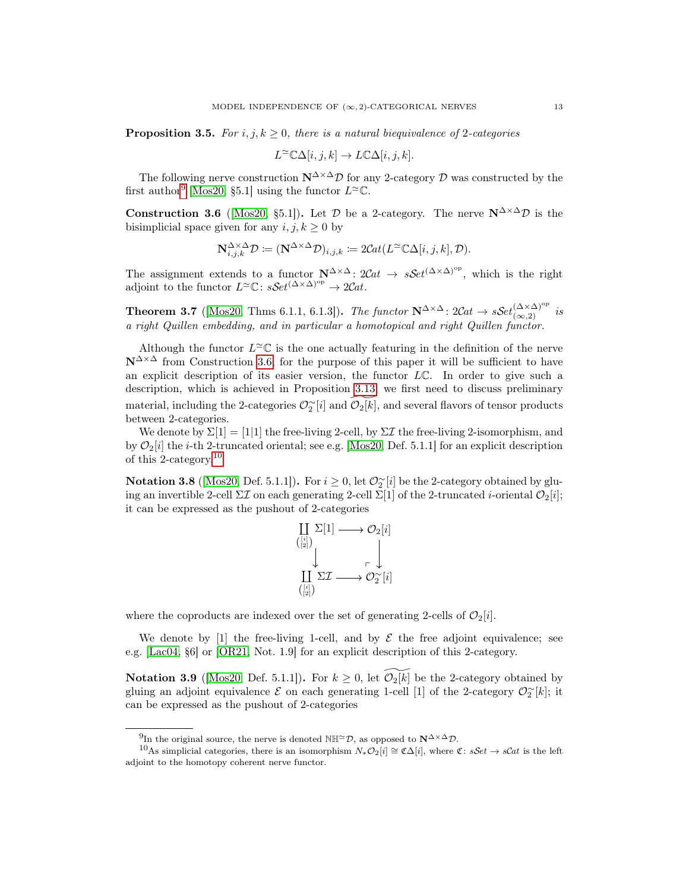**Proposition 3.5.** *For $i, j, k \geq 0$, there is a natural biequivalence of 2-categories*

$$L^{\simeq}\mathbb{C}\Delta[i,j,k] \to L\mathbb{C}\Delta[i,j,k].$$

The following nerve construction $\mathbf{N}^{\Delta\times\Delta}\mathcal{D}$ for any 2-category $\mathcal{D}$ was constructed by the first author[9] [Mos20, §5.1] using the functor $L^{\simeq}\mathbb{C}$.

**Construction 3.6** ([Mos20, §5.1])**.** Let $\mathcal{D}$ be a 2-category. The nerve $\mathbf{N}^{\Delta\times\Delta}\mathcal{D}$ is the bisimplicial space given for any $i, j, k \geq 0$ by

$$\mathbf{N}^{\Delta\times\Delta}_{i,j,k}\mathcal{D} \coloneqq (\mathbf{N}^{\Delta\times\Delta}\mathcal{D})_{i,j,k} \coloneqq 2\mathcal{C}at(L^{\simeq}\mathbb{C}\Delta[i,j,k], \mathcal{D}).$$

The assignment extends to a functor $\mathbf{N}^{\Delta\times\Delta}\colon 2\mathcal{C}at \to s\mathcal{S}et^{(\Delta\times\Delta)^{\mathrm{op}}}$, which is the right adjoint to the functor $L^{\simeq}\mathbb{C}\colon s\mathcal{S}et^{(\Delta\times\Delta)^{\mathrm{op}}} \to 2\mathcal{C}at$.

**Theorem 3.7** ([Mos20, Thms 6.1.1, 6.1.3])**.** *The functor $\mathbf{N}^{\Delta\times\Delta}\colon 2\mathcal{C}at \to s\mathcal{S}et^{(\Delta\times\Delta)^{\mathrm{op}}}_{(\infty,2)}$ is a right Quillen embedding, and in particular a homotopical and right Quillen functor.*

Although the functor $L^{\simeq}\mathbb{C}$ is the one actually featuring in the definition of the nerve $\mathbf{N}^{\Delta\times\Delta}$ from Construction 3.6, for the purpose of this paper it will be sufficient to have an explicit description of its easier version, the functor $L\mathbb{C}$. In order to give such a description, which is achieved in Proposition 3.13, we first need to discuss preliminary material, including the 2-categories $\mathcal{O}_2^{\simeq}[i]$ and $\widetilde{\mathcal{O}_2[k]}$, and several flavors of tensor products between 2-categories.

We denote by $\Sigma[1] = [1|1]$ the free-living 2-cell, by $\Sigma\mathcal{I}$ the free-living 2-isomorphism, and by $\mathcal{O}_2[i]$ the $i$-th 2-truncated oriental; see e.g. [Mos20, Def. 5.1.1] for an explicit description of this 2-category.[10]

**Notation 3.8** ([Mos20, Def. 5.1.1])**.** For $i \geq 0$, let $\mathcal{O}_2^{\simeq}[i]$ be the 2-category obtained by gluing an invertible 2-cell $\Sigma\mathcal{I}$ on each generating 2-cell $\Sigma[1]$ of the 2-truncated $i$-oriental $\mathcal{O}_2[i]$; it can be expressed as the pushout of 2-categories

$$\begin{array}{ccc}
\coprod_{\binom{[i]}{[2]}} \Sigma[1] & \longrightarrow & \mathcal{O}_2[i] \\
\downarrow & & \downarrow \\
\coprod_{\binom{[i]}{[2]}} \Sigma\mathcal{I} & \longrightarrow & \mathcal{O}_2^{\simeq}[i]
\end{array}$$

where the coproducts are indexed over the set of generating 2-cells of $\mathcal{O}_2[i]$.

We denote by $[1]$ the free-living 1-cell, and by $\mathcal{E}$ the free adjoint equivalence; see e.g. [Lac04, §6] or [OR21, Not. 1.9] for an explicit description of this 2-category.

**Notation 3.9** ([Mos20, Def. 5.1.1])**.** For $k \geq 0$, let $\widetilde{\mathcal{O}_2[k]}$ be the 2-category obtained by gluing an adjoint equivalence $\mathcal{E}$ on each generating 1-cell $[1]$ of the 2-category $\mathcal{O}_2^{\simeq}[k]$; it can be expressed as the pushout of 2-categories

[9] In the original source, the nerve is denoted $\mathbb{N}\mathbb{H}^{\simeq}\mathcal{D}$, as opposed to $\mathbf{N}^{\Delta\times\Delta}\mathcal{D}$.

[10] As simplicial categories, there is an isomorphism $N_*\mathcal{O}_2[i] \cong \mathfrak{C}\Delta[i]$, where $\mathfrak{C}\colon s\mathcal{S}et \to s\mathcal{C}at$ is the left adjoint to the homotopy coherent nerve functor.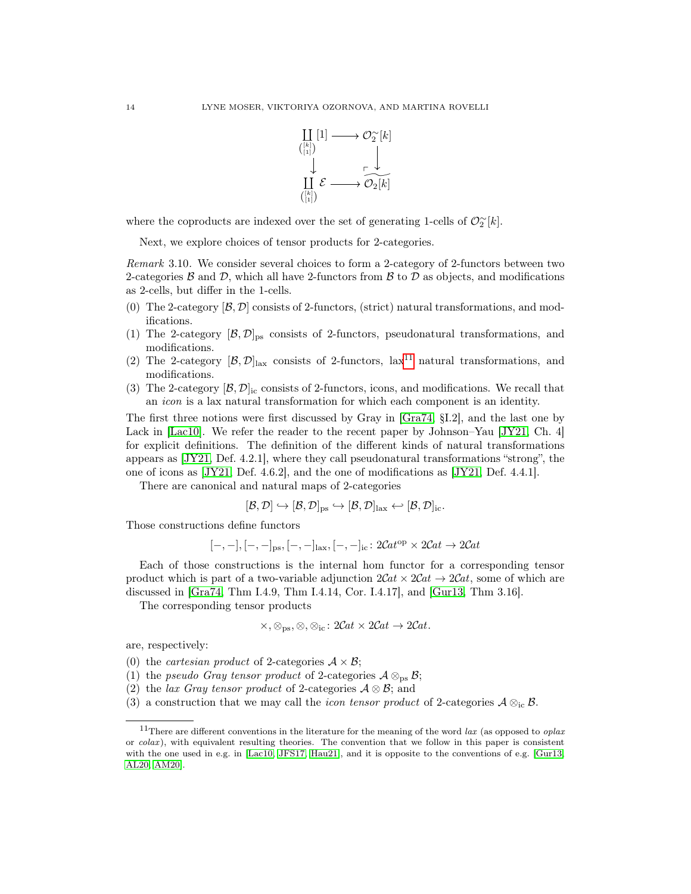$$\begin{array}{ccc}
\coprod_{\binom{[k]}{[1]}} [1] & \longrightarrow & \mathcal{O}_2^{\sim}[k] \\
\downarrow & & \downarrow \\
\coprod_{\binom{[k]}{[1]}} \mathcal{E} & \longrightarrow & \widetilde{\mathcal{O}_2[k]}
\end{array}$$

where the coproducts are indexed over the set of generating 1-cells of $\mathcal{O}_2^{\sim}[k]$.

Next, we explore choices of tensor products for 2-categories.

*Remark* 3.10. We consider several choices to form a 2-category of 2-functors between two 2-categories $\mathcal{B}$ and $\mathcal{D}$, which all have 2-functors from $\mathcal{B}$ to $\mathcal{D}$ as objects, and modifications as 2-cells, but differ in the 1-cells.

(0) The 2-category $[\mathcal{B},\mathcal{D}]$ consists of 2-functors, (strict) natural transformations, and modifications.
(1) The 2-category $[\mathcal{B},\mathcal{D}]_{\mathrm{ps}}$ consists of 2-functors, pseudonatural transformations, and modifications.
(2) The 2-category $[\mathcal{B},\mathcal{D}]_{\mathrm{lax}}$ consists of 2-functors, lax[11] natural transformations, and modifications.
(3) The 2-category $[\mathcal{B},\mathcal{D}]_{\mathrm{ic}}$ consists of 2-functors, icons, and modifications. We recall that an *icon* is a lax natural transformation for which each component is an identity.

The first three notions were first discussed by Gray in [Gra74, §I.2], and the last one by Lack in [Lac10]. We refer the reader to the recent paper by Johnson–Yau [JY21, Ch. 4] for explicit definitions. The definition of the different kinds of natural transformations appears as [JY21, Def. 4.2.1], where they call pseudonatural transformations "strong", the one of icons as [JY21, Def. 4.6.2], and the one of modifications as [JY21, Def. 4.4.1].

There are canonical and natural maps of 2-categories

$$[\mathcal{B},\mathcal{D}] \hookrightarrow [\mathcal{B},\mathcal{D}]_{\mathrm{ps}} \hookrightarrow [\mathcal{B},\mathcal{D}]_{\mathrm{lax}} \hookleftarrow [\mathcal{B},\mathcal{D}]_{\mathrm{ic}}.$$

Those constructions define functors

$$[-,-], [-,-]_{\mathrm{ps}}, [-,-]_{\mathrm{lax}}, [-,-]_{\mathrm{ic}} \colon 2\mathcal{C}at^{\mathrm{op}} \times 2\mathcal{C}at \to 2\mathcal{C}at$$

Each of those constructions is the internal hom functor for a corresponding tensor product which is part of a two-variable adjunction $2\mathcal{C}at \times 2\mathcal{C}at \to 2\mathcal{C}at$, some of which are discussed in [Gra74, Thm I.4.9, Thm I.4.14, Cor. I.4.17], and [Gur13, Thm 3.16].

The corresponding tensor products

$$\times, \otimes_{\mathrm{ps}}, \otimes, \otimes_{\mathrm{ic}} \colon 2\mathcal{C}at \times 2\mathcal{C}at \to 2\mathcal{C}at.$$

are, respectively:

(0) the *cartesian product* of 2-categories $\mathcal{A} \times \mathcal{B}$;
(1) the *pseudo Gray tensor product* of 2-categories $\mathcal{A} \otimes_{\mathrm{ps}} \mathcal{B}$;
(2) the *lax Gray tensor product* of 2-categories $\mathcal{A} \otimes \mathcal{B}$; and
(3) a construction that we may call the *icon tensor product* of 2-categories $\mathcal{A} \otimes_{\mathrm{ic}} \mathcal{B}$.

[11] There are different conventions in the literature for the meaning of the word *lax* (as opposed to *oplax* or *colax*), with equivalent resulting theories. The convention that we follow in this paper is consistent with the one used in e.g. in [Lac10, JFS17, Hau21], and it is opposite to the conventions of e.g. [Gur13, AL20, AM20].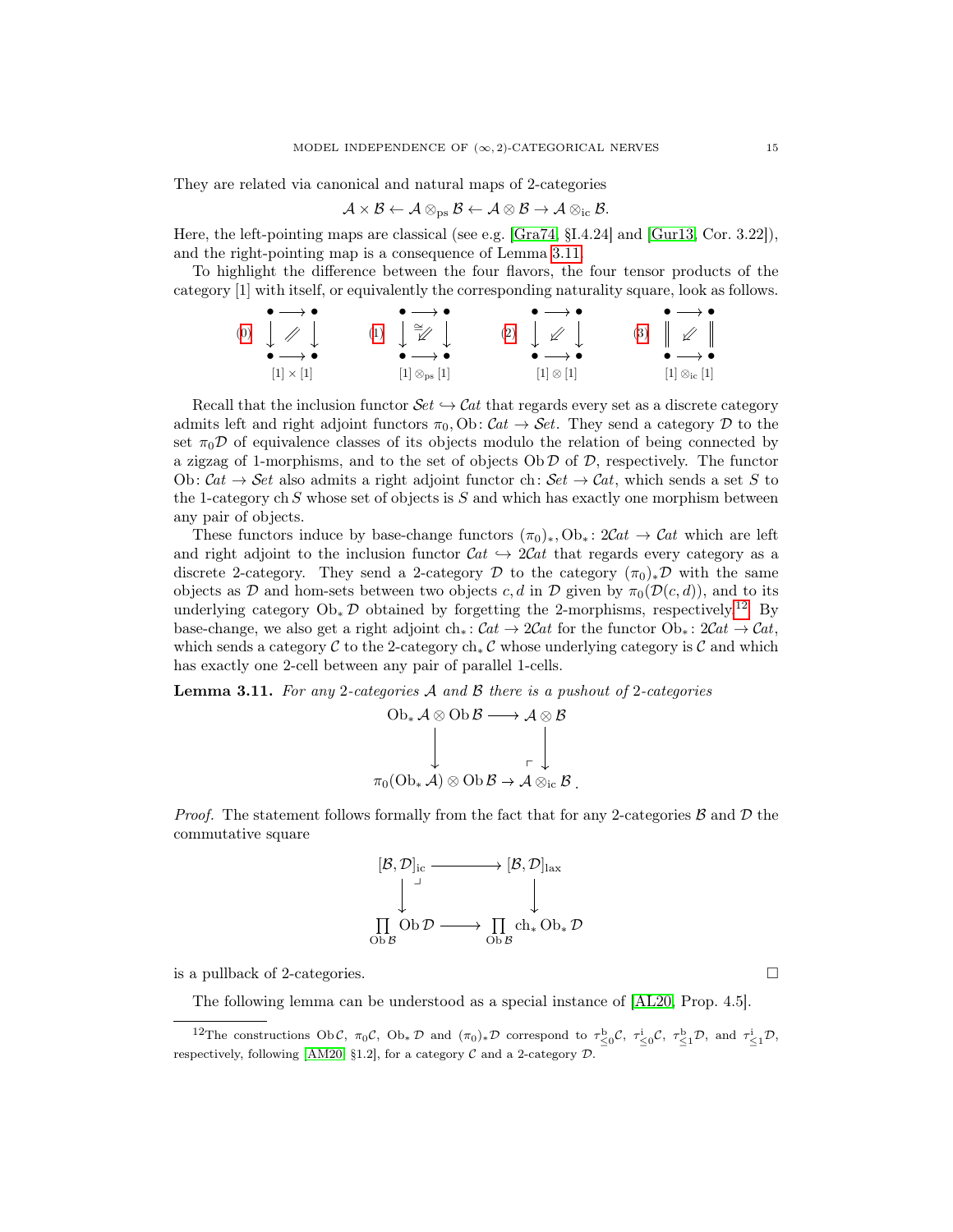They are related via canonical and natural maps of 2-categories

$$\mathcal{A}\times\mathcal{B}\leftarrow\mathcal{A}\otimes_{\mathrm{ps}}\mathcal{B}\leftarrow\mathcal{A}\otimes\mathcal{B}\rightarrow\mathcal{A}\otimes_{\mathrm{ic}}\mathcal{B}.$$

Here, the left-pointing maps are classical (see e.g. [Gra74, §I.4.24] and [Gur13, Cor. 3.22]), and the right-pointing map is a consequence of Lemma 3.11.

To highlight the difference between the four flavors, the four tensor products of the category $[1]$ with itself, or equivalently the corresponding naturality square, look as follows.

$$(0)\ \begin{array}{ccc}\bullet & \longrightarrow & \bullet\\ \downarrow & /\!\!/ & \downarrow\\ \bullet & \longrightarrow & \bullet\end{array}\qquad (1)\ \begin{array}{ccc}\bullet & \longrightarrow & \bullet\\ \downarrow & \overset{\cong}{\Swarrow} & \downarrow\\ \bullet & \longrightarrow & \bullet\end{array}\qquad (2)\ \begin{array}{ccc}\bullet & \longrightarrow & \bullet\\ \downarrow & \Swarrow & \downarrow\\ \bullet & \longrightarrow & \bullet\end{array}\qquad (3)\ \begin{array}{ccc}\bullet & \longrightarrow & \bullet\\ \| & \Swarrow & \|\\ \bullet & \longrightarrow & \bullet\end{array}$$

$$[1]\times[1]\qquad\qquad [1]\otimes_{\mathrm{ps}}[1]\qquad\qquad [1]\otimes[1]\qquad\qquad [1]\otimes_{\mathrm{ic}}[1]$$

Recall that the inclusion functor $\mathcal{S}et\hookrightarrow\mathcal{C}at$ that regards every set as a discrete category admits left and right adjoint functors $\pi_0,\mathrm{Ob}\colon\mathcal{C}at\to\mathcal{S}et$. They send a category $\mathcal{D}$ to the set $\pi_0\mathcal{D}$ of equivalence classes of its objects modulo the relation of being connected by a zigzag of 1-morphisms, and to the set of objects $\mathrm{Ob}\,\mathcal{D}$ of $\mathcal{D}$, respectively. The functor $\mathrm{Ob}\colon\mathcal{C}at\to\mathcal{S}et$ also admits a right adjoint functor $\mathrm{ch}\colon\mathcal{S}et\to\mathcal{C}at$, which sends a set $S$ to the 1-category $\mathrm{ch}\,S$ whose set of objects is $S$ and which has exactly one morphism between any pair of objects.

These functors induce by base-change functors $(\pi_0)_*,\mathrm{Ob}_*\colon 2\mathcal{C}at\to\mathcal{C}at$ which are left and right adjoint to the inclusion functor $\mathcal{C}at\hookrightarrow 2\mathcal{C}at$ that regards every category as a discrete 2-category. They send a 2-category $\mathcal{D}$ to the category $(\pi_0)_*\mathcal{D}$ with the same objects as $\mathcal{D}$ and hom-sets between two objects $c,d$ in $\mathcal{D}$ given by $\pi_0(\mathcal{D}(c,d))$, and to its underlying category $\mathrm{Ob}_*\,\mathcal{D}$ obtained by forgetting the 2-morphisms, respectively.[12] By base-change, we also get a right adjoint $\mathrm{ch}_*\colon\mathcal{C}at\to 2\mathcal{C}at$ for the functor $\mathrm{Ob}_*\colon 2\mathcal{C}at\to\mathcal{C}at$, which sends a category $\mathcal{C}$ to the 2-category $\mathrm{ch}_*\,\mathcal{C}$ whose underlying category is $\mathcal{C}$ and which has exactly one 2-cell between any pair of parallel 1-cells.

**Lemma 3.11.** *For any 2-categories $\mathcal{A}$ and $\mathcal{B}$ there is a pushout of 2-categories*

$$\begin{array}{ccc}\mathrm{Ob}_*\,\mathcal{A}\otimes\mathrm{Ob}\,\mathcal{B} & \longrightarrow & \mathcal{A}\otimes\mathcal{B}\\ \downarrow & & \downarrow\\ \pi_0(\mathrm{Ob}_*\,\mathcal{A})\otimes\mathrm{Ob}\,\mathcal{B} & \longrightarrow & \mathcal{A}\otimes_{\mathrm{ic}}\mathcal{B}\,.\end{array}$$

*Proof.* The statement follows formally from the fact that for any 2-categories $\mathcal{B}$ and $\mathcal{D}$ the commutative square

$$\begin{array}{ccc}[\mathcal{B},\mathcal{D}]_{\mathrm{ic}} & \longrightarrow & [\mathcal{B},\mathcal{D}]_{\mathrm{lax}}\\ \downarrow & & \downarrow\\ \prod_{\mathrm{Ob}\,\mathcal{B}}\mathrm{Ob}\,\mathcal{D} & \longrightarrow & \prod_{\mathrm{Ob}\,\mathcal{B}}\mathrm{ch}_*\,\mathrm{Ob}_*\,\mathcal{D}\end{array}$$

is a pullback of 2-categories. $\square$

The following lemma can be understood as a special instance of [AL20, Prop. 4.5].

[12] The constructions $\mathrm{Ob}\,\mathcal{C}$, $\pi_0\mathcal{C}$, $\mathrm{Ob}_*\,\mathcal{D}$ and $(\pi_0)_*\mathcal{D}$ correspond to $\tau^{\mathrm{b}}_{\leq 0}\mathcal{C}$, $\tau^{\mathrm{i}}_{\leq 0}\mathcal{C}$, $\tau^{\mathrm{b}}_{\leq 1}\mathcal{D}$, and $\tau^{\mathrm{i}}_{\leq 1}\mathcal{D}$, respectively, following [AM20, §1.2], for a category $\mathcal{C}$ and a 2-category $\mathcal{D}$.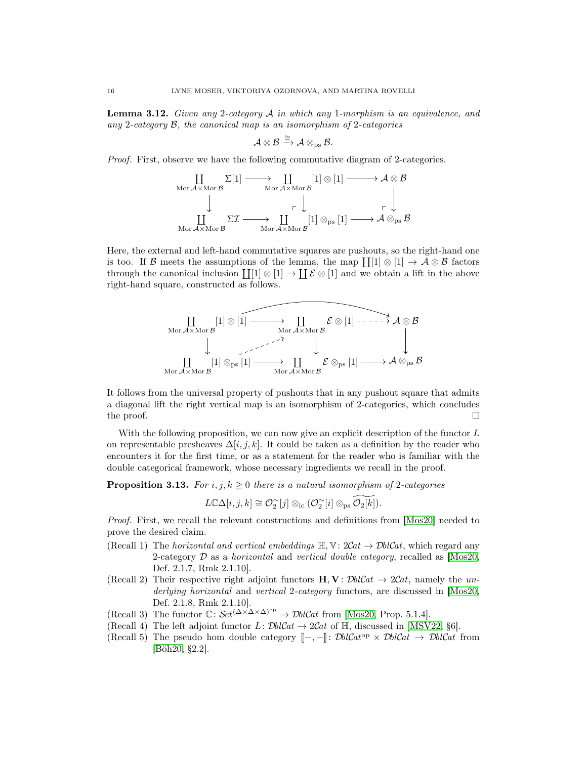**Lemma 3.12.** *Given any 2-category $\mathcal{A}$ in which any 1-morphism is an equivalence, and any 2-category $\mathcal{B}$, the canonical map is an isomorphism of 2-categories*

$$\mathcal{A} \otimes \mathcal{B} \xrightarrow{\cong} \mathcal{A} \otimes_{\mathrm{ps}} \mathcal{B}.$$

*Proof.* First, observe we have the following commutative diagram of 2-categories.

$$\begin{array}{ccccc}
\coprod_{\mathrm{Mor}\,\mathcal{A}\times\mathrm{Mor}\,\mathcal{B}} \Sigma[1] & \longrightarrow & \coprod_{\mathrm{Mor}\,\mathcal{A}\times\mathrm{Mor}\,\mathcal{B}} [1]\otimes[1] & \longrightarrow & \mathcal{A}\otimes\mathcal{B} \\
\downarrow & & \ulcorner\downarrow & & \ulcorner\downarrow \\
\coprod_{\mathrm{Mor}\,\mathcal{A}\times\mathrm{Mor}\,\mathcal{B}} \Sigma\mathcal{I} & \longrightarrow & \coprod_{\mathrm{Mor}\,\mathcal{A}\times\mathrm{Mor}\,\mathcal{B}} [1]\otimes_{\mathrm{ps}}[1] & \longrightarrow & \mathcal{A}\otimes_{\mathrm{ps}}\mathcal{B}
\end{array}$$

Here, the external and left-hand commutative squares are pushouts, so the right-hand one is too. If $\mathcal{B}$ meets the assumptions of the lemma, the map $\coprod[1]\otimes[1] \to \mathcal{A}\otimes\mathcal{B}$ factors through the canonical inclusion $\coprod[1]\otimes[1] \to \coprod \mathcal{E}\otimes[1]$ and we obtain a lift in the above right-hand square, constructed as follows.

$$\begin{array}{ccccc}
\coprod_{\mathrm{Mor}\,\mathcal{A}\times\mathrm{Mor}\,\mathcal{B}} [1]\otimes[1] & \longrightarrow & \coprod_{\mathrm{Mor}\,\mathcal{A}\times\mathrm{Mor}\,\mathcal{B}} \mathcal{E}\otimes[1] & \dashrightarrow & \mathcal{A}\otimes\mathcal{B} \\
\downarrow & \nearrow & \downarrow & & \downarrow \\
\coprod_{\mathrm{Mor}\,\mathcal{A}\times\mathrm{Mor}\,\mathcal{B}} [1]\otimes_{\mathrm{ps}}[1] & \longrightarrow & \coprod_{\mathrm{Mor}\,\mathcal{A}\times\mathrm{Mor}\,\mathcal{B}} \mathcal{E}\otimes_{\mathrm{ps}}[1] & \longrightarrow & \mathcal{A}\otimes_{\mathrm{ps}}\mathcal{B}
\end{array}$$

It follows from the universal property of pushouts that in any pushout square that admits a diagonal lift the right vertical map is an isomorphism of 2-categories, which concludes the proof. $\square$

With the following proposition, we can now give an explicit description of the functor $L$ on representable presheaves $\Delta[i,j,k]$. It could be taken as a definition by the reader who encounters it for the first time, or as a statement for the reader who is familiar with the double categorical framework, whose necessary ingredients we recall in the proof.

**Proposition 3.13.** *For $i,j,k \geq 0$ there is a natural isomorphism of 2-categories*

$$L\mathbb{C}\Delta[i,j,k] \cong \mathcal{O}_2^{\sim}[j] \otimes_{\mathrm{ic}} (\mathcal{O}_2^{\sim}[i] \otimes_{\mathrm{ps}} \widetilde{\mathcal{O}_2[k]}).$$

*Proof.* First, we recall the relevant constructions and definitions from [Mos20] needed to prove the desired claim.

(Recall 1) The *horizontal and vertical embeddings* $\mathbb{H}, \mathbb{V} \colon 2\mathcal{C}at \to \mathcal{D}bl\mathcal{C}at$, which regard any 2-category $\mathcal{D}$ as a *horizontal* and *vertical double category*, recalled as [Mos20, Def. 2.1.7, Rmk 2.1.10].

(Recall 2) Their respective right adjoint functors $\mathbf{H}, \mathbf{V} \colon \mathcal{D}bl\mathcal{C}at \to 2\mathcal{C}at$, namely the *underlying horizontal* and *vertical 2-category* functors, are discussed in [Mos20, Def. 2.1.8, Rmk 2.1.10].

(Recall 3) The functor $\mathbb{C} \colon \mathcal{S}et^{(\Delta\times\Delta\times\Delta)^{\mathrm{op}}} \to \mathcal{D}bl\mathcal{C}at$ from [Mos20, Prop. 5.1.4].

(Recall 4) The left adjoint functor $L \colon \mathcal{D}bl\mathcal{C}at \to 2\mathcal{C}at$ of $\mathbb{H}$, discussed in [MSV22, §6].

(Recall 5) The pseudo hom double category $[\![-,-]\!] \colon \mathcal{D}bl\mathcal{C}at^{\mathrm{op}} \times \mathcal{D}bl\mathcal{C}at \to \mathcal{D}bl\mathcal{C}at$ from [Böh20, §2.2].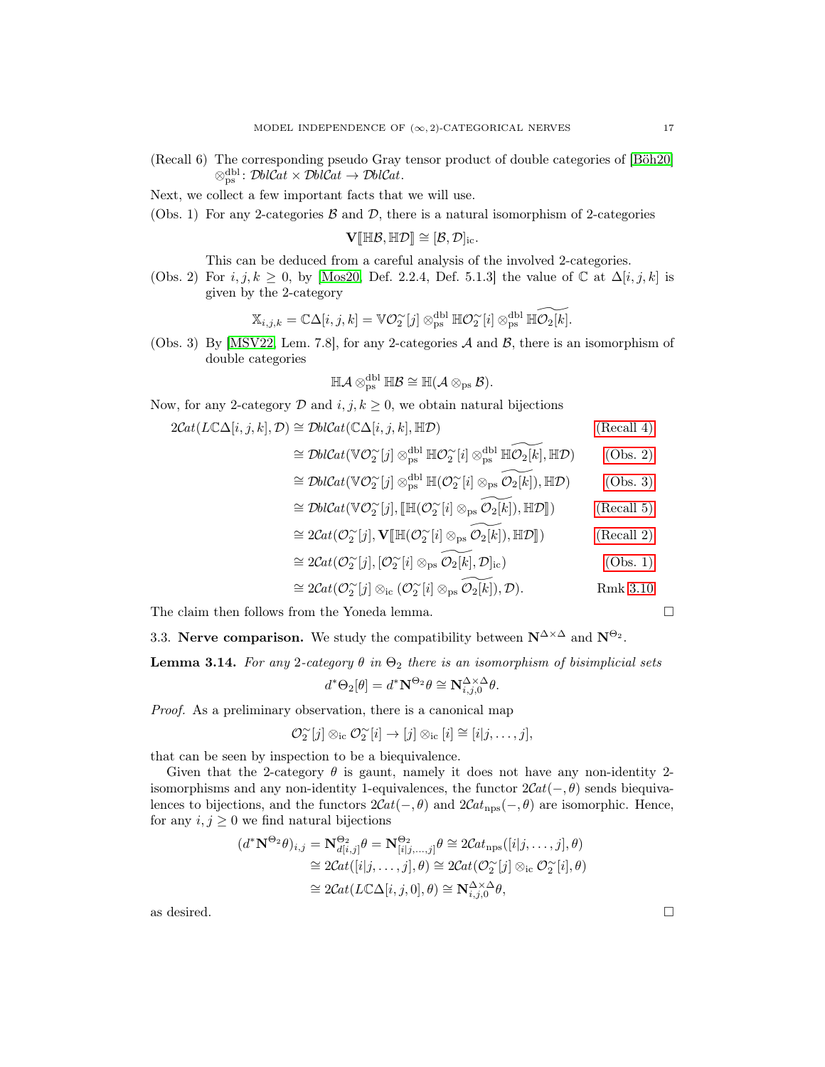(Recall 6) The corresponding pseudo Gray tensor product of double categories of [Böh20] $\otimes^{\mathrm{dbl}}_{\mathrm{ps}}\colon \mathcal{D}bl\mathcal{C}at \times \mathcal{D}bl\mathcal{C}at \to \mathcal{D}bl\mathcal{C}at$.

Next, we collect a few important facts that we will use.

(Obs. 1) For any 2-categories $\mathcal{B}$ and $\mathcal{D}$, there is a natural isomorphism of 2-categories

$$\mathbf{V}[\![\mathbb{H}\mathcal{B}, \mathbb{H}\mathcal{D}]\!] \cong [\mathcal{B}, \mathcal{D}]_{\mathrm{ic}}.$$

This can be deduced from a careful analysis of the involved 2-categories.

(Obs. 2) For $i, j, k \geq 0$, by [Mos20, Def. 2.2.4, Def. 5.1.3] the value of $\mathbb{C}$ at $\Delta[i,j,k]$ is given by the 2-category

$$\mathbb{X}_{i,j,k} = \mathbb{C}\Delta[i,j,k] = \mathbb{V}\mathcal{O}_2^{\sim}[j] \otimes^{\mathrm{dbl}}_{\mathrm{ps}} \mathbb{H}\mathcal{O}_2^{\sim}[i] \otimes^{\mathrm{dbl}}_{\mathrm{ps}} \mathbb{H}\widetilde{\mathcal{O}_2[k]}.$$

(Obs. 3) By [MSV22, Lem. 7.8], for any 2-categories $\mathcal{A}$ and $\mathcal{B}$, there is an isomorphism of double categories

$$\mathbb{H}\mathcal{A} \otimes^{\mathrm{dbl}}_{\mathrm{ps}} \mathbb{H}\mathcal{B} \cong \mathbb{H}(\mathcal{A} \otimes_{\mathrm{ps}} \mathcal{B}).$$

Now, for any 2-category $\mathcal{D}$ and $i,j,k \geq 0$, we obtain natural bijections

$$\begin{aligned}
2\mathcal{C}at(L\mathbb{C}\Delta[i,j,k], \mathcal{D}) &\cong \mathcal{D}bl\mathcal{C}at(\mathbb{C}\Delta[i,j,k], \mathbb{H}\mathcal{D}) && \text{(Recall 4)}\\
&\cong \mathcal{D}bl\mathcal{C}at(\mathbb{V}\mathcal{O}_2^{\sim}[j] \otimes^{\mathrm{dbl}}_{\mathrm{ps}} \mathbb{H}\mathcal{O}_2^{\sim}[i] \otimes^{\mathrm{dbl}}_{\mathrm{ps}} \mathbb{H}\widetilde{\mathcal{O}_2[k]}, \mathbb{H}\mathcal{D}) && \text{(Obs. 2)}\\
&\cong \mathcal{D}bl\mathcal{C}at(\mathbb{V}\mathcal{O}_2^{\sim}[j] \otimes^{\mathrm{dbl}}_{\mathrm{ps}} \mathbb{H}(\mathcal{O}_2^{\sim}[i] \otimes_{\mathrm{ps}} \widetilde{\mathcal{O}_2[k]}), \mathbb{H}\mathcal{D}) && \text{(Obs. 3)}\\
&\cong \mathcal{D}bl\mathcal{C}at(\mathbb{V}\mathcal{O}_2^{\sim}[j], [\![\mathbb{H}(\mathcal{O}_2^{\sim}[i] \otimes_{\mathrm{ps}} \widetilde{\mathcal{O}_2[k]}), \mathbb{H}\mathcal{D}]\!]) && \text{(Recall 5)}\\
&\cong 2\mathcal{C}at(\mathcal{O}_2^{\sim}[j], \mathbf{V}[\![\mathbb{H}(\mathcal{O}_2^{\sim}[i] \otimes_{\mathrm{ps}} \widetilde{\mathcal{O}_2[k]}), \mathbb{H}\mathcal{D}]\!]) && \text{(Recall 2)}\\
&\cong 2\mathcal{C}at(\mathcal{O}_2^{\sim}[j], [\mathcal{O}_2^{\sim}[i] \otimes_{\mathrm{ps}} \widetilde{\mathcal{O}_2[k]}, \mathcal{D}]_{\mathrm{ic}}) && \text{(Obs. 1)}\\
&\cong 2\mathcal{C}at(\mathcal{O}_2^{\sim}[j] \otimes_{\mathrm{ic}} (\mathcal{O}_2^{\sim}[i] \otimes_{\mathrm{ps}} \widetilde{\mathcal{O}_2[k]}), \mathcal{D}). && \text{Rmk 3.10}
\end{aligned}$$

The claim then follows from the Yoneda lemma. ∎

### 3.3. Nerve comparison.

We study the compatibility between $\mathbf{N}^{\Delta\times\Delta}$ and $\mathbf{N}^{\Theta_2}$.

**Lemma 3.14.** *For any 2-category $\theta$ in $\Theta_2$ there is an isomorphism of bisimplicial sets*

$$d^*\Theta_2[\theta] = d^*\mathbf{N}^{\Theta_2}\theta \cong \mathbf{N}^{\Delta\times\Delta}_{i,j,0}\theta.$$

*Proof.* As a preliminary observation, there is a canonical map

$$\mathcal{O}_2^{\sim}[j] \otimes_{\mathrm{ic}} \mathcal{O}_2^{\sim}[i] \to [j] \otimes_{\mathrm{ic}} [i] \cong [i|j,\ldots,j],$$

that can be seen by inspection to be a biequivalence.

Given that the 2-category $\theta$ is gaunt, namely it does not have any non-identity 2-isomorphisms and any non-identity 1-equivalences, the functor $2\mathcal{C}at(-,\theta)$ sends biequivalences to bijections, and the functors $2\mathcal{C}at(-,\theta)$ and $2\mathcal{C}at_{\mathrm{nps}}(-,\theta)$ are isomorphic. Hence, for any $i,j \geq 0$ we find natural bijections

$$\begin{aligned}
(d^*\mathbf{N}^{\Theta_2}\theta)_{i,j} = \mathbf{N}^{\Theta_2}_{d[i,j]}\theta = \mathbf{N}^{\Theta_2}_{[i|j,\ldots,j]}\theta &\cong 2\mathcal{C}at_{\mathrm{nps}}([i|j,\ldots,j],\theta)\\
&\cong 2\mathcal{C}at([i|j,\ldots,j],\theta) \cong 2\mathcal{C}at(\mathcal{O}_2^{\sim}[j] \otimes_{\mathrm{ic}} \mathcal{O}_2^{\sim}[i],\theta)\\
&\cong 2\mathcal{C}at(L\mathbb{C}\Delta[i,j,0],\theta) \cong \mathbf{N}^{\Delta\times\Delta}_{i,j,0}\theta,
\end{aligned}$$

as desired. ∎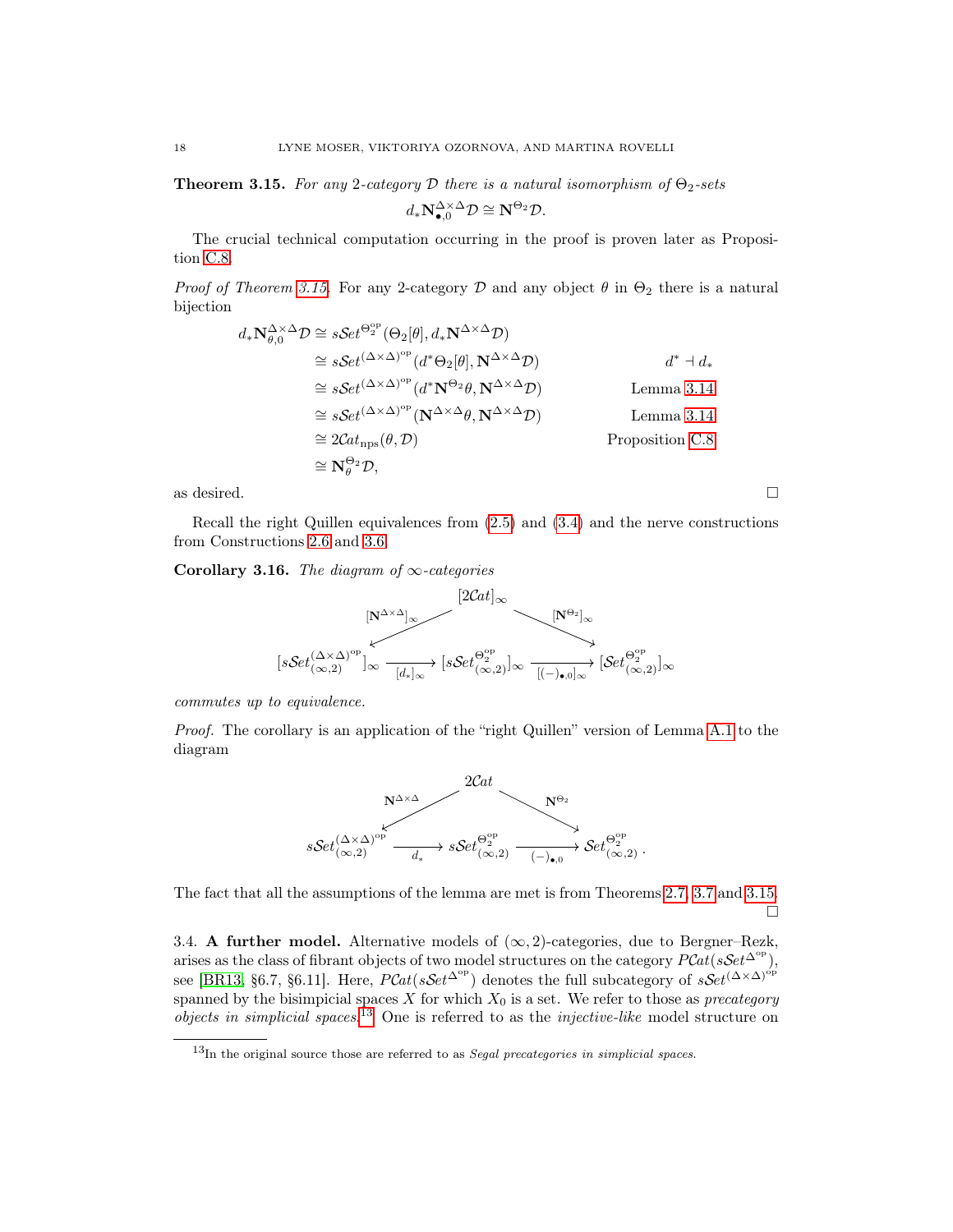**Theorem 3.15.** *For any 2-category $\mathcal{D}$ there is a natural isomorphism of $\Theta_2$-sets*

$$d_*\mathbf{N}^{\Delta\times\Delta}_{\bullet,0}\mathcal{D}\cong\mathbf{N}^{\Theta_2}\mathcal{D}.$$

The crucial technical computation occurring in the proof is proven later as Proposition C.8.

*Proof of Theorem 3.15.* For any 2-category $\mathcal{D}$ and any object $\theta$ in $\Theta_2$ there is a natural bijection

$$\begin{aligned}
d_*\mathbf{N}^{\Delta\times\Delta}_{\theta,0}\mathcal{D} &\cong s\mathcal{S}et^{\Theta_2^{\mathrm{op}}}(\Theta_2[\theta], d_*\mathbf{N}^{\Delta\times\Delta}\mathcal{D}) & \\
&\cong s\mathcal{S}et^{(\Delta\times\Delta)^{\mathrm{op}}}(d^*\Theta_2[\theta],\mathbf{N}^{\Delta\times\Delta}\mathcal{D}) & d^*\dashv d_* \\
&\cong s\mathcal{S}et^{(\Delta\times\Delta)^{\mathrm{op}}}(d^*\mathbf{N}^{\Theta_2}\theta,\mathbf{N}^{\Delta\times\Delta}\mathcal{D}) & \text{Lemma 3.14} \\
&\cong s\mathcal{S}et^{(\Delta\times\Delta)^{\mathrm{op}}}(\mathbf{N}^{\Delta\times\Delta}\theta,\mathbf{N}^{\Delta\times\Delta}\mathcal{D}) & \text{Lemma 3.14} \\
&\cong 2\mathcal{C}at_{\mathrm{nps}}(\theta,\mathcal{D}) & \text{Proposition C.8} \\
&\cong \mathbf{N}^{\Theta_2}_\theta\mathcal{D}, &
\end{aligned}$$

as desired. □

Recall the right Quillen equivalences from (2.5) and (3.4) and the nerve constructions from Constructions 2.6 and 3.6.

**Corollary 3.16.** *The diagram of $\infty$-categories*

$$\begin{array}{ccccc}
& & [2\mathcal{C}at]_\infty & & \\
& \swarrow^{[\mathbf{N}^{\Delta\times\Delta}]_\infty} & & \searrow^{[\mathbf{N}^{\Theta_2}]_\infty} & \\
[s\mathcal{S}et^{(\Delta\times\Delta)^{\mathrm{op}}}_{(\infty,2)}]_\infty & \xrightarrow{[d_*]_\infty} & [s\mathcal{S}et^{\Theta_2^{\mathrm{op}}}_{(\infty,2)}]_\infty & \xrightarrow{[(-)_{\bullet,0}]_\infty} & [\mathcal{S}et^{\Theta_2^{\mathrm{op}}}_{(\infty,2)}]_\infty
\end{array}$$

*commutes up to equivalence.*

*Proof.* The corollary is an application of the "right Quillen" version of Lemma A.1 to the diagram

$$\begin{array}{ccccc}
& & 2\mathcal{C}at & & \\
& \swarrow^{\mathbf{N}^{\Delta\times\Delta}} & & \searrow^{\mathbf{N}^{\Theta_2}} & \\
s\mathcal{S}et^{(\Delta\times\Delta)^{\mathrm{op}}}_{(\infty,2)} & \xrightarrow{d_*} & s\mathcal{S}et^{\Theta_2^{\mathrm{op}}}_{(\infty,2)} & \xrightarrow{(-)_{\bullet,0}} & \mathcal{S}et^{\Theta_2^{\mathrm{op}}}_{(\infty,2)}.
\end{array}$$

The fact that all the assumptions of the lemma are met is from Theorems 2.7, 3.7 and 3.15. □

3.4. **A further model.** Alternative models of $(\infty,2)$-categories, due to Bergner–Rezk, arises as the class of fibrant objects of two model structures on the category $P\mathcal{C}at(s\mathcal{S}et^{\Delta^{\mathrm{op}}})$, see [BR13, §6.7, §6.11]. Here, $P\mathcal{C}at(s\mathcal{S}et^{\Delta^{\mathrm{op}}})$ denotes the full subcategory of $s\mathcal{S}et^{(\Delta\times\Delta)^{\mathrm{op}}}$ spanned by the bisimpicial spaces $X$ for which $X_0$ is a set. We refer to those as *precategory objects in simplicial spaces*.[13] One is referred to as the *injective-like* model structure on

[13]In the original source those are referred to as *Segal precategories in simplicial spaces*.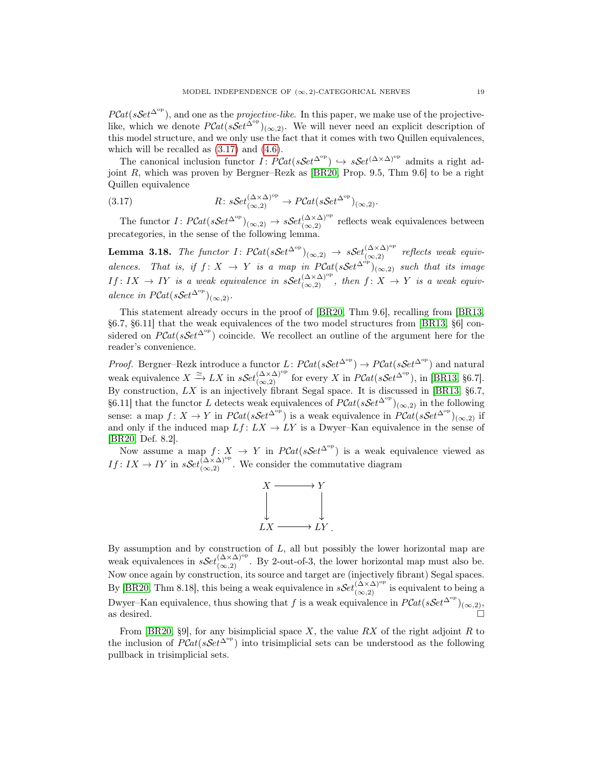$\mathcal{PC}at(s\mathcal{S}et^{\Delta^{\mathrm{op}}})$, and one as the *projective-like*. In this paper, we make use of the projective-like, which we denote $\mathcal{PC}at(s\mathcal{S}et^{\Delta^{\mathrm{op}}})_{(\infty,2)}$. We will never need an explicit description of this model structure, and we only use the fact that it comes with two Quillen equivalences, which will be recalled as (3.17) and (4.6).

The canonical inclusion functor $I\colon \mathcal{PC}at(s\mathcal{S}et^{\Delta^{\mathrm{op}}}) \hookrightarrow s\mathcal{S}et^{(\Delta\times\Delta)^{\mathrm{op}}}$ admits a right adjoint $R$, which was proven by Bergner–Rezk as [BR20, Prop. 9.5, Thm 9.6] to be a right Quillen equivalence

$$R\colon s\mathcal{S}et^{(\Delta\times\Delta)^{\mathrm{op}}}_{(\infty,2)} \to \mathcal{PC}at(s\mathcal{S}et^{\Delta^{\mathrm{op}}})_{(\infty,2)}. \tag{3.17}$$

The functor $I\colon \mathcal{PC}at(s\mathcal{S}et^{\Delta^{\mathrm{op}}})_{(\infty,2)} \to s\mathcal{S}et^{(\Delta\times\Delta)^{\mathrm{op}}}_{(\infty,2)}$ reflects weak equivalences between precategories, in the sense of the following lemma.

**Lemma 3.18.** *The functor $I\colon \mathcal{PC}at(s\mathcal{S}et^{\Delta^{\mathrm{op}}})_{(\infty,2)} \to s\mathcal{S}et^{(\Delta\times\Delta)^{\mathrm{op}}}_{(\infty,2)}$ reflects weak equivalences. That is, if $f\colon X \to Y$ is a map in $\mathcal{PC}at(s\mathcal{S}et^{\Delta^{\mathrm{op}}})_{(\infty,2)}$ such that its image $If\colon IX \to IY$ is a weak equivalence in $s\mathcal{S}et^{(\Delta\times\Delta)^{\mathrm{op}}}_{(\infty,2)}$, then $f\colon X \to Y$ is a weak equivalence in $\mathcal{PC}at(s\mathcal{S}et^{\Delta^{\mathrm{op}}})_{(\infty,2)}$.*

This statement already occurs in the proof of [BR20, Thm 9.6], recalling from [BR13, §6.7, §6.11] that the weak equivalences of the two model structures from [BR13, §6] considered on $\mathcal{PC}at(s\mathcal{S}et^{\Delta^{\mathrm{op}}})$ coincide. We recollect an outline of the argument here for the reader's convenience.

*Proof.* Bergner–Rezk introduce a functor $L\colon \mathcal{PC}at(s\mathcal{S}et^{\Delta^{\mathrm{op}}}) \to \mathcal{PC}at(s\mathcal{S}et^{\Delta^{\mathrm{op}}})$ and natural weak equivalence $X \xrightarrow{\simeq} LX$ in $s\mathcal{S}et^{(\Delta\times\Delta)^{\mathrm{op}}}_{(\infty,2)}$ for every $X$ in $\mathcal{PC}at(s\mathcal{S}et^{\Delta^{\mathrm{op}}})$, in [BR13, §6.7]. By construction, $LX$ is an injectively fibrant Segal space. It is discussed in [BR13, §6.7, §6.11] that the functor $L$ detects weak equivalences of $\mathcal{PC}at(s\mathcal{S}et^{\Delta^{\mathrm{op}}})_{(\infty,2)}$ in the following sense: a map $f\colon X \to Y$ in $\mathcal{PC}at(s\mathcal{S}et^{\Delta^{\mathrm{op}}})$ is a weak equivalence in $\mathcal{PC}at(s\mathcal{S}et^{\Delta^{\mathrm{op}}})_{(\infty,2)}$ if and only if the induced map $Lf\colon LX \to LY$ is a Dwyer–Kan equivalence in the sense of [BR20, Def. 8.2].

Now assume a map $f\colon X \to Y$ in $\mathcal{PC}at(s\mathcal{S}et^{\Delta^{\mathrm{op}}})$ is a weak equivalence viewed as $If\colon IX \to IY$ in $s\mathcal{S}et^{(\Delta\times\Delta)^{\mathrm{op}}}_{(\infty,2)}$. We consider the commutative diagram

$$\begin{array}{ccc} X & \longrightarrow & Y \\ \downarrow & & \downarrow \\ LX & \longrightarrow & LY \end{array}.$$

By assumption and by construction of $L$, all but possibly the lower horizontal map are weak equivalences in $s\mathcal{S}et^{(\Delta\times\Delta)^{\mathrm{op}}}_{(\infty,2)}$. By 2-out-of-3, the lower horizontal map must also be. Now once again by construction, its source and target are (injectively fibrant) Segal spaces. By [BR20, Thm 8.18], this being a weak equivalence in $s\mathcal{S}et^{(\Delta\times\Delta)^{\mathrm{op}}}_{(\infty,2)}$ is equivalent to being a Dwyer–Kan equivalence, thus showing that $f$ is a weak equivalence in $\mathcal{PC}at(s\mathcal{S}et^{\Delta^{\mathrm{op}}})_{(\infty,2)}$, as desired. $\square$

From [BR20, §9], for any bisimplicial space $X$, the value $RX$ of the right adjoint $R$ to the inclusion of $\mathcal{PC}at(s\mathcal{S}et^{\Delta^{\mathrm{op}}})$ into trisimplicial sets can be understood as the following pullback in trisimplicial sets.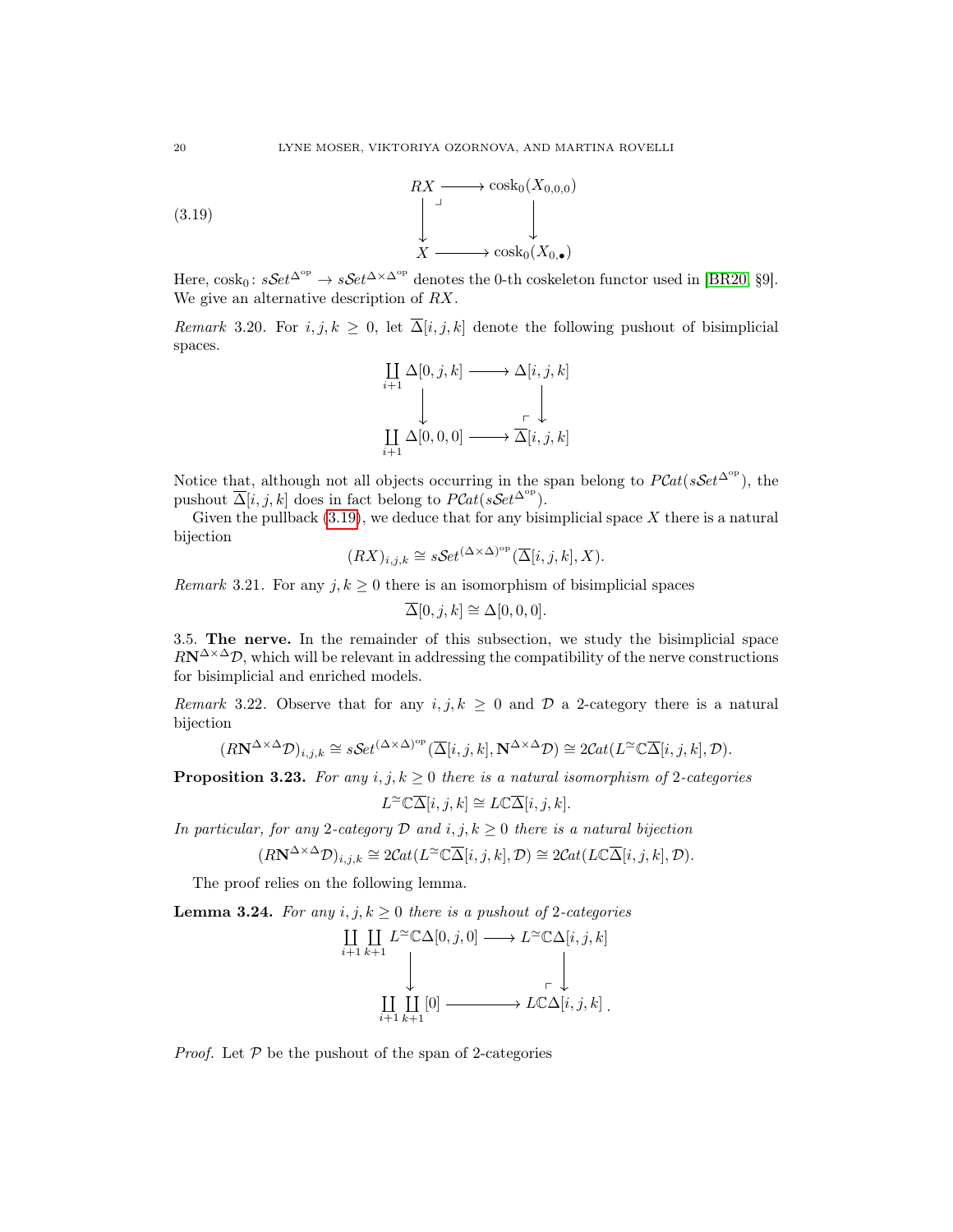$$
\begin{array}{ccc}
RX & \longrightarrow & \mathrm{cosk}_0(X_{0,0,0}) \\
\big\downarrow & \lrcorner & \big\downarrow \\
X & \longrightarrow & \mathrm{cosk}_0(X_{0,\bullet})
\end{array}
\tag{3.19}
$$

Here, $\mathrm{cosk}_0\colon s\mathcal{S}et^{\Delta^{\mathrm{op}}} \to s\mathcal{S}et^{\Delta\times\Delta^{\mathrm{op}}}$ denotes the 0-th coskeleton functor used in [BR20, §9]. We give an alternative description of $RX$.

*Remark* 3.20. For $i, j, k \geq 0$, let $\overline{\Delta}[i,j,k]$ denote the following pushout of bisimplicial spaces.

$$
\begin{array}{ccc}
\coprod_{i+1} \Delta[0,j,k] & \longrightarrow & \Delta[i,j,k] \\
\big\downarrow & & \big\downarrow \\
\coprod_{i+1} \Delta[0,0,0] & \longrightarrow & \overline{\Delta}[i,j,k]
\end{array}
$$

Notice that, although not all objects occurring in the span belong to $P\mathcal{C}at(s\mathcal{S}et^{\Delta^{\mathrm{op}}})$, the pushout $\overline{\Delta}[i,j,k]$ does in fact belong to $P\mathcal{C}at(s\mathcal{S}et^{\Delta^{\mathrm{op}}})$.

Given the pullback (3.19), we deduce that for any bisimplicial space $X$ there is a natural bijection

$$
(RX)_{i,j,k} \cong s\mathcal{S}et^{(\Delta\times\Delta)^{\mathrm{op}}}(\overline{\Delta}[i,j,k], X).
$$

*Remark* 3.21. For any $j, k \geq 0$ there is an isomorphism of bisimplicial spaces

$$
\overline{\Delta}[0,j,k] \cong \Delta[0,0,0].
$$

## 3.5. The nerve.

In the remainder of this subsection, we study the bisimplicial space $R\mathbf{N}^{\Delta\times\Delta}\mathcal{D}$, which will be relevant in addressing the compatibility of the nerve constructions for bisimplicial and enriched models.

*Remark* 3.22. Observe that for any $i, j, k \geq 0$ and $\mathcal{D}$ a 2-category there is a natural bijection

$$
(R\mathbf{N}^{\Delta\times\Delta}\mathcal{D})_{i,j,k} \cong s\mathcal{S}et^{(\Delta\times\Delta)^{\mathrm{op}}}(\overline{\Delta}[i,j,k], \mathbf{N}^{\Delta\times\Delta}\mathcal{D}) \cong 2\mathcal{C}at(L^{\simeq}\mathbb{C}\overline{\Delta}[i,j,k], \mathcal{D}).
$$

**Proposition 3.23.** *For any $i, j, k \geq 0$ there is a natural isomorphism of 2-categories*

$$
L^{\simeq}\mathbb{C}\overline{\Delta}[i,j,k] \cong L\mathbb{C}\overline{\Delta}[i,j,k].
$$

*In particular, for any 2-category $\mathcal{D}$ and $i, j, k \geq 0$ there is a natural bijection*

$$
(R\mathbf{N}^{\Delta\times\Delta}\mathcal{D})_{i,j,k} \cong 2\mathcal{C}at(L^{\simeq}\mathbb{C}\overline{\Delta}[i,j,k], \mathcal{D}) \cong 2\mathcal{C}at(L\mathbb{C}\overline{\Delta}[i,j,k], \mathcal{D}).
$$

The proof relies on the following lemma.

**Lemma 3.24.** *For any $i, j, k \geq 0$ there is a pushout of 2-categories*

$$
\begin{array}{ccc}
\coprod_{i+1}\coprod_{k+1} L^{\simeq}\mathbb{C}\Delta[0,j,0] & \longrightarrow & L^{\simeq}\mathbb{C}\Delta[i,j,k] \\
\big\downarrow & & \big\downarrow \\
\coprod_{i+1}\coprod_{k+1} [0] & \longrightarrow & L\mathbb{C}\Delta[i,j,k]\,.
\end{array}
$$

*Proof.* Let $\mathcal{P}$ be the pushout of the span of 2-categories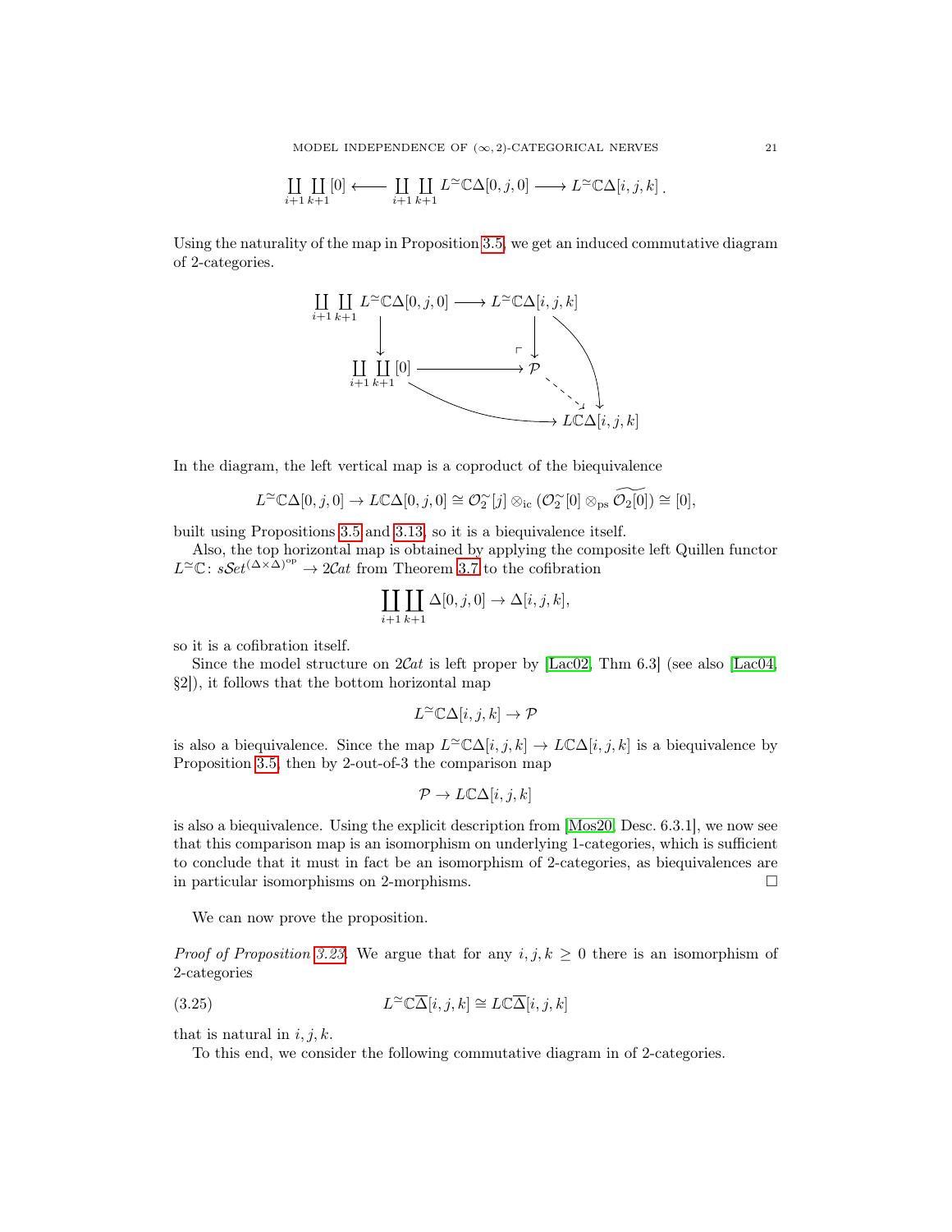$$\coprod_{i+1}\coprod_{k+1}[0] \longleftarrow \coprod_{i+1}\coprod_{k+1} L^{\simeq}\mathbb{C}\Delta[0,j,0] \longrightarrow L^{\simeq}\mathbb{C}\Delta[i,j,k]\,.$$

Using the naturality of the map in Proposition 3.5, we get an induced commutative diagram of 2-categories.

$$\begin{array}{ccc}
\coprod_{i+1}\coprod_{k+1} L^{\simeq}\mathbb{C}\Delta[0,j,0] & \longrightarrow & L^{\simeq}\mathbb{C}\Delta[i,j,k] \\
\downarrow & & \downarrow \\
\coprod_{i+1}\coprod_{k+1}[0] & \longrightarrow & \mathcal{P} \\
& \searrow & \downarrow \\
& & L\mathbb{C}\Delta[i,j,k]
\end{array}$$

In the diagram, the left vertical map is a coproduct of the biequivalence

$$L^{\simeq}\mathbb{C}\Delta[0,j,0] \to L\mathbb{C}\Delta[0,j,0] \cong \mathcal{O}_2^{\simeq}[j] \otimes_{\mathrm{ic}} (\mathcal{O}_2^{\simeq}[0] \otimes_{\mathrm{ps}} \widetilde{\mathcal{O}_2[0]}) \cong [0],$$

built using Propositions 3.5 and 3.13, so it is a biequivalence itself.

Also, the top horizontal map is obtained by applying the composite left Quillen functor $L^{\simeq}\mathbb{C}\colon s\mathcal{S}et^{(\Delta\times\Delta)^{\mathrm{op}}} \to 2\mathcal{C}at$ from Theorem 3.7 to the cofibration

$$\coprod_{i+1}\coprod_{k+1}\Delta[0,j,0] \to \Delta[i,j,k],$$

so it is a cofibration itself.

Since the model structure on $2\mathcal{C}at$ is left proper by [Lac02, Thm 6.3] (see also [Lac04, §2]), it follows that the bottom horizontal map

$$L^{\simeq}\mathbb{C}\Delta[i,j,k] \to \mathcal{P}$$

is also a biequivalence. Since the map $L^{\simeq}\mathbb{C}\Delta[i,j,k] \to L\mathbb{C}\Delta[i,j,k]$ is a biequivalence by Proposition 3.5, then by 2-out-of-3 the comparison map

$$\mathcal{P} \to L\mathbb{C}\Delta[i,j,k]$$

is also a biequivalence. Using the explicit description from [Mos20, Desc. 6.3.1], we now see that this comparison map is an isomorphism on underlying 1-categories, which is sufficient to conclude that it must in fact be an isomorphism of 2-categories, as biequivalences are in particular isomorphisms on 2-morphisms. □

We can now prove the proposition.

*Proof of Proposition 3.23.* We argue that for any $i,j,k \geq 0$ there is an isomorphism of 2-categories

$$L^{\simeq}\mathbb{C}\overline{\Delta}[i,j,k] \cong L\mathbb{C}\overline{\Delta}[i,j,k] \tag{3.25}$$

that is natural in $i,j,k$.

To this end, we consider the following commutative diagram in of 2-categories.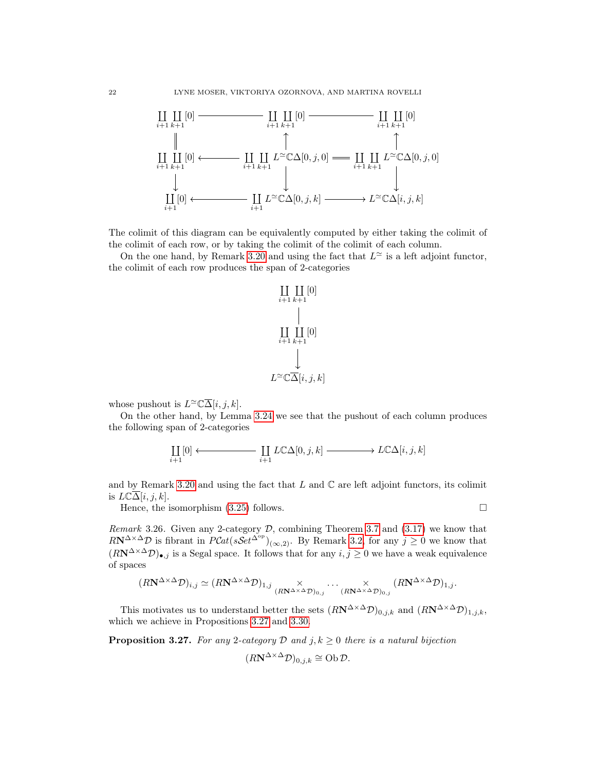$$\begin{array}{ccccc}
\coprod_{i+1}\coprod_{k+1}[0] & \longrightarrow & \coprod_{i+1}\coprod_{k+1}[0] & \longrightarrow & \coprod_{i+1}\coprod_{k+1}[0] \\
\| & & \uparrow & & \uparrow \\
\coprod_{i+1}\coprod_{k+1}[0] & \longleftarrow & \coprod_{i+1}\coprod_{k+1} L^{\simeq}\mathbb{C}\Delta[0,j,0] & = & \coprod_{i+1}\coprod_{k+1} L^{\simeq}\mathbb{C}\Delta[0,j,0] \\
\downarrow & & \downarrow & & \downarrow \\
\coprod_{i+1}[0] & \longleftarrow & \coprod_{i+1} L^{\simeq}\mathbb{C}\Delta[0,j,k] & \longrightarrow & L^{\simeq}\mathbb{C}\Delta[i,j,k]
\end{array}$$

The colimit of this diagram can be equivalently computed by either taking the colimit of the colimit of each row, or by taking the colimit of the colimit of each column.

On the one hand, by Remark 3.20 and using the fact that $L^{\simeq}$ is a left adjoint functor, the colimit of each row produces the span of 2-categories

$$\begin{array}{c}
\coprod_{i+1}\coprod_{k+1}[0] \\
| \\
\coprod_{i+1}\coprod_{k+1}[0] \\
\downarrow \\
L^{\simeq}\mathbb{C}\overline{\Delta}[i,j,k]
\end{array}$$

whose pushout is $L^{\simeq}\mathbb{C}\overline{\Delta}[i,j,k]$.

On the other hand, by Lemma 3.24 we see that the pushout of each column produces the following span of 2-categories

$$\coprod_{i+1}[0] \longleftarrow \coprod_{i+1} L\mathbb{C}\Delta[0,j,k] \longrightarrow L\mathbb{C}\Delta[i,j,k]$$

and by Remark 3.20 and using the fact that $L$ and $\mathbb{C}$ are left adjoint functors, its colimit is $L\mathbb{C}\overline{\Delta}[i,j,k]$.

Hence, the isomorphism (3.25) follows. □

*Remark* 3.26. Given any 2-category $\mathcal{D}$, combining Theorem 3.7 and (3.17) we know that $R\mathbf{N}^{\Delta\times\Delta}\mathcal{D}$ is fibrant in $P\mathcal{C}at(s\mathcal{S}et^{\Delta^{\mathrm{op}}})_{(\infty,2)}$. By Remark 3.2, for any $j\geq 0$ we know that $(R\mathbf{N}^{\Delta\times\Delta}\mathcal{D})_{\bullet,j}$ is a Segal space. It follows that for any $i,j\geq 0$ we have a weak equivalence of spaces

$$(R\mathbf{N}^{\Delta\times\Delta}\mathcal{D})_{i,j}\simeq (R\mathbf{N}^{\Delta\times\Delta}\mathcal{D})_{1,j}\underset{(R\mathbf{N}^{\Delta\times\Delta}\mathcal{D})_{0,j}}{\times}\cdots\underset{(R\mathbf{N}^{\Delta\times\Delta}\mathcal{D})_{0,j}}{\times}(R\mathbf{N}^{\Delta\times\Delta}\mathcal{D})_{1,j}.$$

This motivates us to understand better the sets $(R\mathbf{N}^{\Delta\times\Delta}\mathcal{D})_{0,j,k}$ and $(R\mathbf{N}^{\Delta\times\Delta}\mathcal{D})_{1,j,k}$, which we achieve in Propositions 3.27 and 3.30.

**Proposition 3.27.** *For any 2-category $\mathcal{D}$ and $j,k\geq 0$ there is a natural bijection*

$$(R\mathbf{N}^{\Delta\times\Delta}\mathcal{D})_{0,j,k}\cong \mathrm{Ob}\,\mathcal{D}.$$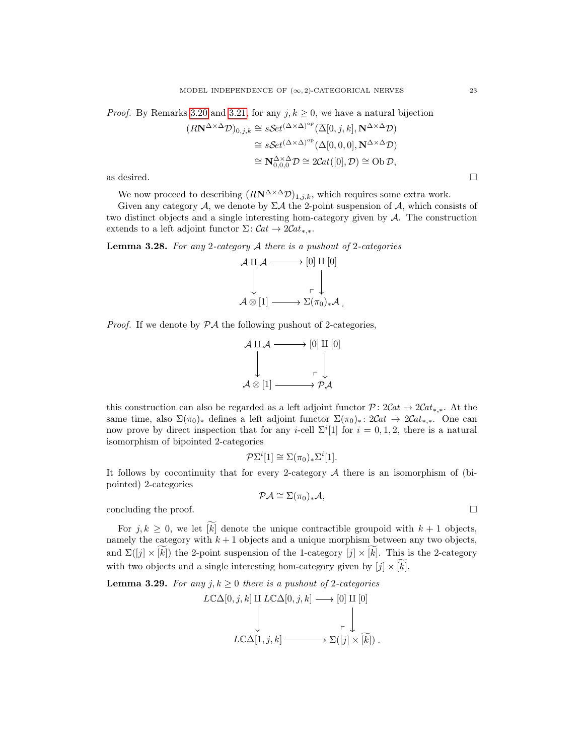*Proof.* By Remarks 3.20 and 3.21, for any $j,k\geq 0$, we have a natural bijection

$$\begin{aligned}(R\mathbf{N}^{\Delta\times\Delta}\mathcal{D})_{0,j,k} &\cong s\mathcal{S}et^{(\Delta\times\Delta)^{\mathrm{op}}}(\overline{\Delta}[0,j,k],\mathbf{N}^{\Delta\times\Delta}\mathcal{D})\\ &\cong s\mathcal{S}et^{(\Delta\times\Delta)^{\mathrm{op}}}(\Delta[0,0,0],\mathbf{N}^{\Delta\times\Delta}\mathcal{D})\\ &\cong \mathbf{N}^{\Delta\times\Delta}_{0,0,0}\mathcal{D}\cong 2\mathcal{C}at([0],\mathcal{D})\cong \operatorname{Ob}\mathcal{D},\end{aligned}$$

as desired. $\square$

We now proceed to describing $(R\mathbf{N}^{\Delta\times\Delta}\mathcal{D})_{1,j,k}$, which requires some extra work.

Given any category $\mathcal{A}$, we denote by $\Sigma\mathcal{A}$ the 2-point suspension of $\mathcal{A}$, which consists of two distinct objects and a single interesting hom-category given by $\mathcal{A}$. The construction extends to a left adjoint functor $\Sigma\colon \mathcal{C}at\to 2\mathcal{C}at_{*,*}$.

**Lemma 3.28.** *For any 2-category $\mathcal{A}$ there is a pushout of 2-categories*

$$\begin{array}{ccc}\mathcal{A}\amalg\mathcal{A} & \longrightarrow & [0]\amalg[0]\\ \big\downarrow & & \big\downarrow\\ \mathcal{A}\otimes[1] & \longrightarrow & \Sigma(\pi_0)_*\mathcal{A}\end{array}.$$

*Proof.* If we denote by $\mathcal{P}\mathcal{A}$ the following pushout of 2-categories,

$$\begin{array}{ccc}\mathcal{A}\amalg\mathcal{A} & \longrightarrow & [0]\amalg[0]\\ \big\downarrow & & \big\downarrow\\ \mathcal{A}\otimes[1] & \longrightarrow & \mathcal{P}\mathcal{A}\end{array}$$

this construction can also be regarded as a left adjoint functor $\mathcal{P}\colon 2\mathcal{C}at\to 2\mathcal{C}at_{*,*}$. At the same time, also $\Sigma(\pi_0)_*$ defines a left adjoint functor $\Sigma(\pi_0)_*\colon 2\mathcal{C}at\to 2\mathcal{C}at_{*,*}$. One can now prove by direct inspection that for any $i$-cell $\Sigma^i[1]$ for $i=0,1,2$, there is a natural isomorphism of bipointed 2-categories

$$\mathcal{P}\Sigma^i[1]\cong\Sigma(\pi_0)_*\Sigma^i[1].$$

It follows by cocontinuity that for every 2-category $\mathcal{A}$ there is an isomorphism of (bipointed) 2-categories

$$\mathcal{P}\mathcal{A}\cong\Sigma(\pi_0)_*\mathcal{A},$$

concluding the proof. $\square$

For $j,k\geq 0$, we let $\widetilde{[k]}$ denote the unique contractible groupoid with $k+1$ objects, namely the category with $k+1$ objects and a unique morphism between any two objects, and $\Sigma([j]\times\widetilde{[k]})$ the 2-point suspension of the 1-category $[j]\times\widetilde{[k]}$. This is the 2-category with two objects and a single interesting hom-category given by $[j]\times\widetilde{[k]}$.

**Lemma 3.29.** *For any $j,k\geq 0$ there is a pushout of 2-categories*

$$\begin{array}{ccc}L\mathbb{C}\Delta[0,j,k]\amalg L\mathbb{C}\Delta[0,j,k] & \longrightarrow & [0]\amalg[0]\\ \big\downarrow & & \big\downarrow\\ L\mathbb{C}\Delta[1,j,k] & \longrightarrow & \Sigma([j]\times\widetilde{[k]})\end{array}.$$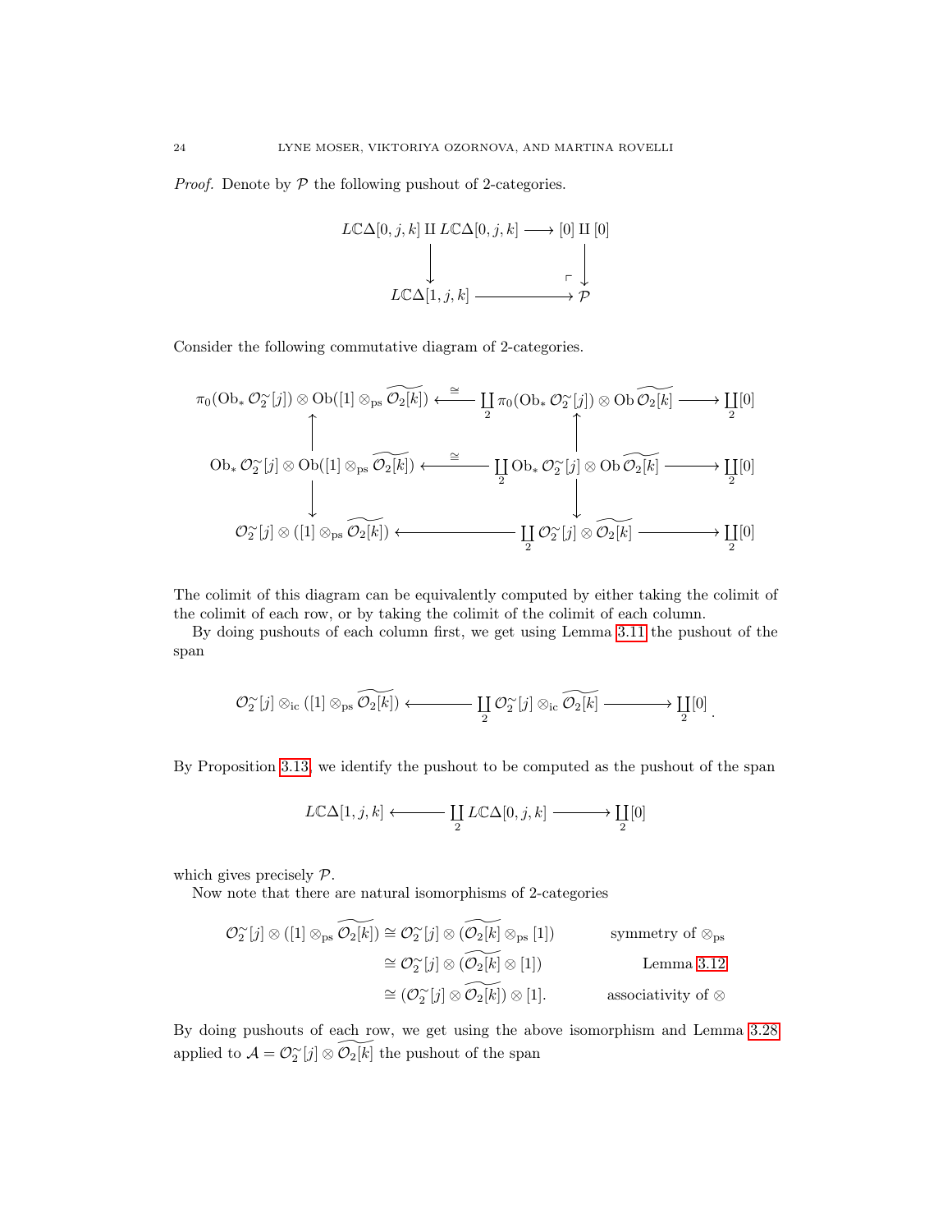*Proof.* Denote by $\mathcal{P}$ the following pushout of 2-categories.

$$\begin{array}{ccc}
L\mathbb{C}\Delta[0,j,k] \amalg L\mathbb{C}\Delta[0,j,k] & \longrightarrow & [0] \amalg [0] \\
\downarrow & & \downarrow \\
L\mathbb{C}\Delta[1,j,k] & \longrightarrow & \mathcal{P}
\end{array}$$

Consider the following commutative diagram of 2-categories.

$$\begin{array}{ccccc}
\pi_0(\mathrm{Ob}_* \mathcal{O}_2^\sim[j]) \otimes \mathrm{Ob}([1] \otimes_{\mathrm{ps}} \widetilde{\mathcal{O}_2[k]}) & \xleftarrow{\cong} & \coprod_2 \pi_0(\mathrm{Ob}_* \mathcal{O}_2^\sim[j]) \otimes \mathrm{Ob}\, \widetilde{\mathcal{O}_2[k]} & \longrightarrow & \coprod_2 [0] \\
\uparrow & & \uparrow & & \\
\mathrm{Ob}_* \mathcal{O}_2^\sim[j] \otimes \mathrm{Ob}([1] \otimes_{\mathrm{ps}} \widetilde{\mathcal{O}_2[k]}) & \xleftarrow{\cong} & \coprod_2 \mathrm{Ob}_* \mathcal{O}_2^\sim[j] \otimes \mathrm{Ob}\, \widetilde{\mathcal{O}_2[k]} & \longrightarrow & \coprod_2 [0] \\
\downarrow & & \downarrow & & \\
\mathcal{O}_2^\sim[j] \otimes ([1] \otimes_{\mathrm{ps}} \widetilde{\mathcal{O}_2[k]}) & \longleftarrow & \coprod_2 \mathcal{O}_2^\sim[j] \otimes \widetilde{\mathcal{O}_2[k]} & \longrightarrow & \coprod_2 [0]
\end{array}$$

The colimit of this diagram can be equivalently computed by either taking the colimit of the colimit of each row, or by taking the colimit of the colimit of each column.

By doing pushouts of each column first, we get using Lemma 3.11 the pushout of the span

$$\mathcal{O}_2^\sim[j] \otimes_{\mathrm{ic}} ([1] \otimes_{\mathrm{ps}} \widetilde{\mathcal{O}_2[k]}) \longleftarrow \coprod_2 \mathcal{O}_2^\sim[j] \otimes_{\mathrm{ic}} \widetilde{\mathcal{O}_2[k]} \longrightarrow \coprod_2 [0].$$

By Proposition 3.13, we identify the pushout to be computed as the pushout of the span

$$L\mathbb{C}\Delta[1,j,k] \longleftarrow \coprod_2 L\mathbb{C}\Delta[0,j,k] \longrightarrow \coprod_2 [0]$$

which gives precisely $\mathcal{P}$.

Now note that there are natural isomorphisms of 2-categories

$$\begin{aligned}
\mathcal{O}_2^\sim[j] \otimes ([1] \otimes_{\mathrm{ps}} \widetilde{\mathcal{O}_2[k]}) &\cong \mathcal{O}_2^\sim[j] \otimes (\widetilde{\mathcal{O}_2[k]} \otimes_{\mathrm{ps}} [1]) && \text{symmetry of } \otimes_{\mathrm{ps}} \\
&\cong \mathcal{O}_2^\sim[j] \otimes (\widetilde{\mathcal{O}_2[k]} \otimes [1]) && \text{Lemma 3.12} \\
&\cong (\mathcal{O}_2^\sim[j] \otimes \widetilde{\mathcal{O}_2[k]}) \otimes [1]. && \text{associativity of } \otimes
\end{aligned}$$

By doing pushouts of each row, we get using the above isomorphism and Lemma 3.28 applied to $\mathcal{A} = \mathcal{O}_2^\sim[j] \otimes \widetilde{\mathcal{O}_2[k]}$ the pushout of the span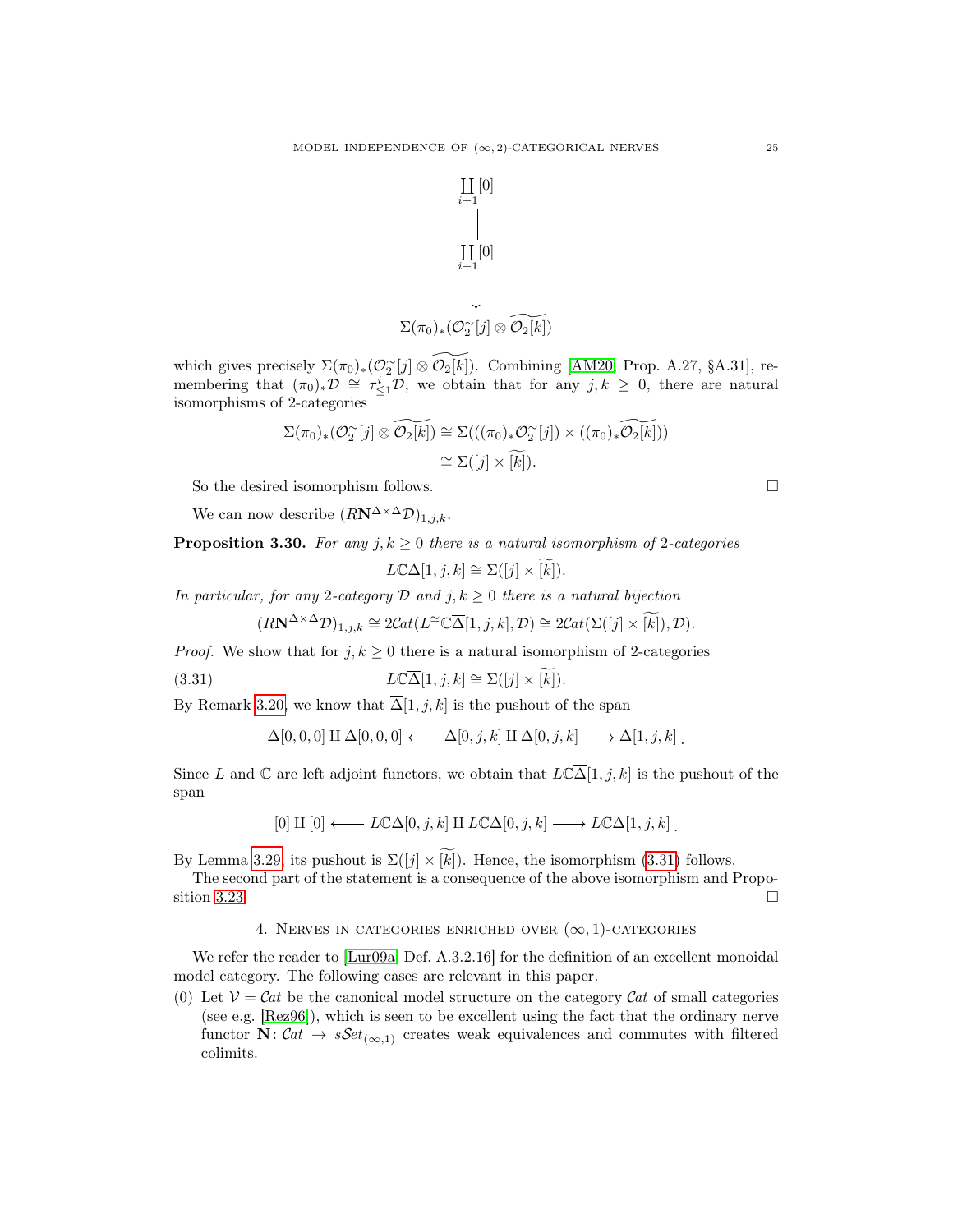$$\begin{array}{c} \coprod_{i+1} [0] \\ \Big| \\ \coprod_{i+1} [0] \\ \Big\downarrow \\ \Sigma(\pi_0)_*(\mathcal{O}_2^{\sim}[j] \otimes \widetilde{\mathcal{O}_2[k]}) \end{array}$$

which gives precisely $\Sigma(\pi_0)_*(\mathcal{O}_2^{\sim}[j] \otimes \widetilde{\mathcal{O}_2[k]})$. Combining [AM20, Prop. A.27, §A.31], remembering that $(\pi_0)_*\mathcal{D} \cong \tau^i_{\leq 1}\mathcal{D}$, we obtain that for any $j, k \geq 0$, there are natural isomorphisms of 2-categories

$$\begin{aligned} \Sigma(\pi_0)_*(\mathcal{O}_2^{\sim}[j] \otimes \widetilde{\mathcal{O}_2[k]}) &\cong \Sigma(((\pi_0)_*\mathcal{O}_2^{\sim}[j]) \times ((\pi_0)_*\widetilde{\mathcal{O}_2[k]})) \\ &\cong \Sigma([j] \times \widetilde{[k]}). \end{aligned}$$

So the desired isomorphism follows. $\square$

We can now describe $(R\mathbf{N}^{\Delta\times\Delta}\mathcal{D})_{1,j,k}$.

**Proposition 3.30.** *For any $j, k \geq 0$ there is a natural isomorphism of 2-categories*

$$L\mathbb{C}\overline{\Delta}[1, j, k] \cong \Sigma([j] \times \widetilde{[k]}).$$

*In particular, for any 2-category $\mathcal{D}$ and $j, k \geq 0$ there is a natural bijection*

$$(R\mathbf{N}^{\Delta\times\Delta}\mathcal{D})_{1,j,k} \cong 2\mathcal{C}at(L^{\simeq}\mathbb{C}\overline{\Delta}[1, j, k], \mathcal{D}) \cong 2\mathcal{C}at(\Sigma([j] \times \widetilde{[k]}), \mathcal{D}).$$

*Proof.* We show that for $j, k \geq 0$ there is a natural isomorphism of 2-categories

$$L\mathbb{C}\overline{\Delta}[1, j, k] \cong \Sigma([j] \times \widetilde{[k]}). \tag{3.31}$$

By Remark 3.20, we know that $\overline{\Delta}[1, j, k]$ is the pushout of the span

$$\Delta[0, 0, 0] \amalg \Delta[0, 0, 0] \longleftarrow \Delta[0, j, k] \amalg \Delta[0, j, k] \longrightarrow \Delta[1, j, k]\,.$$

Since $L$ and $\mathbb{C}$ are left adjoint functors, we obtain that $L\mathbb{C}\overline{\Delta}[1, j, k]$ is the pushout of the span

$$[0] \amalg [0] \longleftarrow L\mathbb{C}\Delta[0, j, k] \amalg L\mathbb{C}\Delta[0, j, k] \longrightarrow L\mathbb{C}\Delta[1, j, k]\,.$$

By Lemma 3.29, its pushout is $\Sigma([j] \times \widetilde{[k]})$. Hence, the isomorphism (3.31) follows.

The second part of the statement is a consequence of the above isomorphism and Proposition 3.23. $\square$

## 4. Nerves in categories enriched over $(\infty, 1)$-categories

We refer the reader to [Lur09a, Def. A.3.2.16] for the definition of an excellent monoidal model category. The following cases are relevant in this paper.

(0) Let $\mathcal{V} = \mathcal{C}at$ be the canonical model structure on the category $\mathcal{C}at$ of small categories (see e.g. [Rez96]), which is seen to be excellent using the fact that the ordinary nerve functor $\mathbf{N}\colon \mathcal{C}at \to s\mathcal{S}et_{(\infty,1)}$ creates weak equivalences and commutes with filtered colimits.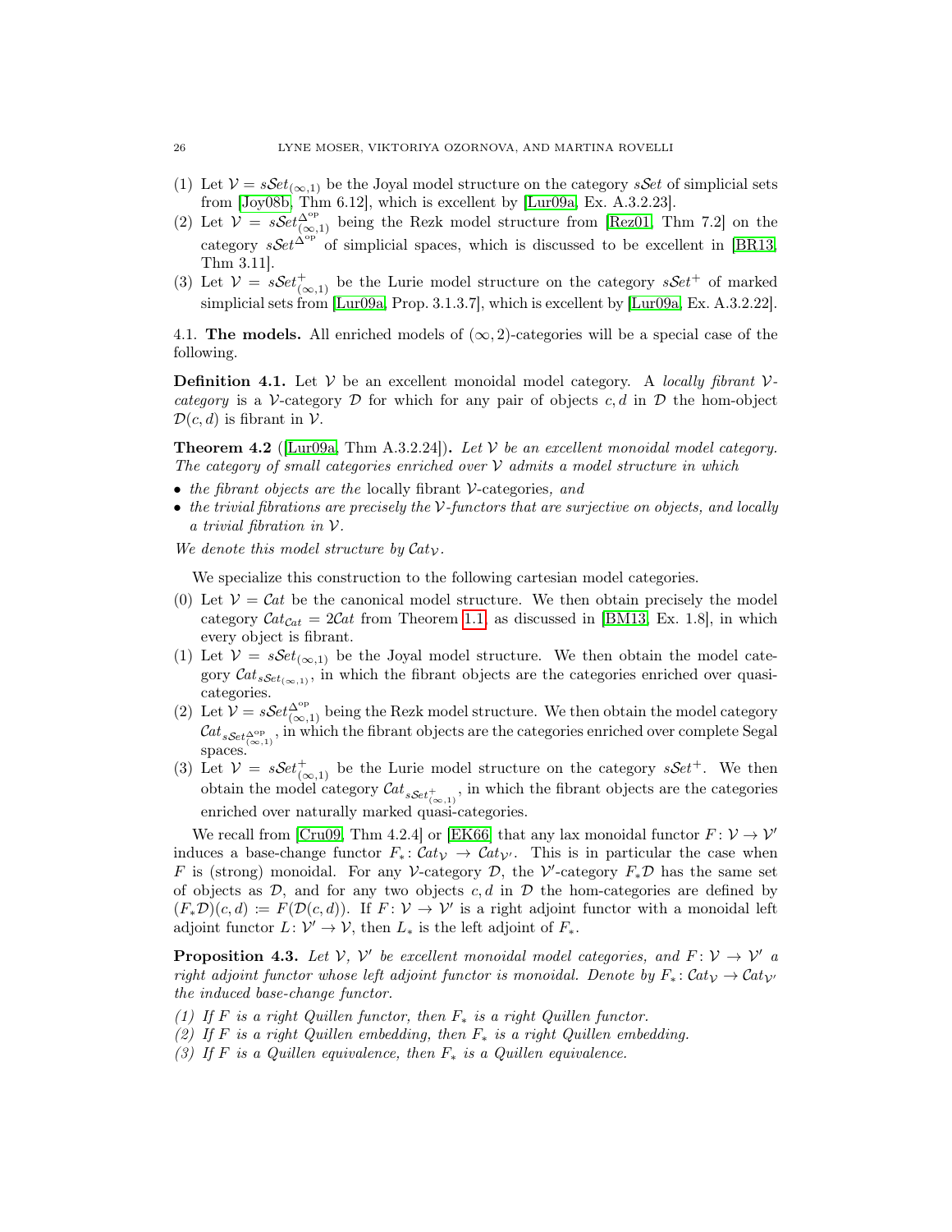(1) Let $\mathcal{V} = s\mathcal{S}et_{(\infty,1)}$ be the Joyal model structure on the category $s\mathcal{S}et$ of simplicial sets from [Joy08b, Thm 6.12], which is excellent by [Lur09a, Ex. A.3.2.23].
(2) Let $\mathcal{V} = s\mathcal{S}et^{\Delta^{\mathrm{op}}}_{(\infty,1)}$ being the Rezk model structure from [Rez01, Thm 7.2] on the category $s\mathcal{S}et^{\Delta^{\mathrm{op}}}$ of simplicial spaces, which is discussed to be excellent in [BR13, Thm 3.11].
(3) Let $\mathcal{V} = s\mathcal{S}et^{+}_{(\infty,1)}$ be the Lurie model structure on the category $s\mathcal{S}et^{+}$ of marked simplicial sets from [Lur09a, Prop. 3.1.3.7], which is excellent by [Lur09a, Ex. A.3.2.22].

4.1. **The models.** All enriched models of $(\infty, 2)$-categories will be a special case of the following.

**Definition 4.1.** Let $\mathcal{V}$ be an excellent monoidal model category. A *locally fibrant $\mathcal{V}$-category* is a $\mathcal{V}$-category $\mathcal{D}$ for which for any pair of objects $c, d$ in $\mathcal{D}$ the hom-object $\mathcal{D}(c, d)$ is fibrant in $\mathcal{V}$.

**Theorem 4.2** ([Lur09a, Thm A.3.2.24])**.** *Let $\mathcal{V}$ be an excellent monoidal model category. The category of small categories enriched over $\mathcal{V}$ admits a model structure in which*

- *the fibrant objects are the* locally fibrant $\mathcal{V}$-categories*, and*
- *the trivial fibrations are precisely the $\mathcal{V}$-functors that are surjective on objects, and locally a trivial fibration in $\mathcal{V}$.*

*We denote this model structure by $\mathcal{C}at_{\mathcal{V}}$.*

We specialize this construction to the following cartesian model categories.

(0) Let $\mathcal{V} = \mathcal{C}at$ be the canonical model structure. We then obtain precisely the model category $\mathcal{C}at_{\mathcal{C}at} = 2\mathcal{C}at$ from Theorem 1.1, as discussed in [BM13, Ex. 1.8], in which every object is fibrant.
(1) Let $\mathcal{V} = s\mathcal{S}et_{(\infty,1)}$ be the Joyal model structure. We then obtain the model category $\mathcal{C}at_{s\mathcal{S}et_{(\infty,1)}}$, in which the fibrant objects are the categories enriched over quasi-categories.
(2) Let $\mathcal{V} = s\mathcal{S}et^{\Delta^{\mathrm{op}}}_{(\infty,1)}$ being the Rezk model structure. We then obtain the model category $\mathcal{C}at_{s\mathcal{S}et^{\Delta^{\mathrm{op}}}_{(\infty,1)}}$, in which the fibrant objects are the categories enriched over complete Segal spaces.
(3) Let $\mathcal{V} = s\mathcal{S}et^{+}_{(\infty,1)}$ be the Lurie model structure on the category $s\mathcal{S}et^{+}$. We then obtain the model category $\mathcal{C}at_{s\mathcal{S}et^{+}_{(\infty,1)}}$, in which the fibrant objects are the categories enriched over naturally marked quasi-categories.

We recall from [Cru09, Thm 4.2.4] or [EK66] that any lax monoidal functor $F\colon \mathcal{V} \to \mathcal{V}'$ induces a base-change functor $F_*\colon \mathcal{C}at_{\mathcal{V}} \to \mathcal{C}at_{\mathcal{V}'}$. This is in particular the case when $F$ is (strong) monoidal. For any $\mathcal{V}$-category $\mathcal{D}$, the $\mathcal{V}'$-category $F_*\mathcal{D}$ has the same set of objects as $\mathcal{D}$, and for any two objects $c, d$ in $\mathcal{D}$ the hom-categories are defined by $(F_*\mathcal{D})(c, d) \coloneqq F(\mathcal{D}(c, d))$. If $F\colon \mathcal{V} \to \mathcal{V}'$ is a right adjoint functor with a monoidal left adjoint functor $L\colon \mathcal{V}' \to \mathcal{V}$, then $L_*$ is the left adjoint of $F_*$.

**Proposition 4.3.** *Let $\mathcal{V}$, $\mathcal{V}'$ be excellent monoidal model categories, and $F\colon \mathcal{V} \to \mathcal{V}'$ a right adjoint functor whose left adjoint functor is monoidal. Denote by $F_*\colon \mathcal{C}at_{\mathcal{V}} \to \mathcal{C}at_{\mathcal{V}'}$ the induced base-change functor.*

*(1) If $F$ is a right Quillen functor, then $F_*$ is a right Quillen functor.*
*(2) If $F$ is a right Quillen embedding, then $F_*$ is a right Quillen embedding.*
*(3) If $F$ is a Quillen equivalence, then $F_*$ is a Quillen equivalence.*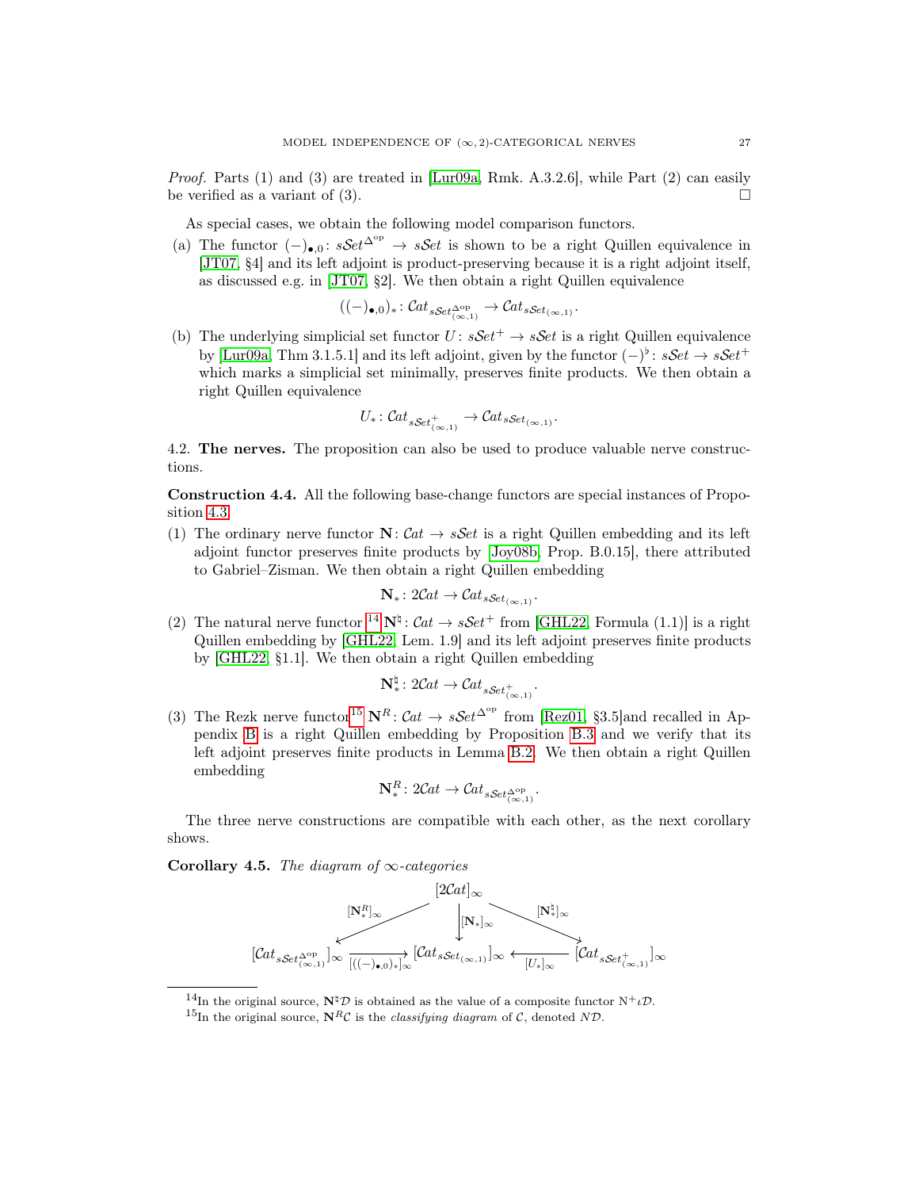*Proof.* Parts (1) and (3) are treated in [Lur09a, Rmk. A.3.2.6], while Part (2) can easily be verified as a variant of (3). $\square$

As special cases, we obtain the following model comparison functors.

(a) The functor $(-)_{\bullet,0}\colon s\mathcal{S}et^{\Delta^{\mathrm{op}}} \to s\mathcal{S}et$ is shown to be a right Quillen equivalence in [JT07, §4] and its left adjoint is product-preserving because it is a right adjoint itself, as discussed e.g. in [JT07, §2]. We then obtain a right Quillen equivalence

$$((-)_{\bullet,0})_*\colon \mathcal{C}at_{s\mathcal{S}et^{\Delta^{\mathrm{op}}}_{(\infty,1)}} \to \mathcal{C}at_{s\mathcal{S}et_{(\infty,1)}}.$$

(b) The underlying simplicial set functor $U\colon s\mathcal{S}et^+ \to s\mathcal{S}et$ is a right Quillen equivalence by [Lur09a, Thm 3.1.5.1] and its left adjoint, given by the functor $(-)^\flat\colon s\mathcal{S}et \to s\mathcal{S}et^+$ which marks a simplicial set minimally, preserves finite products. We then obtain a right Quillen equivalence

$$U_*\colon \mathcal{C}at_{s\mathcal{S}et^+_{(\infty,1)}} \to \mathcal{C}at_{s\mathcal{S}et_{(\infty,1)}}.$$

4.2. **The nerves.** The proposition can also be used to produce valuable nerve constructions.

**Construction 4.4.** All the following base-change functors are special instances of Proposition 4.3.

(1) The ordinary nerve functor $\mathbf{N}\colon \mathcal{C}at \to s\mathcal{S}et$ is a right Quillen embedding and its left adjoint functor preserves finite products by [Joy08b, Prop. B.0.15], there attributed to Gabriel–Zisman. We then obtain a right Quillen embedding

$$\mathbf{N}_*\colon 2\mathcal{C}at \to \mathcal{C}at_{s\mathcal{S}et_{(\infty,1)}}.$$

(2) The natural nerve functor [14] $\mathbf{N}^\natural\colon \mathcal{C}at \to s\mathcal{S}et^+$ from [GHL22, Formula (1.1)] is a right Quillen embedding by [GHL22, Lem. 1.9] and its left adjoint preserves finite products by [GHL22, §1.1]. We then obtain a right Quillen embedding

$$\mathbf{N}^\natural_*\colon 2\mathcal{C}at \to \mathcal{C}at_{s\mathcal{S}et^+_{(\infty,1)}}.$$

(3) The Rezk nerve functor[15] $\mathbf{N}^R\colon \mathcal{C}at \to s\mathcal{S}et^{\Delta^{\mathrm{op}}}$ from [Rez01, §3.5]and recalled in Appendix B is a right Quillen embedding by Proposition B.3 and we verify that its left adjoint preserves finite products in Lemma B.2. We then obtain a right Quillen embedding

$$\mathbf{N}^R_*\colon 2\mathcal{C}at \to \mathcal{C}at_{s\mathcal{S}et^{\Delta^{\mathrm{op}}}_{(\infty,1)}}.$$

The three nerve constructions are compatible with each other, as the next corollary shows.

**Corollary 4.5.** *The diagram of $\infty$-categories*

$$\begin{array}{ccccc}
 & & [2\mathcal{C}at]_\infty & & \\
 & \swarrow^{[\mathbf{N}^R_*]_\infty} & \downarrow^{[\mathbf{N}_*]_\infty} & \searrow^{[\mathbf{N}^\natural_*]_\infty} & \\
[\mathcal{C}at_{s\mathcal{S}et^{\Delta^{\mathrm{op}}}_{(\infty,1)}}]_\infty & \xrightarrow[{[((-)_{\bullet,0})_*]_\infty}]{} & [\mathcal{C}at_{s\mathcal{S}et_{(\infty,1)}}]_\infty & \xleftarrow[{[U_*]_\infty}]{} & [\mathcal{C}at_{s\mathcal{S}et^+_{(\infty,1)}}]_\infty
\end{array}$$

[14] In the original source, $\mathbf{N}^\natural\mathcal{D}$ is obtained as the value of a composite functor $\mathrm{N}^+\iota\mathcal{D}$.

[15] In the original source, $\mathbf{N}^R\mathcal{C}$ is the *classifying diagram* of $\mathcal{C}$, denoted $N\mathcal{D}$.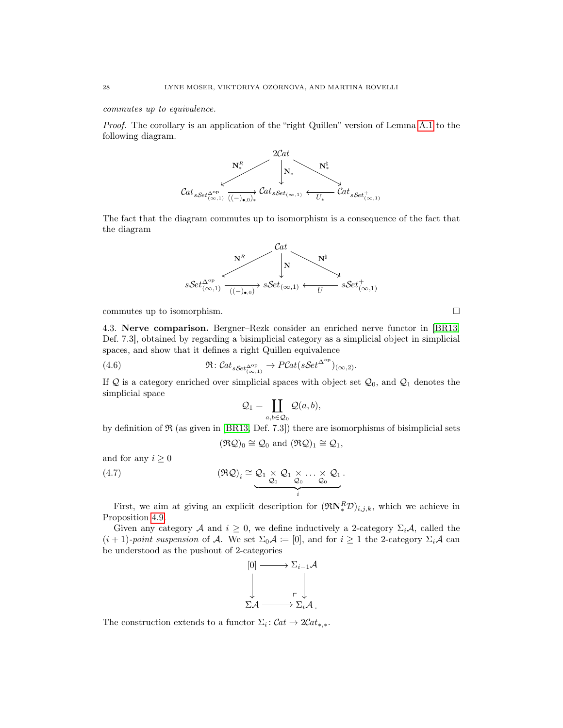*commutes up to equivalence.*

*Proof.* The corollary is an application of the "right Quillen" version of Lemma A.1 to the following diagram.

$$\begin{array}{ccccc} & & 2\mathcal{C}at & & \\ & \swarrow^{\mathbf{N}^R_*} & \downarrow^{\mathbf{N}_*} & \searrow^{\mathbf{N}^\natural_*} & \\ \mathcal{C}at_{s\mathcal{S}et^{\Delta^{\mathrm{op}}}_{(\infty,1)}} & \xrightarrow[((-)_{\bullet,0})_*]{} & \mathcal{C}at_{s\mathcal{S}et_{(\infty,1)}} & \xleftarrow[U_*]{} & \mathcal{C}at_{s\mathcal{S}et^+_{(\infty,1)}} \end{array}$$

The fact that the diagram commutes up to isomorphism is a consequence of the fact that the diagram

$$\begin{array}{ccccc} & & \mathcal{C}at & & \\ & \swarrow^{\mathbf{N}^R} & \downarrow^{\mathbf{N}} & \searrow^{\mathbf{N}^\natural} & \\ s\mathcal{S}et^{\Delta^{\mathrm{op}}}_{(\infty,1)} & \xrightarrow[((-)_{\bullet,0})]{} & s\mathcal{S}et_{(\infty,1)} & \xleftarrow[U]{} & s\mathcal{S}et^+_{(\infty,1)} \end{array}$$

commutes up to isomorphism. □

**4.3. Nerve comparison.** Bergner–Rezk consider an enriched nerve functor in [BR13, Def. 7.3], obtained by regarding a bisimplicial category as a simplicial object in simplicial spaces, and show that it defines a right Quillen equivalence

$$\mathfrak{R}\colon \mathcal{C}at_{s\mathcal{S}et^{\Delta^{\mathrm{op}}}_{(\infty,1)}} \to P\mathcal{C}at(s\mathcal{S}et^{\Delta^{\mathrm{op}}})_{(\infty,2)}. \tag{4.6}$$

If $\mathcal{Q}$ is a category enriched over simplicial spaces with object set $\mathcal{Q}_0$, and $\mathcal{Q}_1$ denotes the simplicial space

$$\mathcal{Q}_1 = \coprod_{a,b\in\mathcal{Q}_0} \mathcal{Q}(a,b),$$

by definition of $\mathfrak{R}$ (as given in [BR13, Def. 7.3]) there are isomorphisms of bisimplicial sets

$$(\mathfrak{R}\mathcal{Q})_0 \cong \mathcal{Q}_0 \text{ and } (\mathfrak{R}\mathcal{Q})_1 \cong \mathcal{Q}_1,$$

and for any $i \geq 0$

$$(\mathfrak{R}\mathcal{Q})_i \cong \underbrace{\mathcal{Q}_1 \underset{\mathcal{Q}_0}{\times} \mathcal{Q}_1 \underset{\mathcal{Q}_0}{\times} \ldots \underset{\mathcal{Q}_0}{\times} \mathcal{Q}_1}_{i}. \tag{4.7}$$

First, we aim at giving an explicit description for $(\mathfrak{R}\mathbf{N}^R_*\mathcal{D})_{i,j,k}$, which we achieve in Proposition 4.9.

Given any category $\mathcal{A}$ and $i \geq 0$, we define inductively a 2-category $\Sigma_i\mathcal{A}$, called the $(i+1)$*-point suspension* of $\mathcal{A}$. We set $\Sigma_0\mathcal{A} \coloneqq [0]$, and for $i \geq 1$ the 2-category $\Sigma_i\mathcal{A}$ can be understood as the pushout of 2-categories

$$\begin{array}{ccc} [0] & \longrightarrow & \Sigma_{i-1}\mathcal{A} \\ \downarrow & & \downarrow \\ \Sigma\mathcal{A} & \longrightarrow & \Sigma_i\mathcal{A}\,. \end{array}$$

The construction extends to a functor $\Sigma_i\colon \mathcal{C}at \to 2\mathcal{C}at_{*,*}$.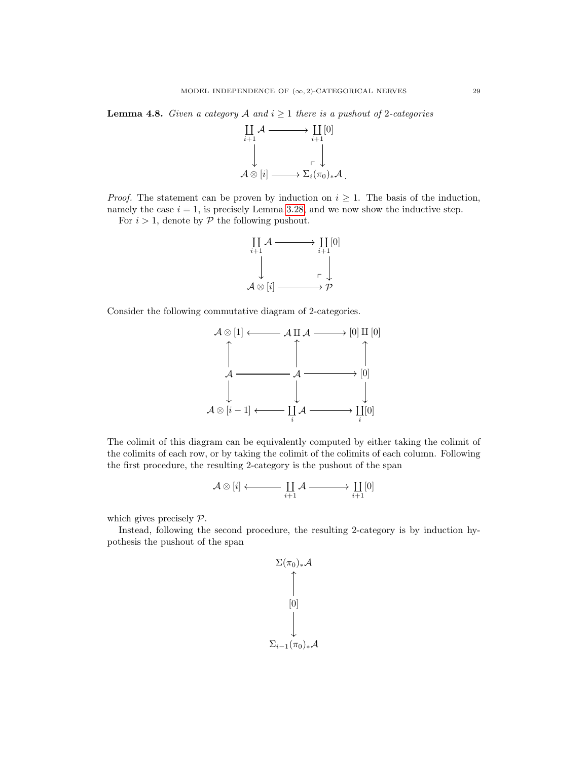**Lemma 4.8.** *Given a category $\mathcal{A}$ and $i \geq 1$ there is a pushout of 2-categories*

$$\begin{array}{ccc}
\coprod_{i+1} \mathcal{A} & \longrightarrow & \coprod_{i+1} [0] \\
\big\downarrow & & \big\downarrow \\
\mathcal{A} \otimes [i] & \longrightarrow & \Sigma_i (\pi_0)_* \mathcal{A}\,.
\end{array}$$

*Proof.* The statement can be proven by induction on $i \geq 1$. The basis of the induction, namely the case $i = 1$, is precisely Lemma 3.28, and we now show the inductive step.

For $i > 1$, denote by $\mathcal{P}$ the following pushout.

$$\begin{array}{ccc}
\coprod_{i+1} \mathcal{A} & \longrightarrow & \coprod_{i+1} [0] \\
\big\downarrow & & \big\downarrow \\
\mathcal{A} \otimes [i] & \longrightarrow & \mathcal{P}
\end{array}$$

Consider the following commutative diagram of 2-categories.

$$\begin{array}{ccccc}
\mathcal{A} \otimes [1] & \longleftarrow & \mathcal{A} \amalg \mathcal{A} & \longrightarrow & [0] \amalg [0] \\
\big\uparrow & & \big\uparrow & & \big\uparrow \\
\mathcal{A} & = & \mathcal{A} & \longrightarrow & [0] \\
\big\downarrow & & \big\downarrow & & \big\downarrow \\
\mathcal{A} \otimes [i-1] & \longleftarrow & \coprod_{i} \mathcal{A} & \longrightarrow & \coprod_{i} [0]
\end{array}$$

The colimit of this diagram can be equivalently computed by either taking the colimit of the colimits of each row, or by taking the colimit of the colimits of each column. Following the first procedure, the resulting 2-category is the pushout of the span

$$\mathcal{A} \otimes [i] \longleftarrow \coprod_{i+1} \mathcal{A} \longrightarrow \coprod_{i+1} [0]$$

which gives precisely $\mathcal{P}$.

Instead, following the second procedure, the resulting 2-category is by induction hypothesis the pushout of the span

$$\begin{array}{c}
\Sigma (\pi_0)_* \mathcal{A} \\
\big\uparrow \\
[0] \\
\big\downarrow \\
\Sigma_{i-1} (\pi_0)_* \mathcal{A}
\end{array}$$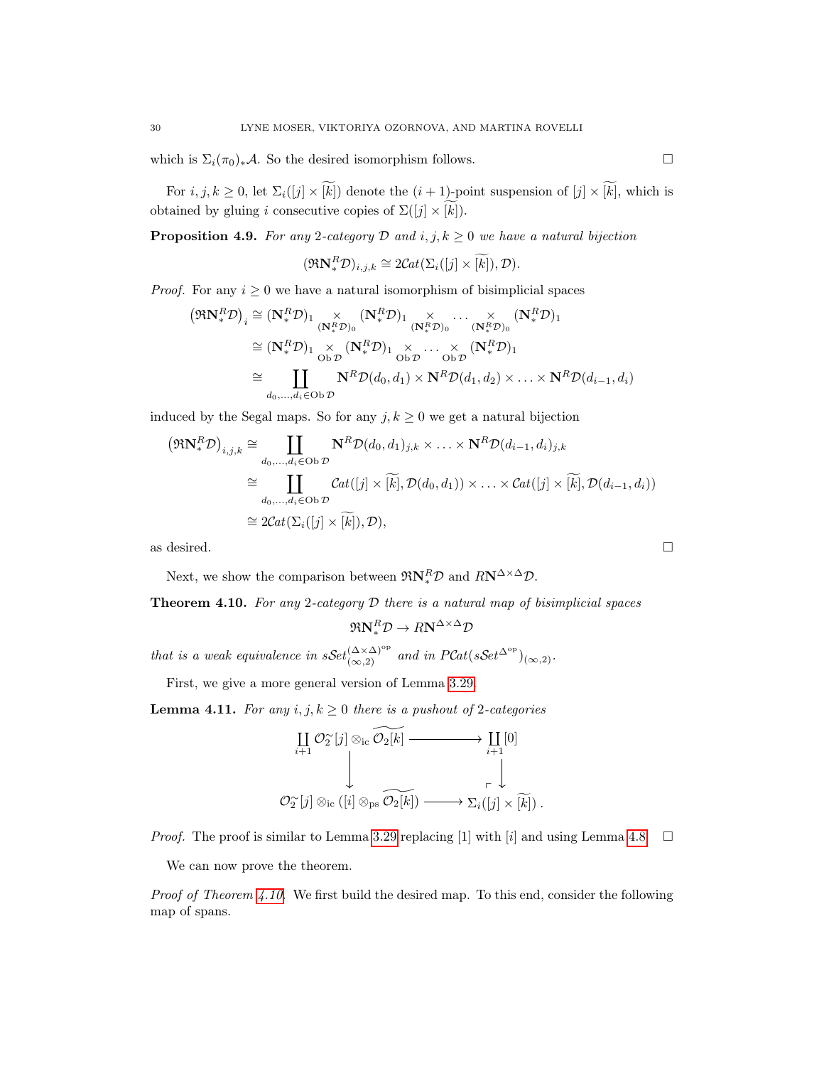which is $\Sigma_i(\pi_0)_*\mathcal{A}$. So the desired isomorphism follows. $\square$

For $i,j,k\geq 0$, let $\Sigma_i([j]\times\widetilde{[k]})$ denote the $(i+1)$-point suspension of $[j]\times\widetilde{[k]}$, which is obtained by gluing $i$ consecutive copies of $\Sigma([j]\times\widetilde{[k]})$.

**Proposition 4.9.** *For any 2-category $\mathcal{D}$ and $i,j,k\geq 0$ we have a natural bijection*

$$(\mathfrak{R}\mathbf{N}^R_*\mathcal{D})_{i,j,k}\cong 2\mathcal{C}at(\Sigma_i([j]\times\widetilde{[k]}),\mathcal{D}).$$

*Proof.* For any $i\geq 0$ we have a natural isomorphism of bisimplicial spaces

$$\begin{aligned}
(\mathfrak{R}\mathbf{N}^R_*\mathcal{D})_i &\cong (\mathbf{N}^R_*\mathcal{D})_1 \underset{(\mathbf{N}^R_*\mathcal{D})_0}{\times} (\mathbf{N}^R_*\mathcal{D})_1 \underset{(\mathbf{N}^R_*\mathcal{D})_0}{\times} \cdots \underset{(\mathbf{N}^R_*\mathcal{D})_0}{\times} (\mathbf{N}^R_*\mathcal{D})_1\\
&\cong (\mathbf{N}^R_*\mathcal{D})_1 \underset{\operatorname{Ob}\mathcal{D}}{\times} (\mathbf{N}^R_*\mathcal{D})_1 \underset{\operatorname{Ob}\mathcal{D}}{\times} \cdots \underset{\operatorname{Ob}\mathcal{D}}{\times} (\mathbf{N}^R_*\mathcal{D})_1\\
&\cong \coprod_{d_0,\ldots,d_i\in\operatorname{Ob}\mathcal{D}} \mathbf{N}^R\mathcal{D}(d_0,d_1)\times\mathbf{N}^R\mathcal{D}(d_1,d_2)\times\ldots\times\mathbf{N}^R\mathcal{D}(d_{i-1},d_i)
\end{aligned}$$

induced by the Segal maps. So for any $j,k\geq 0$ we get a natural bijection

$$\begin{aligned}
(\mathfrak{R}\mathbf{N}^R_*\mathcal{D})_{i,j,k} &\cong \coprod_{d_0,\ldots,d_i\in\operatorname{Ob}\mathcal{D}} \mathbf{N}^R\mathcal{D}(d_0,d_1)_{j,k}\times\ldots\times\mathbf{N}^R\mathcal{D}(d_{i-1},d_i)_{j,k}\\
&\cong \coprod_{d_0,\ldots,d_i\in\operatorname{Ob}\mathcal{D}} \mathcal{C}at([j]\times\widetilde{[k]},\mathcal{D}(d_0,d_1))\times\ldots\times\mathcal{C}at([j]\times\widetilde{[k]},\mathcal{D}(d_{i-1},d_i))\\
&\cong 2\mathcal{C}at(\Sigma_i([j]\times\widetilde{[k]}),\mathcal{D}),
\end{aligned}$$

as desired. $\square$

Next, we show the comparison between $\mathfrak{R}\mathbf{N}^R_*\mathcal{D}$ and $R\mathbf{N}^{\Delta\times\Delta}\mathcal{D}$.

**Theorem 4.10.** *For any 2-category $\mathcal{D}$ there is a natural map of bisimplicial spaces*

$$\mathfrak{R}\mathbf{N}^R_*\mathcal{D}\to R\mathbf{N}^{\Delta\times\Delta}\mathcal{D}$$

*that is a weak equivalence in $s\mathcal{S}et^{(\Delta\times\Delta)^{\mathrm{op}}}_{(\infty,2)}$ and in $P\mathcal{C}at(s\mathcal{S}et^{\Delta^{\mathrm{op}}})_{(\infty,2)}$.*

First, we give a more general version of Lemma 3.29.

**Lemma 4.11.** *For any $i,j,k\geq 0$ there is a pushout of 2-categories*

$$\begin{array}{ccc}
\coprod_{i+1}\mathcal{O}_2^{\sim}[j]\otimes_{\mathrm{ic}}\widetilde{\mathcal{O}_2[k]} & \longrightarrow & \coprod_{i+1}[0]\\
\big\downarrow & & \big\downarrow\\
\mathcal{O}_2^{\sim}[j]\otimes_{\mathrm{ic}}([i]\otimes_{\mathrm{ps}}\widetilde{\mathcal{O}_2[k]}) & \longrightarrow & \Sigma_i([j]\times\widetilde{[k]})\,.
\end{array}$$

*Proof.* The proof is similar to Lemma 3.29 replacing $[1]$ with $[i]$ and using Lemma 4.8. $\square$

We can now prove the theorem.

*Proof of Theorem 4.10.* We first build the desired map. To this end, consider the following map of spans.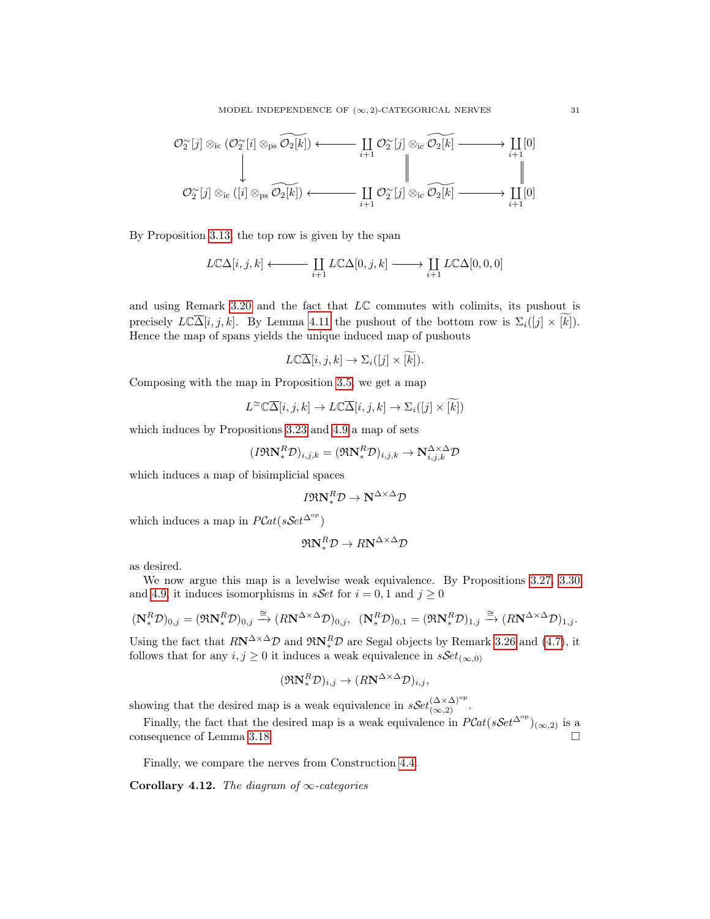$$
\begin{array}{ccccc}
\mathcal{O}_2^{\simeq}[j] \otimes_{\mathrm{ic}} (\mathcal{O}_2^{\simeq}[i] \otimes_{\mathrm{ps}} \widetilde{\mathcal{O}_2[k]}) & \longleftarrow & \coprod_{i+1} \mathcal{O}_2^{\simeq}[j] \otimes_{\mathrm{ic}} \widetilde{\mathcal{O}_2[k]} & \longrightarrow & \coprod_{i+1} [0] \\
\downarrow & & \| & & \| \\
\mathcal{O}_2^{\simeq}[j] \otimes_{\mathrm{ic}} ([i] \otimes_{\mathrm{ps}} \widetilde{\mathcal{O}_2[k]}) & \longleftarrow & \coprod_{i+1} \mathcal{O}_2^{\simeq}[j] \otimes_{\mathrm{ic}} \widetilde{\mathcal{O}_2[k]} & \longrightarrow & \coprod_{i+1} [0]
\end{array}
$$

By Proposition 3.13, the top row is given by the span

$$
L\mathbb{C}\Delta[i,j,k] \longleftarrow \coprod_{i+1} L\mathbb{C}\Delta[0,j,k] \longrightarrow \coprod_{i+1} L\mathbb{C}\Delta[0,0,0]
$$

and using Remark 3.20 and the fact that $L\mathbb{C}$ commutes with colimits, its pushout is precisely $L\mathbb{C}\overline{\Delta}[i,j,k]$. By Lemma 4.11 the pushout of the bottom row is $\Sigma_i([j] \times \widetilde{[k]})$. Hence the map of spans yields the unique induced map of pushouts

$$
L\mathbb{C}\overline{\Delta}[i,j,k] \to \Sigma_i([j] \times \widetilde{[k]}).
$$

Composing with the map in Proposition 3.5, we get a map

$$
L^{\simeq}\mathbb{C}\overline{\Delta}[i,j,k] \to L\mathbb{C}\overline{\Delta}[i,j,k] \to \Sigma_i([j] \times \widetilde{[k]})
$$

which induces by Propositions 3.23 and 4.9 a map of sets

$$
(I\mathfrak{R}\mathbf{N}^R_*\mathcal{D})_{i,j,k} = (\mathfrak{R}\mathbf{N}^R_*\mathcal{D})_{i,j,k} \to \mathbf{N}^{\Delta\times\Delta}_{i,j,k}\mathcal{D}
$$

which induces a map of bisimplicial spaces

$$
I\mathfrak{R}\mathbf{N}^R_*\mathcal{D} \to \mathbf{N}^{\Delta\times\Delta}\mathcal{D}
$$

which induces a map in $P\mathcal{C}at(s\mathcal{S}et^{\Delta^{\mathrm{op}}})$

$$
\mathfrak{R}\mathbf{N}^R_*\mathcal{D} \to R\mathbf{N}^{\Delta\times\Delta}\mathcal{D}
$$

as desired.

We now argue this map is a levelwise weak equivalence. By Propositions 3.27, 3.30 and 4.9, it induces isomorphisms in $s\mathcal{S}et$ for $i=0,1$ and $j \geq 0$

$$
(\mathbf{N}^R_*\mathcal{D})_{0,j} = (\mathfrak{R}\mathbf{N}^R_*\mathcal{D})_{0,j} \xrightarrow{\cong} (R\mathbf{N}^{\Delta\times\Delta}\mathcal{D})_{0,j}, \quad (\mathbf{N}^R_*\mathcal{D})_{0,1} = (\mathfrak{R}\mathbf{N}^R_*\mathcal{D})_{1,j} \xrightarrow{\cong} (R\mathbf{N}^{\Delta\times\Delta}\mathcal{D})_{1,j}.
$$

Using the fact that $R\mathbf{N}^{\Delta\times\Delta}\mathcal{D}$ and $\mathfrak{R}\mathbf{N}^R_*\mathcal{D}$ are Segal objects by Remark 3.26 and (4.7), it follows that for any $i,j \geq 0$ it induces a weak equivalence in $s\mathcal{S}et_{(\infty,0)}$

$$
(\mathfrak{R}\mathbf{N}^R_*\mathcal{D})_{i,j} \to (R\mathbf{N}^{\Delta\times\Delta}\mathcal{D})_{i,j},
$$

showing that the desired map is a weak equivalence in $s\mathcal{S}et^{(\Delta\times\Delta)^{\mathrm{op}}}_{(\infty,2)}$.

Finally, the fact that the desired map is a weak equivalence in $P\mathcal{C}at(s\mathcal{S}et^{\Delta^{\mathrm{op}}})_{(\infty,2)}$ is a consequence of Lemma 3.18. □

Finally, we compare the nerves from Construction 4.4.

**Corollary 4.12.** *The diagram of $\infty$-categories*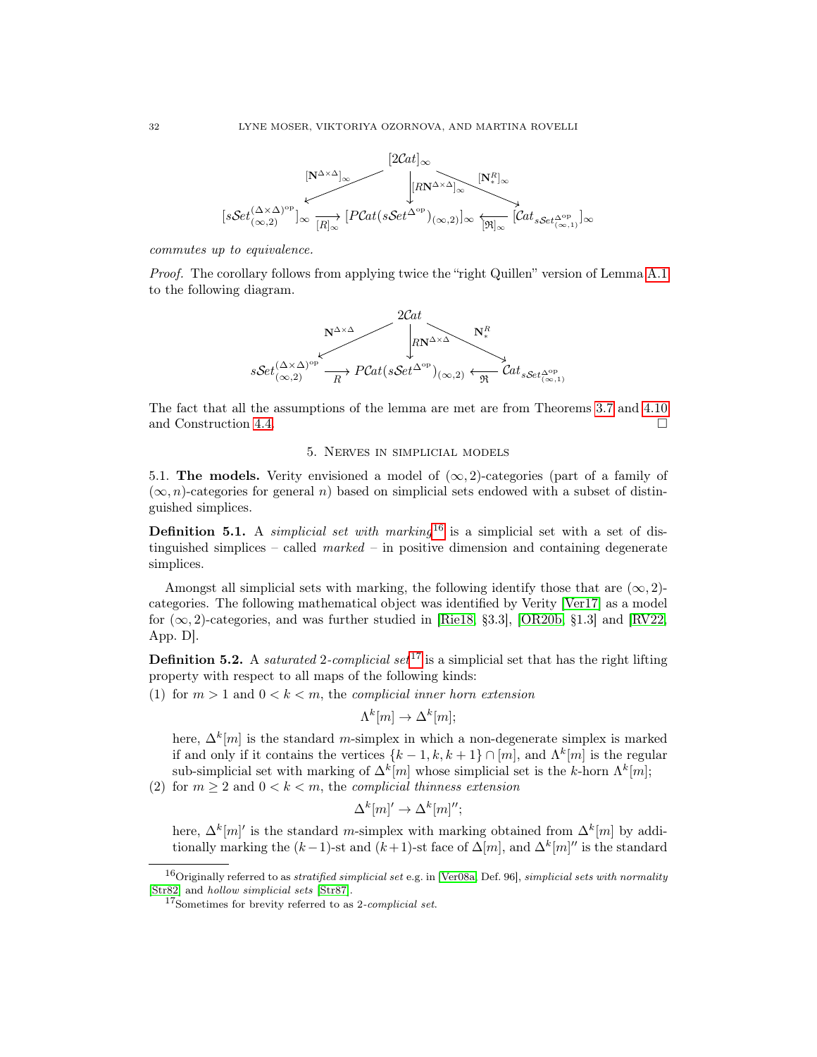$$
\begin{array}{ccccc}
 & & [2\mathcal{C}at]_\infty & & \\
 & \swarrow^{[\mathbf{N}^{\Delta\times\Delta}]_\infty} & \downarrow^{[R\mathbf{N}^{\Delta\times\Delta}]_\infty} & \searrow^{[\mathbf{N}^R_*]_\infty} & \\
[s\mathcal{S}et^{(\Delta\times\Delta)^{\mathrm{op}}}_{(\infty,2)}]_\infty & \xrightarrow[{[R]_\infty}]{} & [P\mathcal{C}at(s\mathcal{S}et^{\Delta^{\mathrm{op}}})_{(\infty,2)}]_\infty & \xleftarrow[{[\mathfrak{R}]_\infty}]{} & [\mathcal{C}at_{s\mathcal{S}et^{\Delta^{\mathrm{op}}}_{(\infty,1)}}]_\infty
\end{array}
$$

*commutes up to equivalence.*

*Proof.* The corollary follows from applying twice the "right Quillen" version of Lemma A.1 to the following diagram.

$$
\begin{array}{ccccc}
 & & 2\mathcal{C}at & & \\
 & \swarrow^{\mathbf{N}^{\Delta\times\Delta}} & \downarrow^{R\mathbf{N}^{\Delta\times\Delta}} & \searrow^{\mathbf{N}^R_*} & \\
s\mathcal{S}et^{(\Delta\times\Delta)^{\mathrm{op}}}_{(\infty,2)} & \xrightarrow[R]{} & P\mathcal{C}at(s\mathcal{S}et^{\Delta^{\mathrm{op}}})_{(\infty,2)} & \xleftarrow[\mathfrak{R}]{} & \mathcal{C}at_{s\mathcal{S}et^{\Delta^{\mathrm{op}}}_{(\infty,1)}}
\end{array}
$$

The fact that all the assumptions of the lemma are met are from Theorems 3.7 and 4.10 and Construction 4.4. □

## 5. Nerves in simplicial models

5.1. **The models.** Verity envisioned a model of $(\infty,2)$-categories (part of a family of $(\infty,n)$-categories for general $n$) based on simplicial sets endowed with a subset of distinguished simplices.

**Definition 5.1.** A *simplicial set with marking*[16] is a simplicial set with a set of distinguished simplices – called *marked* – in positive dimension and containing degenerate simplices.

Amongst all simplicial sets with marking, the following identify those that are $(\infty,2)$-categories. The following mathematical object was identified by Verity [Ver17] as a model for $(\infty,2)$-categories, and was further studied in [Rie18, §3.3], [OR20b, §1.3] and [RV22, App. D].

**Definition 5.2.** A *saturated* 2*-complicial set*[17] is a simplicial set that has the right lifting property with respect to all maps of the following kinds:

(1) for $m>1$ and $0<k<m$, the *complicial inner horn extension*

$$\Lambda^k[m]\to\Delta^k[m];$$

here, $\Delta^k[m]$ is the standard $m$-simplex in which a non-degenerate simplex is marked if and only if it contains the vertices $\{k-1,k,k+1\}\cap[m]$, and $\Lambda^k[m]$ is the regular sub-simplicial set with marking of $\Delta^k[m]$ whose simplicial set is the $k$-horn $\Lambda^k[m]$;

(2) for $m\geq 2$ and $0<k<m$, the *complicial thinness extension*

$$\Delta^k[m]'\to\Delta^k[m]'';$$

here, $\Delta^k[m]'$ is the standard $m$-simplex with marking obtained from $\Delta^k[m]$ by additionally marking the $(k-1)$-st and $(k+1)$-st face of $\Delta[m]$, and $\Delta^k[m]''$ is the standard

[16] Originally referred to as *stratified simplicial set* e.g. in [Ver08a, Def. 96], *simplicial sets with normality* [Str82] and *hollow simplicial sets* [Str87].

[17] Sometimes for brevity referred to as 2*-complicial set*.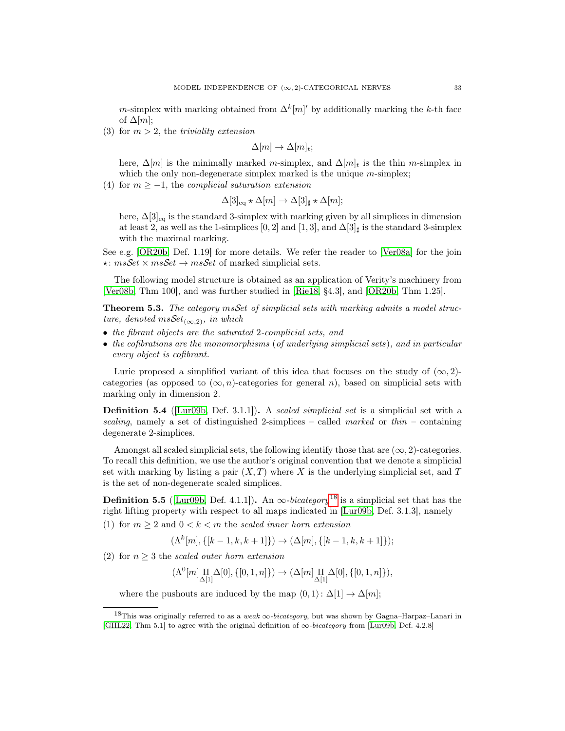$m$-simplex with marking obtained from $\Delta^k[m]'$ by additionally marking the $k$-th face of $\Delta[m]$;

(3) for $m > 2$, the *triviality extension*

$$\Delta[m] \to \Delta[m]_t;$$

here, $\Delta[m]$ is the minimally marked $m$-simplex, and $\Delta[m]_t$ is the thin $m$-simplex in which the only non-degenerate simplex marked is the unique $m$-simplex;

(4) for $m \geq -1$, the *complicial saturation extension*

$$\Delta[3]_{\mathrm{eq}} \star \Delta[m] \to \Delta[3]_\sharp \star \Delta[m];$$

here, $\Delta[3]_{\mathrm{eq}}$ is the standard 3-simplex with marking given by all simplices in dimension at least 2, as well as the 1-simplices $[0,2]$ and $[1,3]$, and $\Delta[3]_\sharp$ is the standard 3-simplex with the maximal marking.

See e.g. [OR20b, Def. 1.19] for more details. We refer the reader to [Ver08a] for the join $\star\colon ms\mathcal{S}et \times ms\mathcal{S}et \to ms\mathcal{S}et$ of marked simplicial sets.

The following model structure is obtained as an application of Verity's machinery from [Ver08b, Thm 100], and was further studied in [Rie18, §4.3], and [OR20b, Thm 1.25].

**Theorem 5.3.** *The category $ms\mathcal{S}et$ of simplicial sets with marking admits a model structure, denoted $ms\mathcal{S}et_{(\infty,2)}$, in which*

- *the fibrant objects are the saturated 2-complicial sets, and*
- *the cofibrations are the monomorphisms (of underlying simplicial sets), and in particular every object is cofibrant.*

Lurie proposed a simplified variant of this idea that focuses on the study of $(\infty,2)$-categories (as opposed to $(\infty,n)$-categories for general $n$), based on simplicial sets with marking only in dimension 2.

**Definition 5.4** ([Lur09b, Def. 3.1.1])**.** A *scaled simplicial set* is a simplicial set with a *scaling*, namely a set of distinguished 2-simplices – called *marked* or *thin* – containing degenerate 2-simplices.

Amongst all scaled simplicial sets, the following identify those that are $(\infty,2)$-categories. To recall this definition, we use the author's original convention that we denote a simplicial set with marking by listing a pair $(X,T)$ where $X$ is the underlying simplicial set, and $T$ is the set of non-degenerate scaled simplices.

**Definition 5.5** ([Lur09b, Def. 4.1.1])**.** An *$\infty$-bicategory*[18] is a simplicial set that has the right lifting property with respect to all maps indicated in [Lur09b, Def. 3.1.3], namely

(1) for $m \geq 2$ and $0 < k < m$ the *scaled inner horn extension*

$$(\Lambda^k[m], \{[k-1,k,k+1]\}) \to (\Delta[m], \{[k-1,k,k+1]\});$$

(2) for $n \geq 3$ the *scaled outer horn extension*

$$(\Lambda^0[m] \coprod_{\Delta[1]} \Delta[0], \{[0,1,n]\}) \to (\Delta[m] \coprod_{\Delta[1]} \Delta[0], \{[0,1,n]\}),$$

where the pushouts are induced by the map $\langle 0,1\rangle\colon \Delta[1] \to \Delta[m]$;

[18] This was originally referred to as a *weak $\infty$-bicategory*, but was shown by Gagna–Harpaz–Lanari in [GHL22, Thm 5.1] to agree with the original definition of *$\infty$-bicategory* from [Lur09b, Def. 4.2.8]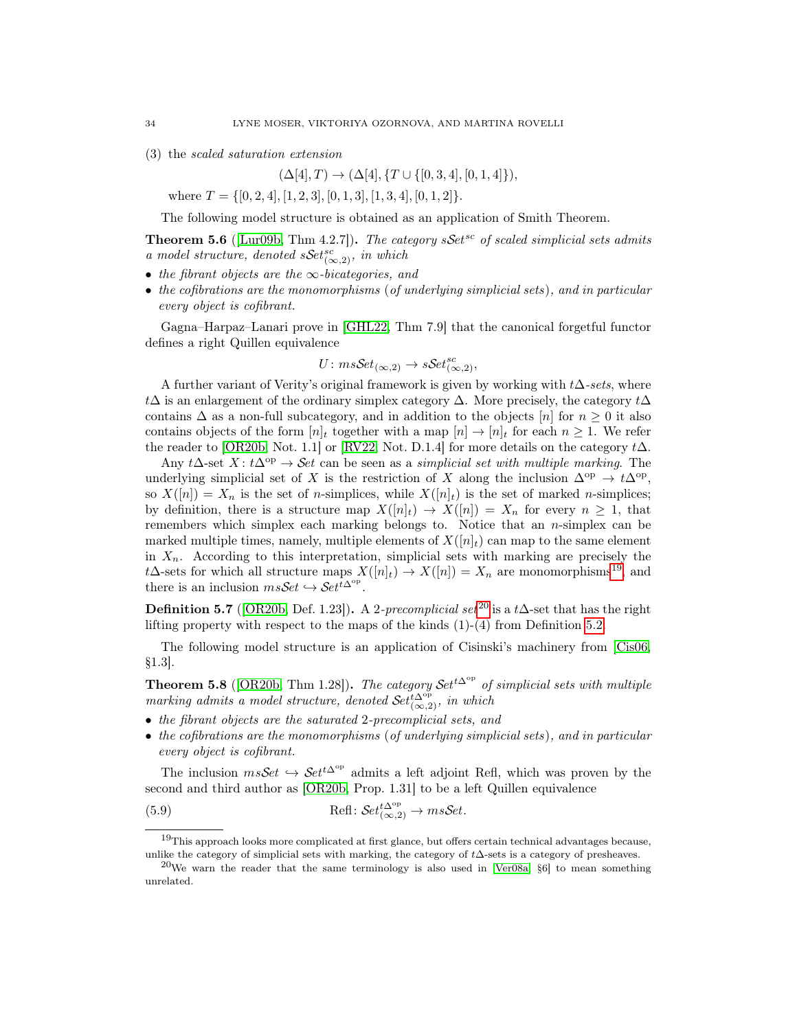(3) the *scaled saturation extension*

$$(\Delta[4], T) \to (\Delta[4], \{T \cup \{[0,3,4],[0,1,4]\}),$$

where $T = \{[0,2,4],[1,2,3],[0,1,3],[1,3,4],[0,1,2]\}$.

The following model structure is obtained as an application of Smith Theorem.

**Theorem 5.6** ([Lur09b, Thm 4.2.7])**.** *The category $s\mathcal{S}et^{sc}$ of scaled simplicial sets admits a model structure, denoted $s\mathcal{S}et^{sc}_{(\infty,2)}$, in which*

- *the fibrant objects are the $\infty$-bicategories, and*
- *the cofibrations are the monomorphisms (of underlying simplicial sets), and in particular every object is cofibrant.*

Gagna–Harpaz–Lanari prove in [GHL22, Thm 7.9] that the canonical forgetful functor defines a right Quillen equivalence

$$U\colon ms\mathcal{S}et_{(\infty,2)} \to s\mathcal{S}et^{sc}_{(\infty,2)},$$

A further variant of Verity's original framework is given by working with *$t\Delta$-sets*, where $t\Delta$ is an enlargement of the ordinary simplex category $\Delta$. More precisely, the category $t\Delta$ contains $\Delta$ as a non-full subcategory, and in addition to the objects $[n]$ for $n \geq 0$ it also contains objects of the form $[n]_t$ together with a map $[n] \to [n]_t$ for each $n \geq 1$. We refer the reader to [OR20b, Not. 1.1] or [RV22, Not. D.1.4] for more details on the category $t\Delta$.

Any $t\Delta$-set $X\colon t\Delta^{\mathrm{op}} \to \mathcal{S}et$ can be seen as a *simplicial set with multiple marking*. The underlying simplicial set of $X$ is the restriction of $X$ along the inclusion $\Delta^{\mathrm{op}} \to t\Delta^{\mathrm{op}}$, so $X([n]) = X_n$ is the set of $n$-simplices, while $X([n]_t)$ is the set of marked $n$-simplices; by definition, there is a structure map $X([n]_t) \to X([n]) = X_n$ for every $n \geq 1$, that remembers which simplex each marking belongs to. Notice that an $n$-simplex can be marked multiple times, namely, multiple elements of $X([n]_t)$ can map to the same element in $X_n$. According to this interpretation, simplicial sets with marking are precisely the $t\Delta$-sets for which all structure maps $X([n]_t) \to X([n]) = X_n$ are monomorphisms[19], and there is an inclusion $ms\mathcal{S}et \hookrightarrow \mathcal{S}et^{t\Delta^{\mathrm{op}}}$.

**Definition 5.7** ([OR20b, Def. 1.23])**.** A *2-precomplicial set*[20] is a $t\Delta$-set that has the right lifting property with respect to the maps of the kinds (1)-(4) from Definition 5.2.

The following model structure is an application of Cisinski's machinery from [Cis06, §1.3].

**Theorem 5.8** ([OR20b, Thm 1.28])**.** *The category $\mathcal{S}et^{t\Delta^{\mathrm{op}}}$ of simplicial sets with multiple marking admits a model structure, denoted $\mathcal{S}et^{t\Delta^{\mathrm{op}}}_{(\infty,2)}$, in which*

- *the fibrant objects are the saturated 2-precomplicial sets, and*
- *the cofibrations are the monomorphisms (of underlying simplicial sets), and in particular every object is cofibrant.*

The inclusion $ms\mathcal{S}et \hookrightarrow \mathcal{S}et^{t\Delta^{\mathrm{op}}}$ admits a left adjoint Refl, which was proven by the second and third author as [OR20b, Prop. 1.31] to be a left Quillen equivalence

$$\mathrm{Refl}\colon \mathcal{S}et^{t\Delta^{\mathrm{op}}}_{(\infty,2)} \to ms\mathcal{S}et. \tag{5.9}$$

[19] This approach looks more complicated at first glance, but offers certain technical advantages because, unlike the category of simplicial sets with marking, the category of $t\Delta$-sets is a category of presheaves.

[20] We warn the reader that the same terminology is also used in [Ver08a, §6] to mean something unrelated.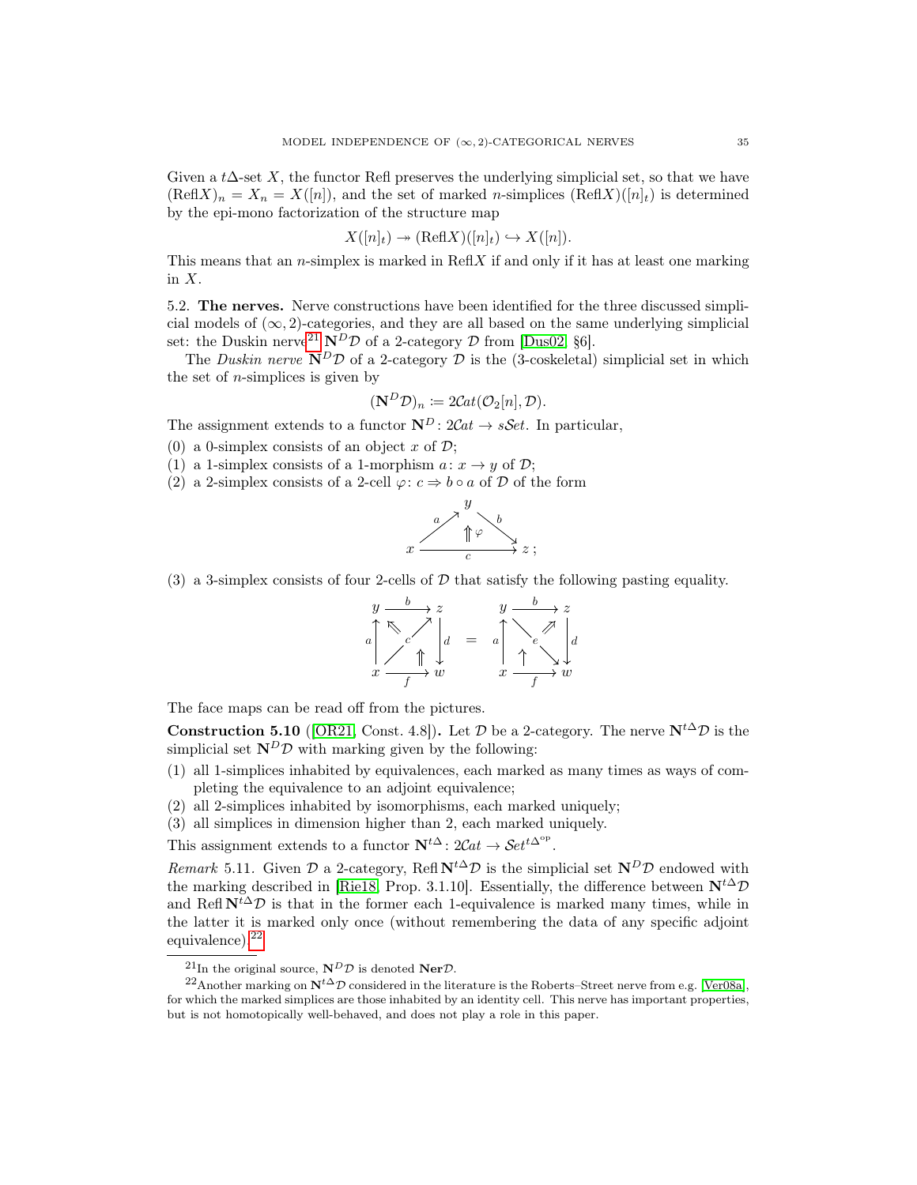Given a $t\Delta$-set $X$, the functor Refl preserves the underlying simplicial set, so that we have $(\mathrm{Refl}X)_n = X_n = X([n])$, and the set of marked $n$-simplices $(\mathrm{Refl}X)([n]_t)$ is determined by the epi-mono factorization of the structure map

$$X([n]_t) \twoheadrightarrow (\mathrm{Refl}X)([n]_t) \hookrightarrow X([n]).$$

This means that an $n$-simplex is marked in $\mathrm{Refl}X$ if and only if it has at least one marking in $X$.

## 5.2. The nerves.

Nerve constructions have been identified for the three discussed simplicial models of $(\infty, 2)$-categories, and they are all based on the same underlying simplicial set: the Duskin nerve[21] $\mathbf{N}^D\mathcal{D}$ of a 2-category $\mathcal{D}$ from [Dus02, §6].

The *Duskin nerve* $\mathbf{N}^D\mathcal{D}$ of a 2-category $\mathcal{D}$ is the (3-coskeletal) simplicial set in which the set of $n$-simplices is given by

$$(\mathbf{N}^D\mathcal{D})_n := 2\mathcal{C}at(\mathcal{O}_2[n], \mathcal{D}).$$

The assignment extends to a functor $\mathbf{N}^D \colon 2\mathcal{C}at \to s\mathcal{S}et$. In particular,

(0) a 0-simplex consists of an object $x$ of $\mathcal{D}$;
(1) a 1-simplex consists of a 1-morphism $a \colon x \to y$ of $\mathcal{D}$;
(2) a 2-simplex consists of a 2-cell $\varphi \colon c \Rightarrow b \circ a$ of $\mathcal{D}$ of the form

$$\begin{array}{ccc} & y & \\ {}^{a}\nearrow & \Uparrow \varphi & \searrow^{b} \\ x & \xrightarrow[c]{} & z \end{array};$$

(3) a 3-simplex consists of four 2-cells of $\mathcal{D}$ that satisfy the following pasting equality.

$$\begin{array}{ccc} y & \xrightarrow{b} & z \\ {\scriptstyle a}\uparrow & \nwarrow\!\!\!\nwarrow \; {\scriptstyle c} \nearrow \;\Uparrow & \downarrow{\scriptstyle d} \\ x & \xrightarrow[f]{} & w \end{array} \quad = \quad \begin{array}{ccc} y & \xrightarrow{b} & z \\ {\scriptstyle a}\uparrow & \uparrow \; \searrow {\scriptstyle e} \; \nearrow\!\!\!\nearrow & \downarrow{\scriptstyle d} \\ x & \xrightarrow[f]{} & w \end{array}$$

The face maps can be read off from the pictures.

**Construction 5.10** ([OR21, Const. 4.8])**.** Let $\mathcal{D}$ be a 2-category. The nerve $\mathbf{N}^{t\Delta}\mathcal{D}$ is the simplicial set $\mathbf{N}^D\mathcal{D}$ with marking given by the following:

(1) all 1-simplices inhabited by equivalences, each marked as many times as ways of completing the equivalence to an adjoint equivalence;
(2) all 2-simplices inhabited by isomorphisms, each marked uniquely;
(3) all simplices in dimension higher than 2, each marked uniquely.

This assignment extends to a functor $\mathbf{N}^{t\Delta} \colon 2\mathcal{C}at \to \mathcal{S}et^{t\Delta^{\mathrm{op}}}$.

*Remark* 5.11. Given $\mathcal{D}$ a 2-category, $\mathrm{Refl}\,\mathbf{N}^{t\Delta}\mathcal{D}$ is the simplicial set $\mathbf{N}^D\mathcal{D}$ endowed with the marking described in [Rie18, Prop. 3.1.10]. Essentially, the difference between $\mathbf{N}^{t\Delta}\mathcal{D}$ and $\mathrm{Refl}\,\mathbf{N}^{t\Delta}\mathcal{D}$ is that in the former each 1-equivalence is marked many times, while in the latter it is marked only once (without remembering the data of any specific adjoint equivalence).[22]

---

[21] In the original source, $\mathbf{N}^D\mathcal{D}$ is denoted $\mathbf{Ner}\mathcal{D}$.

[22] Another marking on $\mathbf{N}^{t\Delta}\mathcal{D}$ considered in the literature is the Roberts–Street nerve from e.g. [Ver08a], for which the marked simplices are those inhabited by an identity cell. This nerve has important properties, but is not homotopically well-behaved, and does not play a role in this paper.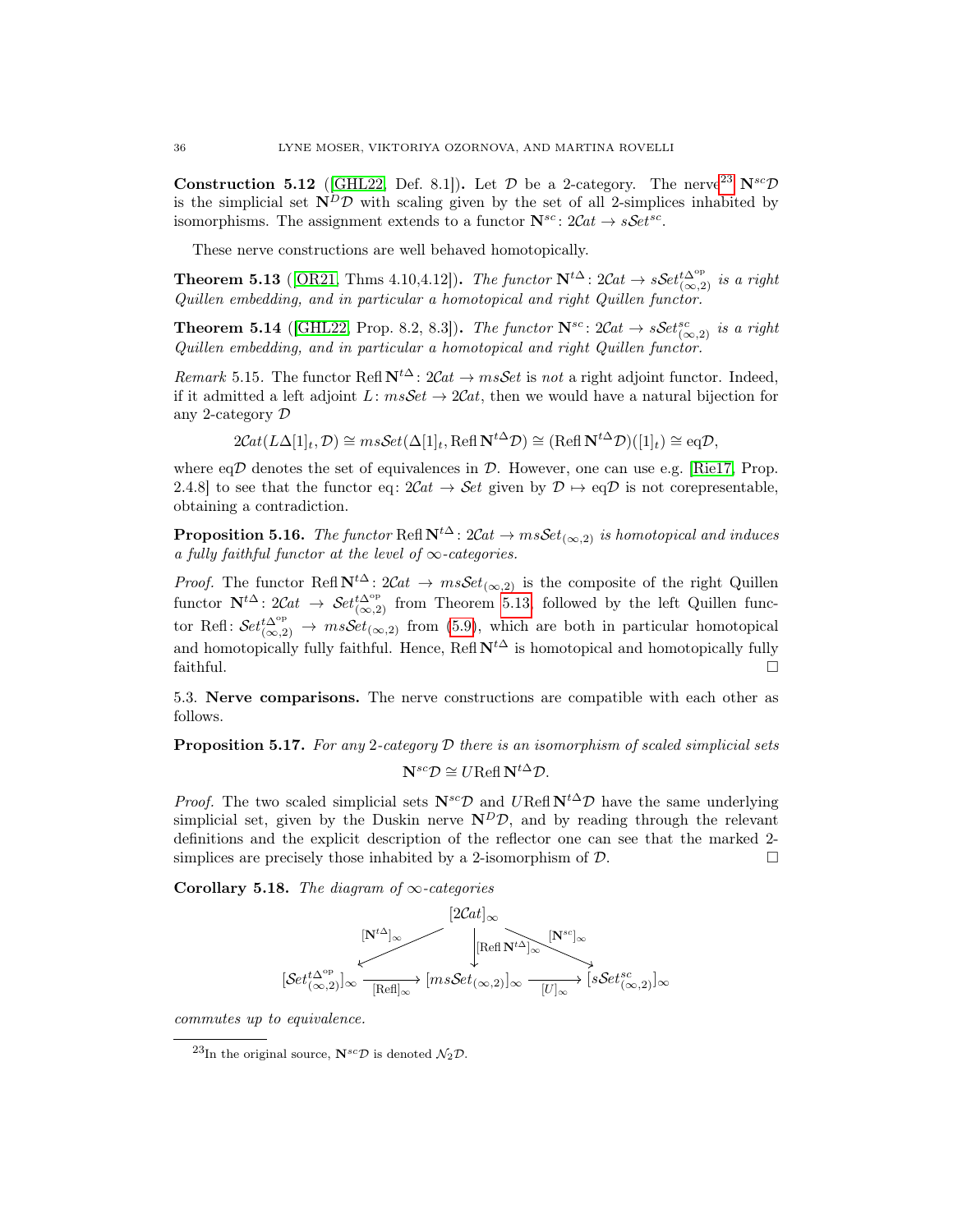**Construction 5.12** ([GHL22, Def. 8.1]). Let $\mathcal{D}$ be a 2-category. The nerve[23] $\mathbf{N}^{sc}\mathcal{D}$ is the simplicial set $\mathbf{N}^D\mathcal{D}$ with scaling given by the set of all 2-simplices inhabited by isomorphisms. The assignment extends to a functor $\mathbf{N}^{sc}\colon 2\mathcal{C}at \to s\mathcal{S}et^{sc}$.

These nerve constructions are well behaved homotopically.

**Theorem 5.13** ([OR21, Thms 4.10,4.12]). *The functor $\mathbf{N}^{t\Delta}\colon 2\mathcal{C}at \to s\mathcal{S}et^{t\Delta^{\mathrm{op}}}_{(\infty,2)}$ is a right Quillen embedding, and in particular a homotopical and right Quillen functor.*

**Theorem 5.14** ([GHL22, Prop. 8.2, 8.3]). *The functor $\mathbf{N}^{sc}\colon 2\mathcal{C}at \to s\mathcal{S}et^{sc}_{(\infty,2)}$ is a right Quillen embedding, and in particular a homotopical and right Quillen functor.*

*Remark* 5.15. The functor $\operatorname{Refl}\mathbf{N}^{t\Delta}\colon 2\mathcal{C}at \to ms\mathcal{S}et$ is *not* a right adjoint functor. Indeed, if it admitted a left adjoint $L\colon ms\mathcal{S}et \to 2\mathcal{C}at$, then we would have a natural bijection for any 2-category $\mathcal{D}$

$$2\mathcal{C}at(L\Delta[1]_t, \mathcal{D}) \cong ms\mathcal{S}et(\Delta[1]_t, \operatorname{Refl}\mathbf{N}^{t\Delta}\mathcal{D}) \cong (\operatorname{Refl}\mathbf{N}^{t\Delta}\mathcal{D})([1]_t) \cong \mathrm{eq}\mathcal{D},$$

where $\mathrm{eq}\mathcal{D}$ denotes the set of equivalences in $\mathcal{D}$. However, one can use e.g. [Rie17, Prop. 2.4.8] to see that the functor $\mathrm{eq}\colon 2\mathcal{C}at \to \mathcal{S}et$ given by $\mathcal{D} \mapsto \mathrm{eq}\mathcal{D}$ is not corepresentable, obtaining a contradiction.

**Proposition 5.16.** *The functor $\operatorname{Refl}\mathbf{N}^{t\Delta}\colon 2\mathcal{C}at \to ms\mathcal{S}et_{(\infty,2)}$ is homotopical and induces a fully faithful functor at the level of $\infty$-categories.*

*Proof.* The functor $\operatorname{Refl}\mathbf{N}^{t\Delta}\colon 2\mathcal{C}at \to ms\mathcal{S}et_{(\infty,2)}$ is the composite of the right Quillen functor $\mathbf{N}^{t\Delta}\colon 2\mathcal{C}at \to \mathcal{S}et^{t\Delta^{\mathrm{op}}}_{(\infty,2)}$ from Theorem 5.13, followed by the left Quillen functor $\operatorname{Refl}\colon \mathcal{S}et^{t\Delta^{\mathrm{op}}}_{(\infty,2)} \to ms\mathcal{S}et_{(\infty,2)}$ from (5.9), which are both in particular homotopical and homotopically fully faithful. Hence, $\operatorname{Refl}\mathbf{N}^{t\Delta}$ is homotopical and homotopically fully faithful. □

5.3. **Nerve comparisons.** The nerve constructions are compatible with each other as follows.

**Proposition 5.17.** *For any 2-category $\mathcal{D}$ there is an isomorphism of scaled simplicial sets*

$$\mathbf{N}^{sc}\mathcal{D} \cong U\operatorname{Refl}\mathbf{N}^{t\Delta}\mathcal{D}.$$

*Proof.* The two scaled simplicial sets $\mathbf{N}^{sc}\mathcal{D}$ and $U\operatorname{Refl}\mathbf{N}^{t\Delta}\mathcal{D}$ have the same underlying simplicial set, given by the Duskin nerve $\mathbf{N}^D\mathcal{D}$, and by reading through the relevant definitions and the explicit description of the reflector one can see that the marked 2-simplices are precisely those inhabited by a 2-isomorphism of $\mathcal{D}$. □

**Corollary 5.18.** *The diagram of $\infty$-categories*

$$\begin{array}{ccccc}
 & & [2\mathcal{C}at]_\infty & & \\
 & \swarrow^{[\mathbf{N}^{t\Delta}]_\infty} & \downarrow^{[\operatorname{Refl}\mathbf{N}^{t\Delta}]_\infty} & \searrow^{[\mathbf{N}^{sc}]_\infty} & \\
[\mathcal{S}et^{t\Delta^{\mathrm{op}}}_{(\infty,2)}]_\infty & \xrightarrow[{[\operatorname{Refl}]_\infty}]{} & [ms\mathcal{S}et_{(\infty,2)}]_\infty & \xrightarrow[{[U]_\infty}]{} & [s\mathcal{S}et^{sc}_{(\infty,2)}]_\infty
\end{array}$$

*commutes up to equivalence.*

[23] In the original source, $\mathbf{N}^{sc}\mathcal{D}$ is denoted $\mathcal{N}_2\mathcal{D}$.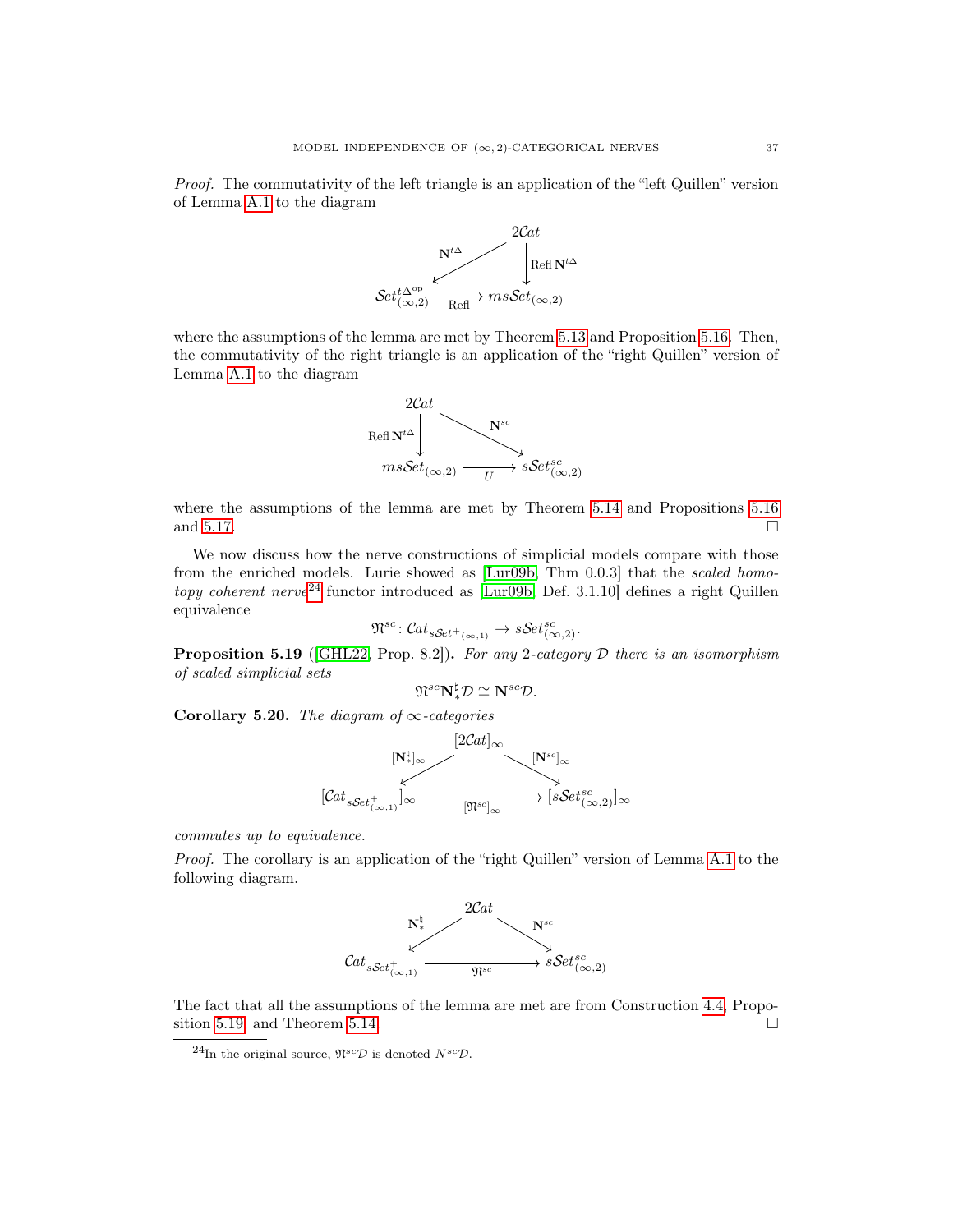*Proof.* The commutativity of the left triangle is an application of the "left Quillen" version of Lemma A.1 to the diagram

$$\begin{array}{ccc} & 2\mathcal{C}at & \\ {}^{\mathbf{N}^{t\Delta}}\swarrow & & \downarrow \operatorname{Refl}\mathbf{N}^{t\Delta} \\ \mathcal{S}et^{t\Delta^{\mathrm{op}}}_{(\infty,2)} & \xrightarrow[\operatorname{Refl}]{} & ms\mathcal{S}et_{(\infty,2)} \end{array}$$

where the assumptions of the lemma are met by Theorem 5.13 and Proposition 5.16. Then, the commutativity of the right triangle is an application of the "right Quillen" version of Lemma A.1 to the diagram

$$\begin{array}{ccc} 2\mathcal{C}at & & \\ \operatorname{Refl}\mathbf{N}^{t\Delta}\downarrow & \searrow^{\mathbf{N}^{sc}} & \\ ms\mathcal{S}et_{(\infty,2)} & \xrightarrow[U]{} & s\mathcal{S}et^{sc}_{(\infty,2)} \end{array}$$

where the assumptions of the lemma are met by Theorem 5.14 and Propositions 5.16 and 5.17. $\square$

We now discuss how the nerve constructions of simplicial models compare with those from the enriched models. Lurie showed as [Lur09b, Thm 0.0.3] that the *scaled homotopy coherent nerve*[24] functor introduced as [Lur09b, Def. 3.1.10] defines a right Quillen equivalence

$$\mathfrak{N}^{sc}\colon \mathcal{C}at_{s\mathcal{S}et^{+}_{(\infty,1)}} \to s\mathcal{S}et^{sc}_{(\infty,2)}.$$

**Proposition 5.19** ([GHL22, Prop. 8.2])**.** *For any 2-category $\mathcal{D}$ there is an isomorphism of scaled simplicial sets*

$$\mathfrak{N}^{sc}\mathbf{N}^{\natural}_{*}\mathcal{D} \cong \mathbf{N}^{sc}\mathcal{D}.$$

**Corollary 5.20.** *The diagram of $\infty$-categories*

$$\begin{array}{ccc} & [2\mathcal{C}at]_{\infty} & \\ {}^{[\mathbf{N}^{\natural}_{*}]_{\infty}}\swarrow & & \searrow^{[\mathbf{N}^{sc}]_{\infty}} \\ [\mathcal{C}at_{s\mathcal{S}et^{+}_{(\infty,1)}}]_{\infty} & \xrightarrow[{[\mathfrak{N}^{sc}]_{\infty}}]{} & [s\mathcal{S}et^{sc}_{(\infty,2)}]_{\infty} \end{array}$$

*commutes up to equivalence.*

*Proof.* The corollary is an application of the "right Quillen" version of Lemma A.1 to the following diagram.

$$\begin{array}{ccc} & 2\mathcal{C}at & \\ {}^{\mathbf{N}^{\natural}_{*}}\swarrow & & \searrow^{\mathbf{N}^{sc}} \\ \mathcal{C}at_{s\mathcal{S}et^{+}_{(\infty,1)}} & \xrightarrow[\mathfrak{N}^{sc}]{} & s\mathcal{S}et^{sc}_{(\infty,2)} \end{array}$$

The fact that all the assumptions of the lemma are met are from Construction 4.4, Proposition 5.19, and Theorem 5.14. $\square$

---

[24] In the original source, $\mathfrak{N}^{sc}\mathcal{D}$ is denoted $N^{sc}\mathcal{D}$.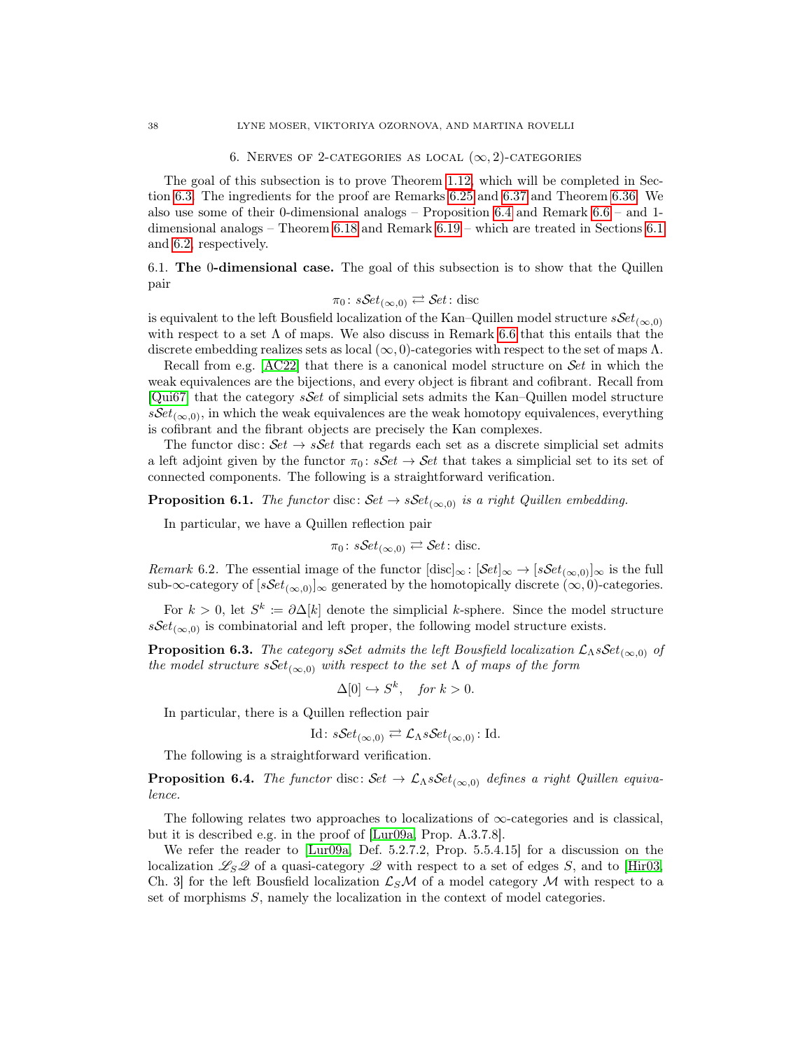## 6. Nerves of 2-categories as local $(\infty,2)$-categories

The goal of this subsection is to prove Theorem 1.12, which will be completed in Section 6.3. The ingredients for the proof are Remarks 6.25 and 6.37 and Theorem 6.36. We also use some of their 0-dimensional analogs – Proposition 6.4 and Remark 6.6 – and 1-dimensional analogs – Theorem 6.18 and Remark 6.19 – which are treated in Sections 6.1 and 6.2, respectively.

### 6.1. The 0-dimensional case.

The goal of this subsection is to show that the Quillen pair

$$\pi_0\colon s\mathcal{S}et_{(\infty,0)} \rightleftarrows \mathcal{S}et\colon \mathrm{disc}$$

is equivalent to the left Bousfield localization of the Kan–Quillen model structure $s\mathcal{S}et_{(\infty,0)}$ with respect to a set $\Lambda$ of maps. We also discuss in Remark 6.6 that this entails that the discrete embedding realizes sets as local $(\infty,0)$-categories with respect to the set of maps $\Lambda$.

Recall from e.g. [AC22] that there is a canonical model structure on $\mathcal{S}et$ in which the weak equivalences are the bijections, and every object is fibrant and cofibrant. Recall from [Qui67] that the category $s\mathcal{S}et$ of simplicial sets admits the Kan–Quillen model structure $s\mathcal{S}et_{(\infty,0)}$, in which the weak equivalences are the weak homotopy equivalences, everything is cofibrant and the fibrant objects are precisely the Kan complexes.

The functor $\mathrm{disc}\colon \mathcal{S}et \to s\mathcal{S}et$ that regards each set as a discrete simplicial set admits a left adjoint given by the functor $\pi_0\colon s\mathcal{S}et \to \mathcal{S}et$ that takes a simplicial set to its set of connected components. The following is a straightforward verification.

**Proposition 6.1.** *The functor* $\mathrm{disc}\colon \mathcal{S}et \to s\mathcal{S}et_{(\infty,0)}$ *is a right Quillen embedding.*

In particular, we have a Quillen reflection pair

$$\pi_0\colon s\mathcal{S}et_{(\infty,0)} \rightleftarrows \mathcal{S}et\colon \mathrm{disc}.$$

*Remark* 6.2. The essential image of the functor $[\mathrm{disc}]_\infty\colon [\mathcal{S}et]_\infty \to [s\mathcal{S}et_{(\infty,0)}]_\infty$ is the full sub-$\infty$-category of $[s\mathcal{S}et_{(\infty,0)}]_\infty$ generated by the homotopically discrete $(\infty,0)$-categories.

For $k>0$, let $S^k := \partial\Delta[k]$ denote the simplicial $k$-sphere. Since the model structure $s\mathcal{S}et_{(\infty,0)}$ is combinatorial and left proper, the following model structure exists.

**Proposition 6.3.** *The category* $s\mathcal{S}et$ *admits the left Bousfield localization* $\mathcal{L}_\Lambda s\mathcal{S}et_{(\infty,0)}$ *of the model structure* $s\mathcal{S}et_{(\infty,0)}$ *with respect to the set* $\Lambda$ *of maps of the form*

$$\Delta[0] \hookrightarrow S^k, \quad \textit{for } k>0.$$

In particular, there is a Quillen reflection pair

$$\mathrm{Id}\colon s\mathcal{S}et_{(\infty,0)} \rightleftarrows \mathcal{L}_\Lambda s\mathcal{S}et_{(\infty,0)}\colon \mathrm{Id}.$$

The following is a straightforward verification.

**Proposition 6.4.** *The functor* $\mathrm{disc}\colon \mathcal{S}et \to \mathcal{L}_\Lambda s\mathcal{S}et_{(\infty,0)}$ *defines a right Quillen equivalence.*

The following relates two approaches to localizations of $\infty$-categories and is classical, but it is described e.g. in the proof of [Lur09a, Prop. A.3.7.8].

We refer the reader to [Lur09a, Def. 5.2.7.2, Prop. 5.5.4.15] for a discussion on the localization $\mathscr{L}_S\mathscr{Q}$ of a quasi-category $\mathscr{Q}$ with respect to a set of edges $S$, and to [Hir03, Ch. 3] for the left Bousfield localization $\mathcal{L}_S\mathcal{M}$ of a model category $\mathcal{M}$ with respect to a set of morphisms $S$, namely the localization in the context of model categories.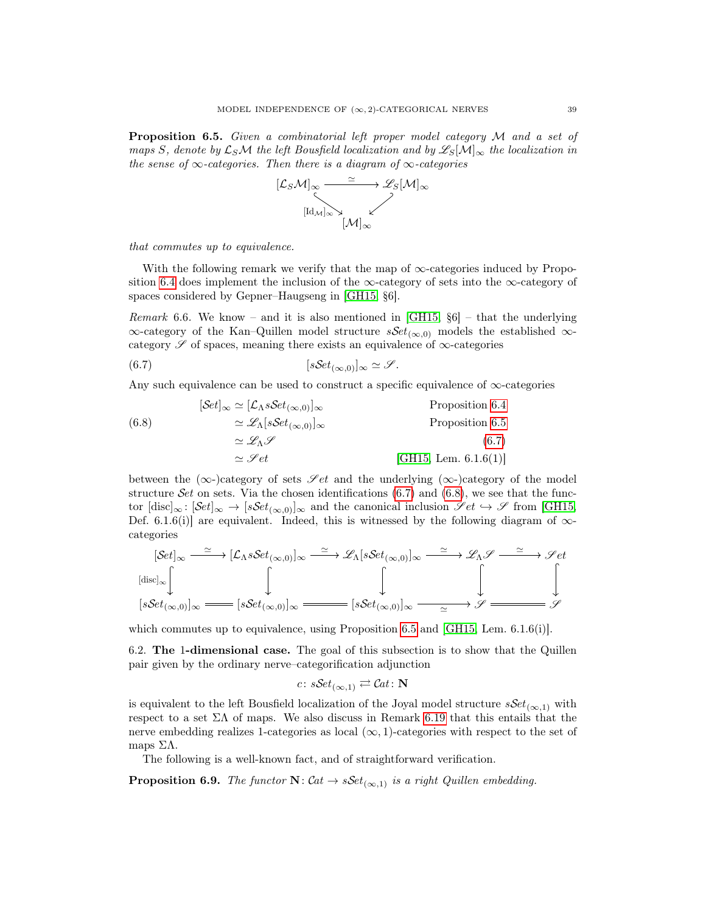**Proposition 6.5.** *Given a combinatorial left proper model category $\mathcal{M}$ and a set of maps $S$, denote by $\mathcal{L}_S\mathcal{M}$ the left Bousfield localization and by $\mathscr{L}_S[\mathcal{M}]_\infty$ the localization in the sense of $\infty$-categories. Then there is a diagram of $\infty$-categories*

$$\begin{array}{ccc} [\mathcal{L}_S\mathcal{M}]_\infty & \xrightarrow{\simeq} & \mathscr{L}_S[\mathcal{M}]_\infty \\ & {\scriptstyle [\mathrm{Id}_\mathcal{M}]_\infty} \searrow \quad \swarrow & \\ & [\mathcal{M}]_\infty & \end{array}$$

*that commutes up to equivalence.*

With the following remark we verify that the map of $\infty$-categories induced by Proposition 6.4 does implement the inclusion of the $\infty$-category of sets into the $\infty$-category of spaces considered by Gepner–Haugseng in [GH15, §6].

*Remark* 6.6. We know – and it is also mentioned in [GH15, §6] – that the underlying $\infty$-category of the Kan–Quillen model structure $s\mathcal{S}et_{(\infty,0)}$ models the established $\infty$-category $\mathscr{S}$ of spaces, meaning there exists an equivalence of $\infty$-categories

$$[s\mathcal{S}et_{(\infty,0)}]_\infty \simeq \mathscr{S}. \tag{6.7}$$

Any such equivalence can be used to construct a specific equivalence of $\infty$-categories

$$\begin{aligned} [\mathcal{S}et]_\infty &\simeq [\mathcal{L}_\Lambda s\mathcal{S}et_{(\infty,0)}]_\infty && \text{Proposition 6.4} \\ &\simeq \mathscr{L}_\Lambda[s\mathcal{S}et_{(\infty,0)}]_\infty && \text{Proposition 6.5} \\ &\simeq \mathscr{L}_\Lambda\mathscr{S} && (6.7) \\ &\simeq \mathscr{S}et && \text{[GH15, Lem. 6.1.6(1)]} \end{aligned} \tag{6.8}$$

between the ($\infty$-)category of sets $\mathscr{S}et$ and the underlying ($\infty$-)category of the model structure $\mathcal{S}et$ on sets. Via the chosen identifications (6.7) and (6.8), we see that the functor $[\mathrm{disc}]_\infty \colon [\mathcal{S}et]_\infty \to [s\mathcal{S}et_{(\infty,0)}]_\infty$ and the canonical inclusion $\mathscr{S}et \hookrightarrow \mathscr{S}$ from [GH15, Def. 6.1.6(i)] are equivalent. Indeed, this is witnessed by the following diagram of $\infty$-categories

$$\begin{array}{ccccccccc} [\mathcal{S}et]_\infty & \xrightarrow{\simeq} & [\mathcal{L}_\Lambda s\mathcal{S}et_{(\infty,0)}]_\infty & \xrightarrow{\simeq} & \mathscr{L}_\Lambda[s\mathcal{S}et_{(\infty,0)}]_\infty & \xrightarrow{\simeq} & \mathscr{L}_\Lambda\mathscr{S} & \xrightarrow{\simeq} & \mathscr{S}et \\ {\scriptstyle [\mathrm{disc}]_\infty}\downarrow & & \downarrow & & \downarrow & & \downarrow & & \downarrow \\ [s\mathcal{S}et_{(\infty,0)}]_\infty & = & [s\mathcal{S}et_{(\infty,0)}]_\infty & = & [s\mathcal{S}et_{(\infty,0)}]_\infty & \xrightarrow{\simeq} & \mathscr{S} & = & \mathscr{S} \end{array}$$

which commutes up to equivalence, using Proposition 6.5 and [GH15, Lem. 6.1.6(i)].

6.2. **The 1-dimensional case.** The goal of this subsection is to show that the Quillen pair given by the ordinary nerve–categorification adjunction

$$c \colon s\mathcal{S}et_{(\infty,1)} \rightleftarrows \mathcal{C}at \colon \mathbf{N}$$

is equivalent to the left Bousfield localization of the Joyal model structure $s\mathcal{S}et_{(\infty,1)}$ with respect to a set $\Sigma\Lambda$ of maps. We also discuss in Remark 6.19 that this entails that the nerve embedding realizes 1-categories as local $(\infty,1)$-categories with respect to the set of maps $\Sigma\Lambda$.

The following is a well-known fact, and of straightforward verification.

**Proposition 6.9.** *The functor $\mathbf{N} \colon \mathcal{C}at \to s\mathcal{S}et_{(\infty,1)}$ is a right Quillen embedding.*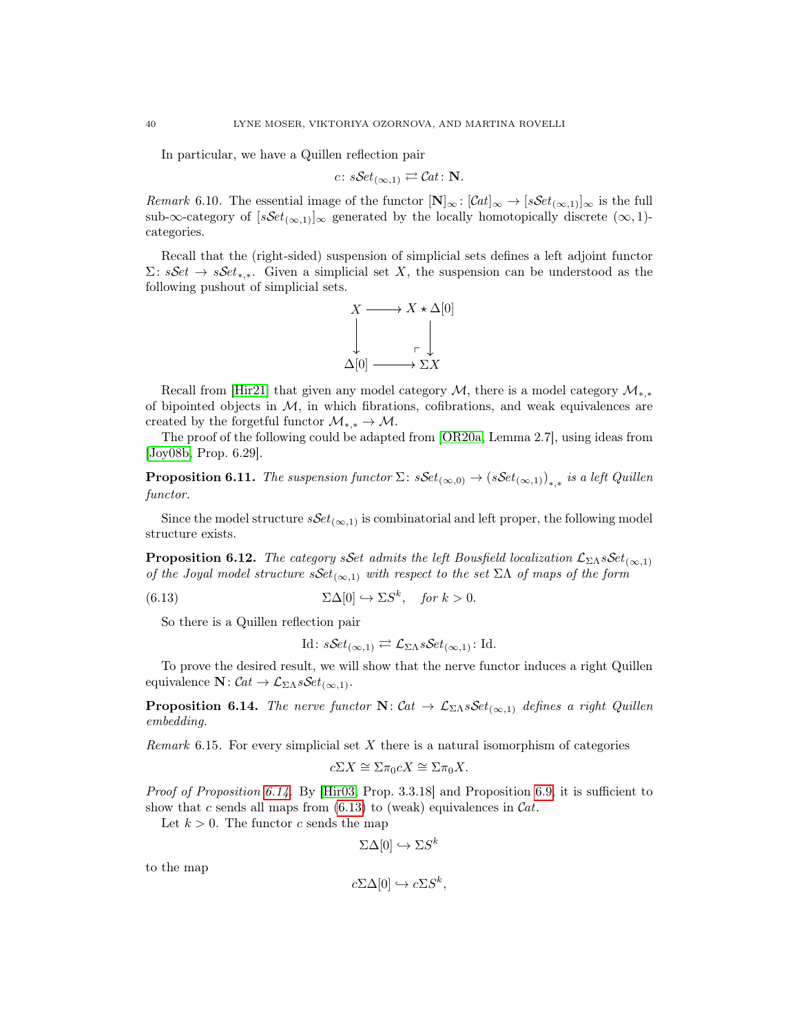In particular, we have a Quillen reflection pair

$$c\colon s\mathcal{S}et_{(\infty,1)} \rightleftarrows \mathcal{C}at\colon \mathbf{N}.$$

*Remark* 6.10. The essential image of the functor $[\mathbf{N}]_\infty\colon [\mathcal{C}at]_\infty \to [s\mathcal{S}et_{(\infty,1)}]_\infty$ is the full sub-$\infty$-category of $[s\mathcal{S}et_{(\infty,1)}]_\infty$ generated by the locally homotopically discrete $(\infty,1)$-categories.

Recall that the (right-sided) suspension of simplicial sets defines a left adjoint functor $\Sigma\colon s\mathcal{S}et \to s\mathcal{S}et_{*,*}$. Given a simplicial set $X$, the suspension can be understood as the following pushout of simplicial sets.

$$\begin{array}{ccc} X & \longrightarrow & X \star \Delta[0] \\ \downarrow & & \downarrow \\ \Delta[0] & \longrightarrow & \Sigma X \end{array}$$

Recall from [Hir21] that given any model category $\mathcal{M}$, there is a model category $\mathcal{M}_{*,*}$ of bipointed objects in $\mathcal{M}$, in which fibrations, cofibrations, and weak equivalences are created by the forgetful functor $\mathcal{M}_{*,*} \to \mathcal{M}$.

The proof of the following could be adapted from [OR20a, Lemma 2.7], using ideas from [Joy08b, Prop. 6.29].

**Proposition 6.11.** *The suspension functor $\Sigma\colon s\mathcal{S}et_{(\infty,0)} \to \left(s\mathcal{S}et_{(\infty,1)}\right)_{*,*}$ is a left Quillen functor.*

Since the model structure $s\mathcal{S}et_{(\infty,1)}$ is combinatorial and left proper, the following model structure exists.

**Proposition 6.12.** *The category $s\mathcal{S}et$ admits the left Bousfield localization $\mathcal{L}_{\Sigma\Lambda}s\mathcal{S}et_{(\infty,1)}$ of the Joyal model structure $s\mathcal{S}et_{(\infty,1)}$ with respect to the set $\Sigma\Lambda$ of maps of the form*

$$\Sigma\Delta[0] \hookrightarrow \Sigma S^k, \quad \textit{for } k > 0. \tag{6.13}$$

So there is a Quillen reflection pair

$$\mathrm{Id}\colon s\mathcal{S}et_{(\infty,1)} \rightleftarrows \mathcal{L}_{\Sigma\Lambda}s\mathcal{S}et_{(\infty,1)}\colon \mathrm{Id}.$$

To prove the desired result, we will show that the nerve functor induces a right Quillen equivalence $\mathbf{N}\colon \mathcal{C}at \to \mathcal{L}_{\Sigma\Lambda}s\mathcal{S}et_{(\infty,1)}$.

**Proposition 6.14.** *The nerve functor $\mathbf{N}\colon \mathcal{C}at \to \mathcal{L}_{\Sigma\Lambda}s\mathcal{S}et_{(\infty,1)}$ defines a right Quillen embedding.*

*Remark* 6.15. For every simplicial set $X$ there is a natural isomorphism of categories

$$c\Sigma X \cong \Sigma\pi_0 cX \cong \Sigma\pi_0 X.$$

*Proof of Proposition 6.14.* By [Hir03, Prop. 3.3.18] and Proposition 6.9, it is sufficient to show that $c$ sends all maps from (6.13) to (weak) equivalences in $\mathcal{C}at$.

Let $k > 0$. The functor $c$ sends the map

$$\Sigma\Delta[0] \hookrightarrow \Sigma S^k$$

to the map

$$c\Sigma\Delta[0] \hookrightarrow c\Sigma S^k,$$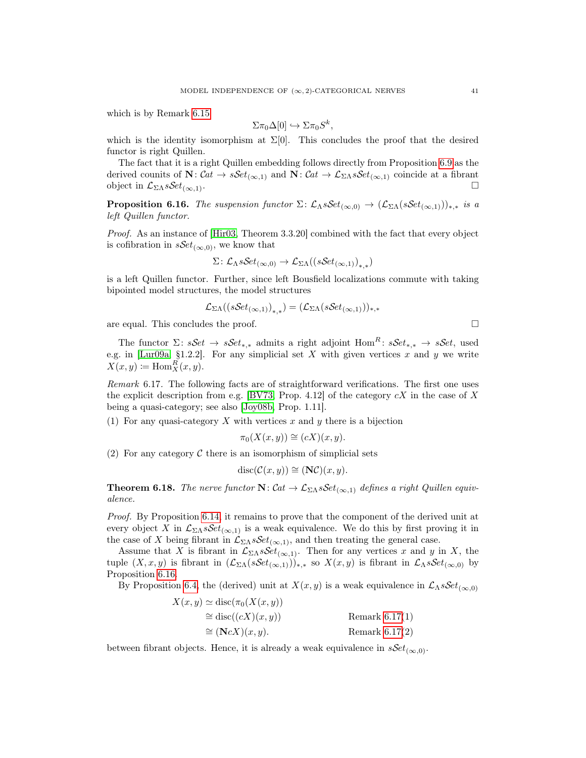which is by Remark 6.15

$$\Sigma\pi_0\Delta[0] \hookrightarrow \Sigma\pi_0 S^k,$$

which is the identity isomorphism at $\Sigma[0]$. This concludes the proof that the desired functor is right Quillen.

The fact that it is a right Quillen embedding follows directly from Proposition 6.9 as the derived counits of $\mathbf{N}\colon \mathcal{C}at \to s\mathcal{S}et_{(\infty,1)}$ and $\mathbf{N}\colon \mathcal{C}at \to \mathcal{L}_{\Sigma\Lambda}s\mathcal{S}et_{(\infty,1)}$ coincide at a fibrant object in $\mathcal{L}_{\Sigma\Lambda}s\mathcal{S}et_{(\infty,1)}$. □

**Proposition 6.16.** *The suspension functor $\Sigma\colon \mathcal{L}_\Lambda s\mathcal{S}et_{(\infty,0)} \to (\mathcal{L}_{\Sigma\Lambda}(s\mathcal{S}et_{(\infty,1)}))_{*,*}$ is a left Quillen functor.*

*Proof.* As an instance of [Hir03, Theorem 3.3.20] combined with the fact that every object is cofibration in $s\mathcal{S}et_{(\infty,0)}$, we know that

$$\Sigma\colon \mathcal{L}_\Lambda s\mathcal{S}et_{(\infty,0)} \to \mathcal{L}_{\Sigma\Lambda}((s\mathcal{S}et_{(\infty,1)})_{*,*})$$

is a left Quillen functor. Further, since left Bousfield localizations commute with taking bipointed model structures, the model structures

$$\mathcal{L}_{\Sigma\Lambda}((s\mathcal{S}et_{(\infty,1)})_{*,*}) = (\mathcal{L}_{\Sigma\Lambda}(s\mathcal{S}et_{(\infty,1)}))_{*,*}$$

are equal. This concludes the proof. □

The functor $\Sigma\colon s\mathcal{S}et \to s\mathcal{S}et_{*,*}$ admits a right adjoint $\mathrm{Hom}^R\colon s\mathcal{S}et_{*,*} \to s\mathcal{S}et$, used e.g. in [Lur09a, §1.2.2]. For any simplicial set $X$ with given vertices $x$ and $y$ we write $X(x,y) \coloneqq \mathrm{Hom}^R_X(x,y)$.

*Remark* 6.17. The following facts are of straightforward verifications. The first one uses the explicit description from e.g. [BV73, Prop. 4.12] of the category $cX$ in the case of $X$ being a quasi-category; see also [Joy08b, Prop. 1.11].

(1) For any quasi-category $X$ with vertices $x$ and $y$ there is a bijection
$$\pi_0(X(x,y)) \cong (cX)(x,y).$$
(2) For any category $\mathcal{C}$ there is an isomorphism of simplicial sets
$$\mathrm{disc}(\mathcal{C}(x,y)) \cong (\mathbf{N}\mathcal{C})(x,y).$$

**Theorem 6.18.** *The nerve functor $\mathbf{N}\colon \mathcal{C}at \to \mathcal{L}_{\Sigma\Lambda}s\mathcal{S}et_{(\infty,1)}$ defines a right Quillen equivalence.*

*Proof.* By Proposition 6.14, it remains to prove that the component of the derived unit at every object $X$ in $\mathcal{L}_{\Sigma\Lambda}s\mathcal{S}et_{(\infty,1)}$ is a weak equivalence. We do this by first proving it in the case of $X$ being fibrant in $\mathcal{L}_{\Sigma\Lambda}s\mathcal{S}et_{(\infty,1)}$, and then treating the general case.

Assume that $X$ is fibrant in $\mathcal{L}_{\Sigma\Lambda}s\mathcal{S}et_{(\infty,1)}$. Then for any vertices $x$ and $y$ in $X$, the tuple $(X,x,y)$ is fibrant in $(\mathcal{L}_{\Sigma\Lambda}(s\mathcal{S}et_{(\infty,1)}))_{*,*}$ so $X(x,y)$ is fibrant in $\mathcal{L}_\Lambda s\mathcal{S}et_{(\infty,0)}$ by Proposition 6.16.

By Proposition 6.4, the (derived) unit at $X(x,y)$ is a weak equivalence in $\mathcal{L}_\Lambda s\mathcal{S}et_{(\infty,0)}$

$$\begin{aligned}
X(x,y) &\simeq \mathrm{disc}(\pi_0(X(x,y)) \\
&\cong \mathrm{disc}((cX)(x,y)) && \text{Remark 6.17(1)} \\
&\cong (\mathbf{N}cX)(x,y). && \text{Remark 6.17(2)}
\end{aligned}$$

between fibrant objects. Hence, it is already a weak equivalence in $s\mathcal{S}et_{(\infty,0)}$.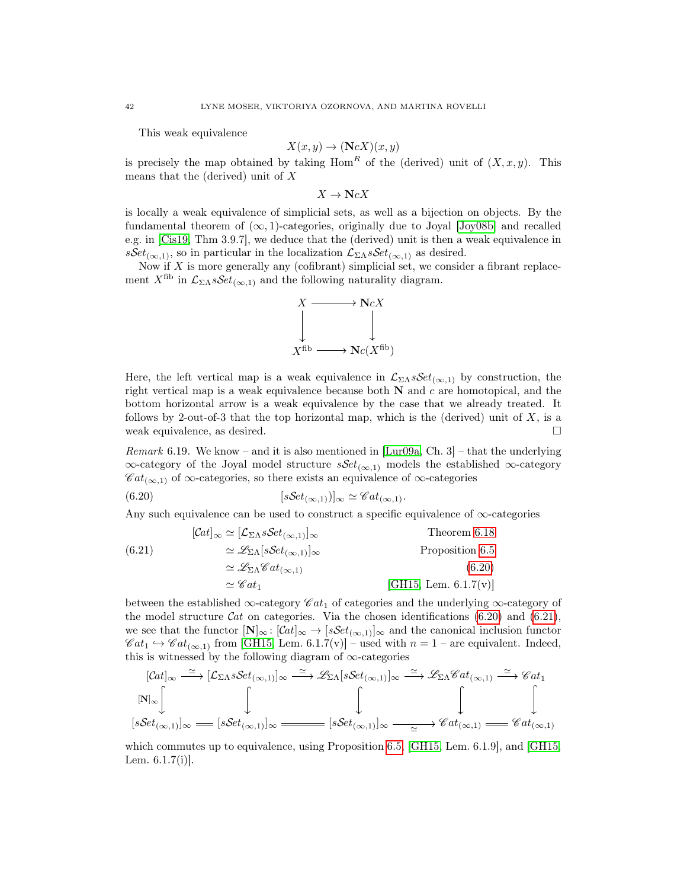This weak equivalence

$$X(x,y) \to (\mathbf{N}cX)(x,y)$$

is precisely the map obtained by taking $\mathrm{Hom}^R$ of the (derived) unit of $(X,x,y)$. This means that the (derived) unit of $X$

$$X \to \mathbf{N}cX$$

is locally a weak equivalence of simplicial sets, as well as a bijection on objects. By the fundamental theorem of $(\infty,1)$-categories, originally due to Joyal [Joy08b] and recalled e.g. in [Cis19, Thm 3.9.7], we deduce that the (derived) unit is then a weak equivalence in $s\mathcal{S}et_{(\infty,1)}$, so in particular in the localization $\mathcal{L}_{\Sigma\Lambda}s\mathcal{S}et_{(\infty,1)}$ as desired.

Now if $X$ is more generally any (cofibrant) simplicial set, we consider a fibrant replacement $X^{\mathrm{fib}}$ in $\mathcal{L}_{\Sigma\Lambda}s\mathcal{S}et_{(\infty,1)}$ and the following naturality diagram.

$$\begin{array}{ccc} X & \longrightarrow & \mathbf{N}cX \\ \downarrow & & \downarrow \\ X^{\mathrm{fib}} & \longrightarrow & \mathbf{N}c(X^{\mathrm{fib}}) \end{array}$$

Here, the left vertical map is a weak equivalence in $\mathcal{L}_{\Sigma\Lambda}s\mathcal{S}et_{(\infty,1)}$ by construction, the right vertical map is a weak equivalence because both $\mathbf{N}$ and $c$ are homotopical, and the bottom horizontal arrow is a weak equivalence by the case that we already treated. It follows by 2-out-of-3 that the top horizontal map, which is the (derived) unit of $X$, is a weak equivalence, as desired. □

*Remark* 6.19. We know – and it is also mentioned in [Lur09a, Ch. 3] – that the underlying $\infty$-category of the Joyal model structure $s\mathcal{S}et_{(\infty,1)}$ models the established $\infty$-category $\mathscr{C}at_{(\infty,1)}$ of $\infty$-categories, so there exists an equivalence of $\infty$-categories

$$[s\mathcal{S}et_{(\infty,1)})]_\infty \simeq \mathscr{C}at_{(\infty,1)}. \tag{6.20}$$

Any such equivalence can be used to construct a specific equivalence of $\infty$-categories

$$\begin{aligned} [\mathcal{C}at]_\infty &\simeq [\mathcal{L}_{\Sigma\Lambda}s\mathcal{S}et_{(\infty,1)}]_\infty && \text{Theorem 6.18} \\ &\simeq \mathscr{L}_{\Sigma\Lambda}[s\mathcal{S}et_{(\infty,1)}]_\infty && \text{Proposition 6.5} \\ &\simeq \mathscr{L}_{\Sigma\Lambda}\mathscr{C}at_{(\infty,1)} && (6.20) \\ &\simeq \mathscr{C}at_1 && \text{[GH15, Lem. 6.1.7(v)]} \end{aligned} \tag{6.21}$$

between the established $\infty$-category $\mathscr{C}at_1$ of categories and the underlying $\infty$-category of the model structure $\mathcal{C}at$ on categories. Via the chosen identifications (6.20) and (6.21), we see that the functor $[\mathbf{N}]_\infty \colon [\mathcal{C}at]_\infty \to [s\mathcal{S}et_{(\infty,1)}]_\infty$ and the canonical inclusion functor $\mathscr{C}at_1 \hookrightarrow \mathscr{C}at_{(\infty,1)}$ from [GH15, Lem. 6.1.7(v)] – used with $n=1$ – are equivalent. Indeed, this is witnessed by the following diagram of $\infty$-categories

$$\begin{array}{ccccccccc} [\mathcal{C}at]_\infty & \xrightarrow{\simeq} & [\mathcal{L}_{\Sigma\Lambda}s\mathcal{S}et_{(\infty,1)}]_\infty & \xrightarrow{\simeq} & \mathscr{L}_{\Sigma\Lambda}[s\mathcal{S}et_{(\infty,1)}]_\infty & \xrightarrow{\simeq} & \mathscr{L}_{\Sigma\Lambda}\mathscr{C}at_{(\infty,1)} & \xrightarrow{\simeq} & \mathscr{C}at_1 \\ {\scriptstyle [\mathbf{N}]_\infty}\downarrow & & \downarrow & & \downarrow & & \downarrow & & \downarrow \\ [s\mathcal{S}et_{(\infty,1)}]_\infty & = & [s\mathcal{S}et_{(\infty,1)}]_\infty & = & [s\mathcal{S}et_{(\infty,1)}]_\infty & \xrightarrow[\simeq]{} & \mathscr{C}at_{(\infty,1)} & = & \mathscr{C}at_{(\infty,1)} \end{array}$$

which commutes up to equivalence, using Proposition 6.5, [GH15, Lem. 6.1.9], and [GH15, Lem. 6.1.7(i)].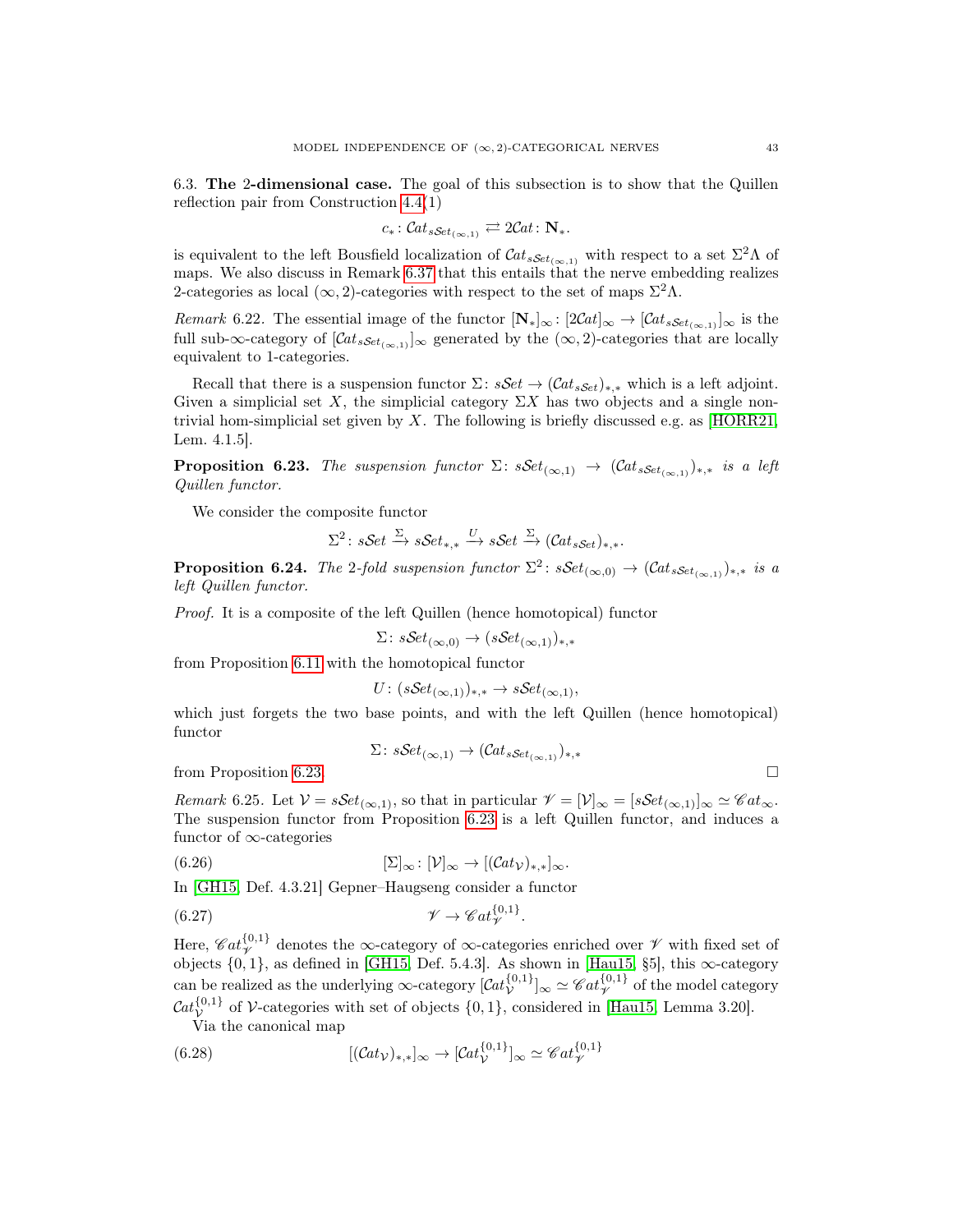### 6.3. The 2-dimensional case.

The goal of this subsection is to show that the Quillen reflection pair from Construction 4.4(1)

$$c_*\colon \mathcal{C}at_{s\mathcal{S}et_{(\infty,1)}} \rightleftarrows 2\mathcal{C}at\colon \mathbf{N}_*.$$

is equivalent to the left Bousfield localization of $\mathcal{C}at_{s\mathcal{S}et_{(\infty,1)}}$ with respect to a set $\Sigma^2\Lambda$ of maps. We also discuss in Remark 6.37 that this entails that the nerve embedding realizes 2-categories as local $(\infty,2)$-categories with respect to the set of maps $\Sigma^2\Lambda$.

*Remark* 6.22. The essential image of the functor $[\mathbf{N}_*]_\infty\colon [2\mathcal{C}at]_\infty \to [\mathcal{C}at_{s\mathcal{S}et_{(\infty,1)}}]_\infty$ is the full sub-$\infty$-category of $[\mathcal{C}at_{s\mathcal{S}et_{(\infty,1)}}]_\infty$ generated by the $(\infty,2)$-categories that are locally equivalent to 1-categories.

Recall that there is a suspension functor $\Sigma\colon s\mathcal{S}et \to (\mathcal{C}at_{s\mathcal{S}et})_{*,*}$ which is a left adjoint. Given a simplicial set $X$, the simplicial category $\Sigma X$ has two objects and a single non-trivial hom-simplicial set given by $X$. The following is briefly discussed e.g. as [HORR21, Lem. 4.1.5].

**Proposition 6.23.** *The suspension functor $\Sigma\colon s\mathcal{S}et_{(\infty,1)} \to (\mathcal{C}at_{s\mathcal{S}et_{(\infty,1)}})_{*,*}$ is a left Quillen functor.*

We consider the composite functor

$$\Sigma^2\colon s\mathcal{S}et \xrightarrow{\Sigma} s\mathcal{S}et_{*,*} \xrightarrow{U} s\mathcal{S}et \xrightarrow{\Sigma} (\mathcal{C}at_{s\mathcal{S}et})_{*,*}.$$

**Proposition 6.24.** *The 2-fold suspension functor $\Sigma^2\colon s\mathcal{S}et_{(\infty,0)} \to (\mathcal{C}at_{s\mathcal{S}et_{(\infty,1)}})_{*,*}$ is a left Quillen functor.*

*Proof.* It is a composite of the left Quillen (hence homotopical) functor

$$\Sigma\colon s\mathcal{S}et_{(\infty,0)} \to (s\mathcal{S}et_{(\infty,1)})_{*,*}$$

from Proposition 6.11 with the homotopical functor

$$U\colon (s\mathcal{S}et_{(\infty,1)})_{*,*} \to s\mathcal{S}et_{(\infty,1)},$$

which just forgets the two base points, and with the left Quillen (hence homotopical) functor

$$\Sigma\colon s\mathcal{S}et_{(\infty,1)} \to (\mathcal{C}at_{s\mathcal{S}et_{(\infty,1)}})_{*,*}$$

from Proposition 6.23. □

*Remark* 6.25. Let $\mathcal{V} = s\mathcal{S}et_{(\infty,1)}$, so that in particular $\mathscr{V} = [\mathcal{V}]_\infty = [s\mathcal{S}et_{(\infty,1)}]_\infty \simeq \mathscr{C}at_\infty$. The suspension functor from Proposition 6.23 is a left Quillen functor, and induces a functor of $\infty$-categories

$$[\Sigma]_\infty\colon [\mathcal{V}]_\infty \to [(\mathcal{C}at_{\mathcal{V}})_{*,*}]_\infty. \tag{6.26}$$

In [GH15, Def. 4.3.21] Gepner–Haugseng consider a functor

$$\mathscr{V} \to \mathscr{C}at_{\mathscr{V}}^{\{0,1\}}. \tag{6.27}$$

Here, $\mathscr{C}at_{\mathscr{V}}^{\{0,1\}}$ denotes the $\infty$-category of $\infty$-categories enriched over $\mathscr{V}$ with fixed set of objects $\{0,1\}$, as defined in [GH15, Def. 5.4.3]. As shown in [Hau15, §5], this $\infty$-category can be realized as the underlying $\infty$-category $[\mathcal{C}at_{\mathcal{V}}^{\{0,1\}}]_\infty \simeq \mathscr{C}at_{\mathscr{V}}^{\{0,1\}}$ of the model category $\mathcal{C}at_{\mathcal{V}}^{\{0,1\}}$ of $\mathcal{V}$-categories with set of objects $\{0,1\}$, considered in [Hau15, Lemma 3.20].

Via the canonical map

$$[(\mathcal{C}at_{\mathcal{V}})_{*,*}]_\infty \to [\mathcal{C}at_{\mathcal{V}}^{\{0,1\}}]_\infty \simeq \mathscr{C}at_{\mathscr{V}}^{\{0,1\}} \tag{6.28}$$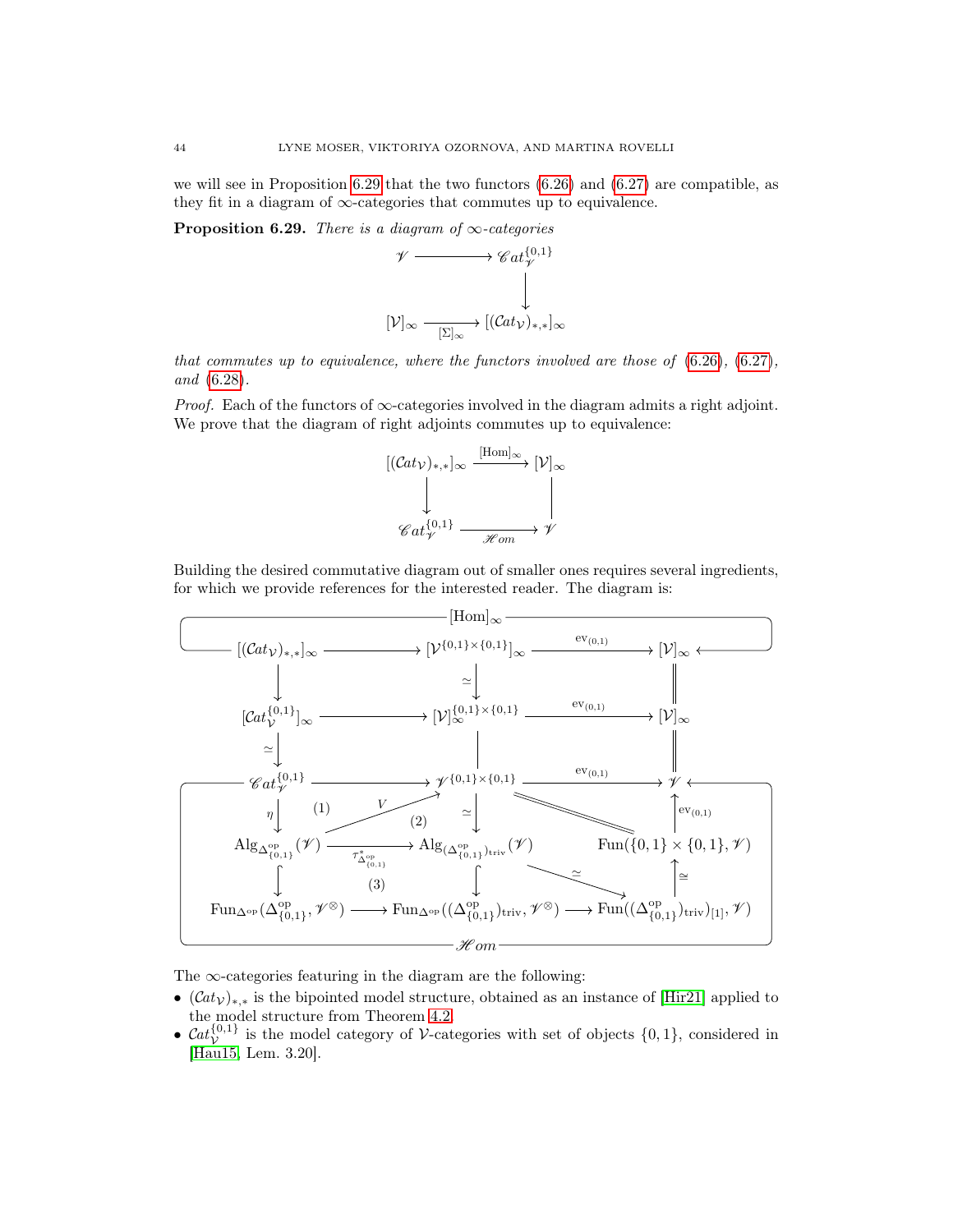we will see in Proposition 6.29 that the two functors (6.26) and (6.27) are compatible, as they fit in a diagram of $\infty$-categories that commutes up to equivalence.

**Proposition 6.29.** *There is a diagram of $\infty$-categories*

$$\begin{array}{ccc} \mathscr{V} & \longrightarrow & \mathscr{C}at_{\mathscr{V}}^{\{0,1\}} \\ & & \downarrow \\ [\mathcal{V}]_\infty & \xrightarrow[{[\Sigma]_\infty}]{} & [(\mathcal{C}at_{\mathcal{V}})_{*,*}]_\infty \end{array}$$

*that commutes up to equivalence, where the functors involved are those of* (6.26), (6.27), *and* (6.28).

*Proof.* Each of the functors of $\infty$-categories involved in the diagram admits a right adjoint. We prove that the diagram of right adjoints commutes up to equivalence:

$$\begin{array}{ccc} [(\mathcal{C}at_{\mathcal{V}})_{*,*}]_\infty & \xrightarrow{[\mathrm{Hom}]_\infty} & [\mathcal{V}]_\infty \\ \downarrow & & \Big| \\ \mathscr{C}at_{\mathscr{V}}^{\{0,1\}} & \xrightarrow[\mathscr{H}om]{} & \mathscr{V} \end{array}$$

Building the desired commutative diagram out of smaller ones requires several ingredients, for which we provide references for the interested reader. The diagram is:

$$\begin{array}{ccccc}
[(\mathcal{C}at_{\mathcal{V}})_{*,*}]_\infty & \longrightarrow & [\mathcal{V}^{\{0,1\}\times\{0,1\}}]_\infty & \xrightarrow{\mathrm{ev}_{(0,1)}} & [\mathcal{V}]_\infty \\
\downarrow & & \downarrow \simeq & & \| \\
[\mathcal{C}at_{\mathcal{V}}^{\{0,1\}}]_\infty & \longrightarrow & [\mathcal{V}]_\infty^{\{0,1\}\times\{0,1\}} & \xrightarrow{\mathrm{ev}_{(0,1)}} & [\mathcal{V}]_\infty \\
\downarrow \simeq & & \Big| & & \| \\
\mathscr{C}at_{\mathscr{V}}^{\{0,1\}} & \longrightarrow & \mathscr{V}^{\{0,1\}\times\{0,1\}} & \xrightarrow{\mathrm{ev}_{(0,1)}} & \mathscr{V} \\
\eta \downarrow \quad (1) & \nearrow V \quad (2) & \downarrow \simeq & = & \uparrow \mathrm{ev}_{(0,1)} \\
\mathrm{Alg}_{\Delta^{\mathrm{op}}_{\{0,1\}}}(\mathscr{V}) & \xrightarrow[\tau^*_{\Delta^{\mathrm{op}}_{\{0,1\}}}]{} & \mathrm{Alg}_{(\Delta^{\mathrm{op}}_{\{0,1\}})_{\mathrm{triv}}}(\mathscr{V}) & \xrightarrow{\simeq} & \mathrm{Fun}(\{0,1\}\times\{0,1\},\mathscr{V}) \\
\downarrow & (3) & \downarrow & & \uparrow \cong \\
\mathrm{Fun}_{\Delta^{\mathrm{op}}}(\Delta^{\mathrm{op}}_{\{0,1\}},\mathscr{V}^{\otimes}) & \longrightarrow & \mathrm{Fun}_{\Delta^{\mathrm{op}}}((\Delta^{\mathrm{op}}_{\{0,1\}})_{\mathrm{triv}},\mathscr{V}^{\otimes}) & \longrightarrow & \mathrm{Fun}((\Delta^{\mathrm{op}}_{\{0,1\}})_{\mathrm{triv}})_{[1]},\mathscr{V})
\end{array}$$

(The top row composite is labelled $[\mathrm{Hom}]_\infty$ and the bottom composite from $\mathscr{C}at_{\mathscr{V}}^{\{0,1\}}$ to $\mathscr{V}$ is labelled $\mathscr{H}om$.)

The $\infty$-categories featuring in the diagram are the following:

- $(\mathcal{C}at_{\mathcal{V}})_{*,*}$ is the bipointed model structure, obtained as an instance of [Hir21] applied to the model structure from Theorem 4.2.
- $\mathcal{C}at_{\mathcal{V}}^{\{0,1\}}$ is the model category of $\mathcal{V}$-categories with set of objects $\{0,1\}$, considered in [Hau15, Lem. 3.20].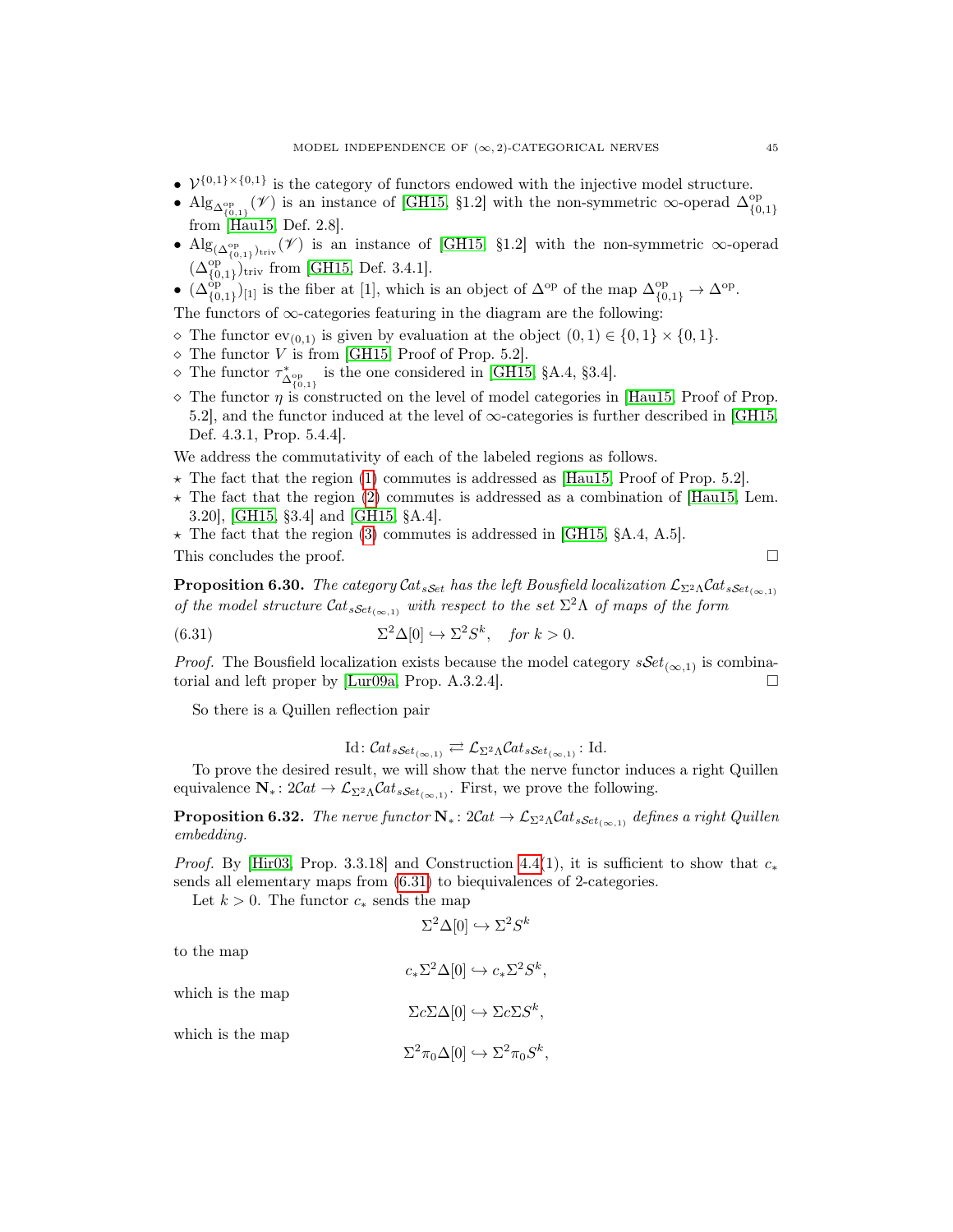- $\mathcal{V}^{\{0,1\}\times\{0,1\}}$ is the category of functors endowed with the injective model structure.
- $\mathrm{Alg}_{\Delta^{\mathrm{op}}_{\{0,1\}}}(\mathscr{V})$ is an instance of [GH15, §1.2] with the non-symmetric $\infty$-operad $\Delta^{\mathrm{op}}_{\{0,1\}}$ from [Hau15, Def. 2.8].
- $\mathrm{Alg}_{(\Delta^{\mathrm{op}}_{\{0,1\}})_{\mathrm{triv}}}(\mathscr{V})$ is an instance of [GH15, §1.2] with the non-symmetric $\infty$-operad $(\Delta^{\mathrm{op}}_{\{0,1\}})_{\mathrm{triv}}$ from [GH15, Def. 3.4.1].
- $(\Delta^{\mathrm{op}}_{\{0,1\}})_{[1]}$ is the fiber at $[1]$, which is an object of $\Delta^{\mathrm{op}}$ of the map $\Delta^{\mathrm{op}}_{\{0,1\}} \to \Delta^{\mathrm{op}}$.

The functors of $\infty$-categories featuring in the diagram are the following:

◇ The functor $\mathrm{ev}_{(0,1)}$ is given by evaluation at the object $(0,1) \in \{0,1\} \times \{0,1\}$.
◇ The functor $V$ is from [GH15, Proof of Prop. 5.2].
◇ The functor $\tau^*_{\Delta^{\mathrm{op}}_{\{0,1\}}}$ is the one considered in [GH15, §A.4, §3.4].
◇ The functor $\eta$ is constructed on the level of model categories in [Hau15, Proof of Prop. 5.2], and the functor induced at the level of $\infty$-categories is further described in [GH15, Def. 4.3.1, Prop. 5.4.4].

We address the commutativity of each of the labeled regions as follows.

⋆ The fact that the region (1) commutes is addressed as [Hau15, Proof of Prop. 5.2].
⋆ The fact that the region (2) commutes is addressed as a combination of [Hau15, Lem. 3.20], [GH15, §3.4] and [GH15, §A.4].
⋆ The fact that the region (3) commutes is addressed in [GH15, §A.4, A.5].

This concludes the proof. □

**Proposition 6.30.** *The category $\mathcal{C}at_{s\mathcal{S}et}$ has the left Bousfield localization $\mathcal{L}_{\Sigma^2\Lambda}\mathcal{C}at_{s\mathcal{S}et_{(\infty,1)}}$ of the model structure $\mathcal{C}at_{s\mathcal{S}et_{(\infty,1)}}$ with respect to the set $\Sigma^2\Lambda$ of maps of the form*

$$\Sigma^2\Delta[0] \hookrightarrow \Sigma^2 S^k, \quad \textit{for } k > 0. \tag{6.31}$$

*Proof.* The Bousfield localization exists because the model category $s\mathcal{S}et_{(\infty,1)}$ is combinatorial and left proper by [Lur09a, Prop. A.3.2.4]. □

So there is a Quillen reflection pair

$$\mathrm{Id}\colon \mathcal{C}at_{s\mathcal{S}et_{(\infty,1)}} \rightleftarrows \mathcal{L}_{\Sigma^2\Lambda}\mathcal{C}at_{s\mathcal{S}et_{(\infty,1)}} \colon \mathrm{Id}.$$

To prove the desired result, we will show that the nerve functor induces a right Quillen equivalence $\mathbf{N}_*\colon 2\mathcal{C}at \to \mathcal{L}_{\Sigma^2\Lambda}\mathcal{C}at_{s\mathcal{S}et_{(\infty,1)}}$. First, we prove the following.

**Proposition 6.32.** *The nerve functor $\mathbf{N}_*\colon 2\mathcal{C}at \to \mathcal{L}_{\Sigma^2\Lambda}\mathcal{C}at_{s\mathcal{S}et_{(\infty,1)}}$ defines a right Quillen embedding.*

*Proof.* By [Hir03, Prop. 3.3.18] and Construction 4.4(1), it is sufficient to show that $c_*$ sends all elementary maps from (6.31) to biequivalences of 2-categories.

Let $k > 0$. The functor $c_*$ sends the map

$$\Sigma^2\Delta[0] \hookrightarrow \Sigma^2 S^k$$

to the map

$$c_*\Sigma^2\Delta[0] \hookrightarrow c_*\Sigma^2 S^k,$$

which is the map

$$\Sigma c\Sigma\Delta[0] \hookrightarrow \Sigma c\Sigma S^k,$$

which is the map

$$\Sigma^2\pi_0\Delta[0] \hookrightarrow \Sigma^2\pi_0 S^k,$$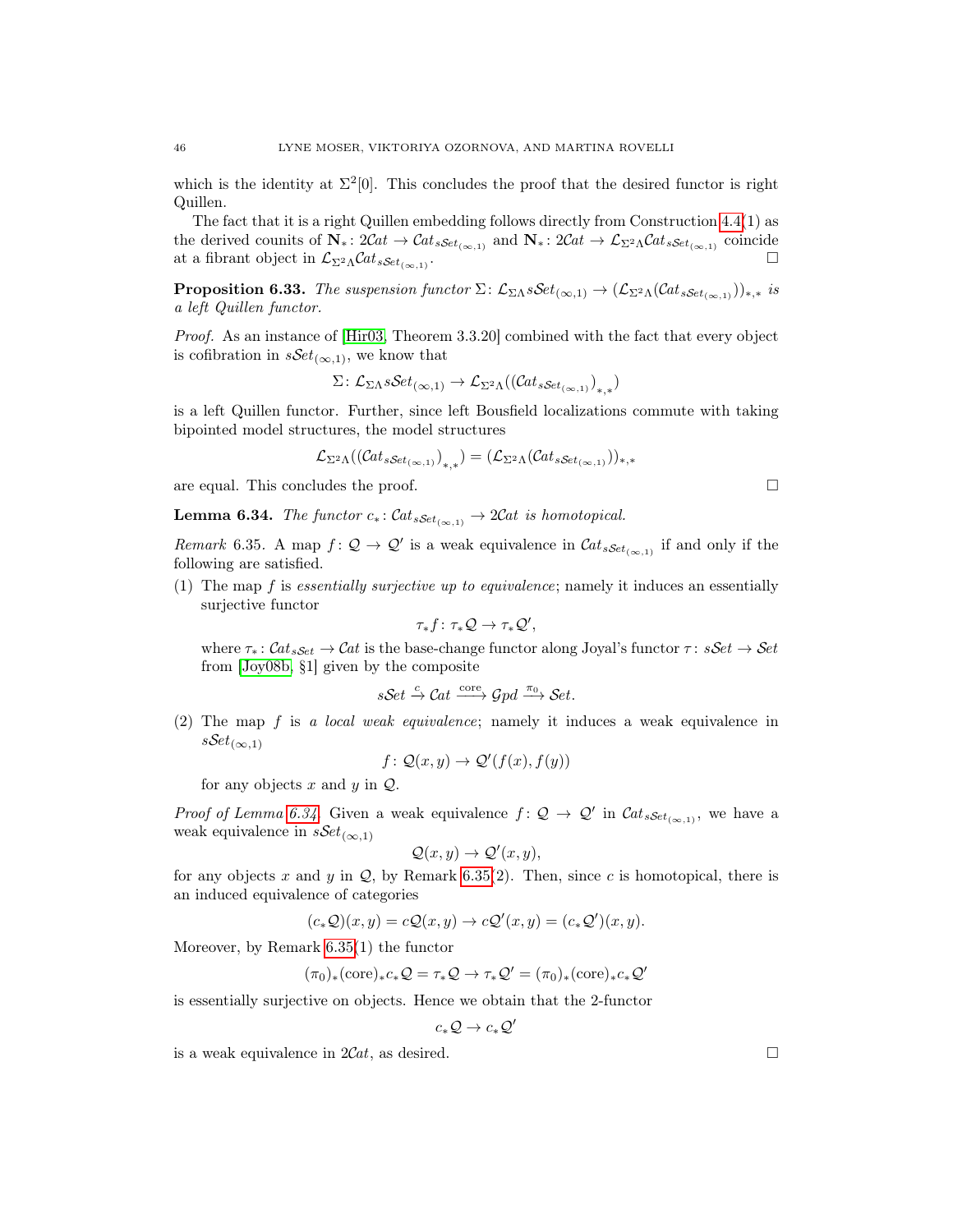which is the identity at $\Sigma^2[0]$. This concludes the proof that the desired functor is right Quillen.

The fact that it is a right Quillen embedding follows directly from Construction 4.4(1) as the derived counits of $\mathbf{N}_*\colon 2\mathcal{C}at \to \mathcal{C}at_{s\mathcal{S}et_{(\infty,1)}}$ and $\mathbf{N}_*\colon 2\mathcal{C}at \to \mathcal{L}_{\Sigma^2\Lambda}\mathcal{C}at_{s\mathcal{S}et_{(\infty,1)}}$ coincide at a fibrant object in $\mathcal{L}_{\Sigma^2\Lambda}\mathcal{C}at_{s\mathcal{S}et_{(\infty,1)}}$. □

**Proposition 6.33.** *The suspension functor $\Sigma\colon \mathcal{L}_{\Sigma\Lambda}s\mathcal{S}et_{(\infty,1)} \to (\mathcal{L}_{\Sigma^2\Lambda}(\mathcal{C}at_{s\mathcal{S}et_{(\infty,1)}}))_{*,*}$ is a left Quillen functor.*

*Proof.* As an instance of [Hir03, Theorem 3.3.20] combined with the fact that every object is cofibration in $s\mathcal{S}et_{(\infty,1)}$, we know that

$$\Sigma\colon \mathcal{L}_{\Sigma\Lambda}s\mathcal{S}et_{(\infty,1)} \to \mathcal{L}_{\Sigma^2\Lambda}((\mathcal{C}at_{s\mathcal{S}et_{(\infty,1)}})_{*,*})$$

is a left Quillen functor. Further, since left Bousfield localizations commute with taking bipointed model structures, the model structures

$$\mathcal{L}_{\Sigma^2\Lambda}((\mathcal{C}at_{s\mathcal{S}et_{(\infty,1)}})_{*,*}) = (\mathcal{L}_{\Sigma^2\Lambda}(\mathcal{C}at_{s\mathcal{S}et_{(\infty,1)}}))_{*,*}$$

are equal. This concludes the proof. □

**Lemma 6.34.** *The functor $c_*\colon \mathcal{C}at_{s\mathcal{S}et_{(\infty,1)}} \to 2\mathcal{C}at$ is homotopical.*

*Remark* 6.35. A map $f\colon \mathcal{Q} \to \mathcal{Q}'$ is a weak equivalence in $\mathcal{C}at_{s\mathcal{S}et_{(\infty,1)}}$ if and only if the following are satisfied.

(1) The map $f$ is *essentially surjective up to equivalence*; namely it induces an essentially surjective functor

$$\tau_*f\colon \tau_*\mathcal{Q} \to \tau_*\mathcal{Q}',$$

where $\tau_*\colon \mathcal{C}at_{s\mathcal{S}et} \to \mathcal{C}at$ is the base-change functor along Joyal's functor $\tau\colon s\mathcal{S}et \to \mathcal{S}et$ from [Joy08b, §1] given by the composite

$$s\mathcal{S}et \xrightarrow{c} \mathcal{C}at \xrightarrow{\text{core}} \mathcal{G}pd \xrightarrow{\pi_0} \mathcal{S}et.$$

(2) The map $f$ is *a local weak equivalence*; namely it induces a weak equivalence in $s\mathcal{S}et_{(\infty,1)}$

$$f\colon \mathcal{Q}(x,y) \to \mathcal{Q}'(f(x),f(y))$$

for any objects $x$ and $y$ in $\mathcal{Q}$.

*Proof of Lemma 6.34.* Given a weak equivalence $f\colon \mathcal{Q} \to \mathcal{Q}'$ in $\mathcal{C}at_{s\mathcal{S}et_{(\infty,1)}}$, we have a weak equivalence in $s\mathcal{S}et_{(\infty,1)}$

$$\mathcal{Q}(x,y) \to \mathcal{Q}'(x,y),$$

for any objects $x$ and $y$ in $\mathcal{Q}$, by Remark 6.35(2). Then, since $c$ is homotopical, there is an induced equivalence of categories

$$(c_*\mathcal{Q})(x,y) = c\mathcal{Q}(x,y) \to c\mathcal{Q}'(x,y) = (c_*\mathcal{Q}')(x,y).$$

Moreover, by Remark 6.35(1) the functor

$$(\pi_0)_*(\text{core})_*c_*\mathcal{Q} = \tau_*\mathcal{Q} \to \tau_*\mathcal{Q}' = (\pi_0)_*(\text{core})_*c_*\mathcal{Q}'$$

is essentially surjective on objects. Hence we obtain that the 2-functor

$$c_*\mathcal{Q} \to c_*\mathcal{Q}'$$

is a weak equivalence in $2\mathcal{C}at$, as desired. □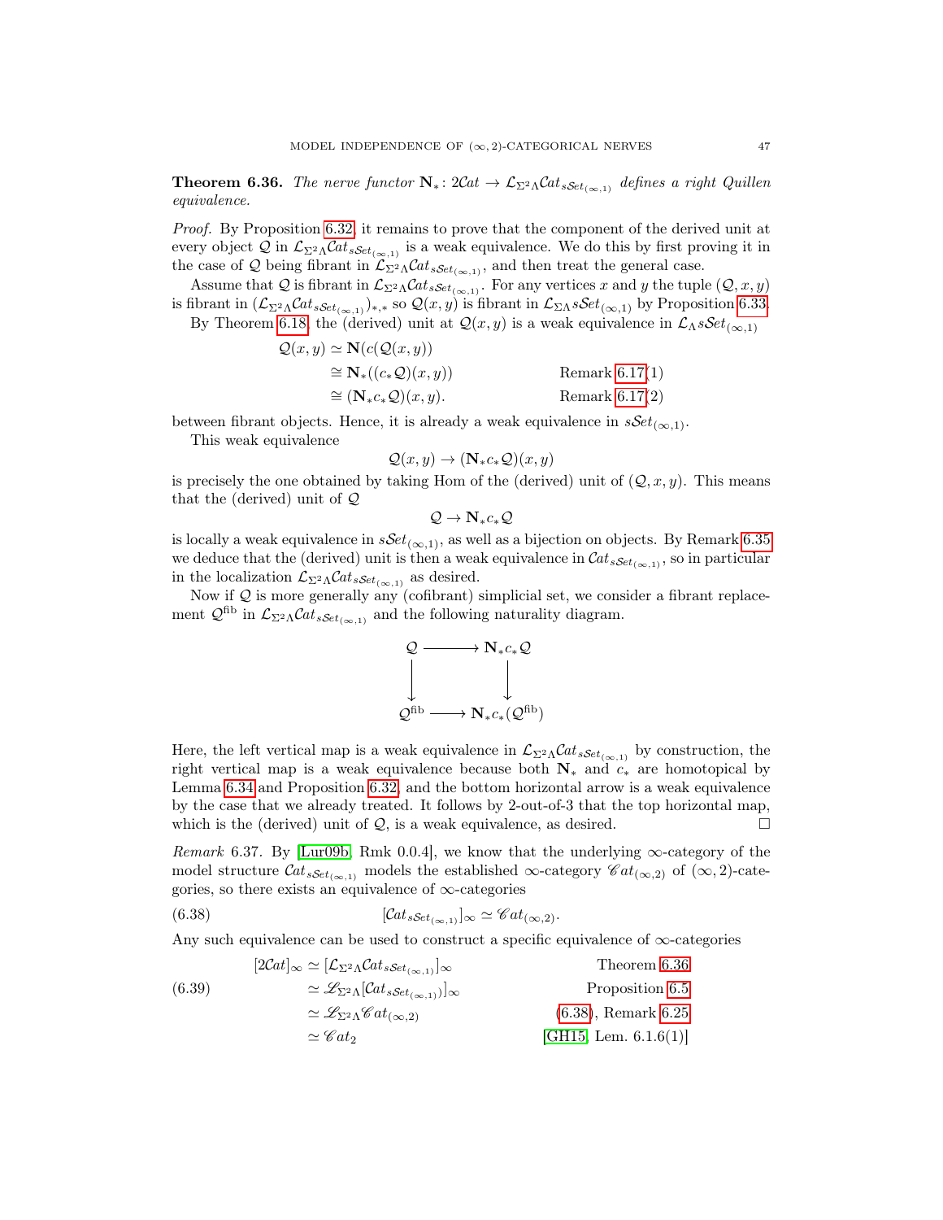**Theorem 6.36.** *The nerve functor $\mathbf{N}_*\colon 2\mathcal{C}at \to \mathcal{L}_{\Sigma^2\Lambda}\mathcal{C}at_{s\mathcal{S}et_{(\infty,1)}}$ defines a right Quillen equivalence.*

*Proof.* By Proposition 6.32, it remains to prove that the component of the derived unit at every object $\mathcal{Q}$ in $\mathcal{L}_{\Sigma^2\Lambda}\mathcal{C}at_{s\mathcal{S}et_{(\infty,1)}}$ is a weak equivalence. We do this by first proving it in the case of $\mathcal{Q}$ being fibrant in $\mathcal{L}_{\Sigma^2\Lambda}\mathcal{C}at_{s\mathcal{S}et_{(\infty,1)}}$, and then treat the general case.

Assume that $\mathcal{Q}$ is fibrant in $\mathcal{L}_{\Sigma^2\Lambda}\mathcal{C}at_{s\mathcal{S}et_{(\infty,1)}}$. For any vertices $x$ and $y$ the tuple $(\mathcal{Q}, x, y)$ is fibrant in $(\mathcal{L}_{\Sigma^2\Lambda}\mathcal{C}at_{s\mathcal{S}et_{(\infty,1)}})_{*,*}$ so $\mathcal{Q}(x,y)$ is fibrant in $\mathcal{L}_{\Sigma\Lambda}s\mathcal{S}et_{(\infty,1)}$ by Proposition 6.33. By Theorem 6.18, the (derived) unit at $\mathcal{Q}(x,y)$ is a weak equivalence in $\mathcal{L}_{\Lambda}s\mathcal{S}et_{(\infty,1)}$

$$
\begin{aligned}
\mathcal{Q}(x,y) &\simeq \mathbf{N}(c(\mathcal{Q}(x,y))) && \\
&\cong \mathbf{N}_*((c_*\mathcal{Q})(x,y)) && \text{Remark 6.17(1)}\\
&\cong (\mathbf{N}_*c_*\mathcal{Q})(x,y). && \text{Remark 6.17(2)}
\end{aligned}
$$

between fibrant objects. Hence, it is already a weak equivalence in $s\mathcal{S}et_{(\infty,1)}$.

This weak equivalence

$$\mathcal{Q}(x,y) \to (\mathbf{N}_*c_*\mathcal{Q})(x,y)$$

is precisely the one obtained by taking Hom of the (derived) unit of $(\mathcal{Q},x,y)$. This means that the (derived) unit of $\mathcal{Q}$

$$\mathcal{Q} \to \mathbf{N}_*c_*\mathcal{Q}$$

is locally a weak equivalence in $s\mathcal{S}et_{(\infty,1)}$, as well as a bijection on objects. By Remark 6.35 we deduce that the (derived) unit is then a weak equivalence in $\mathcal{C}at_{s\mathcal{S}et_{(\infty,1)}}$, so in particular in the localization $\mathcal{L}_{\Sigma^2\Lambda}\mathcal{C}at_{s\mathcal{S}et_{(\infty,1)}}$ as desired.

Now if $\mathcal{Q}$ is more generally any (cofibrant) simplicial set, we consider a fibrant replacement $\mathcal{Q}^{\mathrm{fib}}$ in $\mathcal{L}_{\Sigma^2\Lambda}\mathcal{C}at_{s\mathcal{S}et_{(\infty,1)}}$ and the following naturality diagram.

$$
\begin{array}{ccc}
\mathcal{Q} & \longrightarrow & \mathbf{N}_*c_*\mathcal{Q} \\
\big\downarrow & & \big\downarrow \\
\mathcal{Q}^{\mathrm{fib}} & \longrightarrow & \mathbf{N}_*c_*(\mathcal{Q}^{\mathrm{fib}})
\end{array}
$$

Here, the left vertical map is a weak equivalence in $\mathcal{L}_{\Sigma^2\Lambda}\mathcal{C}at_{s\mathcal{S}et_{(\infty,1)}}$ by construction, the right vertical map is a weak equivalence because both $\mathbf{N}_*$ and $c_*$ are homotopical by Lemma 6.34 and Proposition 6.32, and the bottom horizontal arrow is a weak equivalence by the case that we already treated. It follows by 2-out-of-3 that the top horizontal map, which is the (derived) unit of $\mathcal{Q}$, is a weak equivalence, as desired. □

*Remark* 6.37. By [Lur09b, Rmk 0.0.4], we know that the underlying $\infty$-category of the model structure $\mathcal{C}at_{s\mathcal{S}et_{(\infty,1)}}$ models the established $\infty$-category $\mathscr{C}at_{(\infty,2)}$ of $(\infty,2)$-categories, so there exists an equivalence of $\infty$-categories

$$[\mathcal{C}at_{s\mathcal{S}et_{(\infty,1)}}]_\infty \simeq \mathscr{C}at_{(\infty,2)}. \tag{6.38}$$

Any such equivalence can be used to construct a specific equivalence of $\infty$-categories

$$
\begin{aligned}
[2\mathcal{C}at]_\infty &\simeq [\mathcal{L}_{\Sigma^2\Lambda}\mathcal{C}at_{s\mathcal{S}et_{(\infty,1)}}]_\infty && \text{Theorem 6.36}\\
&\simeq \mathscr{L}_{\Sigma^2\Lambda}[\mathcal{C}at_{s\mathcal{S}et_{(\infty,1)}}]_\infty && \text{Proposition 6.5}\\
&\simeq \mathscr{L}_{\Sigma^2\Lambda}\mathscr{C}at_{(\infty,2)} && \text{(6.38), Remark 6.25}\\
&\simeq \mathscr{C}at_2 && \text{[GH15, Lem. 6.1.6(1)]}
\end{aligned}
\tag{6.39}
$$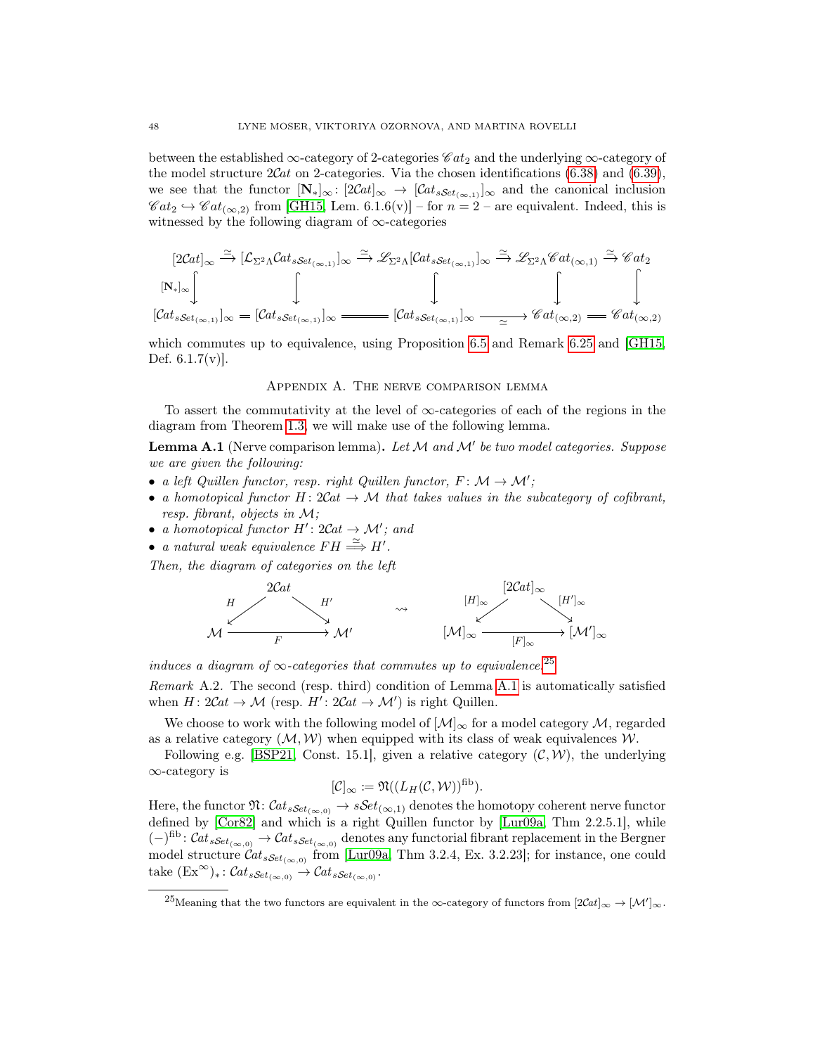between the established $\infty$-category of 2-categories $\mathscr{C}at_2$ and the underlying $\infty$-category of the model structure $2\mathcal{C}at$ on 2-categories. Via the chosen identifications (6.38) and (6.39), we see that the functor $[\mathbf{N}_*]_\infty \colon [2\mathcal{C}at]_\infty \to [\mathcal{C}at_{s\mathcal{S}et_{(\infty,1)}}]_\infty$ and the canonical inclusion $\mathscr{C}at_2 \hookrightarrow \mathscr{C}at_{(\infty,2)}$ from [GH15, Lem. 6.1.6(v)] – for $n=2$ – are equivalent. Indeed, this is witnessed by the following diagram of $\infty$-categories

$$\begin{array}{ccccccccc}
[2\mathcal{C}at]_\infty & \xrightarrow{\simeq} & [\mathcal{L}_{\Sigma^2\Lambda}\mathcal{C}at_{s\mathcal{S}et_{(\infty,1)}}]_\infty & \xrightarrow{\simeq} & \mathscr{L}_{\Sigma^2\Lambda}[\mathcal{C}at_{s\mathcal{S}et_{(\infty,1)}}]_\infty & \xrightarrow{\simeq} & \mathscr{L}_{\Sigma^2\Lambda}\mathscr{C}at_{(\infty,1)} & \xrightarrow{\simeq} & \mathscr{C}at_2 \\
{\scriptstyle [\mathbf{N}_*]_\infty}\downarrow & & \downarrow & & \downarrow & & \downarrow & & \downarrow \\
[\mathcal{C}at_{s\mathcal{S}et_{(\infty,1)}}]_\infty & = & [\mathcal{C}at_{s\mathcal{S}et_{(\infty,1)}}]_\infty & = & [\mathcal{C}at_{s\mathcal{S}et_{(\infty,1)}}]_\infty & \xrightarrow[\simeq]{} & \mathscr{C}at_{(\infty,2)} & = & \mathscr{C}at_{(\infty,2)}
\end{array}$$

which commutes up to equivalence, using Proposition 6.5 and Remark 6.25 and [GH15, Def. 6.1.7(v)].

## Appendix A. The nerve comparison lemma

To assert the commutativity at the level of $\infty$-categories of each of the regions in the diagram from Theorem 1.3, we will make use of the following lemma.

**Lemma A.1** (Nerve comparison lemma)**.** *Let $\mathcal{M}$ and $\mathcal{M}'$ be two model categories. Suppose we are given the following:*

- *a left Quillen functor, resp. right Quillen functor, $F\colon \mathcal{M} \to \mathcal{M}'$;*
- *a homotopical functor $H\colon 2\mathcal{C}at \to \mathcal{M}$ that takes values in the subcategory of cofibrant, resp. fibrant, objects in $\mathcal{M}$;*
- *a homotopical functor $H'\colon 2\mathcal{C}at \to \mathcal{M}'$; and*
- *a natural weak equivalence $FH \overset{\simeq}{\Longrightarrow} H'$.*

*Then, the diagram of categories on the left*

$$\begin{array}{ccc}
 & 2\mathcal{C}at & \\
{\scriptstyle H}\swarrow & & \searrow{\scriptstyle H'} \\
\mathcal{M} & \xrightarrow[F]{} & \mathcal{M}'
\end{array}
\quad \rightsquigarrow \quad
\begin{array}{ccc}
 & [2\mathcal{C}at]_\infty & \\
{\scriptstyle [H]_\infty}\swarrow & & \searrow{\scriptstyle [H']_\infty} \\
[\mathcal{M}]_\infty & \xrightarrow[{[F]_\infty}]{} & [\mathcal{M}']_\infty
\end{array}$$

*induces a diagram of $\infty$-categories that commutes up to equivalence.*[25]

*Remark* A.2. The second (resp. third) condition of Lemma A.1 is automatically satisfied when $H\colon 2\mathcal{C}at \to \mathcal{M}$ (resp. $H'\colon 2\mathcal{C}at \to \mathcal{M}'$) is right Quillen.

We choose to work with the following model of $[\mathcal{M}]_\infty$ for a model category $\mathcal{M}$, regarded as a relative category $(\mathcal{M}, \mathcal{W})$ when equipped with its class of weak equivalences $\mathcal{W}$.

Following e.g. [BSP21, Const. 15.1], given a relative category $(\mathcal{C}, \mathcal{W})$, the underlying $\infty$-category is

$$[\mathcal{C}]_\infty := \mathfrak{N}((L_H(\mathcal{C}, \mathcal{W}))^{\mathrm{fib}}).$$

Here, the functor $\mathfrak{N}\colon \mathcal{C}at_{s\mathcal{S}et_{(\infty,0)}} \to s\mathcal{S}et_{(\infty,1)}$ denotes the homotopy coherent nerve functor defined by [Cor82] and which is a right Quillen functor by [Lur09a, Thm 2.2.5.1], while $(-)^{\mathrm{fib}}\colon \mathcal{C}at_{s\mathcal{S}et_{(\infty,0)}} \to \mathcal{C}at_{s\mathcal{S}et_{(\infty,0)}}$ denotes any functorial fibrant replacement in the Bergner model structure $\mathcal{C}at_{s\mathcal{S}et_{(\infty,0)}}$ from [Lur09a, Thm 3.2.4, Ex. 3.2.23]; for instance, one could take $(\mathrm{Ex}^\infty)_*\colon \mathcal{C}at_{s\mathcal{S}et_{(\infty,0)}} \to \mathcal{C}at_{s\mathcal{S}et_{(\infty,0)}}$.

---

[25] Meaning that the two functors are equivalent in the $\infty$-category of functors from $[2\mathcal{C}at]_\infty \to [\mathcal{M}']_\infty$.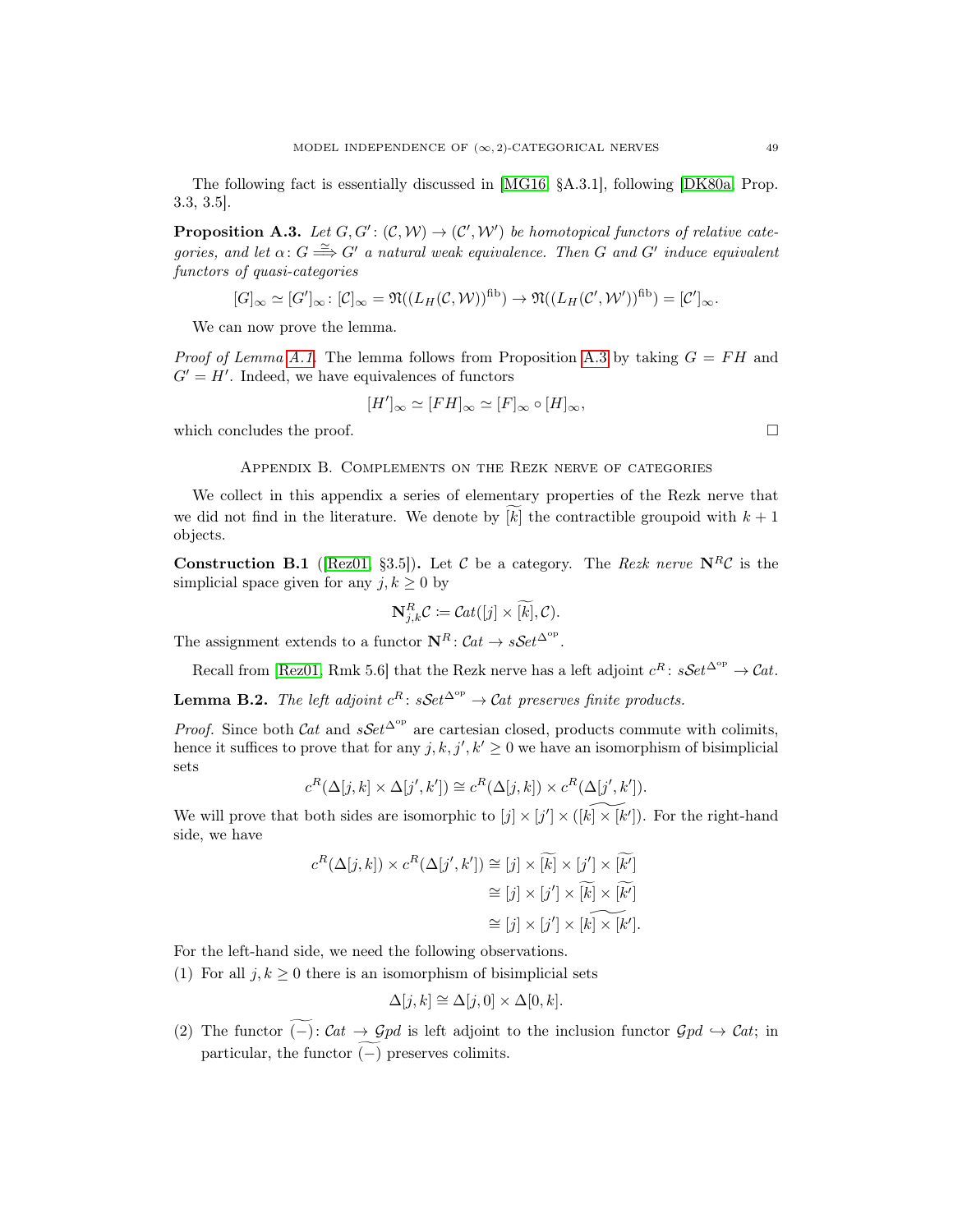The following fact is essentially discussed in [MG16, §A.3.1], following [DK80a, Prop. 3.3, 3.5].

**Proposition A.3.** *Let $G, G' \colon (\mathcal{C}, \mathcal{W}) \to (\mathcal{C}', \mathcal{W}')$ be homotopical functors of relative categories, and let $\alpha \colon G \overset{\simeq}{\Longrightarrow} G'$ a natural weak equivalence. Then $G$ and $G'$ induce equivalent functors of quasi-categories*

$$[G]_\infty \simeq [G']_\infty \colon [\mathcal{C}]_\infty = \mathfrak{N}((L_H(\mathcal{C}, \mathcal{W}))^{\mathrm{fib}}) \to \mathfrak{N}((L_H(\mathcal{C}', \mathcal{W}'))^{\mathrm{fib}}) = [\mathcal{C}']_\infty.$$

We can now prove the lemma.

*Proof of Lemma A.1.* The lemma follows from Proposition A.3 by taking $G = FH$ and $G' = H'$. Indeed, we have equivalences of functors

$$[H']_\infty \simeq [FH]_\infty \simeq [F]_\infty \circ [H]_\infty,$$

which concludes the proof. □

## Appendix B. Complements on the Rezk nerve of categories

We collect in this appendix a series of elementary properties of the Rezk nerve that we did not find in the literature. We denote by $\widetilde{[k]}$ the contractible groupoid with $k+1$ objects.

**Construction B.1** ([Rez01, §3.5])**.** Let $\mathcal{C}$ be a category. The *Rezk nerve* $\mathbf{N}^R\mathcal{C}$ is the simplicial space given for any $j, k \geq 0$ by

$$\mathbf{N}^R_{j,k}\mathcal{C} \coloneqq \mathcal{C}at([j] \times \widetilde{[k]}, \mathcal{C}).$$

The assignment extends to a functor $\mathbf{N}^R \colon \mathcal{C}at \to s\mathcal{S}et^{\Delta^{\mathrm{op}}}$.

Recall from [Rez01, Rmk 5.6] that the Rezk nerve has a left adjoint $c^R \colon s\mathcal{S}et^{\Delta^{\mathrm{op}}} \to \mathcal{C}at$.

**Lemma B.2.** *The left adjoint $c^R \colon s\mathcal{S}et^{\Delta^{\mathrm{op}}} \to \mathcal{C}at$ preserves finite products.*

*Proof.* Since both $\mathcal{C}at$ and $s\mathcal{S}et^{\Delta^{\mathrm{op}}}$ are cartesian closed, products commute with colimits, hence it suffices to prove that for any $j, k, j', k' \geq 0$ we have an isomorphism of bisimplicial sets

$$c^R(\Delta[j,k] \times \Delta[j',k']) \cong c^R(\Delta[j,k]) \times c^R(\Delta[j',k']).$$

We will prove that both sides are isomorphic to $[j] \times [j'] \times (\widetilde{[k] \times [k']})$. For the right-hand side, we have

$$\begin{aligned} c^R(\Delta[j,k]) \times c^R(\Delta[j',k']) &\cong [j] \times \widetilde{[k]} \times [j'] \times \widetilde{[k']} \\ &\cong [j] \times [j'] \times \widetilde{[k]} \times \widetilde{[k']} \\ &\cong [j] \times [j'] \times \widetilde{[k] \times [k']}. \end{aligned}$$

For the left-hand side, we need the following observations.

(1) For all $j, k \geq 0$ there is an isomorphism of bisimplicial sets

$$\Delta[j,k] \cong \Delta[j,0] \times \Delta[0,k].$$

(2) The functor $\widetilde{(-)} \colon \mathcal{C}at \to \mathcal{G}pd$ is left adjoint to the inclusion functor $\mathcal{G}pd \hookrightarrow \mathcal{C}at$; in particular, the functor $\widetilde{(-)}$ preserves colimits.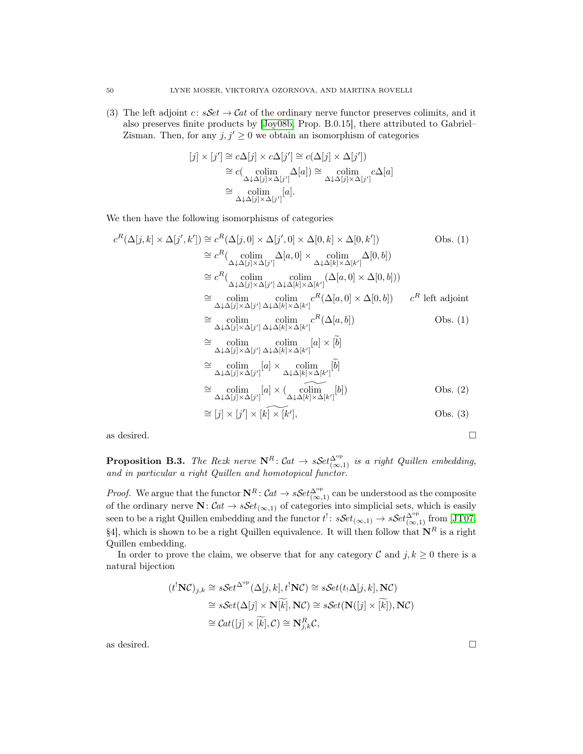(3) The left adjoint $c\colon s\mathcal{S}et \to \mathcal{C}at$ of the ordinary nerve functor preserves colimits, and it also preserves finite products by [Joy08b, Prop. B.0.15], there attributed to Gabriel–Zisman. Then, for any $j, j' \geq 0$ we obtain an isomorphism of categories

$$\begin{aligned}
[j] \times [j'] &\cong c\Delta[j] \times c\Delta[j'] \cong c(\Delta[j] \times \Delta[j']) \\
&\cong c(\operatorname*{colim}_{\Delta \downarrow \Delta[j] \times \Delta[j']} \Delta[a]) \cong \operatorname*{colim}_{\Delta \downarrow \Delta[j] \times \Delta[j']} c\Delta[a] \\
&\cong \operatorname*{colim}_{\Delta \downarrow \Delta[j] \times \Delta[j']} [a].
\end{aligned}$$

We then have the following isomorphisms of categories

$$\begin{aligned}
c^R(\Delta[j,k] \times \Delta[j',k']) &\cong c^R(\Delta[j,0] \times \Delta[j',0] \times \Delta[0,k] \times \Delta[0,k']) && \text{Obs. (1)} \\
&\cong c^R(\operatorname*{colim}_{\Delta \downarrow \Delta[j] \times \Delta[j']} \Delta[a,0] \times \operatorname*{colim}_{\Delta \downarrow \Delta[k] \times \Delta[k']} \Delta[0,b]) \\
&\cong c^R(\operatorname*{colim}_{\Delta \downarrow \Delta[j] \times \Delta[j']} \operatorname*{colim}_{\Delta \downarrow \Delta[k] \times \Delta[k']} (\Delta[a,0] \times \Delta[0,b])) \\
&\cong \operatorname*{colim}_{\Delta \downarrow \Delta[j] \times \Delta[j']} \operatorname*{colim}_{\Delta \downarrow \Delta[k] \times \Delta[k']} c^R(\Delta[a,0] \times \Delta[0,b]) && c^R \text{ left adjoint} \\
&\cong \operatorname*{colim}_{\Delta \downarrow \Delta[j] \times \Delta[j']} \operatorname*{colim}_{\Delta \downarrow \Delta[k] \times \Delta[k']} c^R(\Delta[a,b]) && \text{Obs. (1)} \\
&\cong \operatorname*{colim}_{\Delta \downarrow \Delta[j] \times \Delta[j']} \operatorname*{colim}_{\Delta \downarrow \Delta[k] \times \Delta[k']} [a] \times \widetilde{[b]} \\
&\cong \operatorname*{colim}_{\Delta \downarrow \Delta[j] \times \Delta[j']} [a] \times \operatorname*{colim}_{\Delta \downarrow \Delta[k] \times \Delta[k']} \widetilde{[b]} \\
&\cong \operatorname*{colim}_{\Delta \downarrow \Delta[j] \times \Delta[j']} [a] \times (\widetilde{\operatorname*{colim}_{\Delta \downarrow \Delta[k] \times \Delta[k']} [b]}) && \text{Obs. (2)} \\
&\cong [j] \times [j'] \times \widetilde{[k] \times [k']}, && \text{Obs. (3)}
\end{aligned}$$

as desired. ∎

**Proposition B.3.** *The Rezk nerve $\mathbf{N}^R\colon \mathcal{C}at \to s\mathcal{S}et^{\Delta^{\mathrm{op}}}_{(\infty,1)}$ is a right Quillen embedding, and in particular a right Quillen and homotopical functor.*

*Proof.* We argue that the functor $\mathbf{N}^R\colon \mathcal{C}at \to s\mathcal{S}et^{\Delta^{\mathrm{op}}}_{(\infty,1)}$ can be understood as the composite of the ordinary nerve $\mathbf{N}\colon \mathcal{C}at \to s\mathcal{S}et_{(\infty,1)}$ of categories into simplicial sets, which is easily seen to be a right Quillen embedding and the functor $t^!\colon s\mathcal{S}et_{(\infty,1)} \to s\mathcal{S}et^{\Delta^{\mathrm{op}}}_{(\infty,1)}$ from [JT07, §4], which is shown to be a right Quillen equivalence. It will then follow that $\mathbf{N}^R$ is a right Quillen embedding.

In order to prove the claim, we observe that for any category $\mathcal{C}$ and $j, k \geq 0$ there is a natural bijection

$$\begin{aligned}
(t^!\mathbf{N}\mathcal{C})_{j,k} &\cong s\mathcal{S}et^{\Delta^{\mathrm{op}}}(\Delta[j,k], t^!\mathbf{N}\mathcal{C}) \cong s\mathcal{S}et(t_!\Delta[j,k], \mathbf{N}\mathcal{C}) \\
&\cong s\mathcal{S}et(\Delta[j] \times \mathbf{N}\widetilde{[k]}, \mathbf{N}\mathcal{C}) \cong s\mathcal{S}et(\mathbf{N}([j] \times \widetilde{[k]}), \mathbf{N}\mathcal{C}) \\
&\cong \mathcal{C}at([j] \times \widetilde{[k]}, \mathcal{C}) \cong \mathbf{N}^R_{j,k}\mathcal{C},
\end{aligned}$$

as desired. ∎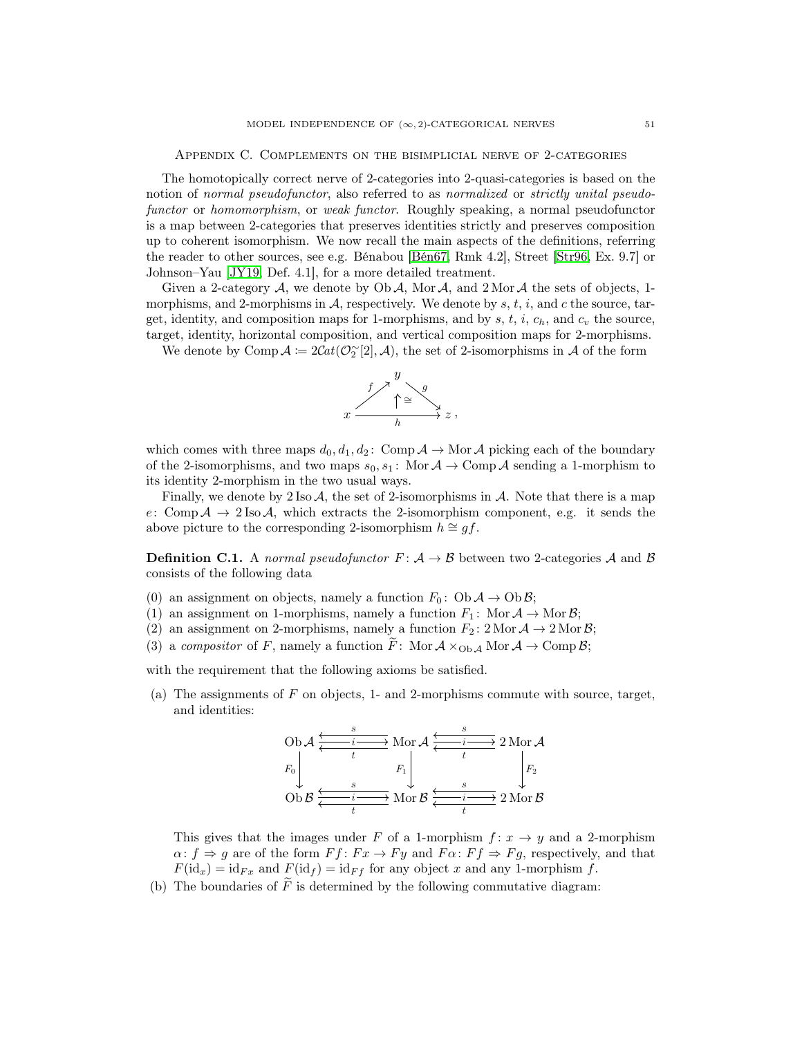## Appendix C. Complements on the bisimplicial nerve of 2-categories

The homotopically correct nerve of 2-categories into 2-quasi-categories is based on the notion of *normal pseudofunctor*, also referred to as *normalized* or *strictly unital pseudofunctor* or *homomorphism*, or *weak functor*. Roughly speaking, a normal pseudofunctor is a map between 2-categories that preserves identities strictly and preserves composition up to coherent isomorphism. We now recall the main aspects of the definitions, referring the reader to other sources, see e.g. Bénabou [Bén67, Rmk 4.2], Street [Str96, Ex. 9.7] or Johnson–Yau [JY19, Def. 4.1], for a more detailed treatment.

Given a 2-category $\mathcal{A}$, we denote by $\operatorname{Ob}\mathcal{A}$, $\operatorname{Mor}\mathcal{A}$, and $2\operatorname{Mor}\mathcal{A}$ the sets of objects, 1-morphisms, and 2-morphisms in $\mathcal{A}$, respectively. We denote by $s$, $t$, $i$, and $c$ the source, target, identity, and composition maps for 1-morphisms, and by $s$, $t$, $i$, $c_h$, and $c_v$ the source, target, identity, horizontal composition, and vertical composition maps for 2-morphisms.

We denote by $\operatorname{Comp}\mathcal{A} \coloneqq 2\mathcal{C}at(\mathcal{O}_2^{\simeq}[2], \mathcal{A})$, the set of 2-isomorphisms in $\mathcal{A}$ of the form

$$\begin{array}{ccc} & y & \\ {}^{f}\nearrow & \Uparrow\cong & \searrow^{g} \\ x & \xrightarrow[h]{} & z \end{array},$$

which comes with three maps $d_0, d_1, d_2 \colon \operatorname{Comp}\mathcal{A} \to \operatorname{Mor}\mathcal{A}$ picking each of the boundary of the 2-isomorphisms, and two maps $s_0, s_1 \colon \operatorname{Mor}\mathcal{A} \to \operatorname{Comp}\mathcal{A}$ sending a 1-morphism to its identity 2-morphism in the two usual ways.

Finally, we denote by $2\operatorname{Iso}\mathcal{A}$, the set of 2-isomorphisms in $\mathcal{A}$. Note that there is a map $e \colon \operatorname{Comp}\mathcal{A} \to 2\operatorname{Iso}\mathcal{A}$, which extracts the 2-isomorphism component, e.g. it sends the above picture to the corresponding 2-isomorphism $h \cong gf$.

**Definition C.1.** A *normal pseudofunctor* $F \colon \mathcal{A} \to \mathcal{B}$ between two 2-categories $\mathcal{A}$ and $\mathcal{B}$ consists of the following data

(0) an assignment on objects, namely a function $F_0 \colon \operatorname{Ob}\mathcal{A} \to \operatorname{Ob}\mathcal{B}$;
(1) an assignment on 1-morphisms, namely a function $F_1 \colon \operatorname{Mor}\mathcal{A} \to \operatorname{Mor}\mathcal{B}$;
(2) an assignment on 2-morphisms, namely a function $F_2 \colon 2\operatorname{Mor}\mathcal{A} \to 2\operatorname{Mor}\mathcal{B}$;
(3) a *compositor* of $F$, namely a function $\widetilde{F} \colon \operatorname{Mor}\mathcal{A} \times_{\operatorname{Ob}\mathcal{A}} \operatorname{Mor}\mathcal{A} \to \operatorname{Comp}\mathcal{B}$;

with the requirement that the following axioms be satisfied.

(a) The assignments of $F$ on objects, 1- and 2-morphisms commute with source, target, and identities:

$$\begin{array}{ccccc} \operatorname{Ob}\mathcal{A} & \underset{t}{\overset{s}{\leftleftarrows}}\!\xrightarrow{i} & \operatorname{Mor}\mathcal{A} & \underset{t}{\overset{s}{\leftleftarrows}}\!\xrightarrow{i} & 2\operatorname{Mor}\mathcal{A} \\ \downarrow{\scriptstyle F_0} & & \downarrow{\scriptstyle F_1} & & \downarrow{\scriptstyle F_2} \\ \operatorname{Ob}\mathcal{B} & \underset{t}{\overset{s}{\leftleftarrows}}\!\xrightarrow{i} & \operatorname{Mor}\mathcal{B} & \underset{t}{\overset{s}{\leftleftarrows}}\!\xrightarrow{i} & 2\operatorname{Mor}\mathcal{B} \end{array}$$

This gives that the images under $F$ of a 1-morphism $f \colon x \to y$ and a 2-morphism $\alpha \colon f \Rightarrow g$ are of the form $Ff \colon Fx \to Fy$ and $F\alpha \colon Ff \Rightarrow Fg$, respectively, and that $F(\mathrm{id}_x) = \mathrm{id}_{Fx}$ and $F(\mathrm{id}_f) = \mathrm{id}_{Ff}$ for any object $x$ and any 1-morphism $f$.

(b) The boundaries of $\widetilde{F}$ is determined by the following commutative diagram: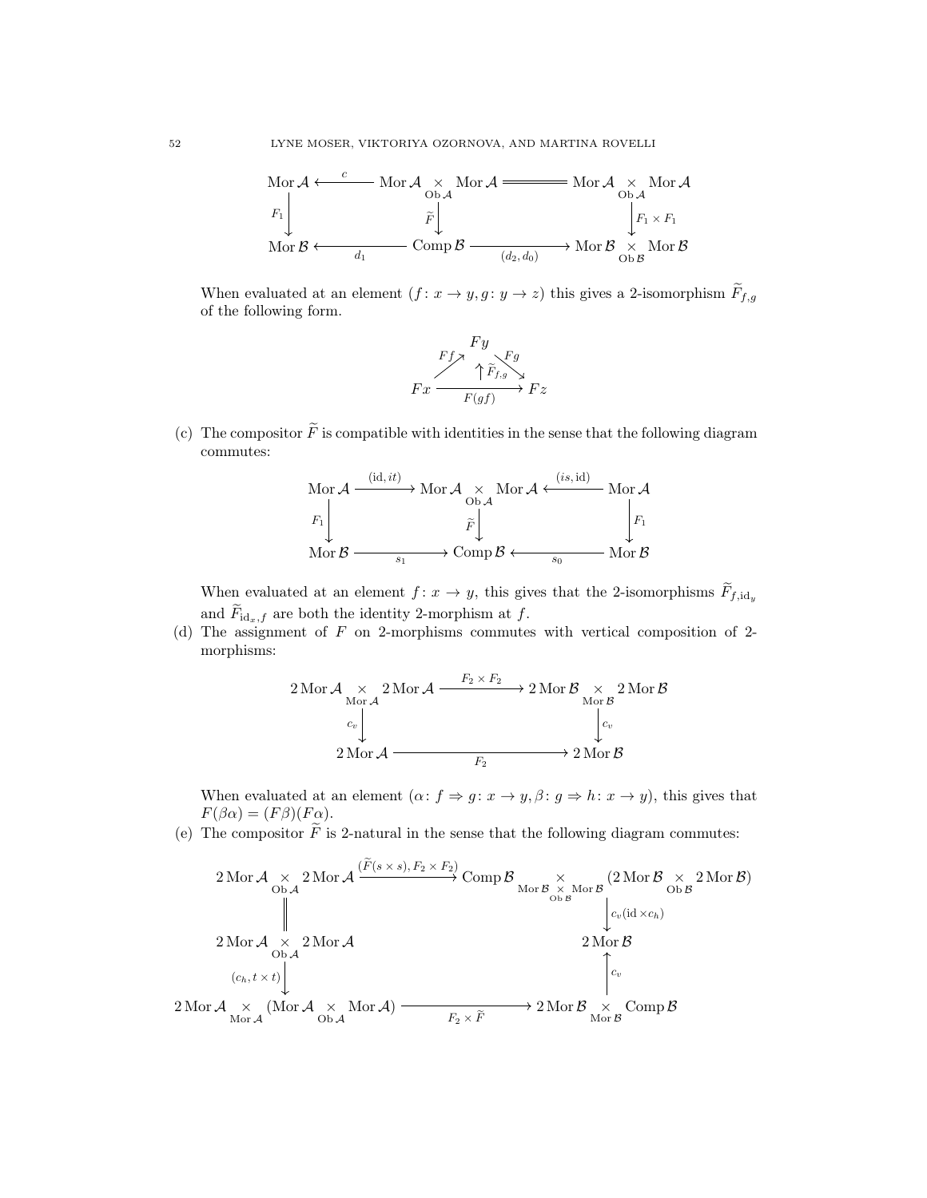$$
\begin{array}{ccccc}
\operatorname{Mor}\mathcal{A} & \xleftarrow{\;c\;} & \operatorname{Mor}\mathcal{A} \underset{\operatorname{Ob}\mathcal{A}}{\times} \operatorname{Mor}\mathcal{A} & = & \operatorname{Mor}\mathcal{A} \underset{\operatorname{Ob}\mathcal{A}}{\times} \operatorname{Mor}\mathcal{A} \\
\downarrow{\scriptstyle F_1} & & \downarrow{\scriptstyle \widetilde{F}} & & \downarrow{\scriptstyle F_1 \times F_1} \\
\operatorname{Mor}\mathcal{B} & \xleftarrow[d_1]{} & \operatorname{Comp}\mathcal{B} & \xrightarrow[(d_2, d_0)]{} & \operatorname{Mor}\mathcal{B} \underset{\operatorname{Ob}\mathcal{B}}{\times} \operatorname{Mor}\mathcal{B}
\end{array}
$$

When evaluated at an element $(f\colon x \to y, g\colon y \to z)$ this gives a 2-isomorphism $\widetilde{F}_{f,g}$ of the following form.

$$
\begin{array}{ccccc}
 & & Fy & & \\
 & {\scriptstyle Ff}\nearrow & \Uparrow{\scriptstyle \widetilde{F}_{f,g}} & \searrow{\scriptstyle Fg} & \\
Fx & & \xrightarrow[F(gf)]{} & & Fz
\end{array}
$$

(c) The compositor $\widetilde{F}$ is compatible with identities in the sense that the following diagram commutes:

$$
\begin{array}{ccccc}
\operatorname{Mor}\mathcal{A} & \xrightarrow{(\mathrm{id}, it)} & \operatorname{Mor}\mathcal{A} \underset{\operatorname{Ob}\mathcal{A}}{\times} \operatorname{Mor}\mathcal{A} & \xleftarrow{(is, \mathrm{id})} & \operatorname{Mor}\mathcal{A} \\
\downarrow{\scriptstyle F_1} & & \downarrow{\scriptstyle \widetilde{F}} & & \downarrow{\scriptstyle F_1} \\
\operatorname{Mor}\mathcal{B} & \xrightarrow[s_1]{} & \operatorname{Comp}\mathcal{B} & \xleftarrow[s_0]{} & \operatorname{Mor}\mathcal{B}
\end{array}
$$

When evaluated at an element $f\colon x \to y$, this gives that the 2-isomorphisms $\widetilde{F}_{f,\mathrm{id}_y}$ and $\widetilde{F}_{\mathrm{id}_x, f}$ are both the identity 2-morphism at $f$.

(d) The assignment of $F$ on 2-morphisms commutes with vertical composition of 2-morphisms:

$$
\begin{array}{ccc}
2\operatorname{Mor}\mathcal{A} \underset{\operatorname{Mor}\mathcal{A}}{\times} 2\operatorname{Mor}\mathcal{A} & \xrightarrow{F_2 \times F_2} & 2\operatorname{Mor}\mathcal{B} \underset{\operatorname{Mor}\mathcal{B}}{\times} 2\operatorname{Mor}\mathcal{B} \\
\downarrow{\scriptstyle c_v} & & \downarrow{\scriptstyle c_v} \\
2\operatorname{Mor}\mathcal{A} & \xrightarrow[F_2]{} & 2\operatorname{Mor}\mathcal{B}
\end{array}
$$

When evaluated at an element $(\alpha\colon f \Rightarrow g\colon x \to y, \beta\colon g \Rightarrow h\colon x \to y)$, this gives that $F(\beta\alpha) = (F\beta)(F\alpha)$.

(e) The compositor $\widetilde{F}$ is 2-natural in the sense that the following diagram commutes:

$$
\begin{array}{ccc}
2\operatorname{Mor}\mathcal{A} \underset{\operatorname{Ob}\mathcal{A}}{\times} 2\operatorname{Mor}\mathcal{A} & \xrightarrow{(\widetilde{F}(s \times s), F_2 \times F_2)} & \operatorname{Comp}\mathcal{B} \underset{\operatorname{Mor}\mathcal{B} \underset{\operatorname{Ob}\mathcal{B}}{\times} \operatorname{Mor}\mathcal{B}}{\times} (2\operatorname{Mor}\mathcal{B} \underset{\operatorname{Ob}\mathcal{B}}{\times} 2\operatorname{Mor}\mathcal{B}) \\
\| & & \downarrow{\scriptstyle c_v(\mathrm{id} \times c_h)} \\
2\operatorname{Mor}\mathcal{A} \underset{\operatorname{Ob}\mathcal{A}}{\times} 2\operatorname{Mor}\mathcal{A} & & 2\operatorname{Mor}\mathcal{B} \\
\downarrow{\scriptstyle (c_h, t \times t)} & & \uparrow{\scriptstyle c_v} \\
2\operatorname{Mor}\mathcal{A} \underset{\operatorname{Mor}\mathcal{A}}{\times} (\operatorname{Mor}\mathcal{A} \underset{\operatorname{Ob}\mathcal{A}}{\times} \operatorname{Mor}\mathcal{A}) & \xrightarrow[F_2 \times \widetilde{F}]{} & 2\operatorname{Mor}\mathcal{B} \underset{\operatorname{Mor}\mathcal{B}}{\times} \operatorname{Comp}\mathcal{B}
\end{array}
$$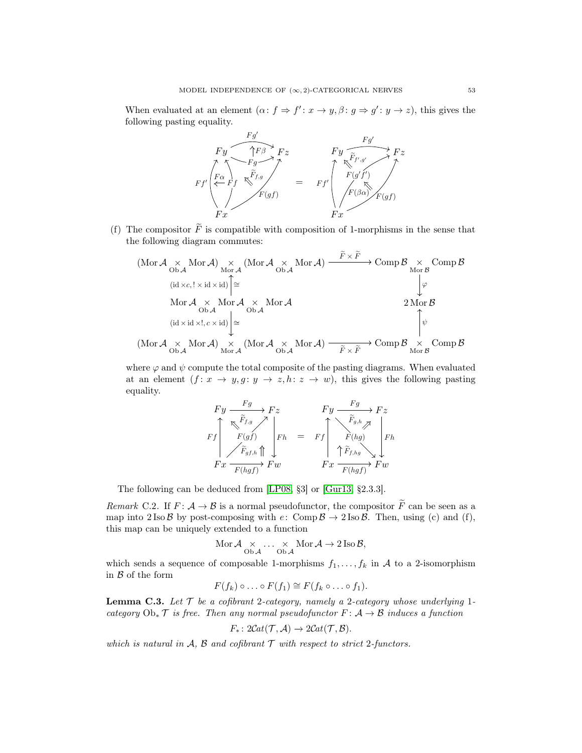When evaluated at an element $(\alpha\colon f \Rightarrow f' \colon x \to y, \beta\colon g \Rightarrow g' \colon y \to z)$, this gives the following pasting equality.

$$
\begin{array}{ccc}
\text{(pasting of } F\alpha,\ F\beta,\ \widetilde{F}_{f,g} \text{ from } Ff',\, Fg' \text{ to } F(gf)\text{)} & = & \text{(pasting of } \widetilde{F}_{f',g'},\ F(\beta\alpha) \text{ from } Ff',\, Fg' \text{ through } F(g'f') \text{ to } F(gf)\text{)}
\end{array}
$$

(f) The compositor $\widetilde{F}$ is compatible with composition of 1-morphisms in the sense that the following diagram commutes:

$$
\begin{array}{ccc}
(\operatorname{Mor}\mathcal{A} \underset{\operatorname{Ob}\mathcal{A}}{\times} \operatorname{Mor}\mathcal{A}) \underset{\operatorname{Mor}\mathcal{A}}{\times} (\operatorname{Mor}\mathcal{A} \underset{\operatorname{Ob}\mathcal{A}}{\times} \operatorname{Mor}\mathcal{A}) & \xrightarrow{\widetilde{F}\times\widetilde{F}} & \operatorname{Comp}\mathcal{B} \underset{\operatorname{Mor}\mathcal{B}}{\times} \operatorname{Comp}\mathcal{B} \\
{\scriptstyle (\mathrm{id}\times c,\, !\times\mathrm{id}\times\mathrm{id})}\uparrow\cong & & \downarrow\varphi \\
\operatorname{Mor}\mathcal{A} \underset{\operatorname{Ob}\mathcal{A}}{\times} \operatorname{Mor}\mathcal{A} \underset{\operatorname{Ob}\mathcal{A}}{\times} \operatorname{Mor}\mathcal{A} & & 2\operatorname{Mor}\mathcal{B} \\
{\scriptstyle (\mathrm{id}\times\mathrm{id}\times !,\, c\times\mathrm{id})}\downarrow\cong & & \uparrow\psi \\
(\operatorname{Mor}\mathcal{A} \underset{\operatorname{Ob}\mathcal{A}}{\times} \operatorname{Mor}\mathcal{A}) \underset{\operatorname{Mor}\mathcal{A}}{\times} (\operatorname{Mor}\mathcal{A} \underset{\operatorname{Ob}\mathcal{A}}{\times} \operatorname{Mor}\mathcal{A}) & \xrightarrow[\widetilde{F}\times\widetilde{F}]{} & \operatorname{Comp}\mathcal{B} \underset{\operatorname{Mor}\mathcal{B}}{\times} \operatorname{Comp}\mathcal{B}
\end{array}
$$

where $\varphi$ and $\psi$ compute the total composite of the pasting diagrams. When evaluated at an element $(f\colon x \to y, g\colon y \to z, h\colon z \to w)$, this gives the following pasting equality.

$$
\begin{array}{ccc}
\begin{array}{ccc}
Fy & \xrightarrow{Fg} & Fz \\
{\scriptstyle Ff}\uparrow & \widetilde{F}_{f,g},\ F(gf),\ \widetilde{F}_{gf,h} & \downarrow{\scriptstyle Fh} \\
Fx & \xrightarrow[F(hgf)]{} & Fw
\end{array}
& = &
\begin{array}{ccc}
Fy & \xrightarrow{Fg} & Fz \\
{\scriptstyle Ff}\uparrow & \widetilde{F}_{g,h},\ F(hg),\ \widetilde{F}_{f,hg} & \downarrow{\scriptstyle Fh} \\
Fx & \xrightarrow[F(hgf)]{} & Fw
\end{array}
\end{array}
$$

The following can be deduced from [LP08, §3] or [Gur13, §2.3.3].

*Remark* C.2. If $F\colon \mathcal{A} \to \mathcal{B}$ is a normal pseudofunctor, the compositor $\widetilde{F}$ can be seen as a map into $2\operatorname{Iso}\mathcal{B}$ by post-composing with $e\colon \operatorname{Comp}\mathcal{B} \to 2\operatorname{Iso}\mathcal{B}$. Then, using (c) and (f), this map can be uniquely extended to a function

$$\operatorname{Mor}\mathcal{A} \underset{\operatorname{Ob}\mathcal{A}}{\times} \cdots \underset{\operatorname{Ob}\mathcal{A}}{\times} \operatorname{Mor}\mathcal{A} \to 2\operatorname{Iso}\mathcal{B},$$

which sends a sequence of composable 1-morphisms $f_1, \ldots, f_k$ in $\mathcal{A}$ to a 2-isomorphism in $\mathcal{B}$ of the form

$$F(f_k) \circ \ldots \circ F(f_1) \cong F(f_k \circ \ldots \circ f_1).$$

**Lemma C.3.** *Let $\mathcal{T}$ be a cofibrant 2-category, namely a 2-category whose underlying 1-category $\operatorname{Ob}_*\mathcal{T}$ is free. Then any normal pseudofunctor $F\colon \mathcal{A} \to \mathcal{B}$ induces a function*

$$F_*\colon 2\mathcal{C}at(\mathcal{T}, \mathcal{A}) \to 2\mathcal{C}at(\mathcal{T}, \mathcal{B}).$$

*which is natural in $\mathcal{A}$, $\mathcal{B}$ and cofibrant $\mathcal{T}$ with respect to strict 2-functors.*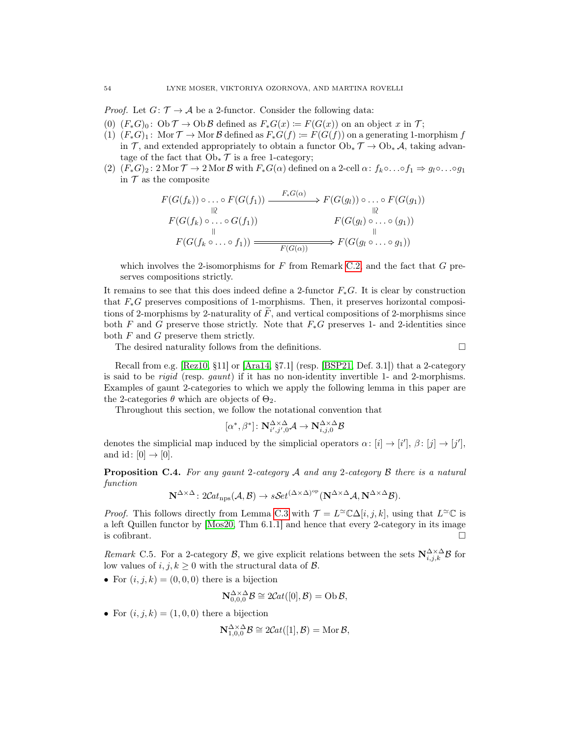*Proof.* Let $G\colon \mathcal{T} \to \mathcal{A}$ be a 2-functor. Consider the following data:

(0) $(F_*G)_0\colon \operatorname{Ob}\mathcal{T} \to \operatorname{Ob}\mathcal{B}$ defined as $F_*G(x) \coloneqq F(G(x))$ on an object $x$ in $\mathcal{T}$;

(1) $(F_*G)_1\colon \operatorname{Mor}\mathcal{T} \to \operatorname{Mor}\mathcal{B}$ defined as $F_*G(f) \coloneqq F(G(f))$ on a generating 1-morphism $f$ in $\mathcal{T}$, and extended appropriately to obtain a functor $\operatorname{Ob}_*\mathcal{T} \to \operatorname{Ob}_*\mathcal{A}$, taking advantage of the fact that $\operatorname{Ob}_*\mathcal{T}$ is a free 1-category;

(2) $(F_*G)_2\colon 2\operatorname{Mor}\mathcal{T} \to 2\operatorname{Mor}\mathcal{B}$ with $F_*G(\alpha)$ defined on a 2-cell $\alpha\colon f_k\circ\ldots\circ f_1 \Rightarrow g_l\circ\ldots\circ g_1$ in $\mathcal{T}$ as the composite

$$\begin{array}{ccc}
F(G(f_k))\circ\ldots\circ F(G(f_1)) & \xrightarrow{\;F_*G(\alpha)\;} & F(G(g_l))\circ\ldots\circ F(G(g_1)) \\
\wr\| & & \wr\| \\
F(G(f_k)\circ\ldots\circ G(f_1)) & & F(G(g_l)\circ\ldots\circ (g_1)) \\
\| & & \| \\
F(G(f_k\circ\ldots\circ f_1)) & \xRightarrow[F(G(\alpha))]{} & F(G(g_l\circ\ldots\circ g_1))
\end{array}$$

which involves the 2-isomorphisms for $F$ from Remark C.2 and the fact that $G$ preserves compositions strictly.

It remains to see that this does indeed define a 2-functor $F_*G$. It is clear by construction that $F_*G$ preserves compositions of 1-morphisms. Then, it preserves horizontal compositions of 2-morphisms by 2-naturality of $\widetilde{F}$, and vertical compositions of 2-morphisms since both $F$ and $G$ preserve those strictly. Note that $F_*G$ preserves 1- and 2-identities since both $F$ and $G$ preserve them strictly.

The desired naturality follows from the definitions. $\square$

Recall from e.g. [Rez10, §11] or [Ara14, §7.1] (resp. [BSP21, Def. 3.1]) that a 2-category is said to be *rigid* (resp. *gaunt*) if it has no non-identity invertible 1- and 2-morphisms. Examples of gaunt 2-categories to which we apply the following lemma in this paper are the 2-categories $\theta$ which are objects of $\Theta_2$.

Throughout this section, we follow the notational convention that

$$[\alpha^*,\beta^*]\colon \mathbf{N}^{\Delta\times\Delta}_{i',j',0}\mathcal{A} \to \mathbf{N}^{\Delta\times\Delta}_{i,j,0}\mathcal{B}$$

denotes the simplicial map induced by the simplicial operators $\alpha\colon [i]\to[i']$, $\beta\colon [j]\to[j']$, and $\mathrm{id}\colon [0]\to[0]$.

**Proposition C.4.** *For any gaunt 2-category $\mathcal{A}$ and any 2-category $\mathcal{B}$ there is a natural function*

$$\mathbf{N}^{\Delta\times\Delta}\colon 2\mathcal{C}at_{\mathrm{nps}}(\mathcal{A},\mathcal{B}) \to s\mathcal{S}et^{(\Delta\times\Delta)^{\mathrm{op}}}(\mathbf{N}^{\Delta\times\Delta}\mathcal{A},\mathbf{N}^{\Delta\times\Delta}\mathcal{B}).$$

*Proof.* This follows directly from Lemma C.3 with $\mathcal{T} = L^{\simeq}\mathbb{C}\Delta[i,j,k]$, using that $L^{\simeq}\mathbb{C}$ is a left Quillen functor by [Mos20, Thm 6.1.1] and hence that every 2-category in its image is cofibrant. $\square$

*Remark* C.5. For a 2-category $\mathcal{B}$, we give explicit relations between the sets $\mathbf{N}^{\Delta\times\Delta}_{i,j,k}\mathcal{B}$ for low values of $i,j,k\geq 0$ with the structural data of $\mathcal{B}$.

- For $(i,j,k) = (0,0,0)$ there is a bijection
$$\mathbf{N}^{\Delta\times\Delta}_{0,0,0}\mathcal{B} \cong 2\mathcal{C}at([0],\mathcal{B}) = \operatorname{Ob}\mathcal{B},$$
- For $(i,j,k) = (1,0,0)$ there a bijection
$$\mathbf{N}^{\Delta\times\Delta}_{1,0,0}\mathcal{B} \cong 2\mathcal{C}at([1],\mathcal{B}) = \operatorname{Mor}\mathcal{B},$$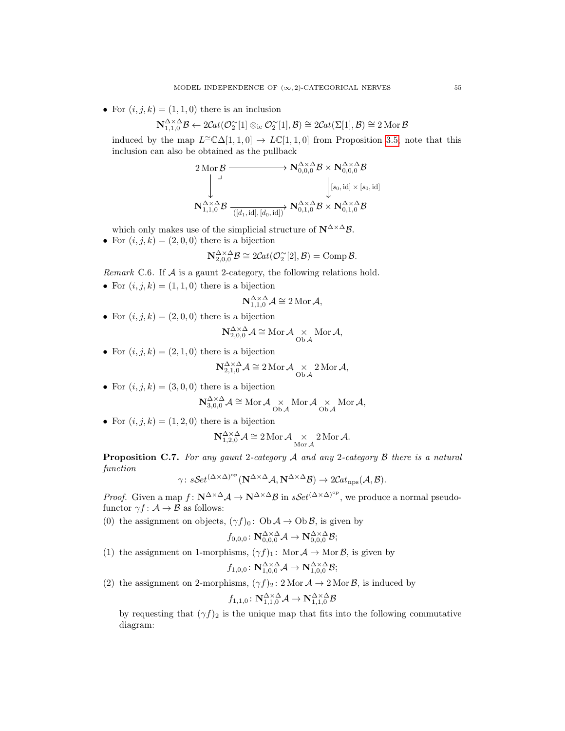- For $(i,j,k)=(1,1,0)$ there is an inclusion
$$\mathbf{N}^{\Delta\times\Delta}_{1,1,0}\mathcal{B} \leftarrow 2\mathcal{C}at(\mathcal{O}_2^{\simeq}[1]\otimes_{\mathrm{ic}}\mathcal{O}_2^{\simeq}[1],\mathcal{B}) \cong 2\mathcal{C}at(\Sigma[1],\mathcal{B}) \cong 2\operatorname{Mor}\mathcal{B}$$
induced by the map $L^{\simeq}\mathbb{C}\Delta[1,1,0] \to L\mathbb{C}[1,1,0]$ from Proposition 3.5; note that this inclusion can also be obtained as the pullback
$$\begin{array}{ccc} 2\operatorname{Mor}\mathcal{B} & \longrightarrow & \mathbf{N}^{\Delta\times\Delta}_{0,0,0}\mathcal{B}\times\mathbf{N}^{\Delta\times\Delta}_{0,0,0}\mathcal{B} \\ \big\downarrow & \lrcorner & \big\downarrow{\scriptstyle [s_0,\mathrm{id}]\times[s_0,\mathrm{id}]} \\ \mathbf{N}^{\Delta\times\Delta}_{1,1,0}\mathcal{B} & \xrightarrow[([d_1,\mathrm{id}],[d_0,\mathrm{id}])]{} & \mathbf{N}^{\Delta\times\Delta}_{0,1,0}\mathcal{B}\times\mathbf{N}^{\Delta\times\Delta}_{0,1,0}\mathcal{B} \end{array}$$
which only makes use of the simplicial structure of $\mathbf{N}^{\Delta\times\Delta}\mathcal{B}$.
- For $(i,j,k)=(2,0,0)$ there is a bijection
$$\mathbf{N}^{\Delta\times\Delta}_{2,0,0}\mathcal{B} \cong 2\mathcal{C}at(\mathcal{O}_2^{\simeq}[2],\mathcal{B}) = \operatorname{Comp}\mathcal{B}.$$

*Remark* C.6. If $\mathcal{A}$ is a gaunt 2-category, the following relations hold.

- For $(i,j,k)=(1,1,0)$ there is a bijection
$$\mathbf{N}^{\Delta\times\Delta}_{1,1,0}\mathcal{A} \cong 2\operatorname{Mor}\mathcal{A},$$
- For $(i,j,k)=(2,0,0)$ there is a bijection
$$\mathbf{N}^{\Delta\times\Delta}_{2,0,0}\mathcal{A} \cong \operatorname{Mor}\mathcal{A}\underset{\operatorname{Ob}\mathcal{A}}{\times}\operatorname{Mor}\mathcal{A},$$
- For $(i,j,k)=(2,1,0)$ there is a bijection
$$\mathbf{N}^{\Delta\times\Delta}_{2,1,0}\mathcal{A} \cong 2\operatorname{Mor}\mathcal{A}\underset{\operatorname{Ob}\mathcal{A}}{\times}2\operatorname{Mor}\mathcal{A},$$
- For $(i,j,k)=(3,0,0)$ there is a bijection
$$\mathbf{N}^{\Delta\times\Delta}_{3,0,0}\mathcal{A} \cong \operatorname{Mor}\mathcal{A}\underset{\operatorname{Ob}\mathcal{A}}{\times}\operatorname{Mor}\mathcal{A}\underset{\operatorname{Ob}\mathcal{A}}{\times}\operatorname{Mor}\mathcal{A},$$
- For $(i,j,k)=(1,2,0)$ there is a bijection
$$\mathbf{N}^{\Delta\times\Delta}_{1,2,0}\mathcal{A} \cong 2\operatorname{Mor}\mathcal{A}\underset{\operatorname{Mor}\mathcal{A}}{\times}2\operatorname{Mor}\mathcal{A}.$$

**Proposition C.7.** *For any gaunt 2-category $\mathcal{A}$ and any 2-category $\mathcal{B}$ there is a natural function*
$$\gamma\colon s\mathcal{S}et^{(\Delta\times\Delta)^{\mathrm{op}}}(\mathbf{N}^{\Delta\times\Delta}\mathcal{A},\mathbf{N}^{\Delta\times\Delta}\mathcal{B}) \to 2\mathcal{C}at_{\mathrm{nps}}(\mathcal{A},\mathcal{B}).$$

*Proof.* Given a map $f\colon \mathbf{N}^{\Delta\times\Delta}\mathcal{A}\to\mathbf{N}^{\Delta\times\Delta}\mathcal{B}$ in $s\mathcal{S}et^{(\Delta\times\Delta)^{\mathrm{op}}}$, we produce a normal pseudofunctor $\gamma f\colon \mathcal{A}\to\mathcal{B}$ as follows:

(0) the assignment on objects, $(\gamma f)_0\colon \operatorname{Ob}\mathcal{A}\to\operatorname{Ob}\mathcal{B}$, is given by
$$f_{0,0,0}\colon \mathbf{N}^{\Delta\times\Delta}_{0,0,0}\mathcal{A}\to\mathbf{N}^{\Delta\times\Delta}_{0,0,0}\mathcal{B};$$

(1) the assignment on 1-morphisms, $(\gamma f)_1\colon \operatorname{Mor}\mathcal{A}\to\operatorname{Mor}\mathcal{B}$, is given by
$$f_{1,0,0}\colon \mathbf{N}^{\Delta\times\Delta}_{1,0,0}\mathcal{A}\to\mathbf{N}^{\Delta\times\Delta}_{1,0,0}\mathcal{B};$$

(2) the assignment on 2-morphisms, $(\gamma f)_2\colon 2\operatorname{Mor}\mathcal{A}\to 2\operatorname{Mor}\mathcal{B}$, is induced by
$$f_{1,1,0}\colon \mathbf{N}^{\Delta\times\Delta}_{1,1,0}\mathcal{A}\to\mathbf{N}^{\Delta\times\Delta}_{1,1,0}\mathcal{B}$$
by requesting that $(\gamma f)_2$ is the unique map that fits into the following commutative diagram: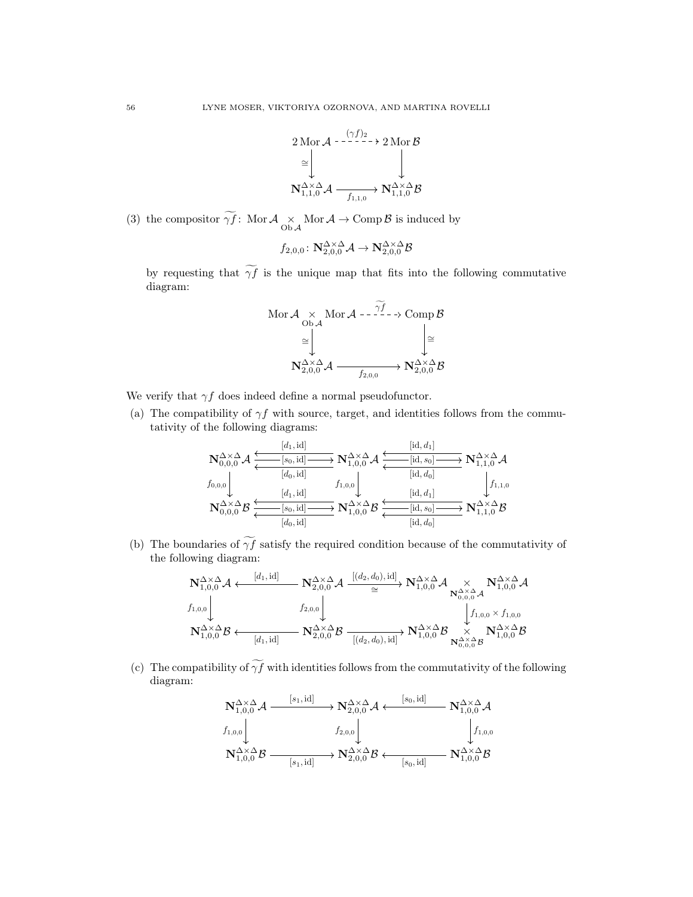$$
\begin{array}{ccc}
2\operatorname{Mor}\mathcal{A} & \xrightarrow{(\gamma f)_2} & 2\operatorname{Mor}\mathcal{B} \\
\cong\downarrow & & \downarrow \\
\mathbf{N}^{\Delta\times\Delta}_{1,1,0}\mathcal{A} & \xrightarrow[f_{1,1,0}]{} & \mathbf{N}^{\Delta\times\Delta}_{1,1,0}\mathcal{B}
\end{array}
$$

(3) the compositor $\widetilde{\gamma f}\colon \operatorname{Mor}\mathcal{A} \underset{\operatorname{Ob}\mathcal{A}}{\times} \operatorname{Mor}\mathcal{A} \to \operatorname{Comp}\mathcal{B}$ is induced by

$$f_{2,0,0}\colon \mathbf{N}^{\Delta\times\Delta}_{2,0,0}\mathcal{A} \to \mathbf{N}^{\Delta\times\Delta}_{2,0,0}\mathcal{B}$$

by requesting that $\widetilde{\gamma f}$ is the unique map that fits into the following commutative diagram:

$$
\begin{array}{ccc}
\operatorname{Mor}\mathcal{A} \underset{\operatorname{Ob}\mathcal{A}}{\times} \operatorname{Mor}\mathcal{A} & \xrightarrow{\widetilde{\gamma f}} & \operatorname{Comp}\mathcal{B} \\
\cong\downarrow & & \downarrow\cong \\
\mathbf{N}^{\Delta\times\Delta}_{2,0,0}\mathcal{A} & \xrightarrow[f_{2,0,0}]{} & \mathbf{N}^{\Delta\times\Delta}_{2,0,0}\mathcal{B}
\end{array}
$$

We verify that $\gamma f$ does indeed define a normal pseudofunctor.

(a) The compatibility of $\gamma f$ with source, target, and identities follows from the commutativity of the following diagrams:

$$
\begin{array}{ccccc}
\mathbf{N}^{\Delta\times\Delta}_{0,0,0}\mathcal{A} & \overset{[d_1,\mathrm{id}]}{\underset{[d_0,\mathrm{id}]}{\overset{\xrightarrow{[s_0,\mathrm{id}]}}{\longleftarrow}}} & \mathbf{N}^{\Delta\times\Delta}_{1,0,0}\mathcal{A} & \overset{[\mathrm{id},d_1]}{\underset{[\mathrm{id},d_0]}{\overset{\xrightarrow{[\mathrm{id},s_0]}}{\longleftarrow}}} & \mathbf{N}^{\Delta\times\Delta}_{1,1,0}\mathcal{A} \\
f_{0,0,0}\downarrow & & f_{1,0,0}\downarrow & & \downarrow f_{1,1,0} \\
\mathbf{N}^{\Delta\times\Delta}_{0,0,0}\mathcal{B} & \overset{[d_1,\mathrm{id}]}{\underset{[d_0,\mathrm{id}]}{\overset{\xrightarrow{[s_0,\mathrm{id}]}}{\longleftarrow}}} & \mathbf{N}^{\Delta\times\Delta}_{1,0,0}\mathcal{B} & \overset{[\mathrm{id},d_1]}{\underset{[\mathrm{id},d_0]}{\overset{\xrightarrow{[\mathrm{id},s_0]}}{\longleftarrow}}} & \mathbf{N}^{\Delta\times\Delta}_{1,1,0}\mathcal{B}
\end{array}
$$

(b) The boundaries of $\widetilde{\gamma f}$ satisfy the required condition because of the commutativity of the following diagram:

$$
\begin{array}{ccccc}
\mathbf{N}^{\Delta\times\Delta}_{1,0,0}\mathcal{A} & \xleftarrow{[d_1,\mathrm{id}]} & \mathbf{N}^{\Delta\times\Delta}_{2,0,0}\mathcal{A} & \xrightarrow[\cong]{[(d_2,d_0),\mathrm{id}]} & \mathbf{N}^{\Delta\times\Delta}_{1,0,0}\mathcal{A} \underset{\mathbf{N}^{\Delta\times\Delta}_{0,0,0}\mathcal{A}}{\times} \mathbf{N}^{\Delta\times\Delta}_{1,0,0}\mathcal{A} \\
f_{1,0,0}\downarrow & & f_{2,0,0}\downarrow & & \downarrow f_{1,0,0}\times f_{1,0,0} \\
\mathbf{N}^{\Delta\times\Delta}_{1,0,0}\mathcal{B} & \xleftarrow[{[d_1,\mathrm{id}]}]{} & \mathbf{N}^{\Delta\times\Delta}_{2,0,0}\mathcal{B} & \xrightarrow[{[(d_2,d_0),\mathrm{id}]}]{} & \mathbf{N}^{\Delta\times\Delta}_{1,0,0}\mathcal{B} \underset{\mathbf{N}^{\Delta\times\Delta}_{0,0,0}\mathcal{B}}{\times} \mathbf{N}^{\Delta\times\Delta}_{1,0,0}\mathcal{B}
\end{array}
$$

(c) The compatibility of $\widetilde{\gamma f}$ with identities follows from the commutativity of the following diagram:

$$
\begin{array}{ccccc}
\mathbf{N}^{\Delta\times\Delta}_{1,0,0}\mathcal{A} & \xrightarrow{[s_1,\mathrm{id}]} & \mathbf{N}^{\Delta\times\Delta}_{2,0,0}\mathcal{A} & \xleftarrow{[s_0,\mathrm{id}]} & \mathbf{N}^{\Delta\times\Delta}_{1,0,0}\mathcal{A} \\
f_{1,0,0}\downarrow & & f_{2,0,0}\downarrow & & \downarrow f_{1,0,0} \\
\mathbf{N}^{\Delta\times\Delta}_{1,0,0}\mathcal{B} & \xrightarrow[{[s_1,\mathrm{id}]}]{} & \mathbf{N}^{\Delta\times\Delta}_{2,0,0}\mathcal{B} & \xleftarrow[{[s_0,\mathrm{id}]}]{} & \mathbf{N}^{\Delta\times\Delta}_{1,0,0}\mathcal{B}
\end{array}
$$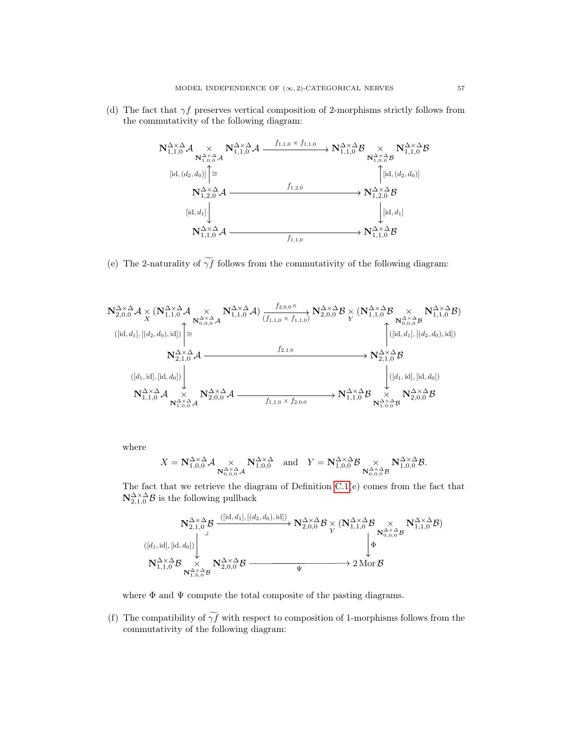(d) The fact that $\gamma f$ preserves vertical composition of 2-morphisms strictly follows from the commutativity of the following diagram:

$$\begin{array}{ccc}
\mathbf{N}^{\Delta\times\Delta}_{1,1,0}\mathcal{A} \underset{\mathbf{N}^{\Delta\times\Delta}_{1,0,0}\mathcal{A}}{\times} \mathbf{N}^{\Delta\times\Delta}_{1,1,0}\mathcal{A} & \xrightarrow{f_{1,1,0}\times f_{1,1,0}} & \mathbf{N}^{\Delta\times\Delta}_{1,1,0}\mathcal{B} \underset{\mathbf{N}^{\Delta\times\Delta}_{1,0,0}\mathcal{B}}{\times} \mathbf{N}^{\Delta\times\Delta}_{1,1,0}\mathcal{B} \\
{\scriptstyle [\mathrm{id},(d_2,d_0)]}\uparrow\cong & & \uparrow{\scriptstyle [\mathrm{id},(d_2,d_0)]} \\
\mathbf{N}^{\Delta\times\Delta}_{1,2,0}\mathcal{A} & \xrightarrow{f_{1,2,0}} & \mathbf{N}^{\Delta\times\Delta}_{1,2,0}\mathcal{B} \\
{\scriptstyle [\mathrm{id},d_1]}\downarrow & & \downarrow{\scriptstyle [\mathrm{id},d_1]} \\
\mathbf{N}^{\Delta\times\Delta}_{1,1,0}\mathcal{A} & \xrightarrow[f_{1,1,0}]{} & \mathbf{N}^{\Delta\times\Delta}_{1,1,0}\mathcal{B}
\end{array}$$

(e) The 2-naturality of $\widetilde{\gamma f}$ follows from the commutativity of the following diagram:

$$\begin{array}{ccc}
\mathbf{N}^{\Delta\times\Delta}_{2,0,0}\mathcal{A} \underset{X}{\times} (\mathbf{N}^{\Delta\times\Delta}_{1,1,0}\mathcal{A} \underset{\mathbf{N}^{\Delta\times\Delta}_{0,0,0}\mathcal{A}}{\times} \mathbf{N}^{\Delta\times\Delta}_{1,1,0}\mathcal{A}) & \xrightarrow[(f_{1,1,0}\times f_{1,1,0})]{f_{2,0,0}\times} & \mathbf{N}^{\Delta\times\Delta}_{2,0,0}\mathcal{B} \underset{Y}{\times} (\mathbf{N}^{\Delta\times\Delta}_{1,1,0}\mathcal{B} \underset{\mathbf{N}^{\Delta\times\Delta}_{0,0,0}\mathcal{B}}{\times} \mathbf{N}^{\Delta\times\Delta}_{1,1,0}\mathcal{B}) \\
{\scriptstyle ([\mathrm{id},d_1],[(d_2,d_0),\mathrm{id}])}\uparrow\cong & & \uparrow{\scriptstyle ([\mathrm{id},d_1],[(d_2,d_0),\mathrm{id}])} \\
\mathbf{N}^{\Delta\times\Delta}_{2,1,0}\mathcal{A} & \xrightarrow{f_{2,1,0}} & \mathbf{N}^{\Delta\times\Delta}_{2,1,0}\mathcal{B} \\
{\scriptstyle ([d_1,\mathrm{id}],[\mathrm{id},d_0])}\downarrow & & \downarrow{\scriptstyle ([d_1,\mathrm{id}],[\mathrm{id},d_0])} \\
\mathbf{N}^{\Delta\times\Delta}_{1,1,0}\mathcal{A} \underset{\mathbf{N}^{\Delta\times\Delta}_{1,0,0}\mathcal{A}}{\times} \mathbf{N}^{\Delta\times\Delta}_{2,0,0}\mathcal{A} & \xrightarrow[f_{1,1,0}\times f_{2,0,0}]{} & \mathbf{N}^{\Delta\times\Delta}_{1,1,0}\mathcal{B} \underset{\mathbf{N}^{\Delta\times\Delta}_{1,0,0}\mathcal{B}}{\times} \mathbf{N}^{\Delta\times\Delta}_{2,0,0}\mathcal{B}
\end{array}$$

where

$$X = \mathbf{N}^{\Delta\times\Delta}_{1,0,0}\mathcal{A} \underset{\mathbf{N}^{\Delta\times\Delta}_{0,0,0}\mathcal{A}}{\times} \mathbf{N}^{\Delta\times\Delta}_{1,0,0} \quad \text{and} \quad Y = \mathbf{N}^{\Delta\times\Delta}_{1,0,0}\mathcal{B} \underset{\mathbf{N}^{\Delta\times\Delta}_{0,0,0}\mathcal{B}}{\times} \mathbf{N}^{\Delta\times\Delta}_{1,0,0}\mathcal{B}.$$

The fact that we retrieve the diagram of Definition C.1(e) comes from the fact that $\mathbf{N}^{\Delta\times\Delta}_{2,1,0}\mathcal{B}$ is the following pullback

$$\begin{array}{ccc}
\mathbf{N}^{\Delta\times\Delta}_{2,1,0}\mathcal{B} & \xrightarrow{([\mathrm{id},d_1],[(d_2,d_0),\mathrm{id}])} & \mathbf{N}^{\Delta\times\Delta}_{2,0,0}\mathcal{B} \underset{Y}{\times} (\mathbf{N}^{\Delta\times\Delta}_{1,1,0}\mathcal{B} \underset{\mathbf{N}^{\Delta\times\Delta}_{0,0,0}\mathcal{B}}{\times} \mathbf{N}^{\Delta\times\Delta}_{1,1,0}\mathcal{B}) \\
{\scriptstyle ([d_1,\mathrm{id}],[\mathrm{id},d_0])}\downarrow & \lrcorner & \downarrow{\scriptstyle \Phi} \\
\mathbf{N}^{\Delta\times\Delta}_{1,1,0}\mathcal{B} \underset{\mathbf{N}^{\Delta\times\Delta}_{1,0,0}\mathcal{B}}{\times} \mathbf{N}^{\Delta\times\Delta}_{2,0,0}\mathcal{B} & \xrightarrow[\Psi]{} & 2\,\mathrm{Mor}\,\mathcal{B}
\end{array}$$

where $\Phi$ and $\Psi$ compute the total composite of the pasting diagrams.

(f) The compatibility of $\widetilde{\gamma f}$ with respect to composition of 1-morphisms follows from the commutativity of the following diagram: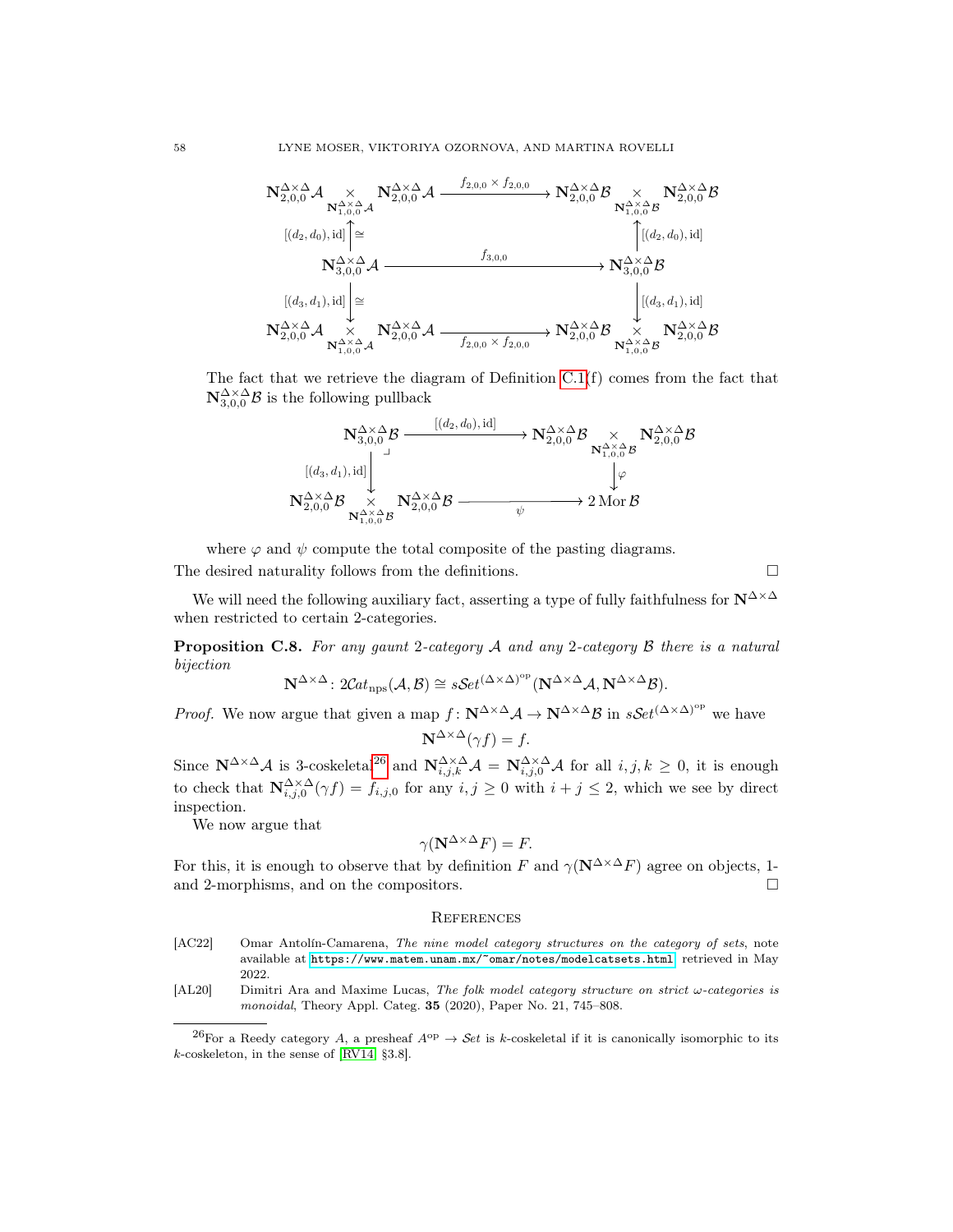$$\begin{array}{ccc}
\mathbf{N}^{\Delta\times\Delta}_{2,0,0}\mathcal{A} \underset{\mathbf{N}^{\Delta\times\Delta}_{1,0,0}\mathcal{A}}{\times} \mathbf{N}^{\Delta\times\Delta}_{2,0,0}\mathcal{A} & \xrightarrow{f_{2,0,0}\times f_{2,0,0}} & \mathbf{N}^{\Delta\times\Delta}_{2,0,0}\mathcal{B} \underset{\mathbf{N}^{\Delta\times\Delta}_{1,0,0}\mathcal{B}}{\times} \mathbf{N}^{\Delta\times\Delta}_{2,0,0}\mathcal{B} \\
{\scriptstyle [(d_2,d_0),\mathrm{id}]}\uparrow\cong & & \uparrow{\scriptstyle [(d_2,d_0),\mathrm{id}]} \\
\mathbf{N}^{\Delta\times\Delta}_{3,0,0}\mathcal{A} & \xrightarrow{f_{3,0,0}} & \mathbf{N}^{\Delta\times\Delta}_{3,0,0}\mathcal{B} \\
{\scriptstyle [(d_3,d_1),\mathrm{id}]}\downarrow\cong & & \downarrow{\scriptstyle [(d_3,d_1),\mathrm{id}]} \\
\mathbf{N}^{\Delta\times\Delta}_{2,0,0}\mathcal{A} \underset{\mathbf{N}^{\Delta\times\Delta}_{1,0,0}\mathcal{A}}{\times} \mathbf{N}^{\Delta\times\Delta}_{2,0,0}\mathcal{A} & \xrightarrow[f_{2,0,0}\times f_{2,0,0}]{} & \mathbf{N}^{\Delta\times\Delta}_{2,0,0}\mathcal{B} \underset{\mathbf{N}^{\Delta\times\Delta}_{1,0,0}\mathcal{B}}{\times} \mathbf{N}^{\Delta\times\Delta}_{2,0,0}\mathcal{B}
\end{array}$$

The fact that we retrieve the diagram of Definition C.1(f) comes from the fact that $\mathbf{N}^{\Delta\times\Delta}_{3,0,0}\mathcal{B}$ is the following pullback

$$\begin{array}{ccc}
\mathbf{N}^{\Delta\times\Delta}_{3,0,0}\mathcal{B} & \xrightarrow{[(d_2,d_0),\mathrm{id}]} & \mathbf{N}^{\Delta\times\Delta}_{2,0,0}\mathcal{B} \underset{\mathbf{N}^{\Delta\times\Delta}_{1,0,0}\mathcal{B}}{\times} \mathbf{N}^{\Delta\times\Delta}_{2,0,0}\mathcal{B} \\
{\scriptstyle [(d_3,d_1),\mathrm{id}]}\downarrow & \lrcorner & \downarrow\varphi \\
\mathbf{N}^{\Delta\times\Delta}_{2,0,0}\mathcal{B} \underset{\mathbf{N}^{\Delta\times\Delta}_{1,0,0}\mathcal{B}}{\times} \mathbf{N}^{\Delta\times\Delta}_{2,0,0}\mathcal{B} & \xrightarrow[\psi]{} & 2\operatorname{Mor}\mathcal{B}
\end{array}$$

where $\varphi$ and $\psi$ compute the total composite of the pasting diagrams.

The desired naturality follows from the definitions. $\square$

We will need the following auxiliary fact, asserting a type of fully faithfulness for $\mathbf{N}^{\Delta\times\Delta}$ when restricted to certain 2-categories.

**Proposition C.8.** *For any gaunt 2-category $\mathcal{A}$ and any 2-category $\mathcal{B}$ there is a natural bijection*

$$\mathbf{N}^{\Delta\times\Delta}\colon 2\mathcal{C}at_{\mathrm{nps}}(\mathcal{A},\mathcal{B}) \cong s\mathcal{S}et^{(\Delta\times\Delta)^{\mathrm{op}}}(\mathbf{N}^{\Delta\times\Delta}\mathcal{A},\mathbf{N}^{\Delta\times\Delta}\mathcal{B}).$$

*Proof.* We now argue that given a map $f\colon \mathbf{N}^{\Delta\times\Delta}\mathcal{A}\to\mathbf{N}^{\Delta\times\Delta}\mathcal{B}$ in $s\mathcal{S}et^{(\Delta\times\Delta)^{\mathrm{op}}}$ we have

$$\mathbf{N}^{\Delta\times\Delta}(\gamma f) = f.$$

Since $\mathbf{N}^{\Delta\times\Delta}\mathcal{A}$ is 3-coskeletal[26] and $\mathbf{N}^{\Delta\times\Delta}_{i,j,k}\mathcal{A} = \mathbf{N}^{\Delta\times\Delta}_{i,j,0}\mathcal{A}$ for all $i,j,k\geq 0$, it is enough to check that $\mathbf{N}^{\Delta\times\Delta}_{i,j,0}(\gamma f) = f_{i,j,0}$ for any $i,j\geq 0$ with $i+j\leq 2$, which we see by direct inspection.

We now argue that

$$\gamma(\mathbf{N}^{\Delta\times\Delta}F) = F.$$

For this, it is enough to observe that by definition $F$ and $\gamma(\mathbf{N}^{\Delta\times\Delta}F)$ agree on objects, 1- and 2-morphisms, and on the compositors. $\square$

## References

[AC22] Omar Antolín-Camarena, *The nine model category structures on the category of sets*, note available at https://www.matem.unam.mx/~omar/notes/modelcatsets.html, retrieved in May 2022.

[AL20] Dimitri Ara and Maxime Lucas, *The folk model category structure on strict ω-categories is monoidal*, Theory Appl. Categ. **35** (2020), Paper No. 21, 745–808.

[26] For a Reedy category $A$, a presheaf $A^{\mathrm{op}}\to\mathcal{S}et$ is $k$-coskeletal if it is canonically isomorphic to its $k$-coskeleton, in the sense of [RV14, §3.8].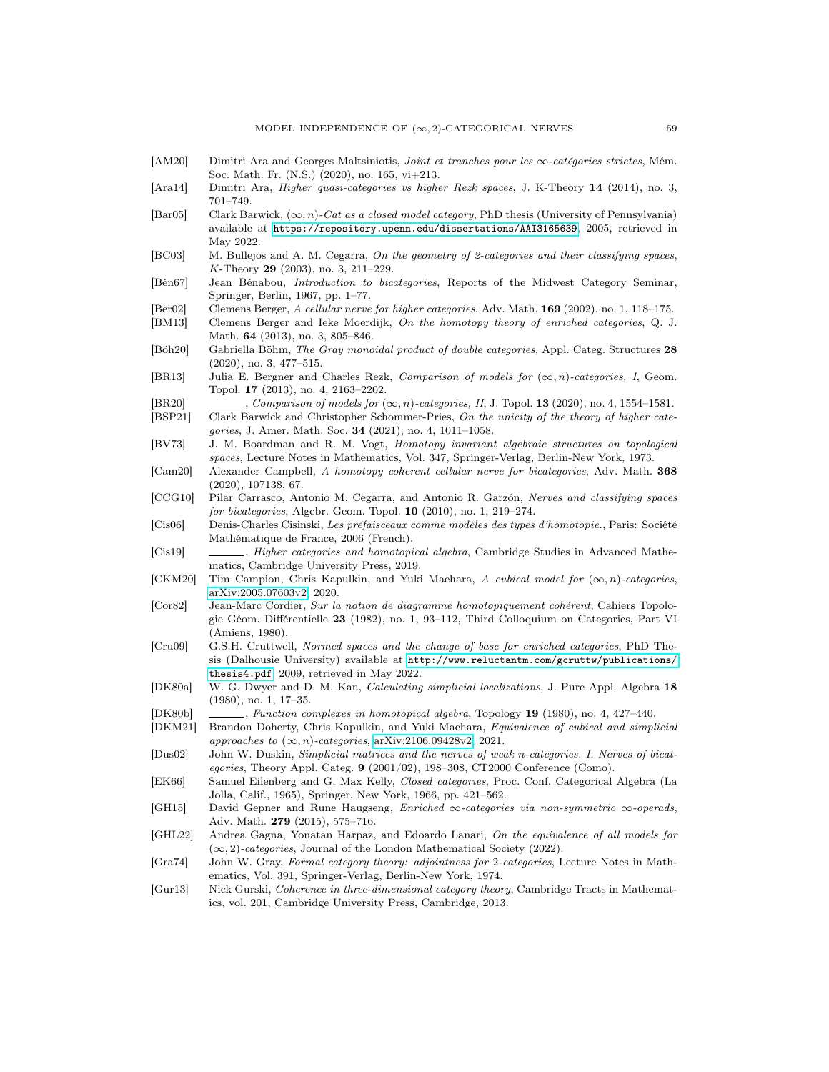- [AM20] Dimitri Ara and Georges Maltsiniotis, *Joint et tranches pour les $\infty$-catégories strictes*, Mém. Soc. Math. Fr. (N.S.) (2020), no. 165, vi+213.
- [Ara14] Dimitri Ara, *Higher quasi-categories vs higher Rezk spaces*, J. K-Theory **14** (2014), no. 3, 701–749.
- [Bar05] Clark Barwick, *$(\infty, n)$-Cat as a closed model category*, PhD thesis (University of Pennsylvania) available at https://repository.upenn.edu/dissertations/AAI3165639, 2005, retrieved in May 2022.
- [BC03] M. Bullejos and A. M. Cegarra, *On the geometry of 2-categories and their classifying spaces*, *K*-Theory **29** (2003), no. 3, 211–229.
- [Bén67] Jean Bénabou, *Introduction to bicategories*, Reports of the Midwest Category Seminar, Springer, Berlin, 1967, pp. 1–77.
- [Ber02] Clemens Berger, *A cellular nerve for higher categories*, Adv. Math. **169** (2002), no. 1, 118–175.
- [BM13] Clemens Berger and Ieke Moerdijk, *On the homotopy theory of enriched categories*, Q. J. Math. **64** (2013), no. 3, 805–846.
- [Böh20] Gabriella Böhm, *The Gray monoidal product of double categories*, Appl. Categ. Structures **28** (2020), no. 3, 477–515.
- [BR13] Julia E. Bergner and Charles Rezk, *Comparison of models for $(\infty, n)$-categories, I*, Geom. Topol. **17** (2013), no. 4, 2163–2202.
- [BR20] ———, *Comparison of models for $(\infty, n)$-categories, II*, J. Topol. **13** (2020), no. 4, 1554–1581.
- [BSP21] Clark Barwick and Christopher Schommer-Pries, *On the unicity of the theory of higher categories*, J. Amer. Math. Soc. **34** (2021), no. 4, 1011–1058.
- [BV73] J. M. Boardman and R. M. Vogt, *Homotopy invariant algebraic structures on topological spaces*, Lecture Notes in Mathematics, Vol. 347, Springer-Verlag, Berlin-New York, 1973.
- [Cam20] Alexander Campbell, *A homotopy coherent cellular nerve for bicategories*, Adv. Math. **368** (2020), 107138, 67.
- [CCG10] Pilar Carrasco, Antonio M. Cegarra, and Antonio R. Garzón, *Nerves and classifying spaces for bicategories*, Algebr. Geom. Topol. **10** (2010), no. 1, 219–274.
- [Cis06] Denis-Charles Cisinski, *Les préfaisceaux comme modèles des types d'homotopie.*, Paris: Société Mathématique de France, 2006 (French).
- [Cis19] ———, *Higher categories and homotopical algebra*, Cambridge Studies in Advanced Mathematics, Cambridge University Press, 2019.
- [CKM20] Tim Campion, Chris Kapulkin, and Yuki Maehara, *A cubical model for $(\infty, n)$-categories*, arXiv:2005.07603v2, 2020.
- [Cor82] Jean-Marc Cordier, *Sur la notion de diagramme homotopiquement cohérent*, Cahiers Topologie Géom. Différentielle **23** (1982), no. 1, 93–112, Third Colloquium on Categories, Part VI (Amiens, 1980).
- [Cru09] G.S.H. Cruttwell, *Normed spaces and the change of base for enriched categories*, PhD Thesis (Dalhousie University) available at http://www.reluctantm.com/gcruttw/publications/thesis4.pdf, 2009, retrieved in May 2022.
- [DK80a] W. G. Dwyer and D. M. Kan, *Calculating simplicial localizations*, J. Pure Appl. Algebra **18** (1980), no. 1, 17–35.
- [DK80b] ———, *Function complexes in homotopical algebra*, Topology **19** (1980), no. 4, 427–440.
- [DKM21] Brandon Doherty, Chris Kapulkin, and Yuki Maehara, *Equivalence of cubical and simplicial approaches to $(\infty, n)$-categories*, arXiv:2106.09428v2, 2021.
- [Dus02] John W. Duskin, *Simplicial matrices and the nerves of weak n-categories. I. Nerves of bicategories*, Theory Appl. Categ. **9** (2001/02), 198–308, CT2000 Conference (Como).
- [EK66] Samuel Eilenberg and G. Max Kelly, *Closed categories*, Proc. Conf. Categorical Algebra (La Jolla, Calif., 1965), Springer, New York, 1966, pp. 421–562.
- [GH15] David Gepner and Rune Haugseng, *Enriched $\infty$-categories via non-symmetric $\infty$-operads*, Adv. Math. **279** (2015), 575–716.
- [GHL22] Andrea Gagna, Yonatan Harpaz, and Edoardo Lanari, *On the equivalence of all models for $(\infty, 2)$-categories*, Journal of the London Mathematical Society (2022).
- [Gra74] John W. Gray, *Formal category theory: adjointness for 2-categories*, Lecture Notes in Mathematics, Vol. 391, Springer-Verlag, Berlin-New York, 1974.
- [Gur13] Nick Gurski, *Coherence in three-dimensional category theory*, Cambridge Tracts in Mathematics, vol. 201, Cambridge University Press, Cambridge, 2013.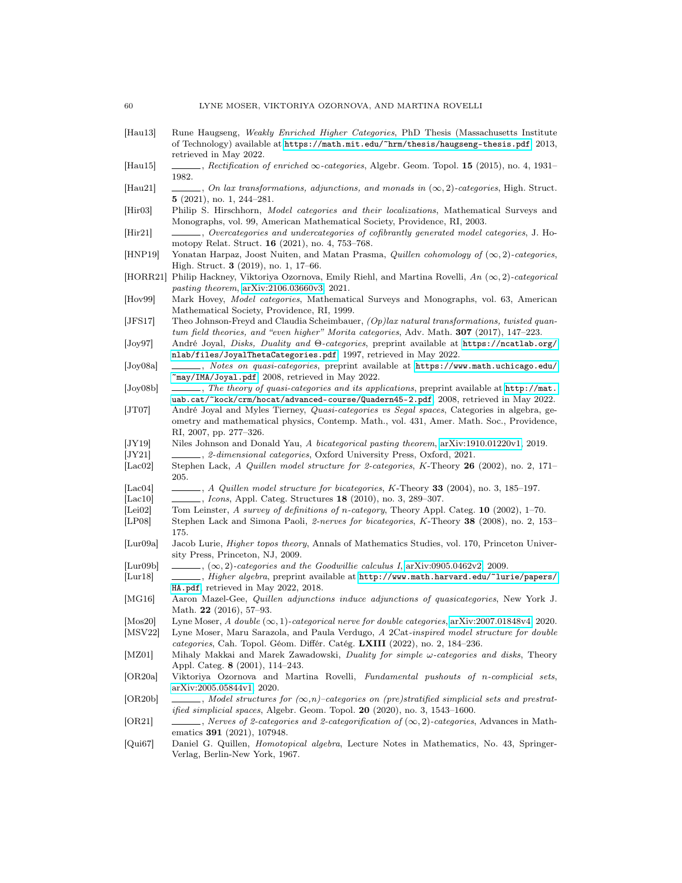[Hau13] Rune Haugseng, *Weakly Enriched Higher Categories*, PhD Thesis (Massachusetts Institute of Technology) available at https://math.mit.edu/~hrm/thesis/haugseng-thesis.pdf, 2013, retrieved in May 2022.

[Hau15] ______, *Rectification of enriched $\infty$-categories*, Algebr. Geom. Topol. **15** (2015), no. 4, 1931–1982.

[Hau21] ______, *On lax transformations, adjunctions, and monads in $(\infty, 2)$-categories*, High. Struct. **5** (2021), no. 1, 244–281.

[Hir03] Philip S. Hirschhorn, *Model categories and their localizations*, Mathematical Surveys and Monographs, vol. 99, American Mathematical Society, Providence, RI, 2003.

[Hir21] ______, *Overcategories and undercategories of cofibrantly generated model categories*, J. Homotopy Relat. Struct. **16** (2021), no. 4, 753–768.

[HNP19] Yonatan Harpaz, Joost Nuiten, and Matan Prasma, *Quillen cohomology of $(\infty, 2)$-categories*, High. Struct. **3** (2019), no. 1, 17–66.

[HORR21] Philip Hackney, Viktoriya Ozornova, Emily Riehl, and Martina Rovelli, *An $(\infty, 2)$-categorical pasting theorem*, arXiv:2106.03660v3, 2021.

[Hov99] Mark Hovey, *Model categories*, Mathematical Surveys and Monographs, vol. 63, American Mathematical Society, Providence, RI, 1999.

[JFS17] Theo Johnson-Freyd and Claudia Scheimbauer, *(Op)lax natural transformations, twisted quantum field theories, and "even higher" Morita categories*, Adv. Math. **307** (2017), 147–223.

[Joy97] André Joyal, *Disks, Duality and Θ-categories*, preprint available at https://ncatlab.org/nlab/files/JoyalThetaCategories.pdf, 1997, retrieved in May 2022.

[Joy08a] ______, *Notes on quasi-categories*, preprint available at https://www.math.uchicago.edu/~may/IMA/Joyal.pdf, 2008, retrieved in May 2022.

[Joy08b] ______, *The theory of quasi-categories and its applications*, preprint available at http://mat.uab.cat/~kock/crm/hocat/advanced-course/Quadern45-2.pdf, 2008, retrieved in May 2022.

[JT07] André Joyal and Myles Tierney, *Quasi-categories vs Segal spaces*, Categories in algebra, geometry and mathematical physics, Contemp. Math., vol. 431, Amer. Math. Soc., Providence, RI, 2007, pp. 277–326.

[JY19] Niles Johnson and Donald Yau, *A bicategorical pasting theorem*, arXiv:1910.01220v1, 2019.

[JY21] ______, *2-dimensional categories*, Oxford University Press, Oxford, 2021.

[Lac02] Stephen Lack, *A Quillen model structure for 2-categories*, K-Theory **26** (2002), no. 2, 171–205.

[Lac04] ______, *A Quillen model structure for bicategories*, K-Theory **33** (2004), no. 3, 185–197.

[Lac10] ______, *Icons*, Appl. Categ. Structures **18** (2010), no. 3, 289–307.

[Lei02] Tom Leinster, *A survey of definitions of n-category*, Theory Appl. Categ. **10** (2002), 1–70.

[LP08] Stephen Lack and Simona Paoli, *2-nerves for bicategories*, K-Theory **38** (2008), no. 2, 153–175.

[Lur09a] Jacob Lurie, *Higher topos theory*, Annals of Mathematics Studies, vol. 170, Princeton University Press, Princeton, NJ, 2009.

[Lur09b] ______, *$(\infty, 2)$-categories and the Goodwillie calculus I*, arXiv:0905.0462v2, 2009.

[Lur18] ______, *Higher algebra*, preprint available at http://www.math.harvard.edu/~lurie/papers/HA.pdf, retrieved in May 2022, 2018.

[MG16] Aaron Mazel-Gee, *Quillen adjunctions induce adjunctions of quasicategories*, New York J. Math. **22** (2016), 57–93.

[Mos20] Lyne Moser, *A double $(\infty, 1)$-categorical nerve for double categories*, arXiv:2007.01848v4, 2020.

[MSV22] Lyne Moser, Maru Sarazola, and Paula Verdugo, *A 2Cat-inspired model structure for double categories*, Cah. Topol. Géom. Différ. Catég. **LXIII** (2022), no. 2, 184–236.

[MZ01] Mihaly Makkai and Marek Zawadowski, *Duality for simple ω-categories and disks*, Theory Appl. Categ. **8** (2001), 114–243.

[OR20a] Viktoriya Ozornova and Martina Rovelli, *Fundamental pushouts of n-complicial sets*, arXiv:2005.05844v1, 2020.

[OR20b] ______, *Model structures for $(\infty,n)$–categories on (pre)stratified simplicial sets and prestratified simplicial spaces*, Algebr. Geom. Topol. **20** (2020), no. 3, 1543–1600.

[OR21] ______, *Nerves of 2-categories and 2-categorification of $(\infty, 2)$-categories*, Advances in Mathematics **391** (2021), 107948.

[Qui67] Daniel G. Quillen, *Homotopical algebra*, Lecture Notes in Mathematics, No. 43, Springer-Verlag, Berlin-New York, 1967.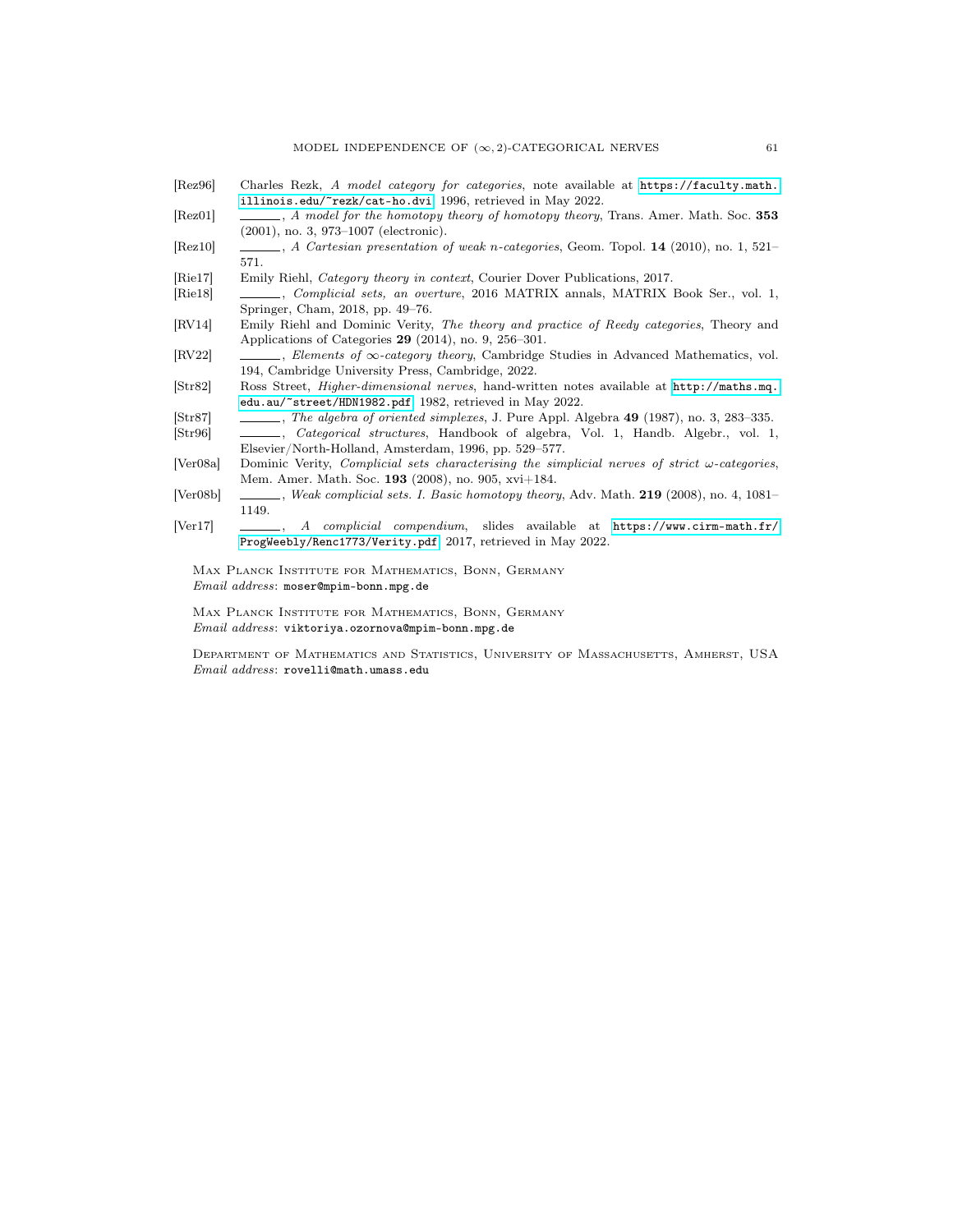[Rez96] Charles Rezk, *A model category for categories*, note available at https://faculty.math.illinois.edu/~rezk/cat-ho.dvi, 1996, retrieved in May 2022.

[Rez01] ______, *A model for the homotopy theory of homotopy theory*, Trans. Amer. Math. Soc. **353** (2001), no. 3, 973–1007 (electronic).

[Rez10] ______, *A Cartesian presentation of weak n-categories*, Geom. Topol. **14** (2010), no. 1, 521–571.

[Rie17] Emily Riehl, *Category theory in context*, Courier Dover Publications, 2017.

[Rie18] ______, *Complicial sets, an overture*, 2016 MATRIX annals, MATRIX Book Ser., vol. 1, Springer, Cham, 2018, pp. 49–76.

[RV14] Emily Riehl and Dominic Verity, *The theory and practice of Reedy categories*, Theory and Applications of Categories **29** (2014), no. 9, 256–301.

[RV22] ______, *Elements of $\infty$-category theory*, Cambridge Studies in Advanced Mathematics, vol. 194, Cambridge University Press, Cambridge, 2022.

[Str82] Ross Street, *Higher-dimensional nerves*, hand-written notes available at http://maths.mq.edu.au/~street/HDN1982.pdf, 1982, retrieved in May 2022.

[Str87] ______, *The algebra of oriented simplexes*, J. Pure Appl. Algebra **49** (1987), no. 3, 283–335.

[Str96] ______, *Categorical structures*, Handbook of algebra, Vol. 1, Handb. Algebr., vol. 1, Elsevier/North-Holland, Amsterdam, 1996, pp. 529–577.

[Ver08a] Dominic Verity, *Complicial sets characterising the simplicial nerves of strict $\omega$-categories*, Mem. Amer. Math. Soc. **193** (2008), no. 905, xvi+184.

[Ver08b] ______, *Weak complicial sets. I. Basic homotopy theory*, Adv. Math. **219** (2008), no. 4, 1081–1149.

[Ver17] ______, *A complicial compendium*, slides available at https://www.cirm-math.fr/ProgWeebly/Renc1773/Verity.pdf, 2017, retrieved in May 2022.

Max Planck Institute for Mathematics, Bonn, Germany
*Email address*: moser@mpim-bonn.mpg.de

Max Planck Institute for Mathematics, Bonn, Germany
*Email address*: viktoriya.ozornova@mpim-bonn.mpg.de

Department of Mathematics and Statistics, University of Massachusetts, Amherst, USA
*Email address*: rovelli@math.umass.edu